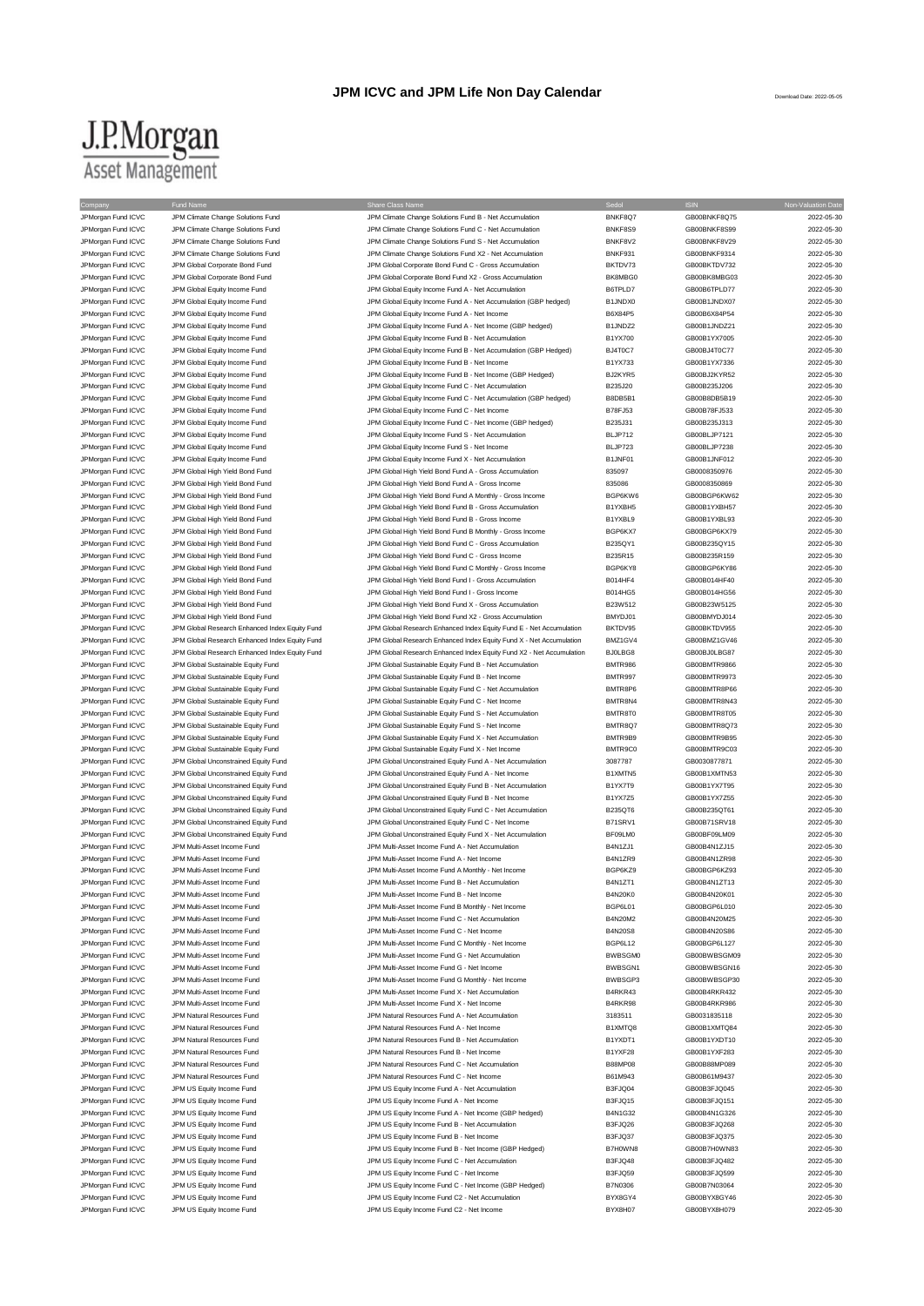# JPM ICVC and JPM Life Non Day Calendar

Download Date: 2022-05-05

J.P.Morgan
Asset Management

| Company | Fund Name | Share Class Name | Sedol | ISIN | Non-Valuation Date |
|---|---|---|---|---|---|
| JPMorgan Fund ICVC | JPM Climate Change Solutions Fund | JPM Climate Change Solutions Fund B - Net Accumulation | BNKF8Q7 | GB00BNKF8Q75 | 2022-05-30 |
| JPMorgan Fund ICVC | JPM Climate Change Solutions Fund | JPM Climate Change Solutions Fund C - Net Accumulation | BNKF8S9 | GB00BNKF8S99 | 2022-05-30 |
| JPMorgan Fund ICVC | JPM Climate Change Solutions Fund | JPM Climate Change Solutions Fund S - Net Accumulation | BNKF8V2 | GB00BNKF8V29 | 2022-05-30 |
| JPMorgan Fund ICVC | JPM Climate Change Solutions Fund | JPM Climate Change Solutions Fund X2 - Net Accumulation | BNKF931 | GB00BNKF9314 | 2022-05-30 |
| JPMorgan Fund ICVC | JPM Global Corporate Bond Fund | JPM Global Corporate Bond Fund C - Gross Accumulation | BKTDV73 | GB00BKTDV732 | 2022-05-30 |
| JPMorgan Fund ICVC | JPM Global Corporate Bond Fund | JPM Global Corporate Bond Fund X2 - Gross Accumulation | BK8MBG0 | GB00BK8MBG03 | 2022-05-30 |
| JPMorgan Fund ICVC | JPM Global Equity Income Fund | JPM Global Equity Income Fund A - Net Accumulation | B6TPLD7 | GB00B6TPLD77 | 2022-05-30 |
| JPMorgan Fund ICVC | JPM Global Equity Income Fund | JPM Global Equity Income Fund A - Net Accumulation (GBP hedged) | B1JNDX0 | GB00B1JNDX07 | 2022-05-30 |
| JPMorgan Fund ICVC | JPM Global Equity Income Fund | JPM Global Equity Income Fund A - Net Income | B6X84P5 | GB00B6X84P54 | 2022-05-30 |
| JPMorgan Fund ICVC | JPM Global Equity Income Fund | JPM Global Equity Income Fund A - Net Income (GBP hedged) | B1JNDZ2 | GB00B1JNDZ21 | 2022-05-30 |
| JPMorgan Fund ICVC | JPM Global Equity Income Fund | JPM Global Equity Income Fund B - Net Accumulation | B1YX700 | GB00B1YX7005 | 2022-05-30 |
| JPMorgan Fund ICVC | JPM Global Equity Income Fund | JPM Global Equity Income Fund B - Net Accumulation (GBP Hedged) | BJ4T0C7 | GB00BJ4T0C77 | 2022-05-30 |
| JPMorgan Fund ICVC | JPM Global Equity Income Fund | JPM Global Equity Income Fund B - Net Income | B1YX733 | GB00B1YX7336 | 2022-05-30 |
| JPMorgan Fund ICVC | JPM Global Equity Income Fund | JPM Global Equity Income Fund B - Net Income (GBP Hedged) | BJ2KYR5 | GB00BJ2KYR52 | 2022-05-30 |
| JPMorgan Fund ICVC | JPM Global Equity Income Fund | JPM Global Equity Income Fund C - Net Accumulation | B235J20 | GB00B235J206 | 2022-05-30 |
| JPMorgan Fund ICVC | JPM Global Equity Income Fund | JPM Global Equity Income Fund C - Net Accumulation (GBP hedged) | B8DB5B1 | GB00B8DB5B19 | 2022-05-30 |
| JPMorgan Fund ICVC | JPM Global Equity Income Fund | JPM Global Equity Income Fund C - Net Income | B78FJ53 | GB00B78FJ533 | 2022-05-30 |
| JPMorgan Fund ICVC | JPM Global Equity Income Fund | JPM Global Equity Income Fund C - Net Income (GBP hedged) | B235J31 | GB00B235J313 | 2022-05-30 |
| JPMorgan Fund ICVC | JPM Global Equity Income Fund | JPM Global Equity Income Fund S - Net Accumulation | BLJP712 | GB00BLJP7121 | 2022-05-30 |
| JPMorgan Fund ICVC | JPM Global Equity Income Fund | JPM Global Equity Income Fund S - Net Income | BLJP723 | GB00BLJP7238 | 2022-05-30 |
| JPMorgan Fund ICVC | JPM Global Equity Income Fund | JPM Global Equity Income Fund X - Net Accumulation | B1JNF01 | GB00B1JNF012 | 2022-05-30 |
| JPMorgan Fund ICVC | JPM Global High Yield Bond Fund | JPM Global High Yield Bond Fund A - Gross Accumulation | 835097 | GB0008350976 | 2022-05-30 |
| JPMorgan Fund ICVC | JPM Global High Yield Bond Fund | JPM Global High Yield Bond Fund A - Gross Income | 835086 | GB0008350869 | 2022-05-30 |
| JPMorgan Fund ICVC | JPM Global High Yield Bond Fund | JPM Global High Yield Bond Fund A Monthly - Gross Income | BGP6KW6 | GB00BGP6KW62 | 2022-05-30 |
| JPMorgan Fund ICVC | JPM Global High Yield Bond Fund | JPM Global High Yield Bond Fund B - Gross Accumulation | B1YXBH5 | GB00B1YXBH57 | 2022-05-30 |
| JPMorgan Fund ICVC | JPM Global High Yield Bond Fund | JPM Global High Yield Bond Fund B - Gross Income | B1YXBL9 | GB00B1YXBL93 | 2022-05-30 |
| JPMorgan Fund ICVC | JPM Global High Yield Bond Fund | JPM Global High Yield Bond Fund B Monthly - Gross Income | BGP6KX7 | GB00BGP6KX79 | 2022-05-30 |
| JPMorgan Fund ICVC | JPM Global High Yield Bond Fund | JPM Global High Yield Bond Fund C - Gross Accumulation | B235QY1 | GB00B235QY15 | 2022-05-30 |
| JPMorgan Fund ICVC | JPM Global High Yield Bond Fund | JPM Global High Yield Bond Fund C - Gross Income | B235R15 | GB00B235R159 | 2022-05-30 |
| JPMorgan Fund ICVC | JPM Global High Yield Bond Fund | JPM Global High Yield Bond Fund C Monthly - Gross Income | BGP6KY8 | GB00BGP6KY86 | 2022-05-30 |
| JPMorgan Fund ICVC | JPM Global High Yield Bond Fund | JPM Global High Yield Bond Fund I - Gross Accumulation | B014HF4 | GB00B014HF40 | 2022-05-30 |
| JPMorgan Fund ICVC | JPM Global High Yield Bond Fund | JPM Global High Yield Bond Fund I - Gross Income | B014HG5 | GB00B014HG56 | 2022-05-30 |
| JPMorgan Fund ICVC | JPM Global High Yield Bond Fund | JPM Global High Yield Bond Fund X - Gross Accumulation | B23W512 | GB00B23W5125 | 2022-05-30 |
| JPMorgan Fund ICVC | JPM Global High Yield Bond Fund | JPM Global High Yield Bond Fund X2 - Gross Accumulation | BMYDJ01 | GB00BMYDJ014 | 2022-05-30 |
| JPMorgan Fund ICVC | JPM Global Research Enhanced Index Equity Fund | JPM Global Research Enhanced Index Equity Fund E - Net Accumulation | BKTDV95 | GB00BKTDV955 | 2022-05-30 |
| JPMorgan Fund ICVC | JPM Global Research Enhanced Index Equity Fund | JPM Global Research Enhanced Index Equity Fund X - Net Accumulation | BMZ1GV4 | GB00BMZ1GV46 | 2022-05-30 |
| JPMorgan Fund ICVC | JPM Global Research Enhanced Index Equity Fund | JPM Global Research Enhanced Index Equity Fund X2 - Net Accumulation | BJ0LBG8 | GB00BJ0LBG87 | 2022-05-30 |
| JPMorgan Fund ICVC | JPM Global Sustainable Equity Fund | JPM Global Sustainable Equity Fund B - Net Accumulation | BMTR986 | GB00BMTR9866 | 2022-05-30 |
| JPMorgan Fund ICVC | JPM Global Sustainable Equity Fund | JPM Global Sustainable Equity Fund B - Net Income | BMTR997 | GB00BMTR9973 | 2022-05-30 |
| JPMorgan Fund ICVC | JPM Global Sustainable Equity Fund | JPM Global Sustainable Equity Fund C - Net Accumulation | BMTR8P6 | GB00BMTR8P66 | 2022-05-30 |
| JPMorgan Fund ICVC | JPM Global Sustainable Equity Fund | JPM Global Sustainable Equity Fund C - Net Income | BMTR8N4 | GB00BMTR8N43 | 2022-05-30 |
| JPMorgan Fund ICVC | JPM Global Sustainable Equity Fund | JPM Global Sustainable Equity Fund S - Net Accumulation | BMTR8T0 | GB00BMTR8T05 | 2022-05-30 |
| JPMorgan Fund ICVC | JPM Global Sustainable Equity Fund | JPM Global Sustainable Equity Fund S - Net Income | BMTR8Q7 | GB00BMTR8Q73 | 2022-05-30 |
| JPMorgan Fund ICVC | JPM Global Sustainable Equity Fund | JPM Global Sustainable Equity Fund X - Net Accumulation | BMTR9B9 | GB00BMTR9B95 | 2022-05-30 |
| JPMorgan Fund ICVC | JPM Global Sustainable Equity Fund | JPM Global Sustainable Equity Fund X - Net Income | BMTR9C0 | GB00BMTR9C03 | 2022-05-30 |
| JPMorgan Fund ICVC | JPM Global Unconstrained Equity Fund | JPM Global Unconstrained Equity Fund A - Net Accumulation | 3087787 | GB0030877871 | 2022-05-30 |
| JPMorgan Fund ICVC | JPM Global Unconstrained Equity Fund | JPM Global Unconstrained Equity Fund A - Net Income | B1XMTN5 | GB00B1XMTN53 | 2022-05-30 |
| JPMorgan Fund ICVC | JPM Global Unconstrained Equity Fund | JPM Global Unconstrained Equity Fund B - Net Accumulation | B1YX7T9 | GB00B1YX7T95 | 2022-05-30 |
| JPMorgan Fund ICVC | JPM Global Unconstrained Equity Fund | JPM Global Unconstrained Equity Fund B - Net Income | B1YX7Z5 | GB00B1YX7Z55 | 2022-05-30 |
| JPMorgan Fund ICVC | JPM Global Unconstrained Equity Fund | JPM Global Unconstrained Equity Fund C - Net Accumulation | B235QT6 | GB00B235QT61 | 2022-05-30 |
| JPMorgan Fund ICVC | JPM Global Unconstrained Equity Fund | JPM Global Unconstrained Equity Fund C - Net Income | B71SRV1 | GB00B71SRV18 | 2022-05-30 |
| JPMorgan Fund ICVC | JPM Global Unconstrained Equity Fund | JPM Global Unconstrained Equity Fund X - Net Accumulation | BF09LM0 | GB00BF09LM09 | 2022-05-30 |
| JPMorgan Fund ICVC | JPM Multi-Asset Income Fund | JPM Multi-Asset Income Fund A - Net Accumulation | B4N1ZJ1 | GB00B4N1ZJ15 | 2022-05-30 |
| JPMorgan Fund ICVC | JPM Multi-Asset Income Fund | JPM Multi-Asset Income Fund A - Net Income | B4N1ZR9 | GB00B4N1ZR98 | 2022-05-30 |
| JPMorgan Fund ICVC | JPM Multi-Asset Income Fund | JPM Multi-Asset Income Fund A Monthly - Net Income | BGP6KZ9 | GB00BGP6KZ93 | 2022-05-30 |
| JPMorgan Fund ICVC | JPM Multi-Asset Income Fund | JPM Multi-Asset Income Fund B - Net Accumulation | B4N1ZT1 | GB00B4N1ZT13 | 2022-05-30 |
| JPMorgan Fund ICVC | JPM Multi-Asset Income Fund | JPM Multi-Asset Income Fund B - Net Income | B4N20K0 | GB00B4N20K01 | 2022-05-30 |
| JPMorgan Fund ICVC | JPM Multi-Asset Income Fund | JPM Multi-Asset Income Fund B Monthly - Net Income | BGP6L01 | GB00BGP6L010 | 2022-05-30 |
| JPMorgan Fund ICVC | JPM Multi-Asset Income Fund | JPM Multi-Asset Income Fund C - Net Accumulation | B4N20M2 | GB00B4N20M25 | 2022-05-30 |
| JPMorgan Fund ICVC | JPM Multi-Asset Income Fund | JPM Multi-Asset Income Fund C - Net Income | B4N20S8 | GB00B4N20S86 | 2022-05-30 |
| JPMorgan Fund ICVC | JPM Multi-Asset Income Fund | JPM Multi-Asset Income Fund C Monthly - Net Income | BGP6L12 | GB00BGP6L127 | 2022-05-30 |
| JPMorgan Fund ICVC | JPM Multi-Asset Income Fund | JPM Multi-Asset Income Fund G - Net Accumulation | BWBSGM0 | GB00BWBSGM09 | 2022-05-30 |
| JPMorgan Fund ICVC | JPM Multi-Asset Income Fund | JPM Multi-Asset Income Fund G - Net Income | BWBSGN1 | GB00BWBSGN16 | 2022-05-30 |
| JPMorgan Fund ICVC | JPM Multi-Asset Income Fund | JPM Multi-Asset Income Fund G Monthly - Net Income | BWBSGP3 | GB00BWBSGP30 | 2022-05-30 |
| JPMorgan Fund ICVC | JPM Multi-Asset Income Fund | JPM Multi-Asset Income Fund X - Net Accumulation | B4RKR43 | GB00B4RKR432 | 2022-05-30 |
| JPMorgan Fund ICVC | JPM Multi-Asset Income Fund | JPM Multi-Asset Income Fund X - Net Income | B4RKR98 | GB00B4RKR986 | 2022-05-30 |
| JPMorgan Fund ICVC | JPM Natural Resources Fund | JPM Natural Resources Fund A - Net Accumulation | 3183511 | GB0031835118 | 2022-05-30 |
| JPMorgan Fund ICVC | JPM Natural Resources Fund | JPM Natural Resources Fund A - Net Income | B1XMTQ8 | GB00B1XMTQ84 | 2022-05-30 |
| JPMorgan Fund ICVC | JPM Natural Resources Fund | JPM Natural Resources Fund B - Net Accumulation | B1YXDT1 | GB00B1YXDT10 | 2022-05-30 |
| JPMorgan Fund ICVC | JPM Natural Resources Fund | JPM Natural Resources Fund B - Net Income | B1YXF28 | GB00B1YXF283 | 2022-05-30 |
| JPMorgan Fund ICVC | JPM Natural Resources Fund | JPM Natural Resources Fund C - Net Accumulation | B88MP08 | GB00B88MP089 | 2022-05-30 |
| JPMorgan Fund ICVC | JPM Natural Resources Fund | JPM Natural Resources Fund C - Net Income | B61M943 | GB00B61M9437 | 2022-05-30 |
| JPMorgan Fund ICVC | JPM US Equity Income Fund | JPM US Equity Income Fund A - Net Accumulation | B3FJQ04 | GB00B3FJQ045 | 2022-05-30 |
| JPMorgan Fund ICVC | JPM US Equity Income Fund | JPM US Equity Income Fund A - Net Income | B3FJQ15 | GB00B3FJQ151 | 2022-05-30 |
| JPMorgan Fund ICVC | JPM US Equity Income Fund | JPM US Equity Income Fund A - Net Income (GBP hedged) | B4N1G32 | GB00B4N1G326 | 2022-05-30 |
| JPMorgan Fund ICVC | JPM US Equity Income Fund | JPM US Equity Income Fund B - Net Accumulation | B3FJQ26 | GB00B3FJQ268 | 2022-05-30 |
| JPMorgan Fund ICVC | JPM US Equity Income Fund | JPM US Equity Income Fund B - Net Income | B3FJQ37 | GB00B3FJQ375 | 2022-05-30 |
| JPMorgan Fund ICVC | JPM US Equity Income Fund | JPM US Equity Income Fund B - Net Income (GBP Hedged) | B7H0WN8 | GB00B7H0WN83 | 2022-05-30 |
| JPMorgan Fund ICVC | JPM US Equity Income Fund | JPM US Equity Income Fund C - Net Accumulation | B3FJQ48 | GB00B3FJQ482 | 2022-05-30 |
| JPMorgan Fund ICVC | JPM US Equity Income Fund | JPM US Equity Income Fund C - Net Income | B3FJQ59 | GB00B3FJQ599 | 2022-05-30 |
| JPMorgan Fund ICVC | JPM US Equity Income Fund | JPM US Equity Income Fund C - Net Income (GBP Hedged) | B7N0306 | GB00B7N03064 | 2022-05-30 |
| JPMorgan Fund ICVC | JPM US Equity Income Fund | JPM US Equity Income Fund C2 - Net Accumulation | BYX8GY4 | GB00BYX8GY46 | 2022-05-30 |
| JPMorgan Fund ICVC | JPM US Equity Income Fund | JPM US Equity Income Fund C2 - Net Income | BYX8H07 | GB00BYX8H079 | 2022-05-30 |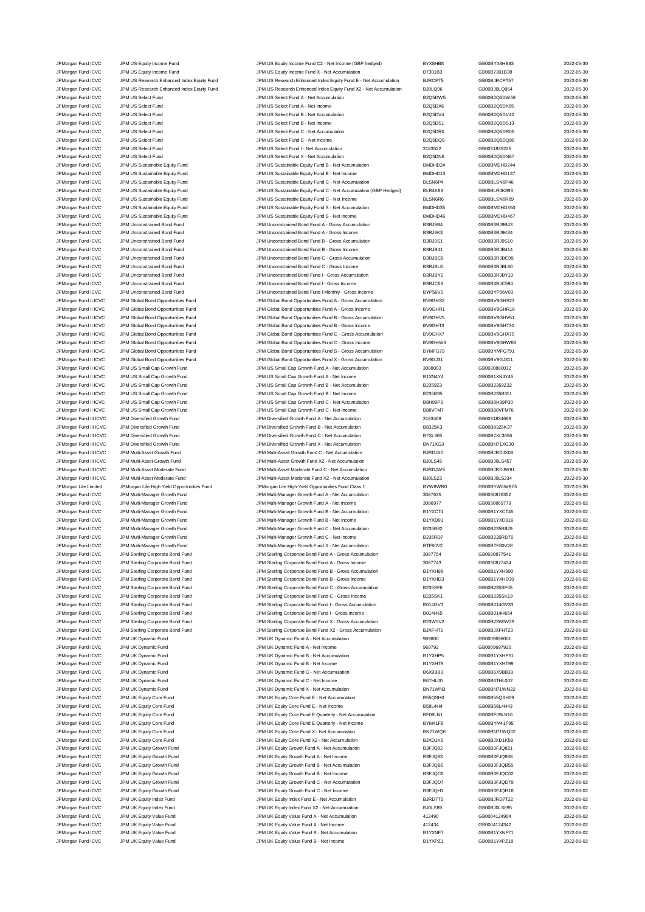| | | | | | |
|---|---|---|---|---|---|
| JPMorgan Fund ICVC | JPM US Equity Income Fund | JPM US Equity Income Fund C2 - Net Income (GBP hedged) | BYX8HB8 | GB00BYX8HB83 | 2022-05-30 |
| JPMorgan Fund ICVC | JPM US Equity Income Fund | JPM US Equity Income Fund X - Net Accumulation | B7301B3 | GB00B7301B38 | 2022-05-30 |
| JPMorgan Fund ICVC | JPM US Research Enhanced Index Equity Fund | JPM US Research Enhanced Index Equity Fund E - Net Accumulation | BJRCPT5 | GB00BJRCPT57 | 2022-05-30 |
| JPMorgan Fund ICVC | JPM US Research Enhanced Index Equity Fund | JPM US Research Enhanced Index Equity Fund X2 - Net Accumulation | BJ0LQ96 | GB00BJ0LQ964 | 2022-05-30 |
| JPMorgan Fund ICVC | JPM US Select Fund | JPM US Select Fund A - Net Accumulation | B2Q5DW5 | GB00B2Q5DW58 | 2022-05-30 |
| JPMorgan Fund ICVC | JPM US Select Fund | JPM US Select Fund A - Net Income | B2Q5DX6 | GB00B2Q5DX65 | 2022-05-30 |
| JPMorgan Fund ICVC | JPM US Select Fund | JPM US Select Fund B - Net Accumulation | B2Q5DV4 | GB00B2Q5DV42 | 2022-05-30 |
| JPMorgan Fund ICVC | JPM US Select Fund | JPM US Select Fund B - Net Income | B2Q5DS1 | GB00B2Q5DS13 | 2022-05-30 |
| JPMorgan Fund ICVC | JPM US Select Fund | JPM US Select Fund C - Net Accumulation | B2Q5DR0 | GB00B2Q5DR06 | 2022-05-30 |
| JPMorgan Fund ICVC | JPM US Select Fund | JPM US Select Fund C - Net Income | B2Q5DQ9 | GB00B2Q5DQ98 | 2022-05-30 |
| JPMorgan Fund ICVC | JPM US Select Fund | JPM US Select Fund I - Net Accumulation | 3183522 | GB0031835225 | 2022-05-30 |
| JPMorgan Fund ICVC | JPM US Select Fund | JPM US Select Fund X - Net Accumulation | B2Q5DN6 | GB00B2Q5DN67 | 2022-05-30 |
| JPMorgan Fund ICVC | JPM US Sustainable Equity Fund | JPM US Sustainable Equity Fund B - Net Accumulation | BMDHD24 | GB00BMDHD244 | 2022-05-30 |
| JPMorgan Fund ICVC | JPM US Sustainable Equity Fund | JPM US Sustainable Equity Fund B - Net Income | BMDHD13 | GB00BMDHD137 | 2022-05-30 |
| JPMorgan Fund ICVC | JPM US Sustainable Equity Fund | JPM US Sustainable Equity Fund C - Net Accumulation | BLSN6P4 | GB00BLSN6P46 | 2022-05-30 |
| JPMorgan Fund ICVC | JPM US Sustainable Equity Fund | JPM US Sustainable Equity Fund C - Net Accumulation (GBP Hedged) | BLR4K89 | GB00BLR4K893 | 2022-05-30 |
| JPMorgan Fund ICVC | JPM US Sustainable Equity Fund | JPM US Sustainable Equity Fund C - Net Income | BLSN6R6 | GB00BLSN6R69 | 2022-05-30 |
| JPMorgan Fund ICVC | JPM US Sustainable Equity Fund | JPM US Sustainable Equity Fund S - Net Accumulation | BMDHD35 | GB00BMDHD350 | 2022-05-30 |
| JPMorgan Fund ICVC | JPM US Sustainable Equity Fund | JPM US Sustainable Equity Fund S - Net Income | BMDHD46 | GB00BMDHD467 | 2022-05-30 |
| JPMorgan Fund ICVC | JPM Unconstrained Bond Fund | JPM Unconstrained Bond Fund A - Gross Accumulation | B3RJ9B4 | GB00B3RJ9B43 | 2022-05-30 |
| JPMorgan Fund ICVC | JPM Unconstrained Bond Fund | JPM Unconstrained Bond Fund A - Gross Income | B3RJ9K3 | GB00B3RJ9K34 | 2022-05-30 |
| JPMorgan Fund ICVC | JPM Unconstrained Bond Fund | JPM Unconstrained Bond Fund B - Gross Accumulation | B3RJ9S1 | GB00B3RJ9S10 | 2022-05-30 |
| JPMorgan Fund ICVC | JPM Unconstrained Bond Fund | JPM Unconstrained Bond Fund B - Gross Income | B3RJB41 | GB00B3RJB414 | 2022-05-30 |
| JPMorgan Fund ICVC | JPM Unconstrained Bond Fund | JPM Unconstrained Bond Fund C - Gross Accumulation | B3RJBC9 | GB00B3RJBC99 | 2022-05-30 |
| JPMorgan Fund ICVC | JPM Unconstrained Bond Fund | JPM Unconstrained Bond Fund C - Gross Income | B3RJBL8 | GB00B3RJBL80 | 2022-05-30 |
| JPMorgan Fund ICVC | JPM Unconstrained Bond Fund | JPM Unconstrained Bond Fund I - Gross Accumulation | B3RJBY1 | GB00B3RJBY10 | 2022-05-30 |
| JPMorgan Fund ICVC | JPM Unconstrained Bond Fund | JPM Unconstrained Bond Fund I - Gross Income | B3RJC59 | GB00B3RJC594 | 2022-05-30 |
| JPMorgan Fund ICVC | JPM Unconstrained Bond Fund | JPM Unconstrained Bond Fund I Monthly - Gross Income | BYP56V0 | GB00BYP56V03 | 2022-05-30 |
| JPMorgan Fund II ICVC | JPM Global Bond Opportunities Fund | JPM Global Bond Opportunities Fund A - Gross Accumulation | BV9GHS2 | GB00BV9GHS23 | 2022-05-30 |
| JPMorgan Fund II ICVC | JPM Global Bond Opportunities Fund | JPM Global Bond Opportunities Fund A - Gross Income | BV9GHR1 | GB00BV9GHR16 | 2022-05-30 |
| JPMorgan Fund II ICVC | JPM Global Bond Opportunities Fund | JPM Global Bond Opportunities Fund B - Gross Accumulation | BV9GHV5 | GB00BV9GHV51 | 2022-05-30 |
| JPMorgan Fund II ICVC | JPM Global Bond Opportunities Fund | JPM Global Bond Opportunities Fund B - Gross Income | BV9GHT3 | GB00BV9GHT30 | 2022-05-30 |
| JPMorgan Fund II ICVC | JPM Global Bond Opportunities Fund | JPM Global Bond Opportunities Fund C - Gross Accumulation | BV9GHX7 | GB00BV9GHX75 | 2022-05-30 |
| JPMorgan Fund II ICVC | JPM Global Bond Opportunities Fund | JPM Global Bond Opportunities Fund C - Gross Income | BV9GHW6 | GB00BV9GHW68 | 2022-05-30 |
| JPMorgan Fund II ICVC | JPM Global Bond Opportunities Fund | JPM Global Bond Opportunities Fund S - Gross Accumulation | BYMFG79 | GB00BYMFG791 | 2022-05-30 |
| JPMorgan Fund II ICVC | JPM Global Bond Opportunities Fund | JPM Global Bond Opportunities Fund X - Gross Accumulation | BV9GJ31 | GB00BV9GJ311 | 2022-05-30 |
| JPMorgan Fund II ICVC | JPM US Small Cap Growth Fund | JPM US Small Cap Growth Fund A - Net Accumulation | 3088003 | GB0030880032 | 2022-05-30 |
| JPMorgan Fund II ICVC | JPM US Small Cap Growth Fund | JPM US Small Cap Growth Fund A - Net Income | B1XN4Y4 | GB00B1XN4Y45 | 2022-05-30 |
| JPMorgan Fund II ICVC | JPM US Small Cap Growth Fund | JPM US Small Cap Growth Fund B - Net Accumulation | B2359Z3 | GB00B2359Z32 | 2022-05-30 |
| JPMorgan Fund II ICVC | JPM US Small Cap Growth Fund | JPM US Small Cap Growth Fund B - Net Income | B235B35 | GB00B235B351 | 2022-05-30 |
| JPMorgan Fund II ICVC | JPM US Small Cap Growth Fund | JPM US Small Cap Growth Fund C - Net Accumulation | B8H9P3 | GB00B8H9P30 | 2022-05-30 |
| JPMorgan Fund II ICVC | JPM US Small Cap Growth Fund | JPM US Small Cap Growth Fund C - Net Income | B88VFM7 | GB00B88VFM76 | 2022-05-30 |
| JPMorgan Fund III ICVC | JPM Diversified Growth Fund | JPM Diversified Growth Fund A - Net Accumulation | 3183469 | GB0031834699 | 2022-05-30 |
| JPMorgan Fund III ICVC | JPM Diversified Growth Fund | JPM Diversified Growth Fund B - Net Accumulation | B8325K3 | GB00B8325K37 | 2022-05-30 |
| JPMorgan Fund III ICVC | JPM Diversified Growth Fund | JPM Diversified Growth Fund C - Net Accumulation | B7XL365 | GB00B7XL3656 | 2022-05-30 |
| JPMorgan Fund III ICVC | JPM Diversified Growth Fund | JPM Diversified Growth Fund X - Net Accumulation | BN71XG3 | GB00BN71XG30 | 2022-05-30 |
| JPMorgan Fund III ICVC | JPM Multi-Asset Growth Fund | JPM Multi-Asset Growth Fund C - Net Accumulation | BJRDJX0 | GB00BJRDJX09 | 2022-05-30 |
| JPMorgan Fund III ICVC | JPM Multi-Asset Growth Fund | JPM Multi-Asset Growth Fund X2 - Net Accumulation | BJ0LS45 | GB00BJ0LS457 | 2022-05-30 |
| JPMorgan Fund III ICVC | JPM Multi-Asset Moderate Fund | JPM Multi-Asset Moderate Fund C - Net Accumulation | BJRDJW9 | GB00BJRDJW91 | 2022-05-30 |
| JPMorgan Fund III ICVC | JPM Multi-Asset Moderate Fund | JPM Multi-Asset Moderate Fund X2 - Net Accumulation | BJ0LS23 | GB00BJ0LS234 | 2022-05-30 |
| JPMorgan Life Limited | JPMorgan Life High Yield Opportunities Fund | JPMorgan Life High Yield Opportunities Fund Class 1 | BYW8WR0 | GB00BYW8WR05 | 2022-05-30 |
| JPMorgan Fund ICVC | JPM Multi-Manager Growth Fund | JPM Multi-Manager Growth Fund A - Net Accumulation | 3087635 | GB0030876352 | 2022-06-02 |
| JPMorgan Fund ICVC | JPM Multi-Manager Growth Fund | JPM Multi-Manager Growth Fund A - Net Income | 3086977 | GB0030869779 | 2022-06-02 |
| JPMorgan Fund ICVC | JPM Multi-Manager Growth Fund | JPM Multi-Manager Growth Fund B - Net Accumulation | B1YXCT4 | GB00B1YXCT45 | 2022-06-02 |
| JPMorgan Fund ICVC | JPM Multi-Manager Growth Fund | JPM Multi-Manager Growth Fund B - Net Income | B1YXD91 | GB00B1YXD916 | 2022-06-02 |
| JPMorgan Fund ICVC | JPM Multi-Manager Growth Fund | JPM Multi-Manager Growth Fund C - Net Accumulation | B235R82 | GB00B235R829 | 2022-06-02 |
| JPMorgan Fund ICVC | JPM Multi-Manager Growth Fund | JPM Multi-Manager Growth Fund C - Net Income | B235RD7 | GB00B235RD76 | 2022-06-02 |
| JPMorgan Fund ICVC | JPM Multi-Manager Growth Fund | JPM Multi-Manager Growth Fund X - Net Accumulation | BTF80V2 | GB00BTF80V28 | 2022-06-02 |
| JPMorgan Fund ICVC | JPM Sterling Corporate Bond Fund | JPM Sterling Corporate Bond Fund A - Gross Accumulation | 3087754 | GB0030877541 | 2022-06-02 |
| JPMorgan Fund ICVC | JPM Sterling Corporate Bond Fund | JPM Sterling Corporate Bond Fund A - Gross Income | 3087743 | GB0030877434 | 2022-06-02 |
| JPMorgan Fund ICVC | JPM Sterling Corporate Bond Fund | JPM Sterling Corporate Bond Fund B - Gross Accumulation | B1YXH99 | GB00B1YXH990 | 2022-06-02 |
| JPMorgan Fund ICVC | JPM Sterling Corporate Bond Fund | JPM Sterling Corporate Bond Fund B - Gross Income | B1YXHD3 | GB00B1YXHD30 | 2022-06-02 |
| JPMorgan Fund ICVC | JPM Sterling Corporate Bond Fund | JPM Sterling Corporate Bond Fund C - Gross Accumulation | B235SF6 | GB00B235SF65 | 2022-06-02 |
| JPMorgan Fund ICVC | JPM Sterling Corporate Bond Fund | JPM Sterling Corporate Bond Fund C - Gross Income | B235SK1 | GB00B235SK19 | 2022-06-02 |
| JPMorgan Fund ICVC | JPM Sterling Corporate Bond Fund | JPM Sterling Corporate Bond Fund I - Gross Accumulation | B014GV3 | GB00B014GV33 | 2022-06-02 |
| JPMorgan Fund ICVC | JPM Sterling Corporate Bond Fund | JPM Sterling Corporate Bond Fund I - Gross Income | B014H65 | GB00B014H654 | 2022-06-02 |
| JPMorgan Fund ICVC | JPM Sterling Corporate Bond Fund | JPM Sterling Corporate Bond Fund X - Gross Accumulation | B23W5V2 | GB00B23W5V29 | 2022-06-02 |
| JPMorgan Fund ICVC | JPM Sterling Corporate Bond Fund | JPM Sterling Corporate Bond Fund X2 - Gross Accumulation | BJXFHT2 | GB00BJXFHT23 | 2022-06-02 |
| JPMorgan Fund ICVC | JPM UK Dynamic Fund | JPM UK Dynamic Fund A - Net Accumulation | 969800 | GB0009698001 | 2022-06-02 |
| JPMorgan Fund ICVC | JPM UK Dynamic Fund | JPM UK Dynamic Fund A - Net Income | 969792 | GB0009697920 | 2022-06-02 |
| JPMorgan Fund ICVC | JPM UK Dynamic Fund | JPM UK Dynamic Fund B - Net Accumulation | B1YXHP5 | GB00B1YXHP51 | 2022-06-02 |
| JPMorgan Fund ICVC | JPM UK Dynamic Fund | JPM UK Dynamic Fund B - Net Income | B1YXHT9 | GB00B1YXHT99 | 2022-06-02 |
| JPMorgan Fund ICVC | JPM UK Dynamic Fund | JPM UK Dynamic Fund C - Net Accumulation | B6X9BB3 | GB00B6X9BB33 | 2022-06-02 |
| JPMorgan Fund ICVC | JPM UK Dynamic Fund | JPM UK Dynamic Fund C - Net Income | B6THL00 | GB00B6THL002 | 2022-06-02 |
| JPMorgan Fund ICVC | JPM UK Dynamic Fund | JPM UK Dynamic Fund X - Net Accumulation | BN71WN3 | GB00BN71WN32 | 2022-06-02 |
| JPMorgan Fund ICVC | JPM UK Equity Core Fund | JPM UK Equity Core Fund E - Net Accumulation | B55QSH0 | GB00B55QSH09 | 2022-06-02 |
| JPMorgan Fund ICVC | JPM UK Equity Core Fund | JPM UK Equity Core Fund E - Net Income | B58L4H4 | GB00B58L4H43 | 2022-06-02 |
| JPMorgan Fund ICVC | JPM UK Equity Core Fund | JPM UK Equity Core Fund E Quarterly - Net Accumulation | BF09LN1 | GB00BF09LN16 | 2022-06-02 |
| JPMorgan Fund ICVC | JPM UK Equity Core Fund | JPM UK Equity Core Fund E Quarterly - Net Income | BYM41F9 | GB00BYM41F95 | 2022-06-02 |
| JPMorgan Fund ICVC | JPM UK Equity Core Fund | JPM UK Equity Core Fund X - Net Accumulation | BN71WQ6 | GB00BN71WQ62 | 2022-06-02 |
| JPMorgan Fund ICVC | JPM UK Equity Core Fund | JPM UK Equity Core Fund X2 - Net Accumulation | BJXD1K5 | GB00BJXD1K58 | 2022-06-02 |
| JPMorgan Fund ICVC | JPM UK Equity Growth Fund | JPM UK Equity Growth Fund A - Net Accumulation | B3FJQ82 | GB00B3FJQ821 | 2022-06-02 |
| JPMorgan Fund ICVC | JPM UK Equity Growth Fund | JPM UK Equity Growth Fund A - Net Income | B3FJQ93 | GB00B3FJQ938 | 2022-06-02 |
| JPMorgan Fund ICVC | JPM UK Equity Growth Fund | JPM UK Equity Growth Fund B - Net Accumulation | B3FJQB5 | GB00B3FJQB55 | 2022-06-02 |
| JPMorgan Fund ICVC | JPM UK Equity Growth Fund | JPM UK Equity Growth Fund B - Net Income | B3FJQC6 | GB00B3FJQC62 | 2022-06-02 |
| JPMorgan Fund ICVC | JPM UK Equity Growth Fund | JPM UK Equity Growth Fund C - Net Accumulation | B3FJQD7 | GB00B3FJQD79 | 2022-06-02 |
| JPMorgan Fund ICVC | JPM UK Equity Growth Fund | JPM UK Equity Growth Fund C - Net Income | B3FJQH1 | GB00B3FJQH18 | 2022-06-02 |
| JPMorgan Fund ICVC | JPM UK Equity Index Fund | JPM UK Equity Index Fund E - Net Accumulation | BJRD7T2 | GB00BJRD7T22 | 2022-06-02 |
| JPMorgan Fund ICVC | JPM UK Equity Index Fund | JPM UK Equity Index Fund X2 - Net Accumulation | BJ0LS89 | GB00BJ0LS895 | 2022-06-02 |
| JPMorgan Fund ICVC | JPM UK Equity Value Fund | JPM UK Equity Value Fund A - Net Accumulation | 412490 | GB0004124904 | 2022-06-02 |
| JPMorgan Fund ICVC | JPM UK Equity Value Fund | JPM UK Equity Value Fund A - Net Income | 412434 | GB0004124342 | 2022-06-02 |
| JPMorgan Fund ICVC | JPM UK Equity Value Fund | JPM UK Equity Value Fund B - Net Accumulation | B1YXNF7 | GB00B1YXNF71 | 2022-06-02 |
| JPMorgan Fund ICVC | JPM UK Equity Value Fund | JPM UK Equity Value Fund B - Net Income | B1YXPZ1 | GB00B1YXPZ18 | 2022-06-02 |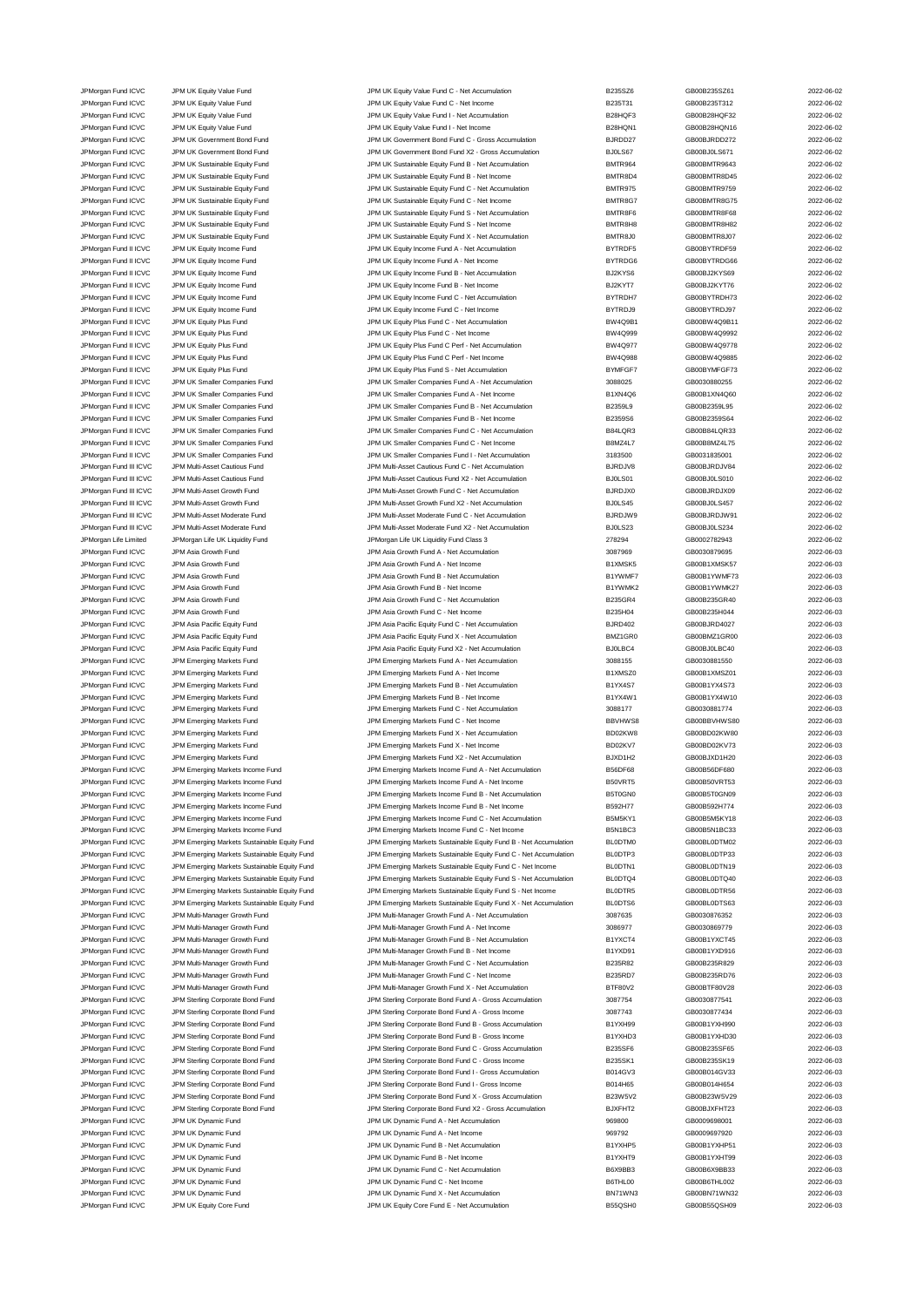| | | | | | |
|---|---|---|---|---|---|
| JPMorgan Fund ICVC | JPM UK Equity Value Fund | JPM UK Equity Value Fund C - Net Accumulation | B235SZ6 | GB00B235SZ61 | 2022-06-02 |
| JPMorgan Fund ICVC | JPM UK Equity Value Fund | JPM UK Equity Value Fund C - Net Income | B235T31 | GB00B235T312 | 2022-06-02 |
| JPMorgan Fund ICVC | JPM UK Equity Value Fund | JPM UK Equity Value Fund I - Net Accumulation | B28HQF3 | GB00B28HQF32 | 2022-06-02 |
| JPMorgan Fund ICVC | JPM UK Equity Value Fund | JPM UK Equity Value Fund I - Net Income | B28HQN1 | GB00B28HQN16 | 2022-06-02 |
| JPMorgan Fund ICVC | JPM UK Government Bond Fund | JPM UK Government Bond Fund C - Gross Accumulation | BJRDD27 | GB00BJRDD272 | 2022-06-02 |
| JPMorgan Fund ICVC | JPM UK Government Bond Fund | JPM UK Government Bond Fund X2 - Gross Accumulation | BJ0LS67 | GB00BJ0LS671 | 2022-06-02 |
| JPMorgan Fund ICVC | JPM UK Sustainable Equity Fund | JPM UK Sustainable Equity Fund B - Net Accumulation | BMTR964 | GB00BMTR9643 | 2022-06-02 |
| JPMorgan Fund ICVC | JPM UK Sustainable Equity Fund | JPM UK Sustainable Equity Fund B - Net Income | BMTR8D4 | GB00BMTR8D45 | 2022-06-02 |
| JPMorgan Fund ICVC | JPM UK Sustainable Equity Fund | JPM UK Sustainable Equity Fund C - Net Accumulation | BMTR975 | GB00BMTR9759 | 2022-06-02 |
| JPMorgan Fund ICVC | JPM UK Sustainable Equity Fund | JPM UK Sustainable Equity Fund C - Net Income | BMTR8G7 | GB00BMTR8G75 | 2022-06-02 |
| JPMorgan Fund ICVC | JPM UK Sustainable Equity Fund | JPM UK Sustainable Equity Fund S - Net Accumulation | BMTR8F6 | GB00BMTR8F68 | 2022-06-02 |
| JPMorgan Fund ICVC | JPM UK Sustainable Equity Fund | JPM UK Sustainable Equity Fund S - Net Income | BMTR8H8 | GB00BMTR8H82 | 2022-06-02 |
| JPMorgan Fund ICVC | JPM UK Sustainable Equity Fund | JPM UK Sustainable Equity Fund X - Net Accumulation | BMTR8J0 | GB00BMTR8J07 | 2022-06-02 |
| JPMorgan Fund II ICVC | JPM UK Equity Income Fund | JPM UK Equity Income Fund A - Net Accumulation | BYTRDF5 | GB00BYTRDF59 | 2022-06-02 |
| JPMorgan Fund II ICVC | JPM UK Equity Income Fund | JPM UK Equity Income Fund A - Net Income | BYTRDG6 | GB00BYTRDG66 | 2022-06-02 |
| JPMorgan Fund II ICVC | JPM UK Equity Income Fund | JPM UK Equity Income Fund B - Net Accumulation | BJ2KYS6 | GB00BJ2KYS69 | 2022-06-02 |
| JPMorgan Fund II ICVC | JPM UK Equity Income Fund | JPM UK Equity Income Fund B - Net Income | BJ2KYT7 | GB00BJ2KYT76 | 2022-06-02 |
| JPMorgan Fund II ICVC | JPM UK Equity Income Fund | JPM UK Equity Income Fund C - Net Accumulation | BYTRDH7 | GB00BYTRDH73 | 2022-06-02 |
| JPMorgan Fund II ICVC | JPM UK Equity Income Fund | JPM UK Equity Income Fund C - Net Income | BYTRDJ9 | GB00BYTRDJ97 | 2022-06-02 |
| JPMorgan Fund II ICVC | JPM UK Equity Plus Fund | JPM UK Equity Plus Fund C - Net Accumulation | BW4Q9B1 | GB00BW4Q9B11 | 2022-06-02 |
| JPMorgan Fund II ICVC | JPM UK Equity Plus Fund | JPM UK Equity Plus Fund C - Net Income | BW4Q999 | GB00BW4Q9992 | 2022-06-02 |
| JPMorgan Fund II ICVC | JPM UK Equity Plus Fund | JPM UK Equity Plus Fund C Perf - Net Accumulation | BW4Q977 | GB00BW4Q9778 | 2022-06-02 |
| JPMorgan Fund II ICVC | JPM UK Equity Plus Fund | JPM UK Equity Plus Fund C Perf - Net Income | BW4Q988 | GB00BW4Q9885 | 2022-06-02 |
| JPMorgan Fund II ICVC | JPM UK Equity Plus Fund | JPM UK Equity Plus Fund S - Net Accumulation | BYMFGF7 | GB00BYMFGF73 | 2022-06-02 |
| JPMorgan Fund II ICVC | JPM UK Smaller Companies Fund | JPM UK Smaller Companies Fund A - Net Accumulation | 3088025 | GB0030880255 | 2022-06-02 |
| JPMorgan Fund II ICVC | JPM UK Smaller Companies Fund | JPM UK Smaller Companies Fund A - Net Income | B1XN4Q6 | GB00B1XN4Q60 | 2022-06-02 |
| JPMorgan Fund II ICVC | JPM UK Smaller Companies Fund | JPM UK Smaller Companies Fund B - Net Accumulation | B2359L9 | GB00B2359L95 | 2022-06-02 |
| JPMorgan Fund II ICVC | JPM UK Smaller Companies Fund | JPM UK Smaller Companies Fund B - Net Income | B2359S6 | GB00B2359S64 | 2022-06-02 |
| JPMorgan Fund II ICVC | JPM UK Smaller Companies Fund | JPM UK Smaller Companies Fund C - Net Accumulation | B84LQR3 | GB00B84LQR33 | 2022-06-02 |
| JPMorgan Fund II ICVC | JPM UK Smaller Companies Fund | JPM UK Smaller Companies Fund C - Net Income | B8MZ4L7 | GB00B8MZ4L75 | 2022-06-02 |
| JPMorgan Fund II ICVC | JPM UK Smaller Companies Fund | JPM UK Smaller Companies Fund I - Net Accumulation | 3183500 | GB0031835001 | 2022-06-02 |
| JPMorgan Fund III ICVC | JPM Multi-Asset Cautious Fund | JPM Multi-Asset Cautious Fund C - Net Accumulation | BJRDJV8 | GB00BJRDJV84 | 2022-06-02 |
| JPMorgan Fund III ICVC | JPM Multi-Asset Cautious Fund | JPM Multi-Asset Cautious Fund X2 - Net Accumulation | BJ0LS01 | GB00BJ0LS010 | 2022-06-02 |
| JPMorgan Fund III ICVC | JPM Multi-Asset Growth Fund | JPM Multi-Asset Growth Fund C - Net Accumulation | BJRDJX0 | GB00BJRDJX09 | 2022-06-02 |
| JPMorgan Fund III ICVC | JPM Multi-Asset Growth Fund | JPM Multi-Asset Growth Fund X2 - Net Accumulation | BJ0LS45 | GB00BJ0LS457 | 2022-06-02 |
| JPMorgan Fund III ICVC | JPM Multi-Asset Moderate Fund | JPM Multi-Asset Moderate Fund C - Net Accumulation | BJRDJW9 | GB00BJRDJW91 | 2022-06-02 |
| JPMorgan Fund III ICVC | JPM Multi-Asset Moderate Fund | JPM Multi-Asset Moderate Fund X2 - Net Accumulation | BJ0LS23 | GB00BJ0LS234 | 2022-06-02 |
| JPMorgan Life Limited | JPMorgan Life UK Liquidity Fund | JPMorgan Life UK Liquidity Fund Class 3 | 278294 | GB0002782943 | 2022-06-02 |
| JPMorgan Fund ICVC | JPM Asia Growth Fund | JPM Asia Growth Fund A - Net Accumulation | 3087969 | GB0030879695 | 2022-06-03 |
| JPMorgan Fund ICVC | JPM Asia Growth Fund | JPM Asia Growth Fund A - Net Income | B1XMSK5 | GB00B1XMSK57 | 2022-06-03 |
| JPMorgan Fund ICVC | JPM Asia Growth Fund | JPM Asia Growth Fund B - Net Accumulation | B1YWMF7 | GB00B1YWMF73 | 2022-06-03 |
| JPMorgan Fund ICVC | JPM Asia Growth Fund | JPM Asia Growth Fund B - Net Income | B1YWMK2 | GB00B1YWMK27 | 2022-06-03 |
| JPMorgan Fund ICVC | JPM Asia Growth Fund | JPM Asia Growth Fund C - Net Accumulation | B235GR4 | GB00B235GR40 | 2022-06-03 |
| JPMorgan Fund ICVC | JPM Asia Growth Fund | JPM Asia Growth Fund C - Net Income | B235H04 | GB00B235H044 | 2022-06-03 |
| JPMorgan Fund ICVC | JPM Asia Pacific Equity Fund | JPM Asia Pacific Equity Fund C - Net Accumulation | BJRD402 | GB00BJRD4027 | 2022-06-03 |
| JPMorgan Fund ICVC | JPM Asia Pacific Equity Fund | JPM Asia Pacific Equity Fund X - Net Accumulation | BMZ1GR0 | GB00BMZ1GR00 | 2022-06-03 |
| JPMorgan Fund ICVC | JPM Asia Pacific Equity Fund | JPM Asia Pacific Equity Fund X2 - Net Accumulation | BJ0LBC4 | GB00BJ0LBC40 | 2022-06-03 |
| JPMorgan Fund ICVC | JPM Emerging Markets Fund | JPM Emerging Markets Fund A - Net Accumulation | 3088155 | GB0030881550 | 2022-06-03 |
| JPMorgan Fund ICVC | JPM Emerging Markets Fund | JPM Emerging Markets Fund A - Net Income | B1XMSZ0 | GB00B1XMSZ01 | 2022-06-03 |
| JPMorgan Fund ICVC | JPM Emerging Markets Fund | JPM Emerging Markets Fund B - Net Accumulation | B1YX4S7 | GB00B1YX4S73 | 2022-06-03 |
| JPMorgan Fund ICVC | JPM Emerging Markets Fund | JPM Emerging Markets Fund B - Net Income | B1YX4W1 | GB00B1YX4W10 | 2022-06-03 |
| JPMorgan Fund ICVC | JPM Emerging Markets Fund | JPM Emerging Markets Fund C - Net Accumulation | 3088177 | GB0030881774 | 2022-06-03 |
| JPMorgan Fund ICVC | JPM Emerging Markets Fund | JPM Emerging Markets Fund C - Net Income | BBVHWS8 | GB00BBVHWS80 | 2022-06-03 |
| JPMorgan Fund ICVC | JPM Emerging Markets Fund | JPM Emerging Markets Fund X - Net Accumulation | BD02KW8 | GB00BD02KW80 | 2022-06-03 |
| JPMorgan Fund ICVC | JPM Emerging Markets Fund | JPM Emerging Markets Fund X - Net Income | BD02KV7 | GB00BD02KV73 | 2022-06-03 |
| JPMorgan Fund ICVC | JPM Emerging Markets Fund | JPM Emerging Markets Fund X2 - Net Accumulation | BJXD1H2 | GB00BJXD1H20 | 2022-06-03 |
| JPMorgan Fund ICVC | JPM Emerging Markets Income Fund | JPM Emerging Markets Income Fund A - Net Accumulation | B56DF68 | GB00B56DF680 | 2022-06-03 |
| JPMorgan Fund ICVC | JPM Emerging Markets Income Fund | JPM Emerging Markets Income Fund A - Net Income | B50VRT5 | GB00B50VRT53 | 2022-06-03 |
| JPMorgan Fund ICVC | JPM Emerging Markets Income Fund | JPM Emerging Markets Income Fund B - Net Accumulation | B5T0GN0 | GB00B5T0GN09 | 2022-06-03 |
| JPMorgan Fund ICVC | JPM Emerging Markets Income Fund | JPM Emerging Markets Income Fund B - Net Income | B592H77 | GB00B592H774 | 2022-06-03 |
| JPMorgan Fund ICVC | JPM Emerging Markets Income Fund | JPM Emerging Markets Income Fund C - Net Accumulation | B5M5KY1 | GB00B5M5KY18 | 2022-06-03 |
| JPMorgan Fund ICVC | JPM Emerging Markets Income Fund | JPM Emerging Markets Income Fund C - Net Income | B5N1BC3 | GB00B5N1BC33 | 2022-06-03 |
| JPMorgan Fund ICVC | JPM Emerging Markets Sustainable Equity Fund | JPM Emerging Markets Sustainable Equity Fund B - Net Accumulation | BL0DTM0 | GB00BL0DTM02 | 2022-06-03 |
| JPMorgan Fund ICVC | JPM Emerging Markets Sustainable Equity Fund | JPM Emerging Markets Sustainable Equity Fund C - Net Accumulation | BL0DTP3 | GB00BL0DTP33 | 2022-06-03 |
| JPMorgan Fund ICVC | JPM Emerging Markets Sustainable Equity Fund | JPM Emerging Markets Sustainable Equity Fund C - Net Income | BL0DTN1 | GB00BL0DTN19 | 2022-06-03 |
| JPMorgan Fund ICVC | JPM Emerging Markets Sustainable Equity Fund | JPM Emerging Markets Sustainable Equity Fund S - Net Accumulation | BL0DTQ4 | GB00BL0DTQ40 | 2022-06-03 |
| JPMorgan Fund ICVC | JPM Emerging Markets Sustainable Equity Fund | JPM Emerging Markets Sustainable Equity Fund S - Net Income | BL0DTR5 | GB00BL0DTR56 | 2022-06-03 |
| JPMorgan Fund ICVC | JPM Emerging Markets Sustainable Equity Fund | JPM Emerging Markets Sustainable Equity Fund X - Net Accumulation | BL0DTS6 | GB00BL0DTS63 | 2022-06-03 |
| JPMorgan Fund ICVC | JPM Multi-Manager Growth Fund | JPM Multi-Manager Growth Fund A - Net Accumulation | 3087635 | GB0030876352 | 2022-06-03 |
| JPMorgan Fund ICVC | JPM Multi-Manager Growth Fund | JPM Multi-Manager Growth Fund A - Net Income | 3086977 | GB0030869779 | 2022-06-03 |
| JPMorgan Fund ICVC | JPM Multi-Manager Growth Fund | JPM Multi-Manager Growth Fund B - Net Accumulation | B1YXCT4 | GB00B1YXCT45 | 2022-06-03 |
| JPMorgan Fund ICVC | JPM Multi-Manager Growth Fund | JPM Multi-Manager Growth Fund B - Net Income | B1YXD91 | GB00B1YXD916 | 2022-06-03 |
| JPMorgan Fund ICVC | JPM Multi-Manager Growth Fund | JPM Multi-Manager Growth Fund C - Net Accumulation | B235R82 | GB00B235R829 | 2022-06-03 |
| JPMorgan Fund ICVC | JPM Multi-Manager Growth Fund | JPM Multi-Manager Growth Fund C - Net Income | B235RD7 | GB00B235RD76 | 2022-06-03 |
| JPMorgan Fund ICVC | JPM Multi-Manager Growth Fund | JPM Multi-Manager Growth Fund X - Net Accumulation | BTF80V2 | GB00BTF80V28 | 2022-06-03 |
| JPMorgan Fund ICVC | JPM Sterling Corporate Bond Fund | JPM Sterling Corporate Bond Fund A - Gross Accumulation | 3087754 | GB0030877541 | 2022-06-03 |
| JPMorgan Fund ICVC | JPM Sterling Corporate Bond Fund | JPM Sterling Corporate Bond Fund A - Gross Income | 3087743 | GB0030877434 | 2022-06-03 |
| JPMorgan Fund ICVC | JPM Sterling Corporate Bond Fund | JPM Sterling Corporate Bond Fund B - Gross Accumulation | B1YXH99 | GB00B1YXH990 | 2022-06-03 |
| JPMorgan Fund ICVC | JPM Sterling Corporate Bond Fund | JPM Sterling Corporate Bond Fund B - Gross Income | B1YXHD3 | GB00B1YXHD30 | 2022-06-03 |
| JPMorgan Fund ICVC | JPM Sterling Corporate Bond Fund | JPM Sterling Corporate Bond Fund C - Gross Accumulation | B235SF6 | GB00B235SF65 | 2022-06-03 |
| JPMorgan Fund ICVC | JPM Sterling Corporate Bond Fund | JPM Sterling Corporate Bond Fund C - Gross Income | B235SK1 | GB00B235SK19 | 2022-06-03 |
| JPMorgan Fund ICVC | JPM Sterling Corporate Bond Fund | JPM Sterling Corporate Bond Fund I - Gross Accumulation | B014GV3 | GB00B014GV33 | 2022-06-03 |
| JPMorgan Fund ICVC | JPM Sterling Corporate Bond Fund | JPM Sterling Corporate Bond Fund I - Gross Income | B014H65 | GB00B014H654 | 2022-06-03 |
| JPMorgan Fund ICVC | JPM Sterling Corporate Bond Fund | JPM Sterling Corporate Bond Fund X - Gross Accumulation | B23W5V2 | GB00B23W5V29 | 2022-06-03 |
| JPMorgan Fund ICVC | JPM Sterling Corporate Bond Fund | JPM Sterling Corporate Bond Fund X2 - Gross Accumulation | BJXFHT2 | GB00BJXFHT23 | 2022-06-03 |
| JPMorgan Fund ICVC | JPM UK Dynamic Fund | JPM UK Dynamic Fund A - Net Accumulation | 969800 | GB0009698001 | 2022-06-03 |
| JPMorgan Fund ICVC | JPM UK Dynamic Fund | JPM UK Dynamic Fund A - Net Income | 969792 | GB0009697920 | 2022-06-03 |
| JPMorgan Fund ICVC | JPM UK Dynamic Fund | JPM UK Dynamic Fund B - Net Accumulation | B1YXHP5 | GB00B1YXHP51 | 2022-06-03 |
| JPMorgan Fund ICVC | JPM UK Dynamic Fund | JPM UK Dynamic Fund B - Net Income | B1YXHT9 | GB00B1YXHT99 | 2022-06-03 |
| JPMorgan Fund ICVC | JPM UK Dynamic Fund | JPM UK Dynamic Fund C - Net Accumulation | B6X9BB3 | GB00B6X9BB33 | 2022-06-03 |
| JPMorgan Fund ICVC | JPM UK Dynamic Fund | JPM UK Dynamic Fund C - Net Income | B6THL00 | GB00B6THL002 | 2022-06-03 |
| JPMorgan Fund ICVC | JPM UK Dynamic Fund | JPM UK Dynamic Fund X - Net Accumulation | BN71WN3 | GB00BN71WN32 | 2022-06-03 |
| JPMorgan Fund ICVC | JPM UK Equity Core Fund | JPM UK Equity Core Fund E - Net Accumulation | B55QSH0 | GB00B55QSH09 | 2022-06-03 |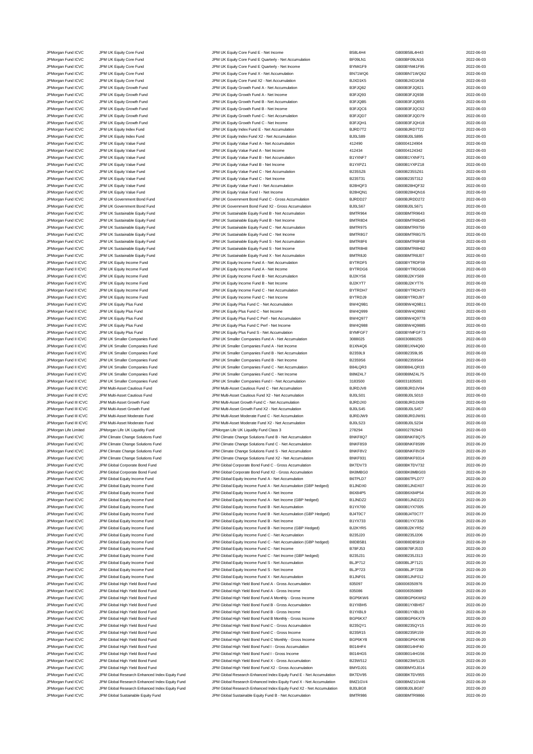| | | | | | |
|---|---|---|---|---|---|
| JPMorgan Fund ICVC | JPM UK Equity Core Fund | JPM UK Equity Core Fund E - Net Income | B58L4H4 | GB00B58L4H43 | 2022-06-03 |
| JPMorgan Fund ICVC | JPM UK Equity Core Fund | JPM UK Equity Core Fund E Quarterly - Net Accumulation | BF09LN1 | GB00BF09LN16 | 2022-06-03 |
| JPMorgan Fund ICVC | JPM UK Equity Core Fund | JPM UK Equity Core Fund E Quarterly - Net Income | BYM41F9 | GB00BYM41F95 | 2022-06-03 |
| JPMorgan Fund ICVC | JPM UK Equity Core Fund | JPM UK Equity Core Fund X - Net Accumulation | BN71WQ6 | GB00BN71WQ62 | 2022-06-03 |
| JPMorgan Fund ICVC | JPM UK Equity Core Fund | JPM UK Equity Core Fund X2 - Net Accumulation | BJXD1K5 | GB00BJXD1K58 | 2022-06-03 |
| JPMorgan Fund ICVC | JPM UK Equity Growth Fund | JPM UK Equity Growth Fund A - Net Accumulation | B3FJQ82 | GB00B3FJQ821 | 2022-06-03 |
| JPMorgan Fund ICVC | JPM UK Equity Growth Fund | JPM UK Equity Growth Fund A - Net Income | B3FJQ93 | GB00B3FJQ938 | 2022-06-03 |
| JPMorgan Fund ICVC | JPM UK Equity Growth Fund | JPM UK Equity Growth Fund B - Net Accumulation | B3FJQB5 | GB00B3FJQB55 | 2022-06-03 |
| JPMorgan Fund ICVC | JPM UK Equity Growth Fund | JPM UK Equity Growth Fund B - Net Income | B3FJQC6 | GB00B3FJQC62 | 2022-06-03 |
| JPMorgan Fund ICVC | JPM UK Equity Growth Fund | JPM UK Equity Growth Fund C - Net Accumulation | B3FJQD7 | GB00B3FJQD79 | 2022-06-03 |
| JPMorgan Fund ICVC | JPM UK Equity Growth Fund | JPM UK Equity Growth Fund C - Net Income | B3FJQH1 | GB00B3FJQH18 | 2022-06-03 |
| JPMorgan Fund ICVC | JPM UK Equity Index Fund | JPM UK Equity Index Fund E - Net Accumulation | BJRD7T2 | GB00BJRD7T22 | 2022-06-03 |
| JPMorgan Fund ICVC | JPM UK Equity Index Fund | JPM UK Equity Index Fund X2 - Net Accumulation | BJ0LS89 | GB00BJ0LS895 | 2022-06-03 |
| JPMorgan Fund ICVC | JPM UK Equity Value Fund | JPM UK Equity Value Fund A - Net Accumulation | 412490 | GB0004124904 | 2022-06-03 |
| JPMorgan Fund ICVC | JPM UK Equity Value Fund | JPM UK Equity Value Fund A - Net Income | 412434 | GB0004124342 | 2022-06-03 |
| JPMorgan Fund ICVC | JPM UK Equity Value Fund | JPM UK Equity Value Fund B - Net Accumulation | B1YXNF7 | GB00B1YXNF71 | 2022-06-03 |
| JPMorgan Fund ICVC | JPM UK Equity Value Fund | JPM UK Equity Value Fund B - Net Income | B1YXPZ1 | GB00B1YXPZ18 | 2022-06-03 |
| JPMorgan Fund ICVC | JPM UK Equity Value Fund | JPM UK Equity Value Fund C - Net Accumulation | B235SZ6 | GB00B235SZ61 | 2022-06-03 |
| JPMorgan Fund ICVC | JPM UK Equity Value Fund | JPM UK Equity Value Fund C - Net Income | B235T31 | GB00B235T312 | 2022-06-03 |
| JPMorgan Fund ICVC | JPM UK Equity Value Fund | JPM UK Equity Value Fund I - Net Accumulation | B28HQF3 | GB00B28HQF32 | 2022-06-03 |
| JPMorgan Fund ICVC | JPM UK Equity Value Fund | JPM UK Equity Value Fund I - Net Income | B28HQN1 | GB00B28HQN16 | 2022-06-03 |
| JPMorgan Fund ICVC | JPM UK Government Bond Fund | JPM UK Government Bond Fund C - Gross Accumulation | BJRDD27 | GB00BJRDD272 | 2022-06-03 |
| JPMorgan Fund ICVC | JPM UK Government Bond Fund | JPM UK Government Bond Fund X2 - Gross Accumulation | BJ0LS67 | GB00BJ0LS671 | 2022-06-03 |
| JPMorgan Fund ICVC | JPM UK Sustainable Equity Fund | JPM UK Sustainable Equity Fund B - Net Accumulation | BMTR964 | GB00BMTR9643 | 2022-06-03 |
| JPMorgan Fund ICVC | JPM UK Sustainable Equity Fund | JPM UK Sustainable Equity Fund B - Net Income | BMTR8D4 | GB00BMTR8D45 | 2022-06-03 |
| JPMorgan Fund ICVC | JPM UK Sustainable Equity Fund | JPM UK Sustainable Equity Fund C - Net Accumulation | BMTR975 | GB00BMTR9759 | 2022-06-03 |
| JPMorgan Fund ICVC | JPM UK Sustainable Equity Fund | JPM UK Sustainable Equity Fund C - Net Income | BMTR8G7 | GB00BMTR8G75 | 2022-06-03 |
| JPMorgan Fund ICVC | JPM UK Sustainable Equity Fund | JPM UK Sustainable Equity Fund S - Net Accumulation | BMTR8F6 | GB00BMTR8F68 | 2022-06-03 |
| JPMorgan Fund ICVC | JPM UK Sustainable Equity Fund | JPM UK Sustainable Equity Fund S - Net Income | BMTR8H8 | GB00BMTR8H82 | 2022-06-03 |
| JPMorgan Fund ICVC | JPM UK Sustainable Equity Fund | JPM UK Sustainable Equity Fund X - Net Accumulation | BMTR8J0 | GB00BMTR8J07 | 2022-06-03 |
| JPMorgan Fund II ICVC | JPM UK Equity Income Fund | JPM UK Equity Income Fund A - Net Accumulation | BYTRDF5 | GB00BYTRDF59 | 2022-06-03 |
| JPMorgan Fund II ICVC | JPM UK Equity Income Fund | JPM UK Equity Income Fund A - Net Income | BYTRDG6 | GB00BYTRDG66 | 2022-06-03 |
| JPMorgan Fund II ICVC | JPM UK Equity Income Fund | JPM UK Equity Income Fund B - Net Accumulation | BJ2KYS6 | GB00BJ2KYS69 | 2022-06-03 |
| JPMorgan Fund II ICVC | JPM UK Equity Income Fund | JPM UK Equity Income Fund B - Net Income | BJ2KYT7 | GB00BJ2KYT76 | 2022-06-03 |
| JPMorgan Fund II ICVC | JPM UK Equity Income Fund | JPM UK Equity Income Fund C - Net Accumulation | BYTRDH7 | GB00BYTRDH73 | 2022-06-03 |
| JPMorgan Fund II ICVC | JPM UK Equity Income Fund | JPM UK Equity Income Fund C - Net Income | BYTRDJ9 | GB00BYTRDJ97 | 2022-06-03 |
| JPMorgan Fund II ICVC | JPM UK Equity Plus Fund | JPM UK Equity Plus Fund C - Net Accumulation | BW4Q9B1 | GB00BW4Q9B11 | 2022-06-03 |
| JPMorgan Fund II ICVC | JPM UK Equity Plus Fund | JPM UK Equity Plus Fund C - Net Income | BW4Q999 | GB00BW4Q9992 | 2022-06-03 |
| JPMorgan Fund II ICVC | JPM UK Equity Plus Fund | JPM UK Equity Plus Fund C Perf - Net Accumulation | BW4Q977 | GB00BW4Q9778 | 2022-06-03 |
| JPMorgan Fund II ICVC | JPM UK Equity Plus Fund | JPM UK Equity Plus Fund C Perf - Net Income | BW4Q988 | GB00BW4Q9885 | 2022-06-03 |
| JPMorgan Fund II ICVC | JPM UK Equity Plus Fund | JPM UK Equity Plus Fund S - Net Accumulation | BYMFGF7 | GB00BYMFGF73 | 2022-06-03 |
| JPMorgan Fund II ICVC | JPM UK Smaller Companies Fund | JPM UK Smaller Companies Fund A - Net Accumulation | 3088025 | GB0030880255 | 2022-06-03 |
| JPMorgan Fund II ICVC | JPM UK Smaller Companies Fund | JPM UK Smaller Companies Fund A - Net Income | B1XN4Q6 | GB00B1XN4Q60 | 2022-06-03 |
| JPMorgan Fund II ICVC | JPM UK Smaller Companies Fund | JPM UK Smaller Companies Fund B - Net Accumulation | B2359L9 | GB00B2359L95 | 2022-06-03 |
| JPMorgan Fund II ICVC | JPM UK Smaller Companies Fund | JPM UK Smaller Companies Fund B - Net Income | B2359S6 | GB00B2359S64 | 2022-06-03 |
| JPMorgan Fund II ICVC | JPM UK Smaller Companies Fund | JPM UK Smaller Companies Fund C - Net Accumulation | B84LQR3 | GB00B84LQR33 | 2022-06-03 |
| JPMorgan Fund II ICVC | JPM UK Smaller Companies Fund | JPM UK Smaller Companies Fund C - Net Income | B8MZ4L7 | GB00B8MZ4L75 | 2022-06-03 |
| JPMorgan Fund II ICVC | JPM UK Smaller Companies Fund | JPM UK Smaller Companies Fund I - Net Accumulation | 3183500 | GB0031835001 | 2022-06-03 |
| JPMorgan Fund III ICVC | JPM Multi-Asset Cautious Fund | JPM Multi-Asset Cautious Fund C - Net Accumulation | BJRDJV8 | GB00BJRDJV84 | 2022-06-03 |
| JPMorgan Fund III ICVC | JPM Multi-Asset Cautious Fund | JPM Multi-Asset Cautious Fund X2 - Net Accumulation | BJ0LS01 | GB00BJ0LS010 | 2022-06-03 |
| JPMorgan Fund III ICVC | JPM Multi-Asset Growth Fund | JPM Multi-Asset Growth Fund C - Net Accumulation | BJRDJX0 | GB00BJRDJX09 | 2022-06-03 |
| JPMorgan Fund III ICVC | JPM Multi-Asset Growth Fund | JPM Multi-Asset Growth Fund X2 - Net Accumulation | BJ0LS45 | GB00BJ0LS457 | 2022-06-03 |
| JPMorgan Fund III ICVC | JPM Multi-Asset Moderate Fund | JPM Multi-Asset Moderate Fund C - Net Accumulation | BJRDJW9 | GB00BJRDJW91 | 2022-06-03 |
| JPMorgan Fund III ICVC | JPM Multi-Asset Moderate Fund | JPM Multi-Asset Moderate Fund X2 - Net Accumulation | BJ0LS23 | GB00BJ0LS234 | 2022-06-03 |
| JPMorgan Life Limited | JPMorgan Life UK Liquidity Fund | JPMorgan Life UK Liquidity Fund Class 3 | 278294 | GB0002782943 | 2022-06-03 |
| JPMorgan Fund ICVC | JPM Climate Change Solutions Fund | JPM Climate Change Solutions Fund B - Net Accumulation | BNKF8Q7 | GB00BNKF8Q75 | 2022-06-20 |
| JPMorgan Fund ICVC | JPM Climate Change Solutions Fund | JPM Climate Change Solutions Fund C - Net Accumulation | BNKF8S9 | GB00BNKF8S99 | 2022-06-20 |
| JPMorgan Fund ICVC | JPM Climate Change Solutions Fund | JPM Climate Change Solutions Fund S - Net Accumulation | BNKF8V2 | GB00BNKF8V29 | 2022-06-20 |
| JPMorgan Fund ICVC | JPM Climate Change Solutions Fund | JPM Climate Change Solutions Fund X2 - Net Accumulation | BNKF931 | GB00BNKF9314 | 2022-06-20 |
| JPMorgan Fund ICVC | JPM Global Corporate Bond Fund | JPM Global Corporate Bond Fund C - Gross Accumulation | BKTDV73 | GB00BKTDV732 | 2022-06-20 |
| JPMorgan Fund ICVC | JPM Global Corporate Bond Fund | JPM Global Corporate Bond Fund X2 - Gross Accumulation | BK8MBG0 | GB00BK8MBG03 | 2022-06-20 |
| JPMorgan Fund ICVC | JPM Global Equity Income Fund | JPM Global Equity Income Fund A - Net Accumulation | B6TPLD7 | GB00B6TPLD77 | 2022-06-20 |
| JPMorgan Fund ICVC | JPM Global Equity Income Fund | JPM Global Equity Income Fund A - Net Accumulation (GBP hedged) | B1JNDX0 | GB00B1JNDX07 | 2022-06-20 |
| JPMorgan Fund ICVC | JPM Global Equity Income Fund | JPM Global Equity Income Fund A - Net Income | B6X84P5 | GB00B6X84P54 | 2022-06-20 |
| JPMorgan Fund ICVC | JPM Global Equity Income Fund | JPM Global Equity Income Fund A - Net Income (GBP hedged) | B1JNDZ2 | GB00B1JNDZ21 | 2022-06-20 |
| JPMorgan Fund ICVC | JPM Global Equity Income Fund | JPM Global Equity Income Fund B - Net Accumulation | B1YX700 | GB00B1YX7005 | 2022-06-20 |
| JPMorgan Fund ICVC | JPM Global Equity Income Fund | JPM Global Equity Income Fund B - Net Accumulation (GBP Hedged) | BJ4T0C7 | GB00BJ4T0C77 | 2022-06-20 |
| JPMorgan Fund ICVC | JPM Global Equity Income Fund | JPM Global Equity Income Fund B - Net Income | B1YX733 | GB00B1YX7336 | 2022-06-20 |
| JPMorgan Fund ICVC | JPM Global Equity Income Fund | JPM Global Equity Income Fund B - Net Income (GBP Hedged) | BJ2KYR5 | GB00BJ2KYR52 | 2022-06-20 |
| JPMorgan Fund ICVC | JPM Global Equity Income Fund | JPM Global Equity Income Fund C - Net Accumulation | B235J20 | GB00B235J206 | 2022-06-20 |
| JPMorgan Fund ICVC | JPM Global Equity Income Fund | JPM Global Equity Income Fund C - Net Accumulation (GBP hedged) | B8DB5B1 | GB00B8DB5B19 | 2022-06-20 |
| JPMorgan Fund ICVC | JPM Global Equity Income Fund | JPM Global Equity Income Fund C - Net Income | B78FJ53 | GB00B78FJ533 | 2022-06-20 |
| JPMorgan Fund ICVC | JPM Global Equity Income Fund | JPM Global Equity Income Fund C - Net Income (GBP hedged) | B235J31 | GB00B235J313 | 2022-06-20 |
| JPMorgan Fund ICVC | JPM Global Equity Income Fund | JPM Global Equity Income Fund S - Net Accumulation | BLJP712 | GB00BLJP7121 | 2022-06-20 |
| JPMorgan Fund ICVC | JPM Global Equity Income Fund | JPM Global Equity Income Fund S - Net Income | BLJP723 | GB00BLJP7238 | 2022-06-20 |
| JPMorgan Fund ICVC | JPM Global Equity Income Fund | JPM Global Equity Income Fund X - Net Accumulation | B1JNF01 | GB00B1JNF012 | 2022-06-20 |
| JPMorgan Fund ICVC | JPM Global High Yield Bond Fund | JPM Global High Yield Bond Fund A - Gross Accumulation | 835097 | GB0008350976 | 2022-06-20 |
| JPMorgan Fund ICVC | JPM Global High Yield Bond Fund | JPM Global High Yield Bond Fund A - Gross Income | 835086 | GB0008350869 | 2022-06-20 |
| JPMorgan Fund ICVC | JPM Global High Yield Bond Fund | JPM Global High Yield Bond Fund A Monthly - Gross Income | BGP6KW6 | GB00BGP6KW62 | 2022-06-20 |
| JPMorgan Fund ICVC | JPM Global High Yield Bond Fund | JPM Global High Yield Bond Fund B - Gross Accumulation | B1YXBH5 | GB00B1YXBH57 | 2022-06-20 |
| JPMorgan Fund ICVC | JPM Global High Yield Bond Fund | JPM Global High Yield Bond Fund B - Gross Income | B1YXBL9 | GB00B1YXBL93 | 2022-06-20 |
| JPMorgan Fund ICVC | JPM Global High Yield Bond Fund | JPM Global High Yield Bond Fund B Monthly - Gross Income | BGP6KX7 | GB00BGP6KX79 | 2022-06-20 |
| JPMorgan Fund ICVC | JPM Global High Yield Bond Fund | JPM Global High Yield Bond Fund C - Gross Accumulation | B235QY1 | GB00B235QY15 | 2022-06-20 |
| JPMorgan Fund ICVC | JPM Global High Yield Bond Fund | JPM Global High Yield Bond Fund C - Gross Income | B235R15 | GB00B235R159 | 2022-06-20 |
| JPMorgan Fund ICVC | JPM Global High Yield Bond Fund | JPM Global High Yield Bond Fund C Monthly - Gross Income | BGP6KY8 | GB00BGP6KY86 | 2022-06-20 |
| JPMorgan Fund ICVC | JPM Global High Yield Bond Fund | JPM Global High Yield Bond Fund I - Gross Accumulation | B014HF4 | GB00B014HF40 | 2022-06-20 |
| JPMorgan Fund ICVC | JPM Global High Yield Bond Fund | JPM Global High Yield Bond Fund I - Gross Income | B014HG5 | GB00B014HG56 | 2022-06-20 |
| JPMorgan Fund ICVC | JPM Global High Yield Bond Fund | JPM Global High Yield Bond Fund X - Gross Accumulation | B23W512 | GB00B23W5125 | 2022-06-20 |
| JPMorgan Fund ICVC | JPM Global High Yield Bond Fund | JPM Global High Yield Bond Fund X2 - Gross Accumulation | BMYDJ01 | GB00BMYDJ014 | 2022-06-20 |
| JPMorgan Fund ICVC | JPM Global Research Enhanced Index Equity Fund | JPM Global Research Enhanced Index Equity Fund E - Net Accumulation | BKTDV95 | GB00BKTDV955 | 2022-06-20 |
| JPMorgan Fund ICVC | JPM Global Research Enhanced Index Equity Fund | JPM Global Research Enhanced Index Equity Fund X - Net Accumulation | BMZ1GV4 | GB00BMZ1GV46 | 2022-06-20 |
| JPMorgan Fund ICVC | JPM Global Research Enhanced Index Equity Fund | JPM Global Research Enhanced Index Equity Fund X2 - Net Accumulation | BJ0LBG8 | GB00BJ0LBG87 | 2022-06-20 |
| JPMorgan Fund ICVC | JPM Global Sustainable Equity Fund | JPM Global Sustainable Equity Fund B - Net Accumulation | BMTR986 | GB00BMTR9866 | 2022-06-20 |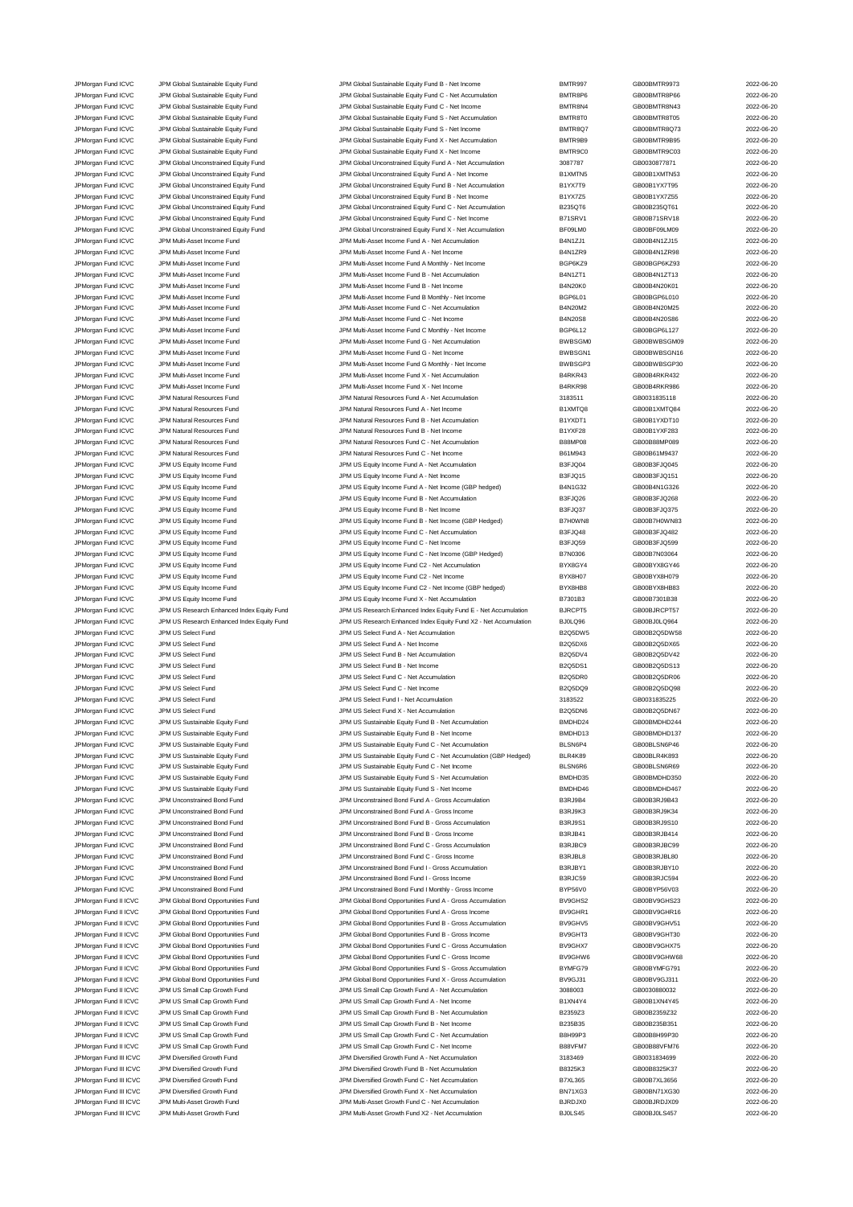| | | | | | |
|---|---|---|---|---|---|
| JPMorgan Fund ICVC | JPM Global Sustainable Equity Fund | JPM Global Sustainable Equity Fund B - Net Income | BMTR997 | GB00BMTR9973 | 2022-06-20 |
| JPMorgan Fund ICVC | JPM Global Sustainable Equity Fund | JPM Global Sustainable Equity Fund C - Net Accumulation | BMTR8P6 | GB00BMTR8P66 | 2022-06-20 |
| JPMorgan Fund ICVC | JPM Global Sustainable Equity Fund | JPM Global Sustainable Equity Fund C - Net Income | BMTR8N4 | GB00BMTR8N43 | 2022-06-20 |
| JPMorgan Fund ICVC | JPM Global Sustainable Equity Fund | JPM Global Sustainable Equity Fund S - Net Accumulation | BMTR8T0 | GB00BMTR8T05 | 2022-06-20 |
| JPMorgan Fund ICVC | JPM Global Sustainable Equity Fund | JPM Global Sustainable Equity Fund S - Net Income | BMTR8Q7 | GB00BMTR8Q73 | 2022-06-20 |
| JPMorgan Fund ICVC | JPM Global Sustainable Equity Fund | JPM Global Sustainable Equity Fund X - Net Accumulation | BMTR9B9 | GB00BMTR9B95 | 2022-06-20 |
| JPMorgan Fund ICVC | JPM Global Sustainable Equity Fund | JPM Global Sustainable Equity Fund X - Net Income | BMTR9C0 | GB00BMTR9C03 | 2022-06-20 |
| JPMorgan Fund ICVC | JPM Global Unconstrained Equity Fund | JPM Global Unconstrained Equity Fund A - Net Accumulation | 3087787 | GB0030877871 | 2022-06-20 |
| JPMorgan Fund ICVC | JPM Global Unconstrained Equity Fund | JPM Global Unconstrained Equity Fund A - Net Income | B1XMTN5 | GB00B1XMTN53 | 2022-06-20 |
| JPMorgan Fund ICVC | JPM Global Unconstrained Equity Fund | JPM Global Unconstrained Equity Fund B - Net Accumulation | B1YX7T9 | GB00B1YX7T95 | 2022-06-20 |
| JPMorgan Fund ICVC | JPM Global Unconstrained Equity Fund | JPM Global Unconstrained Equity Fund B - Net Income | B1YX7Z5 | GB00B1YX7Z55 | 2022-06-20 |
| JPMorgan Fund ICVC | JPM Global Unconstrained Equity Fund | JPM Global Unconstrained Equity Fund C - Net Accumulation | B235QT6 | GB00B235QT61 | 2022-06-20 |
| JPMorgan Fund ICVC | JPM Global Unconstrained Equity Fund | JPM Global Unconstrained Equity Fund C - Net Income | B71SRV1 | GB00B71SRV18 | 2022-06-20 |
| JPMorgan Fund ICVC | JPM Global Unconstrained Equity Fund | JPM Global Unconstrained Equity Fund X - Net Accumulation | BF09LM0 | GB00BF09LM09 | 2022-06-20 |
| JPMorgan Fund ICVC | JPM Multi-Asset Income Fund | JPM Multi-Asset Income Fund A - Net Accumulation | B4N1ZJ1 | GB00B4N1ZJ15 | 2022-06-20 |
| JPMorgan Fund ICVC | JPM Multi-Asset Income Fund | JPM Multi-Asset Income Fund A - Net Income | B4N1ZR9 | GB00B4N1ZR98 | 2022-06-20 |
| JPMorgan Fund ICVC | JPM Multi-Asset Income Fund | JPM Multi-Asset Income Fund A Monthly - Net Income | BGP6KZ9 | GB00BGP6KZ93 | 2022-06-20 |
| JPMorgan Fund ICVC | JPM Multi-Asset Income Fund | JPM Multi-Asset Income Fund B - Net Accumulation | B4N1ZT1 | GB00B4N1ZT13 | 2022-06-20 |
| JPMorgan Fund ICVC | JPM Multi-Asset Income Fund | JPM Multi-Asset Income Fund B - Net Income | B4N20K0 | GB00B4N20K01 | 2022-06-20 |
| JPMorgan Fund ICVC | JPM Multi-Asset Income Fund | JPM Multi-Asset Income Fund B Monthly - Net Income | BGP6L01 | GB00BGP6L010 | 2022-06-20 |
| JPMorgan Fund ICVC | JPM Multi-Asset Income Fund | JPM Multi-Asset Income Fund C - Net Accumulation | B4N20M2 | GB00B4N20M25 | 2022-06-20 |
| JPMorgan Fund ICVC | JPM Multi-Asset Income Fund | JPM Multi-Asset Income Fund C - Net Income | B4N20S8 | GB00B4N20S86 | 2022-06-20 |
| JPMorgan Fund ICVC | JPM Multi-Asset Income Fund | JPM Multi-Asset Income Fund C Monthly - Net Income | BGP6L12 | GB00BGP6L127 | 2022-06-20 |
| JPMorgan Fund ICVC | JPM Multi-Asset Income Fund | JPM Multi-Asset Income Fund G - Net Accumulation | BWBSGM0 | GB00BWBSGM09 | 2022-06-20 |
| JPMorgan Fund ICVC | JPM Multi-Asset Income Fund | JPM Multi-Asset Income Fund G - Net Income | BWBSGN1 | GB00BWBSGN16 | 2022-06-20 |
| JPMorgan Fund ICVC | JPM Multi-Asset Income Fund | JPM Multi-Asset Income Fund G Monthly - Net Income | BWBSGP3 | GB00BWBSGP30 | 2022-06-20 |
| JPMorgan Fund ICVC | JPM Multi-Asset Income Fund | JPM Multi-Asset Income Fund X - Net Accumulation | B4RKR43 | GB00B4RKR432 | 2022-06-20 |
| JPMorgan Fund ICVC | JPM Multi-Asset Income Fund | JPM Multi-Asset Income Fund X - Net Income | B4RKR98 | GB00B4RKR986 | 2022-06-20 |
| JPMorgan Fund ICVC | JPM Natural Resources Fund | JPM Natural Resources Fund A - Net Accumulation | 3183511 | GB0031835118 | 2022-06-20 |
| JPMorgan Fund ICVC | JPM Natural Resources Fund | JPM Natural Resources Fund A - Net Income | B1XMTQ8 | GB00B1XMTQ84 | 2022-06-20 |
| JPMorgan Fund ICVC | JPM Natural Resources Fund | JPM Natural Resources Fund B - Net Accumulation | B1YXDT1 | GB00B1YXDT10 | 2022-06-20 |
| JPMorgan Fund ICVC | JPM Natural Resources Fund | JPM Natural Resources Fund B - Net Income | B1YXF28 | GB00B1YXF283 | 2022-06-20 |
| JPMorgan Fund ICVC | JPM Natural Resources Fund | JPM Natural Resources Fund C - Net Accumulation | B88MP08 | GB00B88MP089 | 2022-06-20 |
| JPMorgan Fund ICVC | JPM Natural Resources Fund | JPM Natural Resources Fund C - Net Income | B61M943 | GB00B61M9437 | 2022-06-20 |
| JPMorgan Fund ICVC | JPM US Equity Income Fund | JPM US Equity Income Fund A - Net Accumulation | B3FJQ04 | GB00B3FJQ045 | 2022-06-20 |
| JPMorgan Fund ICVC | JPM US Equity Income Fund | JPM US Equity Income Fund A - Net Income | B3FJQ15 | GB00B3FJQ151 | 2022-06-20 |
| JPMorgan Fund ICVC | JPM US Equity Income Fund | JPM US Equity Income Fund A - Net Income (GBP hedged) | B4N1G32 | GB00B4N1G326 | 2022-06-20 |
| JPMorgan Fund ICVC | JPM US Equity Income Fund | JPM US Equity Income Fund B - Net Accumulation | B3FJQ26 | GB00B3FJQ268 | 2022-06-20 |
| JPMorgan Fund ICVC | JPM US Equity Income Fund | JPM US Equity Income Fund B - Net Income | B3FJQ37 | GB00B3FJQ375 | 2022-06-20 |
| JPMorgan Fund ICVC | JPM US Equity Income Fund | JPM US Equity Income Fund B - Net Income (GBP Hedged) | B7H0WN8 | GB00B7H0WN83 | 2022-06-20 |
| JPMorgan Fund ICVC | JPM US Equity Income Fund | JPM US Equity Income Fund C - Net Accumulation | B3FJQ48 | GB00B3FJQ482 | 2022-06-20 |
| JPMorgan Fund ICVC | JPM US Equity Income Fund | JPM US Equity Income Fund C - Net Income | B3FJQ59 | GB00B3FJQ599 | 2022-06-20 |
| JPMorgan Fund ICVC | JPM US Equity Income Fund | JPM US Equity Income Fund C - Net Income (GBP Hedged) | B7N0306 | GB00B7N03064 | 2022-06-20 |
| JPMorgan Fund ICVC | JPM US Equity Income Fund | JPM US Equity Income Fund C2 - Net Accumulation | BYX8GY4 | GB00BYX8GY46 | 2022-06-20 |
| JPMorgan Fund ICVC | JPM US Equity Income Fund | JPM US Equity Income Fund C2 - Net Income | BYX8H07 | GB00BYX8H079 | 2022-06-20 |
| JPMorgan Fund ICVC | JPM US Equity Income Fund | JPM US Equity Income Fund C2 - Net Income (GBP hedged) | BYX8HB8 | GB00BYX8HB83 | 2022-06-20 |
| JPMorgan Fund ICVC | JPM US Equity Income Fund | JPM US Equity Income Fund X - Net Accumulation | B7301B3 | GB00B7301B38 | 2022-06-20 |
| JPMorgan Fund ICVC | JPM US Research Enhanced Index Equity Fund | JPM US Research Enhanced Index Equity Fund E - Net Accumulation | BJRCPT5 | GB00BJRCPT57 | 2022-06-20 |
| JPMorgan Fund ICVC | JPM US Research Enhanced Index Equity Fund | JPM US Research Enhanced Index Equity Fund X2 - Net Accumulation | BJ0LQ96 | GB00BJ0LQ964 | 2022-06-20 |
| JPMorgan Fund ICVC | JPM US Select Fund | JPM US Select Fund A - Net Accumulation | B2Q5DW5 | GB00B2Q5DW58 | 2022-06-20 |
| JPMorgan Fund ICVC | JPM US Select Fund | JPM US Select Fund A - Net Income | B2Q5DX6 | GB00B2Q5DX65 | 2022-06-20 |
| JPMorgan Fund ICVC | JPM US Select Fund | JPM US Select Fund B - Net Accumulation | B2Q5DV4 | GB00B2Q5DV42 | 2022-06-20 |
| JPMorgan Fund ICVC | JPM US Select Fund | JPM US Select Fund B - Net Income | B2Q5DS1 | GB00B2Q5DS13 | 2022-06-20 |
| JPMorgan Fund ICVC | JPM US Select Fund | JPM US Select Fund C - Net Accumulation | B2Q5DR0 | GB00B2Q5DR06 | 2022-06-20 |
| JPMorgan Fund ICVC | JPM US Select Fund | JPM US Select Fund C - Net Income | B2Q5DQ9 | GB00B2Q5DQ98 | 2022-06-20 |
| JPMorgan Fund ICVC | JPM US Select Fund | JPM US Select Fund I - Net Accumulation | 3183522 | GB0031835225 | 2022-06-20 |
| JPMorgan Fund ICVC | JPM US Select Fund | JPM US Select Fund X - Net Accumulation | B2Q5DN6 | GB00B2Q5DN67 | 2022-06-20 |
| JPMorgan Fund ICVC | JPM US Sustainable Equity Fund | JPM US Sustainable Equity Fund B - Net Accumulation | BMDHD24 | GB00BMDHD244 | 2022-06-20 |
| JPMorgan Fund ICVC | JPM US Sustainable Equity Fund | JPM US Sustainable Equity Fund B - Net Income | BMDHD13 | GB00BMDHD137 | 2022-06-20 |
| JPMorgan Fund ICVC | JPM US Sustainable Equity Fund | JPM US Sustainable Equity Fund C - Net Accumulation | BLSN6P4 | GB00BLSN6P46 | 2022-06-20 |
| JPMorgan Fund ICVC | JPM US Sustainable Equity Fund | JPM US Sustainable Equity Fund C - Net Accumulation (GBP Hedged) | BLR4K89 | GB00BLR4K893 | 2022-06-20 |
| JPMorgan Fund ICVC | JPM US Sustainable Equity Fund | JPM US Sustainable Equity Fund C - Net Income | BLSN6R6 | GB00BLSN6R69 | 2022-06-20 |
| JPMorgan Fund ICVC | JPM US Sustainable Equity Fund | JPM US Sustainable Equity Fund S - Net Accumulation | BMDHD35 | GB00BMDHD350 | 2022-06-20 |
| JPMorgan Fund ICVC | JPM US Sustainable Equity Fund | JPM US Sustainable Equity Fund S - Net Income | BMDHD46 | GB00BMDHD467 | 2022-06-20 |
| JPMorgan Fund ICVC | JPM Unconstrained Bond Fund | JPM Unconstrained Bond Fund A - Gross Accumulation | B3RJ9B4 | GB00B3RJ9B43 | 2022-06-20 |
| JPMorgan Fund ICVC | JPM Unconstrained Bond Fund | JPM Unconstrained Bond Fund A - Gross Income | B3RJ9K3 | GB00B3RJ9K34 | 2022-06-20 |
| JPMorgan Fund ICVC | JPM Unconstrained Bond Fund | JPM Unconstrained Bond Fund B - Gross Accumulation | B3RJ9S1 | GB00B3RJ9S10 | 2022-06-20 |
| JPMorgan Fund ICVC | JPM Unconstrained Bond Fund | JPM Unconstrained Bond Fund B - Gross Income | B3RJB41 | GB00B3RJB414 | 2022-06-20 |
| JPMorgan Fund ICVC | JPM Unconstrained Bond Fund | JPM Unconstrained Bond Fund C - Gross Accumulation | B3RJBC9 | GB00B3RJBC99 | 2022-06-20 |
| JPMorgan Fund ICVC | JPM Unconstrained Bond Fund | JPM Unconstrained Bond Fund C - Gross Income | B3RJBL8 | GB00B3RJBL80 | 2022-06-20 |
| JPMorgan Fund ICVC | JPM Unconstrained Bond Fund | JPM Unconstrained Bond Fund I - Gross Accumulation | B3RJBY1 | GB00B3RJBY10 | 2022-06-20 |
| JPMorgan Fund ICVC | JPM Unconstrained Bond Fund | JPM Unconstrained Bond Fund I - Gross Income | B3RJC59 | GB00B3RJC594 | 2022-06-20 |
| JPMorgan Fund ICVC | JPM Unconstrained Bond Fund | JPM Unconstrained Bond Fund I Monthly - Gross Income | BYP56V0 | GB00BYP56V03 | 2022-06-20 |
| JPMorgan Fund II ICVC | JPM Global Bond Opportunities Fund | JPM Global Bond Opportunities Fund A - Gross Accumulation | BV9GHS2 | GB00BV9GHS23 | 2022-06-20 |
| JPMorgan Fund II ICVC | JPM Global Bond Opportunities Fund | JPM Global Bond Opportunities Fund A - Gross Income | BV9GHR1 | GB00BV9GHR16 | 2022-06-20 |
| JPMorgan Fund II ICVC | JPM Global Bond Opportunities Fund | JPM Global Bond Opportunities Fund B - Gross Accumulation | BV9GHV5 | GB00BV9GHV51 | 2022-06-20 |
| JPMorgan Fund II ICVC | JPM Global Bond Opportunities Fund | JPM Global Bond Opportunities Fund B - Gross Income | BV9GHT3 | GB00BV9GHT30 | 2022-06-20 |
| JPMorgan Fund II ICVC | JPM Global Bond Opportunities Fund | JPM Global Bond Opportunities Fund C - Gross Accumulation | BV9GHX7 | GB00BV9GHX75 | 2022-06-20 |
| JPMorgan Fund II ICVC | JPM Global Bond Opportunities Fund | JPM Global Bond Opportunities Fund C - Gross Income | BV9GHW6 | GB00BV9GHW68 | 2022-06-20 |
| JPMorgan Fund II ICVC | JPM Global Bond Opportunities Fund | JPM Global Bond Opportunities Fund S - Gross Accumulation | BYMFG79 | GB00BYMFG791 | 2022-06-20 |
| JPMorgan Fund II ICVC | JPM Global Bond Opportunities Fund | JPM Global Bond Opportunities Fund X - Gross Accumulation | BV9GJ31 | GB00BV9GJ311 | 2022-06-20 |
| JPMorgan Fund II ICVC | JPM US Small Cap Growth Fund | JPM US Small Cap Growth Fund A - Net Accumulation | 3088003 | GB0030880032 | 2022-06-20 |
| JPMorgan Fund II ICVC | JPM US Small Cap Growth Fund | JPM US Small Cap Growth Fund A - Net Income | B1XN4Y4 | GB00B1XN4Y45 | 2022-06-20 |
| JPMorgan Fund II ICVC | JPM US Small Cap Growth Fund | JPM US Small Cap Growth Fund B - Net Accumulation | B2359Z3 | GB00B2359Z32 | 2022-06-20 |
| JPMorgan Fund II ICVC | JPM US Small Cap Growth Fund | JPM US Small Cap Growth Fund B - Net Income | B235B35 | GB00B235B351 | 2022-06-20 |
| JPMorgan Fund II ICVC | JPM US Small Cap Growth Fund | JPM US Small Cap Growth Fund C - Net Accumulation | B8H99P3 | GB00B8H99P30 | 2022-06-20 |
| JPMorgan Fund II ICVC | JPM US Small Cap Growth Fund | JPM US Small Cap Growth Fund C - Net Income | B88VFM7 | GB00B88VFM76 | 2022-06-20 |
| JPMorgan Fund III ICVC | JPM Diversified Growth Fund | JPM Diversified Growth Fund A - Net Accumulation | 3183469 | GB0031834699 | 2022-06-20 |
| JPMorgan Fund III ICVC | JPM Diversified Growth Fund | JPM Diversified Growth Fund B - Net Accumulation | B8325K3 | GB00B8325K37 | 2022-06-20 |
| JPMorgan Fund III ICVC | JPM Diversified Growth Fund | JPM Diversified Growth Fund C - Net Accumulation | B7XL365 | GB00B7XL3656 | 2022-06-20 |
| JPMorgan Fund III ICVC | JPM Diversified Growth Fund | JPM Diversified Growth Fund X - Net Accumulation | BN71XG3 | GB00BN71XG30 | 2022-06-20 |
| JPMorgan Fund III ICVC | JPM Multi-Asset Growth Fund | JPM Multi-Asset Growth Fund C - Net Accumulation | BJRDJX0 | GB00BJRDJX09 | 2022-06-20 |
| JPMorgan Fund III ICVC | JPM Multi-Asset Growth Fund | JPM Multi-Asset Growth Fund X2 - Net Accumulation | BJ0LS45 | GB00BJ0LS457 | 2022-06-20 |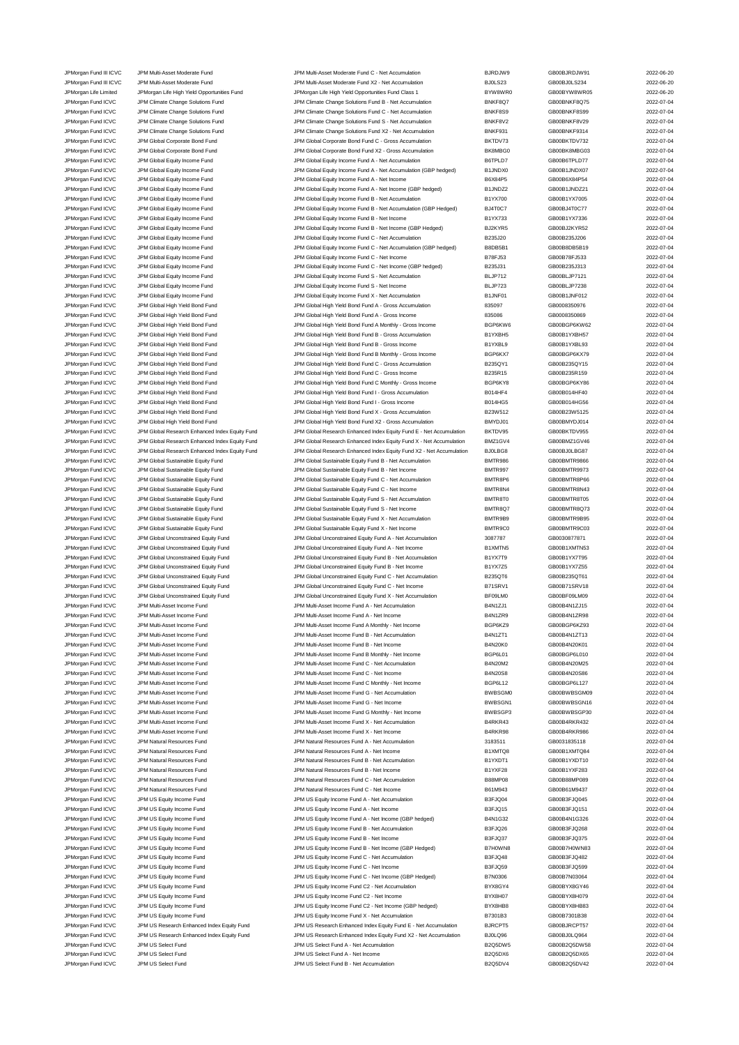| | | | | | |
|---|---|---|---|---|---|
| JPMorgan Fund III ICVC | JPM Multi-Asset Moderate Fund | JPM Multi-Asset Moderate Fund C - Net Accumulation | BJRDJW9 | GB00BJRDJW91 | 2022-06-20 |
| JPMorgan Fund III ICVC | JPM Multi-Asset Moderate Fund | JPM Multi-Asset Moderate Fund X2 - Net Accumulation | BJ0LS23 | GB00BJ0LS234 | 2022-06-20 |
| JPMorgan Life Limited | JPMorgan Life High Yield Opportunities Fund | JPMorgan Life High Yield Opportunities Fund Class 1 | BYW8WR0 | GB00BYW8WR05 | 2022-06-20 |
| JPMorgan Fund ICVC | JPM Climate Change Solutions Fund | JPM Climate Change Solutions Fund B - Net Accumulation | BNKF8Q7 | GB00BNKF8Q75 | 2022-07-04 |
| JPMorgan Fund ICVC | JPM Climate Change Solutions Fund | JPM Climate Change Solutions Fund C - Net Accumulation | BNKF8S9 | GB00BNKF8S99 | 2022-07-04 |
| JPMorgan Fund ICVC | JPM Climate Change Solutions Fund | JPM Climate Change Solutions Fund S - Net Accumulation | BNKF8V2 | GB00BNKF8V29 | 2022-07-04 |
| JPMorgan Fund ICVC | JPM Climate Change Solutions Fund | JPM Climate Change Solutions Fund X2 - Net Accumulation | BNKF931 | GB00BNKF9314 | 2022-07-04 |
| JPMorgan Fund ICVC | JPM Global Corporate Bond Fund | JPM Global Corporate Bond Fund C - Gross Accumulation | BKTDV73 | GB00BKTDV732 | 2022-07-04 |
| JPMorgan Fund ICVC | JPM Global Corporate Bond Fund | JPM Global Corporate Bond Fund X2 - Gross Accumulation | BK8MBG0 | GB00BK8MBG03 | 2022-07-04 |
| JPMorgan Fund ICVC | JPM Global Equity Income Fund | JPM Global Equity Income Fund A - Net Accumulation | B6TPLD7 | GB00B6TPLD77 | 2022-07-04 |
| JPMorgan Fund ICVC | JPM Global Equity Income Fund | JPM Global Equity Income Fund A - Net Accumulation (GBP hedged) | B1JNDX0 | GB00B1JNDX07 | 2022-07-04 |
| JPMorgan Fund ICVC | JPM Global Equity Income Fund | JPM Global Equity Income Fund A - Net Income | B6X84P5 | GB00B6X84P54 | 2022-07-04 |
| JPMorgan Fund ICVC | JPM Global Equity Income Fund | JPM Global Equity Income Fund A - Net Income (GBP hedged) | B1JNDZ2 | GB00B1JNDZ21 | 2022-07-04 |
| JPMorgan Fund ICVC | JPM Global Equity Income Fund | JPM Global Equity Income Fund B - Net Accumulation | B1YX700 | GB00B1YX7005 | 2022-07-04 |
| JPMorgan Fund ICVC | JPM Global Equity Income Fund | JPM Global Equity Income Fund B - Net Accumulation (GBP Hedged) | BJ4T0C7 | GB00BJ4T0C77 | 2022-07-04 |
| JPMorgan Fund ICVC | JPM Global Equity Income Fund | JPM Global Equity Income Fund B - Net Income | B1YX733 | GB00B1YX7336 | 2022-07-04 |
| JPMorgan Fund ICVC | JPM Global Equity Income Fund | JPM Global Equity Income Fund B - Net Income (GBP Hedged) | BJ2KYR5 | GB00BJ2KYR52 | 2022-07-04 |
| JPMorgan Fund ICVC | JPM Global Equity Income Fund | JPM Global Equity Income Fund C - Net Accumulation | B235J20 | GB00B235J206 | 2022-07-04 |
| JPMorgan Fund ICVC | JPM Global Equity Income Fund | JPM Global Equity Income Fund C - Net Accumulation (GBP hedged) | B8DB5B1 | GB00B8DB5B19 | 2022-07-04 |
| JPMorgan Fund ICVC | JPM Global Equity Income Fund | JPM Global Equity Income Fund C - Net Income | B78FJ53 | GB00B78FJ533 | 2022-07-04 |
| JPMorgan Fund ICVC | JPM Global Equity Income Fund | JPM Global Equity Income Fund C - Net Income (GBP hedged) | B235J31 | GB00B235J313 | 2022-07-04 |
| JPMorgan Fund ICVC | JPM Global Equity Income Fund | JPM Global Equity Income Fund S - Net Accumulation | BLJP712 | GB00BLJP7121 | 2022-07-04 |
| JPMorgan Fund ICVC | JPM Global Equity Income Fund | JPM Global Equity Income Fund S - Net Income | BLJP723 | GB00BLJP7238 | 2022-07-04 |
| JPMorgan Fund ICVC | JPM Global Equity Income Fund | JPM Global Equity Income Fund X - Net Accumulation | B1JNF01 | GB00B1JNF012 | 2022-07-04 |
| JPMorgan Fund ICVC | JPM Global High Yield Bond Fund | JPM Global High Yield Bond Fund A - Gross Accumulation | 835097 | GB0008350976 | 2022-07-04 |
| JPMorgan Fund ICVC | JPM Global High Yield Bond Fund | JPM Global High Yield Bond Fund A - Gross Income | 835086 | GB0008350869 | 2022-07-04 |
| JPMorgan Fund ICVC | JPM Global High Yield Bond Fund | JPM Global High Yield Bond Fund A Monthly - Gross Income | BGP6KW6 | GB00BGP6KW62 | 2022-07-04 |
| JPMorgan Fund ICVC | JPM Global High Yield Bond Fund | JPM Global High Yield Bond Fund B - Gross Accumulation | B1YXBH5 | GB00B1YXBH57 | 2022-07-04 |
| JPMorgan Fund ICVC | JPM Global High Yield Bond Fund | JPM Global High Yield Bond Fund B - Gross Income | B1YXBL9 | GB00B1YXBL93 | 2022-07-04 |
| JPMorgan Fund ICVC | JPM Global High Yield Bond Fund | JPM Global High Yield Bond Fund B Monthly - Gross Income | BGP6KX7 | GB00BGP6KX79 | 2022-07-04 |
| JPMorgan Fund ICVC | JPM Global High Yield Bond Fund | JPM Global High Yield Bond Fund C - Gross Accumulation | B235QY1 | GB00B235QY15 | 2022-07-04 |
| JPMorgan Fund ICVC | JPM Global High Yield Bond Fund | JPM Global High Yield Bond Fund C - Gross Income | B235R15 | GB00B235R159 | 2022-07-04 |
| JPMorgan Fund ICVC | JPM Global High Yield Bond Fund | JPM Global High Yield Bond Fund C Monthly - Gross Income | BGP6KY8 | GB00BGP6KY86 | 2022-07-04 |
| JPMorgan Fund ICVC | JPM Global High Yield Bond Fund | JPM Global High Yield Bond Fund I - Gross Accumulation | B014HF4 | GB00B014HF40 | 2022-07-04 |
| JPMorgan Fund ICVC | JPM Global High Yield Bond Fund | JPM Global High Yield Bond Fund I - Gross Income | B014HG5 | GB00B014HG56 | 2022-07-04 |
| JPMorgan Fund ICVC | JPM Global High Yield Bond Fund | JPM Global High Yield Bond Fund X - Gross Accumulation | B23W512 | GB00B23W5125 | 2022-07-04 |
| JPMorgan Fund ICVC | JPM Global High Yield Bond Fund | JPM Global High Yield Bond Fund X2 - Gross Accumulation | BMYDJ01 | GB00BMYDJ014 | 2022-07-04 |
| JPMorgan Fund ICVC | JPM Global Research Enhanced Index Equity Fund | JPM Global Research Enhanced Index Equity Fund E - Net Accumulation | BKTDV95 | GB00BKTDV955 | 2022-07-04 |
| JPMorgan Fund ICVC | JPM Global Research Enhanced Index Equity Fund | JPM Global Research Enhanced Index Equity Fund X - Net Accumulation | BMZ1GV4 | GB00BMZ1GV46 | 2022-07-04 |
| JPMorgan Fund ICVC | JPM Global Research Enhanced Index Equity Fund | JPM Global Research Enhanced Index Equity Fund X2 - Net Accumulation | BJ0LBG8 | GB00BJ0LBG87 | 2022-07-04 |
| JPMorgan Fund ICVC | JPM Global Sustainable Equity Fund | JPM Global Sustainable Equity Fund B - Net Accumulation | BMTR986 | GB00BMTR9866 | 2022-07-04 |
| JPMorgan Fund ICVC | JPM Global Sustainable Equity Fund | JPM Global Sustainable Equity Fund B - Net Income | BMTR997 | GB00BMTR9973 | 2022-07-04 |
| JPMorgan Fund ICVC | JPM Global Sustainable Equity Fund | JPM Global Sustainable Equity Fund C - Net Accumulation | BMTR8P6 | GB00BMTR8P66 | 2022-07-04 |
| JPMorgan Fund ICVC | JPM Global Sustainable Equity Fund | JPM Global Sustainable Equity Fund C - Net Income | BMTR8N4 | GB00BMTR8N43 | 2022-07-04 |
| JPMorgan Fund ICVC | JPM Global Sustainable Equity Fund | JPM Global Sustainable Equity Fund S - Net Accumulation | BMTR8T0 | GB00BMTR8T05 | 2022-07-04 |
| JPMorgan Fund ICVC | JPM Global Sustainable Equity Fund | JPM Global Sustainable Equity Fund S - Net Income | BMTR8Q7 | GB00BMTR8Q73 | 2022-07-04 |
| JPMorgan Fund ICVC | JPM Global Sustainable Equity Fund | JPM Global Sustainable Equity Fund X - Net Accumulation | BMTR9B9 | GB00BMTR9B95 | 2022-07-04 |
| JPMorgan Fund ICVC | JPM Global Sustainable Equity Fund | JPM Global Sustainable Equity Fund X - Net Income | BMTR9C0 | GB00BMTR9C03 | 2022-07-04 |
| JPMorgan Fund ICVC | JPM Global Unconstrained Equity Fund | JPM Global Unconstrained Equity Fund A - Net Accumulation | 3087787 | GB0030877871 | 2022-07-04 |
| JPMorgan Fund ICVC | JPM Global Unconstrained Equity Fund | JPM Global Unconstrained Equity Fund A - Net Income | B1XMTN5 | GB00B1XMTN53 | 2022-07-04 |
| JPMorgan Fund ICVC | JPM Global Unconstrained Equity Fund | JPM Global Unconstrained Equity Fund B - Net Accumulation | B1YX7T9 | GB00B1YX7T95 | 2022-07-04 |
| JPMorgan Fund ICVC | JPM Global Unconstrained Equity Fund | JPM Global Unconstrained Equity Fund B - Net Income | B1YX7Z5 | GB00B1YX7Z55 | 2022-07-04 |
| JPMorgan Fund ICVC | JPM Global Unconstrained Equity Fund | JPM Global Unconstrained Equity Fund C - Net Accumulation | B235QT6 | GB00B235QT61 | 2022-07-04 |
| JPMorgan Fund ICVC | JPM Global Unconstrained Equity Fund | JPM Global Unconstrained Equity Fund C - Net Income | B71SRV1 | GB00B71SRV18 | 2022-07-04 |
| JPMorgan Fund ICVC | JPM Global Unconstrained Equity Fund | JPM Global Unconstrained Equity Fund X - Net Accumulation | BF09LM0 | GB00BF09LM09 | 2022-07-04 |
| JPMorgan Fund ICVC | JPM Multi-Asset Income Fund | JPM Multi-Asset Income Fund A - Net Accumulation | B4N1ZJ1 | GB00B4N1ZJ15 | 2022-07-04 |
| JPMorgan Fund ICVC | JPM Multi-Asset Income Fund | JPM Multi-Asset Income Fund A - Net Income | B4N1ZR9 | GB00B4N1ZR98 | 2022-07-04 |
| JPMorgan Fund ICVC | JPM Multi-Asset Income Fund | JPM Multi-Asset Income Fund A Monthly - Net Income | BGP6KZ9 | GB00BGP6KZ93 | 2022-07-04 |
| JPMorgan Fund ICVC | JPM Multi-Asset Income Fund | JPM Multi-Asset Income Fund B - Net Accumulation | B4N1ZT1 | GB00B4N1ZT13 | 2022-07-04 |
| JPMorgan Fund ICVC | JPM Multi-Asset Income Fund | JPM Multi-Asset Income Fund B - Net Income | B4N20K0 | GB00B4N20K01 | 2022-07-04 |
| JPMorgan Fund ICVC | JPM Multi-Asset Income Fund | JPM Multi-Asset Income Fund B Monthly - Net Income | BGP6L01 | GB00BGP6L010 | 2022-07-04 |
| JPMorgan Fund ICVC | JPM Multi-Asset Income Fund | JPM Multi-Asset Income Fund C - Net Accumulation | B4N20M2 | GB00B4N20M25 | 2022-07-04 |
| JPMorgan Fund ICVC | JPM Multi-Asset Income Fund | JPM Multi-Asset Income Fund C - Net Income | B4N20S8 | GB00B4N20S86 | 2022-07-04 |
| JPMorgan Fund ICVC | JPM Multi-Asset Income Fund | JPM Multi-Asset Income Fund C Monthly - Net Income | BGP6L12 | GB00BGP6L127 | 2022-07-04 |
| JPMorgan Fund ICVC | JPM Multi-Asset Income Fund | JPM Multi-Asset Income Fund G - Net Accumulation | BWBSGM0 | GB00BWBSGM09 | 2022-07-04 |
| JPMorgan Fund ICVC | JPM Multi-Asset Income Fund | JPM Multi-Asset Income Fund G - Net Income | BWBSGN1 | GB00BWBSGN16 | 2022-07-04 |
| JPMorgan Fund ICVC | JPM Multi-Asset Income Fund | JPM Multi-Asset Income Fund G Monthly - Net Income | BWBSGP3 | GB00BWBSGP30 | 2022-07-04 |
| JPMorgan Fund ICVC | JPM Multi-Asset Income Fund | JPM Multi-Asset Income Fund X - Net Accumulation | B4RKR43 | GB00B4RKR432 | 2022-07-04 |
| JPMorgan Fund ICVC | JPM Multi-Asset Income Fund | JPM Multi-Asset Income Fund X - Net Income | B4RKR98 | GB00B4RKR986 | 2022-07-04 |
| JPMorgan Fund ICVC | JPM Natural Resources Fund | JPM Natural Resources Fund A - Net Accumulation | 3183511 | GB0031835118 | 2022-07-04 |
| JPMorgan Fund ICVC | JPM Natural Resources Fund | JPM Natural Resources Fund A - Net Income | B1XMTQ8 | GB00B1XMTQ84 | 2022-07-04 |
| JPMorgan Fund ICVC | JPM Natural Resources Fund | JPM Natural Resources Fund B - Net Accumulation | B1YXDT1 | GB00B1YXDT10 | 2022-07-04 |
| JPMorgan Fund ICVC | JPM Natural Resources Fund | JPM Natural Resources Fund B - Net Income | B1YXF28 | GB00B1YXF283 | 2022-07-04 |
| JPMorgan Fund ICVC | JPM Natural Resources Fund | JPM Natural Resources Fund C - Net Accumulation | B88MP08 | GB00B88MP089 | 2022-07-04 |
| JPMorgan Fund ICVC | JPM Natural Resources Fund | JPM Natural Resources Fund C - Net Income | B61M943 | GB00B61M9437 | 2022-07-04 |
| JPMorgan Fund ICVC | JPM US Equity Income Fund | JPM US Equity Income Fund A - Net Accumulation | B3FJQ04 | GB00B3FJQ045 | 2022-07-04 |
| JPMorgan Fund ICVC | JPM US Equity Income Fund | JPM US Equity Income Fund A - Net Income | B3FJQ15 | GB00B3FJQ151 | 2022-07-04 |
| JPMorgan Fund ICVC | JPM US Equity Income Fund | JPM US Equity Income Fund A - Net Income (GBP hedged) | B4N1G32 | GB00B4N1G326 | 2022-07-04 |
| JPMorgan Fund ICVC | JPM US Equity Income Fund | JPM US Equity Income Fund B - Net Accumulation | B3FJQ26 | GB00B3FJQ268 | 2022-07-04 |
| JPMorgan Fund ICVC | JPM US Equity Income Fund | JPM US Equity Income Fund B - Net Income | B3FJQ37 | GB00B3FJQ375 | 2022-07-04 |
| JPMorgan Fund ICVC | JPM US Equity Income Fund | JPM US Equity Income Fund B - Net Income (GBP Hedged) | B7H0WN8 | GB00B7H0WN83 | 2022-07-04 |
| JPMorgan Fund ICVC | JPM US Equity Income Fund | JPM US Equity Income Fund C - Net Accumulation | B3FJQ48 | GB00B3FJQ482 | 2022-07-04 |
| JPMorgan Fund ICVC | JPM US Equity Income Fund | JPM US Equity Income Fund C - Net Income | B3FJQ59 | GB00B3FJQ599 | 2022-07-04 |
| JPMorgan Fund ICVC | JPM US Equity Income Fund | JPM US Equity Income Fund C - Net Income (GBP Hedged) | B7N0306 | GB00B7N03064 | 2022-07-04 |
| JPMorgan Fund ICVC | JPM US Equity Income Fund | JPM US Equity Income Fund C2 - Net Accumulation | BYX8GY4 | GB00BYX8GY46 | 2022-07-04 |
| JPMorgan Fund ICVC | JPM US Equity Income Fund | JPM US Equity Income Fund C2 - Net Income | BYX8H07 | GB00BYX8H079 | 2022-07-04 |
| JPMorgan Fund ICVC | JPM US Equity Income Fund | JPM US Equity Income Fund C2 - Net Income (GBP hedged) | BYX8HB8 | GB00BYX8HB83 | 2022-07-04 |
| JPMorgan Fund ICVC | JPM US Equity Income Fund | JPM US Equity Income Fund X - Net Accumulation | B7301B3 | GB00B7301B38 | 2022-07-04 |
| JPMorgan Fund ICVC | JPM US Research Enhanced Index Equity Fund | JPM US Research Enhanced Index Equity Fund E - Net Accumulation | BJRCPT5 | GB00BJRCPT57 | 2022-07-04 |
| JPMorgan Fund ICVC | JPM US Research Enhanced Index Equity Fund | JPM US Research Enhanced Index Equity Fund X2 - Net Accumulation | BJ0LQ96 | GB00BJ0LQ964 | 2022-07-04 |
| JPMorgan Fund ICVC | JPM US Select Fund | JPM US Select Fund A - Net Accumulation | B2Q5DW5 | GB00B2Q5DW58 | 2022-07-04 |
| JPMorgan Fund ICVC | JPM US Select Fund | JPM US Select Fund A - Net Income | B2Q5DX6 | GB00B2Q5DX65 | 2022-07-04 |
| JPMorgan Fund ICVC | JPM US Select Fund | JPM US Select Fund B - Net Accumulation | B2Q5DV4 | GB00B2Q5DV42 | 2022-07-04 |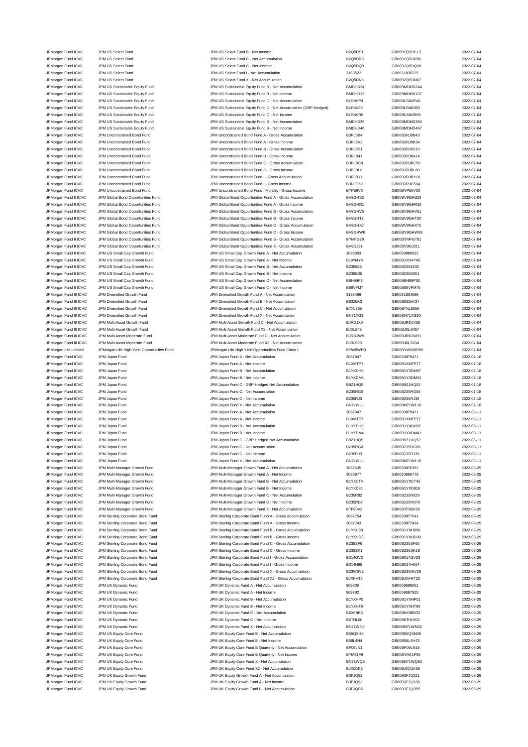| | | | | | |
|---|---|---|---|---|---|
| JPMorgan Fund ICVC | JPM US Select Fund | JPM US Select Fund B - Net Income | B2Q5DS1 | GB00B2Q5DS13 | 2022-07-04 |
| JPMorgan Fund ICVC | JPM US Select Fund | JPM US Select Fund C - Net Accumulation | B2Q5DR0 | GB00B2Q5DR06 | 2022-07-04 |
| JPMorgan Fund ICVC | JPM US Select Fund | JPM US Select Fund C - Net Income | B2Q5DQ9 | GB00B2Q5DQ98 | 2022-07-04 |
| JPMorgan Fund ICVC | JPM US Select Fund | JPM US Select Fund I - Net Accumulation | 3183522 | GB0031835225 | 2022-07-04 |
| JPMorgan Fund ICVC | JPM US Select Fund | JPM US Select Fund X - Net Accumulation | B2Q5DN6 | GB00B2Q5DN67 | 2022-07-04 |
| JPMorgan Fund ICVC | JPM US Sustainable Equity Fund | JPM US Sustainable Equity Fund B - Net Accumulation | BMDHD24 | GB00BMDHD244 | 2022-07-04 |
| JPMorgan Fund ICVC | JPM US Sustainable Equity Fund | JPM US Sustainable Equity Fund B - Net Income | BMDHD13 | GB00BMDHD137 | 2022-07-04 |
| JPMorgan Fund ICVC | JPM US Sustainable Equity Fund | JPM US Sustainable Equity Fund C - Net Accumulation | BLSN6P4 | GB00BLSN6P46 | 2022-07-04 |
| JPMorgan Fund ICVC | JPM US Sustainable Equity Fund | JPM US Sustainable Equity Fund C - Net Accumulation (GBP Hedged) | BLR4K89 | GB00BLR4K893 | 2022-07-04 |
| JPMorgan Fund ICVC | JPM US Sustainable Equity Fund | JPM US Sustainable Equity Fund C - Net Income | BLSN6R6 | GB00BLSN6R69 | 2022-07-04 |
| JPMorgan Fund ICVC | JPM US Sustainable Equity Fund | JPM US Sustainable Equity Fund S - Net Accumulation | BMDHD35 | GB00BMDHD350 | 2022-07-04 |
| JPMorgan Fund ICVC | JPM US Sustainable Equity Fund | JPM US Sustainable Equity Fund S - Net Income | BMDHD46 | GB00BMDHD467 | 2022-07-04 |
| JPMorgan Fund ICVC | JPM Unconstrained Bond Fund | JPM Unconstrained Bond Fund A - Gross Accumulation | B3RJ9B4 | GB00B3RJ9B43 | 2022-07-04 |
| JPMorgan Fund ICVC | JPM Unconstrained Bond Fund | JPM Unconstrained Bond Fund A - Gross Income | B3RJ9K3 | GB00B3RJ9K34 | 2022-07-04 |
| JPMorgan Fund ICVC | JPM Unconstrained Bond Fund | JPM Unconstrained Bond Fund B - Gross Accumulation | B3RJ9S1 | GB00B3RJ9S10 | 2022-07-04 |
| JPMorgan Fund ICVC | JPM Unconstrained Bond Fund | JPM Unconstrained Bond Fund B - Gross Income | B3RJB41 | GB00B3RJB414 | 2022-07-04 |
| JPMorgan Fund ICVC | JPM Unconstrained Bond Fund | JPM Unconstrained Bond Fund C - Gross Accumulation | B3RJBC9 | GB00B3RJBC99 | 2022-07-04 |
| JPMorgan Fund ICVC | JPM Unconstrained Bond Fund | JPM Unconstrained Bond Fund C - Gross Income | B3RJBL8 | GB00B3RJBL80 | 2022-07-04 |
| JPMorgan Fund ICVC | JPM Unconstrained Bond Fund | JPM Unconstrained Bond Fund I - Gross Accumulation | B3RJBY1 | GB00B3RJBY10 | 2022-07-04 |
| JPMorgan Fund ICVC | JPM Unconstrained Bond Fund | JPM Unconstrained Bond Fund I - Gross Income | B3RJC59 | GB00B3RJC594 | 2022-07-04 |
| JPMorgan Fund ICVC | JPM Unconstrained Bond Fund | JPM Unconstrained Bond Fund I Monthly - Gross Income | BYP56V0 | GB00BYP56V03 | 2022-07-04 |
| JPMorgan Fund II ICVC | JPM Global Bond Opportunities Fund | JPM Global Bond Opportunities Fund A - Gross Accumulation | BV9GHS2 | GB00BV9GHS23 | 2022-07-04 |
| JPMorgan Fund II ICVC | JPM Global Bond Opportunities Fund | JPM Global Bond Opportunities Fund A - Gross Income | BV9GHR1 | GB00BV9GHR16 | 2022-07-04 |
| JPMorgan Fund II ICVC | JPM Global Bond Opportunities Fund | JPM Global Bond Opportunities Fund B - Gross Accumulation | BV9GHV5 | GB00BV9GHV51 | 2022-07-04 |
| JPMorgan Fund II ICVC | JPM Global Bond Opportunities Fund | JPM Global Bond Opportunities Fund B - Gross Income | BV9GHT3 | GB00BV9GHT30 | 2022-07-04 |
| JPMorgan Fund II ICVC | JPM Global Bond Opportunities Fund | JPM Global Bond Opportunities Fund C - Gross Accumulation | BV9GHX7 | GB00BV9GHX75 | 2022-07-04 |
| JPMorgan Fund II ICVC | JPM Global Bond Opportunities Fund | JPM Global Bond Opportunities Fund C - Gross Income | BV9GHW6 | GB00BV9GHW68 | 2022-07-04 |
| JPMorgan Fund II ICVC | JPM Global Bond Opportunities Fund | JPM Global Bond Opportunities Fund S - Gross Accumulation | BYMFG79 | GB00BYMFG791 | 2022-07-04 |
| JPMorgan Fund II ICVC | JPM Global Bond Opportunities Fund | JPM Global Bond Opportunities Fund X - Gross Accumulation | BV9GJ31 | GB00BV9GJ311 | 2022-07-04 |
| JPMorgan Fund II ICVC | JPM US Small Cap Growth Fund | JPM US Small Cap Growth Fund A - Net Accumulation | 3088003 | GB0030880032 | 2022-07-04 |
| JPMorgan Fund II ICVC | JPM US Small Cap Growth Fund | JPM US Small Cap Growth Fund A - Net Income | B1XN4Y4 | GB00B1XN4Y45 | 2022-07-04 |
| JPMorgan Fund II ICVC | JPM US Small Cap Growth Fund | JPM US Small Cap Growth Fund B - Net Accumulation | B2359Z3 | GB00B2359Z32 | 2022-07-04 |
| JPMorgan Fund II ICVC | JPM US Small Cap Growth Fund | JPM US Small Cap Growth Fund B - Net Income | B235B35 | GB00B235B351 | 2022-07-04 |
| JPMorgan Fund II ICVC | JPM US Small Cap Growth Fund | JPM US Small Cap Growth Fund C - Net Accumulation | B8H99P3 | GB00B8H99P30 | 2022-07-04 |
| JPMorgan Fund II ICVC | JPM US Small Cap Growth Fund | JPM US Small Cap Growth Fund C - Net Income | B88VFM7 | GB00B88VFM76 | 2022-07-04 |
| JPMorgan Fund III ICVC | JPM Diversified Growth Fund | JPM Diversified Growth Fund A - Net Accumulation | 3183469 | GB0031834699 | 2022-07-04 |
| JPMorgan Fund III ICVC | JPM Diversified Growth Fund | JPM Diversified Growth Fund B - Net Accumulation | B8325K3 | GB00B8325K37 | 2022-07-04 |
| JPMorgan Fund III ICVC | JPM Diversified Growth Fund | JPM Diversified Growth Fund C - Net Accumulation | B7XL365 | GB00B7XL3656 | 2022-07-04 |
| JPMorgan Fund III ICVC | JPM Diversified Growth Fund | JPM Diversified Growth Fund X - Net Accumulation | BN71XG3 | GB00BN71XG30 | 2022-07-04 |
| JPMorgan Fund III ICVC | JPM Multi-Asset Growth Fund | JPM Multi-Asset Growth Fund C - Net Accumulation | BJRDJX0 | GB00BJRDJX09 | 2022-07-04 |
| JPMorgan Fund III ICVC | JPM Multi-Asset Growth Fund | JPM Multi-Asset Growth Fund X2 - Net Accumulation | BJ0LS45 | GB00BJ0LS457 | 2022-07-04 |
| JPMorgan Fund III ICVC | JPM Multi-Asset Moderate Fund | JPM Multi-Asset Moderate Fund C - Net Accumulation | BJRDJW9 | GB00BJRDJW91 | 2022-07-04 |
| JPMorgan Fund III ICVC | JPM Multi-Asset Moderate Fund | JPM Multi-Asset Moderate Fund X2 - Net Accumulation | BJ0LS23 | GB00BJ0LS234 | 2022-07-04 |
| JPMorgan Life Limited | JPMorgan Life High Yield Opportunities Fund | JPMorgan Life High Yield Opportunities Fund Class 1 | BYW8WR0 | GB00BYW8WR05 | 2022-07-04 |
| JPMorgan Fund ICVC | JPM Japan Fund | JPM Japan Fund A - Net Accumulation | 3087947 | GB0030879471 | 2022-07-18 |
| JPMorgan Fund ICVC | JPM Japan Fund | JPM Japan Fund A - Net Income | B1XMTP7 | GB00B1XMTP77 | 2022-07-18 |
| JPMorgan Fund ICVC | JPM Japan Fund | JPM Japan Fund B - Net Accumulation | B1YXDH9 | GB00B1YXDH97 | 2022-07-18 |
| JPMorgan Fund ICVC | JPM Japan Fund | JPM Japan Fund B - Net Income | B1YXDM4 | GB00B1YXDM41 | 2022-07-18 |
| JPMorgan Fund ICVC | JPM Japan Fund | JPM Japan Fund C - GBP Hedged Net Accumulation | B9Z1HQ5 | GB00B9Z1HQ52 | 2022-07-18 |
| JPMorgan Fund ICVC | JPM Japan Fund | JPM Japan Fund C - Net Accumulation | B235RG0 | GB00B235RG08 | 2022-07-18 |
| JPMorgan Fund ICVC | JPM Japan Fund | JPM Japan Fund C - Net Income | B235RJ3 | GB00B235RJ39 | 2022-07-18 |
| JPMorgan Fund ICVC | JPM Japan Fund | JPM Japan Fund X - Net Accumulation | BN71WL1 | GB00BN71WL18 | 2022-07-18 |
| JPMorgan Fund ICVC | JPM Japan Fund | JPM Japan Fund A - Net Accumulation | 3087947 | GB0030879471 | 2022-08-11 |
| JPMorgan Fund ICVC | JPM Japan Fund | JPM Japan Fund A - Net Income | B1XMTP7 | GB00B1XMTP77 | 2022-08-11 |
| JPMorgan Fund ICVC | JPM Japan Fund | JPM Japan Fund B - Net Accumulation | B1YXDH9 | GB00B1YXDH97 | 2022-08-11 |
| JPMorgan Fund ICVC | JPM Japan Fund | JPM Japan Fund B - Net Income | B1YXDM4 | GB00B1YXDM41 | 2022-08-11 |
| JPMorgan Fund ICVC | JPM Japan Fund | JPM Japan Fund C - GBP Hedged Net Accumulation | B9Z1HQ5 | GB00B9Z1HQ52 | 2022-08-11 |
| JPMorgan Fund ICVC | JPM Japan Fund | JPM Japan Fund C - Net Accumulation | B235RG0 | GB00B235RG08 | 2022-08-11 |
| JPMorgan Fund ICVC | JPM Japan Fund | JPM Japan Fund C - Net Income | B235RJ3 | GB00B235RJ39 | 2022-08-11 |
| JPMorgan Fund ICVC | JPM Japan Fund | JPM Japan Fund X - Net Accumulation | BN71WL1 | GB00BN71WL18 | 2022-08-11 |
| JPMorgan Fund ICVC | JPM Multi-Manager Growth Fund | JPM Multi-Manager Growth Fund A - Net Accumulation | 3087635 | GB0030876352 | 2022-08-29 |
| JPMorgan Fund ICVC | JPM Multi-Manager Growth Fund | JPM Multi-Manager Growth Fund A - Net Income | 3086977 | GB0030869779 | 2022-08-29 |
| JPMorgan Fund ICVC | JPM Multi-Manager Growth Fund | JPM Multi-Manager Growth Fund B - Net Accumulation | B1YXCT4 | GB00B1YXCT45 | 2022-08-29 |
| JPMorgan Fund ICVC | JPM Multi-Manager Growth Fund | JPM Multi-Manager Growth Fund B - Net Income | B1YXD91 | GB00B1YXD916 | 2022-08-29 |
| JPMorgan Fund ICVC | JPM Multi-Manager Growth Fund | JPM Multi-Manager Growth Fund C - Net Accumulation | B235R82 | GB00B235R829 | 2022-08-29 |
| JPMorgan Fund ICVC | JPM Multi-Manager Growth Fund | JPM Multi-Manager Growth Fund C - Net Income | B235RD7 | GB00B235RD76 | 2022-08-29 |
| JPMorgan Fund ICVC | JPM Multi-Manager Growth Fund | JPM Multi-Manager Growth Fund X - Net Accumulation | BTF80V2 | GB00BTF80V28 | 2022-08-29 |
| JPMorgan Fund ICVC | JPM Sterling Corporate Bond Fund | JPM Sterling Corporate Bond Fund A - Gross Accumulation | 3087754 | GB0030877541 | 2022-08-29 |
| JPMorgan Fund ICVC | JPM Sterling Corporate Bond Fund | JPM Sterling Corporate Bond Fund A - Gross Income | 3087743 | GB0030877434 | 2022-08-29 |
| JPMorgan Fund ICVC | JPM Sterling Corporate Bond Fund | JPM Sterling Corporate Bond Fund B - Gross Accumulation | B1YXH99 | GB00B1YXH990 | 2022-08-29 |
| JPMorgan Fund ICVC | JPM Sterling Corporate Bond Fund | JPM Sterling Corporate Bond Fund B - Gross Income | B1YXHD3 | GB00B1YXHD30 | 2022-08-29 |
| JPMorgan Fund ICVC | JPM Sterling Corporate Bond Fund | JPM Sterling Corporate Bond Fund C - Gross Accumulation | B235SF6 | GB00B235SF65 | 2022-08-29 |
| JPMorgan Fund ICVC | JPM Sterling Corporate Bond Fund | JPM Sterling Corporate Bond Fund C - Gross Income | B235SK1 | GB00B235SK19 | 2022-08-29 |
| JPMorgan Fund ICVC | JPM Sterling Corporate Bond Fund | JPM Sterling Corporate Bond Fund I - Gross Accumulation | B014GV3 | GB00B014GV33 | 2022-08-29 |
| JPMorgan Fund ICVC | JPM Sterling Corporate Bond Fund | JPM Sterling Corporate Bond Fund I - Gross Income | B014H65 | GB00B014H654 | 2022-08-29 |
| JPMorgan Fund ICVC | JPM Sterling Corporate Bond Fund | JPM Sterling Corporate Bond Fund X - Gross Accumulation | B23W5V2 | GB00B23W5V29 | 2022-08-29 |
| JPMorgan Fund ICVC | JPM Sterling Corporate Bond Fund | JPM Sterling Corporate Bond Fund X2 - Gross Accumulation | BJXFHT2 | GB00BJXFHT23 | 2022-08-29 |
| JPMorgan Fund ICVC | JPM UK Dynamic Fund | JPM UK Dynamic Fund A - Net Accumulation | 969800 | GB0009698001 | 2022-08-29 |
| JPMorgan Fund ICVC | JPM UK Dynamic Fund | JPM UK Dynamic Fund A - Net Income | 969792 | GB0009697920 | 2022-08-29 |
| JPMorgan Fund ICVC | JPM UK Dynamic Fund | JPM UK Dynamic Fund B - Net Accumulation | B1YXHP5 | GB00B1YXHP51 | 2022-08-29 |
| JPMorgan Fund ICVC | JPM UK Dynamic Fund | JPM UK Dynamic Fund B - Net Income | B1YXHT9 | GB00B1YXHT99 | 2022-08-29 |
| JPMorgan Fund ICVC | JPM UK Dynamic Fund | JPM UK Dynamic Fund C - Net Accumulation | B6X9BB3 | GB00B6X9BB33 | 2022-08-29 |
| JPMorgan Fund ICVC | JPM UK Dynamic Fund | JPM UK Dynamic Fund C - Net Income | B6THL00 | GB00B6THL002 | 2022-08-29 |
| JPMorgan Fund ICVC | JPM UK Dynamic Fund | JPM UK Dynamic Fund X - Net Accumulation | BN71WN3 | GB00BN71WN32 | 2022-08-29 |
| JPMorgan Fund ICVC | JPM UK Equity Core Fund | JPM UK Equity Core Fund E - Net Accumulation | B55QSH0 | GB00B55QSH09 | 2022-08-29 |
| JPMorgan Fund ICVC | JPM UK Equity Core Fund | JPM UK Equity Core Fund E - Net Income | B58L4H4 | GB00B58L4H43 | 2022-08-29 |
| JPMorgan Fund ICVC | JPM UK Equity Core Fund | JPM UK Equity Core Fund E Quarterly - Net Accumulation | BF09LN1 | GB00BF09LN16 | 2022-08-29 |
| JPMorgan Fund ICVC | JPM UK Equity Core Fund | JPM UK Equity Core Fund E Quarterly - Net Income | BYM41F9 | GB00BYM41F95 | 2022-08-29 |
| JPMorgan Fund ICVC | JPM UK Equity Core Fund | JPM UK Equity Core Fund X - Net Accumulation | BN71WQ6 | GB00BN71WQ62 | 2022-08-29 |
| JPMorgan Fund ICVC | JPM UK Equity Core Fund | JPM UK Equity Core Fund X2 - Net Accumulation | BJXD1K5 | GB00BJXD1K58 | 2022-08-29 |
| JPMorgan Fund ICVC | JPM UK Equity Growth Fund | JPM UK Equity Growth Fund A - Net Accumulation | B3FJQ82 | GB00B3FJQ821 | 2022-08-29 |
| JPMorgan Fund ICVC | JPM UK Equity Growth Fund | JPM UK Equity Growth Fund A - Net Income | B3FJQ93 | GB00B3FJQ938 | 2022-08-29 |
| JPMorgan Fund ICVC | JPM UK Equity Growth Fund | JPM UK Equity Growth Fund B - Net Accumulation | B3FJQB5 | GB00B3FJQB55 | 2022-08-29 |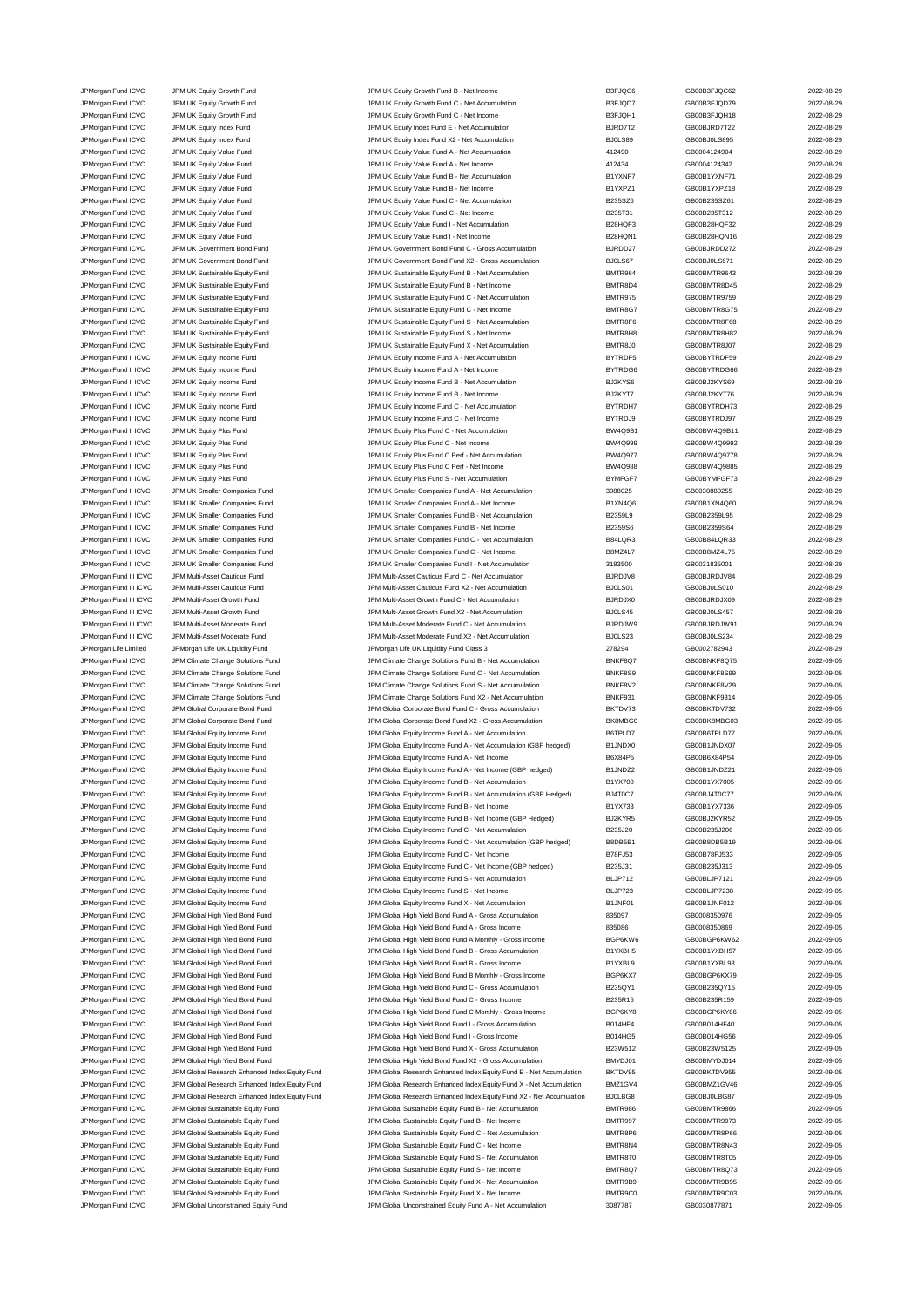| | | | | | |
|---|---|---|---|---|---|
| JPMorgan Fund ICVC | JPM UK Equity Growth Fund | JPM UK Equity Growth Fund B - Net Income | B3FJQC6 | GB00B3FJQC62 | 2022-08-29 |
| JPMorgan Fund ICVC | JPM UK Equity Growth Fund | JPM UK Equity Growth Fund C - Net Accumulation | B3FJQD7 | GB00B3FJQD79 | 2022-08-29 |
| JPMorgan Fund ICVC | JPM UK Equity Growth Fund | JPM UK Equity Growth Fund C - Net Income | B3FJQH1 | GB00B3FJQH18 | 2022-08-29 |
| JPMorgan Fund ICVC | JPM UK Equity Index Fund | JPM UK Equity Index Fund E - Net Accumulation | BJRD7T2 | GB00BJRD7T22 | 2022-08-29 |
| JPMorgan Fund ICVC | JPM UK Equity Index Fund | JPM UK Equity Index Fund X2 - Net Accumulation | BJ0LS89 | GB00BJ0LS895 | 2022-08-29 |
| JPMorgan Fund ICVC | JPM UK Equity Value Fund | JPM UK Equity Value Fund A - Net Accumulation | 412490 | GB0004124904 | 2022-08-29 |
| JPMorgan Fund ICVC | JPM UK Equity Value Fund | JPM UK Equity Value Fund A - Net Income | 412434 | GB0004124342 | 2022-08-29 |
| JPMorgan Fund ICVC | JPM UK Equity Value Fund | JPM UK Equity Value Fund B - Net Accumulation | B1YXNF7 | GB00B1YXNF71 | 2022-08-29 |
| JPMorgan Fund ICVC | JPM UK Equity Value Fund | JPM UK Equity Value Fund B - Net Income | B1YXPZ1 | GB00B1YXPZ18 | 2022-08-29 |
| JPMorgan Fund ICVC | JPM UK Equity Value Fund | JPM UK Equity Value Fund C - Net Accumulation | B235SZ6 | GB00B235SZ61 | 2022-08-29 |
| JPMorgan Fund ICVC | JPM UK Equity Value Fund | JPM UK Equity Value Fund C - Net Income | B235T31 | GB00B235T312 | 2022-08-29 |
| JPMorgan Fund ICVC | JPM UK Equity Value Fund | JPM UK Equity Value Fund I - Net Accumulation | B28HQF3 | GB00B28HQF32 | 2022-08-29 |
| JPMorgan Fund ICVC | JPM UK Equity Value Fund | JPM UK Equity Value Fund I - Net Income | B28HQN1 | GB00B28HQN16 | 2022-08-29 |
| JPMorgan Fund ICVC | JPM UK Government Bond Fund | JPM UK Government Bond Fund C - Gross Accumulation | BJRDD27 | GB00BJRDD272 | 2022-08-29 |
| JPMorgan Fund ICVC | JPM UK Government Bond Fund | JPM UK Government Bond Fund X2 - Gross Accumulation | BJ0LS67 | GB00BJ0LS671 | 2022-08-29 |
| JPMorgan Fund ICVC | JPM UK Sustainable Equity Fund | JPM UK Sustainable Equity Fund B - Net Accumulation | BMTR964 | GB00BMTR9643 | 2022-08-29 |
| JPMorgan Fund ICVC | JPM UK Sustainable Equity Fund | JPM UK Sustainable Equity Fund B - Net Income | BMTR8D4 | GB00BMTR8D45 | 2022-08-29 |
| JPMorgan Fund ICVC | JPM UK Sustainable Equity Fund | JPM UK Sustainable Equity Fund C - Net Accumulation | BMTR975 | GB00BMTR9759 | 2022-08-29 |
| JPMorgan Fund ICVC | JPM UK Sustainable Equity Fund | JPM UK Sustainable Equity Fund C - Net Income | BMTR8G7 | GB00BMTR8G75 | 2022-08-29 |
| JPMorgan Fund ICVC | JPM UK Sustainable Equity Fund | JPM UK Sustainable Equity Fund S - Net Accumulation | BMTR8F6 | GB00BMTR8F68 | 2022-08-29 |
| JPMorgan Fund ICVC | JPM UK Sustainable Equity Fund | JPM UK Sustainable Equity Fund S - Net Income | BMTR8H8 | GB00BMTR8H82 | 2022-08-29 |
| JPMorgan Fund ICVC | JPM UK Sustainable Equity Fund | JPM UK Sustainable Equity Fund X - Net Accumulation | BMTR8J0 | GB00BMTR8J07 | 2022-08-29 |
| JPMorgan Fund II ICVC | JPM UK Equity Income Fund | JPM UK Equity Income Fund A - Net Accumulation | BYTRDF5 | GB00BYTRDF59 | 2022-08-29 |
| JPMorgan Fund II ICVC | JPM UK Equity Income Fund | JPM UK Equity Income Fund A - Net Income | BYTRDG6 | GB00BYTRDG66 | 2022-08-29 |
| JPMorgan Fund II ICVC | JPM UK Equity Income Fund | JPM UK Equity Income Fund B - Net Accumulation | BJ2KYS6 | GB00BJ2KYS69 | 2022-08-29 |
| JPMorgan Fund II ICVC | JPM UK Equity Income Fund | JPM UK Equity Income Fund B - Net Income | BJ2KYT7 | GB00BJ2KYT76 | 2022-08-29 |
| JPMorgan Fund II ICVC | JPM UK Equity Income Fund | JPM UK Equity Income Fund C - Net Accumulation | BYTRDH7 | GB00BYTRDH73 | 2022-08-29 |
| JPMorgan Fund II ICVC | JPM UK Equity Income Fund | JPM UK Equity Income Fund C - Net Income | BYTRDJ9 | GB00BYTRDJ97 | 2022-08-29 |
| JPMorgan Fund II ICVC | JPM UK Equity Plus Fund | JPM UK Equity Plus Fund C - Net Accumulation | BW4Q9B1 | GB00BW4Q9B11 | 2022-08-29 |
| JPMorgan Fund II ICVC | JPM UK Equity Plus Fund | JPM UK Equity Plus Fund C - Net Income | BW4Q999 | GB00BW4Q9992 | 2022-08-29 |
| JPMorgan Fund II ICVC | JPM UK Equity Plus Fund | JPM UK Equity Plus Fund C Perf - Net Accumulation | BW4Q977 | GB00BW4Q9778 | 2022-08-29 |
| JPMorgan Fund II ICVC | JPM UK Equity Plus Fund | JPM UK Equity Plus Fund C Perf - Net Income | BW4Q988 | GB00BW4Q9885 | 2022-08-29 |
| JPMorgan Fund II ICVC | JPM UK Equity Plus Fund | JPM UK Equity Plus Fund S - Net Accumulation | BYMFGF7 | GB00BYMFGF73 | 2022-08-29 |
| JPMorgan Fund II ICVC | JPM UK Smaller Companies Fund | JPM UK Smaller Companies Fund A - Net Accumulation | 3088025 | GB0030880255 | 2022-08-29 |
| JPMorgan Fund II ICVC | JPM UK Smaller Companies Fund | JPM UK Smaller Companies Fund A - Net Income | B1XN4Q6 | GB00B1XN4Q60 | 2022-08-29 |
| JPMorgan Fund II ICVC | JPM UK Smaller Companies Fund | JPM UK Smaller Companies Fund B - Net Accumulation | B2359L9 | GB00B2359L95 | 2022-08-29 |
| JPMorgan Fund II ICVC | JPM UK Smaller Companies Fund | JPM UK Smaller Companies Fund B - Net Income | B2359S6 | GB00B2359S64 | 2022-08-29 |
| JPMorgan Fund II ICVC | JPM UK Smaller Companies Fund | JPM UK Smaller Companies Fund C - Net Accumulation | B84LQR3 | GB00B84LQR33 | 2022-08-29 |
| JPMorgan Fund II ICVC | JPM UK Smaller Companies Fund | JPM UK Smaller Companies Fund C - Net Income | B8MZ4L7 | GB00B8MZ4L75 | 2022-08-29 |
| JPMorgan Fund II ICVC | JPM UK Smaller Companies Fund | JPM UK Smaller Companies Fund I - Net Accumulation | 3183500 | GB0031835001 | 2022-08-29 |
| JPMorgan Fund III ICVC | JPM Multi-Asset Cautious Fund | JPM Multi-Asset Cautious Fund C - Net Accumulation | BJRDJV8 | GB00BJRDJV84 | 2022-08-29 |
| JPMorgan Fund III ICVC | JPM Multi-Asset Cautious Fund | JPM Multi-Asset Cautious Fund X2 - Net Accumulation | BJ0LS01 | GB00BJ0LS010 | 2022-08-29 |
| JPMorgan Fund III ICVC | JPM Multi-Asset Growth Fund | JPM Multi-Asset Growth Fund C - Net Accumulation | BJRDJX0 | GB00BJRDJX09 | 2022-08-29 |
| JPMorgan Fund III ICVC | JPM Multi-Asset Growth Fund | JPM Multi-Asset Growth Fund X2 - Net Accumulation | BJ0LS45 | GB00BJ0LS457 | 2022-08-29 |
| JPMorgan Fund III ICVC | JPM Multi-Asset Moderate Fund | JPM Multi-Asset Moderate Fund C - Net Accumulation | BJRDJW9 | GB00BJRDJW91 | 2022-08-29 |
| JPMorgan Fund III ICVC | JPM Multi-Asset Moderate Fund | JPM Multi-Asset Moderate Fund X2 - Net Accumulation | BJ0LS23 | GB00BJ0LS234 | 2022-08-29 |
| JPMorgan Life Limited | JPMorgan Life UK Liquidity Fund | JPMorgan Life UK Liquidity Fund Class 3 | 278294 | GB0002782943 | 2022-08-29 |
| JPMorgan Fund ICVC | JPM Climate Change Solutions Fund | JPM Climate Change Solutions Fund B - Net Accumulation | BNKF8Q7 | GB00BNKF8Q75 | 2022-09-05 |
| JPMorgan Fund ICVC | JPM Climate Change Solutions Fund | JPM Climate Change Solutions Fund C - Net Accumulation | BNKF8S9 | GB00BNKF8S99 | 2022-09-05 |
| JPMorgan Fund ICVC | JPM Climate Change Solutions Fund | JPM Climate Change Solutions Fund S - Net Accumulation | BNKF8V2 | GB00BNKF8V29 | 2022-09-05 |
| JPMorgan Fund ICVC | JPM Climate Change Solutions Fund | JPM Climate Change Solutions Fund X2 - Net Accumulation | BNKF931 | GB00BNKF9314 | 2022-09-05 |
| JPMorgan Fund ICVC | JPM Global Corporate Bond Fund | JPM Global Corporate Bond Fund C - Gross Accumulation | BKTDV73 | GB00BKTDV732 | 2022-09-05 |
| JPMorgan Fund ICVC | JPM Global Corporate Bond Fund | JPM Global Corporate Bond Fund X2 - Gross Accumulation | BK8MBG0 | GB00BK8MBG03 | 2022-09-05 |
| JPMorgan Fund ICVC | JPM Global Equity Income Fund | JPM Global Equity Income Fund A - Net Accumulation | B6TPLD7 | GB00B6TPLD77 | 2022-09-05 |
| JPMorgan Fund ICVC | JPM Global Equity Income Fund | JPM Global Equity Income Fund A - Net Accumulation (GBP hedged) | B1JNDX0 | GB00B1JNDX07 | 2022-09-05 |
| JPMorgan Fund ICVC | JPM Global Equity Income Fund | JPM Global Equity Income Fund A - Net Income | B6X84P5 | GB00B6X84P54 | 2022-09-05 |
| JPMorgan Fund ICVC | JPM Global Equity Income Fund | JPM Global Equity Income Fund A - Net Income (GBP hedged) | B1JNDZ2 | GB00B1JNDZ21 | 2022-09-05 |
| JPMorgan Fund ICVC | JPM Global Equity Income Fund | JPM Global Equity Income Fund B - Net Accumulation | B1YX700 | GB00B1YX7005 | 2022-09-05 |
| JPMorgan Fund ICVC | JPM Global Equity Income Fund | JPM Global Equity Income Fund B - Net Accumulation (GBP Hedged) | BJ4T0C7 | GB00BJ4T0C77 | 2022-09-05 |
| JPMorgan Fund ICVC | JPM Global Equity Income Fund | JPM Global Equity Income Fund B - Net Income | B1YX733 | GB00B1YX7336 | 2022-09-05 |
| JPMorgan Fund ICVC | JPM Global Equity Income Fund | JPM Global Equity Income Fund B - Net Income (GBP Hedged) | BJ2KYR5 | GB00BJ2KYR52 | 2022-09-05 |
| JPMorgan Fund ICVC | JPM Global Equity Income Fund | JPM Global Equity Income Fund C - Net Accumulation | B235J20 | GB00B235J206 | 2022-09-05 |
| JPMorgan Fund ICVC | JPM Global Equity Income Fund | JPM Global Equity Income Fund C - Net Accumulation (GBP hedged) | B8DB5B1 | GB00B8DB5B19 | 2022-09-05 |
| JPMorgan Fund ICVC | JPM Global Equity Income Fund | JPM Global Equity Income Fund C - Net Income | B78FJ53 | GB00B78FJ533 | 2022-09-05 |
| JPMorgan Fund ICVC | JPM Global Equity Income Fund | JPM Global Equity Income Fund C - Net Income (GBP hedged) | B235J31 | GB00B235J313 | 2022-09-05 |
| JPMorgan Fund ICVC | JPM Global Equity Income Fund | JPM Global Equity Income Fund S - Net Accumulation | BLJP712 | GB00BLJP7121 | 2022-09-05 |
| JPMorgan Fund ICVC | JPM Global Equity Income Fund | JPM Global Equity Income Fund S - Net Income | BLJP723 | GB00BLJP7238 | 2022-09-05 |
| JPMorgan Fund ICVC | JPM Global Equity Income Fund | JPM Global Equity Income Fund X - Net Accumulation | B1JNF01 | GB00B1JNF012 | 2022-09-05 |
| JPMorgan Fund ICVC | JPM Global High Yield Bond Fund | JPM Global High Yield Bond Fund A - Gross Accumulation | 835097 | GB0008350976 | 2022-09-05 |
| JPMorgan Fund ICVC | JPM Global High Yield Bond Fund | JPM Global High Yield Bond Fund A - Gross Income | 835086 | GB0008350869 | 2022-09-05 |
| JPMorgan Fund ICVC | JPM Global High Yield Bond Fund | JPM Global High Yield Bond Fund A Monthly - Gross Income | BGP6KW6 | GB00BGP6KW62 | 2022-09-05 |
| JPMorgan Fund ICVC | JPM Global High Yield Bond Fund | JPM Global High Yield Bond Fund B - Gross Accumulation | B1YXBH5 | GB00B1YXBH57 | 2022-09-05 |
| JPMorgan Fund ICVC | JPM Global High Yield Bond Fund | JPM Global High Yield Bond Fund B - Gross Income | B1YXBL9 | GB00B1YXBL93 | 2022-09-05 |
| JPMorgan Fund ICVC | JPM Global High Yield Bond Fund | JPM Global High Yield Bond Fund B Monthly - Gross Income | BGP6KX7 | GB00BGP6KX79 | 2022-09-05 |
| JPMorgan Fund ICVC | JPM Global High Yield Bond Fund | JPM Global High Yield Bond Fund C - Gross Accumulation | B235QY1 | GB00B235QY15 | 2022-09-05 |
| JPMorgan Fund ICVC | JPM Global High Yield Bond Fund | JPM Global High Yield Bond Fund C - Gross Income | B235R15 | GB00B235R159 | 2022-09-05 |
| JPMorgan Fund ICVC | JPM Global High Yield Bond Fund | JPM Global High Yield Bond Fund C Monthly - Gross Income | BGP6KY8 | GB00BGP6KY86 | 2022-09-05 |
| JPMorgan Fund ICVC | JPM Global High Yield Bond Fund | JPM Global High Yield Bond Fund I - Gross Accumulation | B014HF4 | GB00B014HF40 | 2022-09-05 |
| JPMorgan Fund ICVC | JPM Global High Yield Bond Fund | JPM Global High Yield Bond Fund I - Gross Income | B014HG5 | GB00B014HG56 | 2022-09-05 |
| JPMorgan Fund ICVC | JPM Global High Yield Bond Fund | JPM Global High Yield Bond Fund X - Gross Accumulation | B23W512 | GB00B23W5125 | 2022-09-05 |
| JPMorgan Fund ICVC | JPM Global High Yield Bond Fund | JPM Global High Yield Bond Fund X2 - Gross Accumulation | BMYDJ01 | GB00BMYDJ014 | 2022-09-05 |
| JPMorgan Fund ICVC | JPM Global Research Enhanced Index Equity Fund | JPM Global Research Enhanced Index Equity Fund E - Net Accumulation | BKTDV95 | GB00BKTDV955 | 2022-09-05 |
| JPMorgan Fund ICVC | JPM Global Research Enhanced Index Equity Fund | JPM Global Research Enhanced Index Equity Fund X - Net Accumulation | BMZ1GV4 | GB00BMZ1GV46 | 2022-09-05 |
| JPMorgan Fund ICVC | JPM Global Research Enhanced Index Equity Fund | JPM Global Research Enhanced Index Equity Fund X2 - Net Accumulation | BJ0LBG8 | GB00BJ0LBG87 | 2022-09-05 |
| JPMorgan Fund ICVC | JPM Global Sustainable Equity Fund | JPM Global Sustainable Equity Fund B - Net Accumulation | BMTR986 | GB00BMTR9866 | 2022-09-05 |
| JPMorgan Fund ICVC | JPM Global Sustainable Equity Fund | JPM Global Sustainable Equity Fund B - Net Income | BMTR997 | GB00BMTR9973 | 2022-09-05 |
| JPMorgan Fund ICVC | JPM Global Sustainable Equity Fund | JPM Global Sustainable Equity Fund C - Net Accumulation | BMTR8P6 | GB00BMTR8P66 | 2022-09-05 |
| JPMorgan Fund ICVC | JPM Global Sustainable Equity Fund | JPM Global Sustainable Equity Fund C - Net Income | BMTR8N4 | GB00BMTR8N43 | 2022-09-05 |
| JPMorgan Fund ICVC | JPM Global Sustainable Equity Fund | JPM Global Sustainable Equity Fund S - Net Accumulation | BMTR8T0 | GB00BMTR8T05 | 2022-09-05 |
| JPMorgan Fund ICVC | JPM Global Sustainable Equity Fund | JPM Global Sustainable Equity Fund S - Net Income | BMTR8Q7 | GB00BMTR8Q73 | 2022-09-05 |
| JPMorgan Fund ICVC | JPM Global Sustainable Equity Fund | JPM Global Sustainable Equity Fund X - Net Accumulation | BMTR9B9 | GB00BMTR9B95 | 2022-09-05 |
| JPMorgan Fund ICVC | JPM Global Sustainable Equity Fund | JPM Global Sustainable Equity Fund X - Net Income | BMTR9C0 | GB00BMTR9C03 | 2022-09-05 |
| JPMorgan Fund ICVC | JPM Global Unconstrained Equity Fund | JPM Global Unconstrained Equity Fund A - Net Accumulation | 3087787 | GB0030877871 | 2022-09-05 |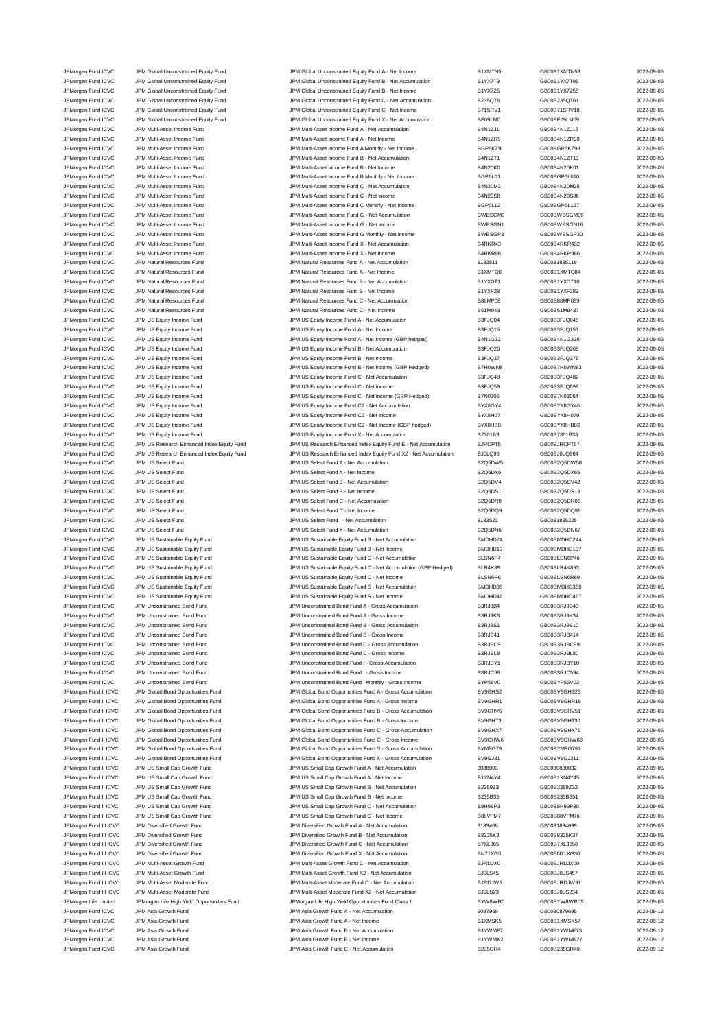| | | | | | |
|---|---|---|---|---|---|
| JPMorgan Fund ICVC | JPM Global Unconstrained Equity Fund | JPM Global Unconstrained Equity Fund A - Net Income | B1XMTN5 | GB00B1XMTN53 | 2022-09-05 |
| JPMorgan Fund ICVC | JPM Global Unconstrained Equity Fund | JPM Global Unconstrained Equity Fund B - Net Accumulation | B1YX7T9 | GB00B1YX7T95 | 2022-09-05 |
| JPMorgan Fund ICVC | JPM Global Unconstrained Equity Fund | JPM Global Unconstrained Equity Fund B - Net Income | B1YX7Z5 | GB00B1YX7Z55 | 2022-09-05 |
| JPMorgan Fund ICVC | JPM Global Unconstrained Equity Fund | JPM Global Unconstrained Equity Fund C - Net Accumulation | B235QT6 | GB00B235QT61 | 2022-09-05 |
| JPMorgan Fund ICVC | JPM Global Unconstrained Equity Fund | JPM Global Unconstrained Equity Fund C - Net Income | B71SRV1 | GB00B71SRV18 | 2022-09-05 |
| JPMorgan Fund ICVC | JPM Global Unconstrained Equity Fund | JPM Global Unconstrained Equity Fund X - Net Accumulation | BF09LM0 | GB00BF09LM09 | 2022-09-05 |
| JPMorgan Fund ICVC | JPM Multi-Asset Income Fund | JPM Multi-Asset Income Fund A - Net Accumulation | B4N1ZJ1 | GB00B4N1ZJ15 | 2022-09-05 |
| JPMorgan Fund ICVC | JPM Multi-Asset Income Fund | JPM Multi-Asset Income Fund A - Net Income | B4N1ZR9 | GB00B4N1ZR98 | 2022-09-05 |
| JPMorgan Fund ICVC | JPM Multi-Asset Income Fund | JPM Multi-Asset Income Fund A Monthly - Net Income | BGP6KZ9 | GB00BGP6KZ93 | 2022-09-05 |
| JPMorgan Fund ICVC | JPM Multi-Asset Income Fund | JPM Multi-Asset Income Fund B - Net Accumulation | B4N1ZT1 | GB00B4N1ZT13 | 2022-09-05 |
| JPMorgan Fund ICVC | JPM Multi-Asset Income Fund | JPM Multi-Asset Income Fund B - Net Income | B4N20K0 | GB00B4N20K01 | 2022-09-05 |
| JPMorgan Fund ICVC | JPM Multi-Asset Income Fund | JPM Multi-Asset Income Fund B Monthly - Net Income | BGP6L01 | GB00BGP6L010 | 2022-09-05 |
| JPMorgan Fund ICVC | JPM Multi-Asset Income Fund | JPM Multi-Asset Income Fund C - Net Accumulation | B4N20M2 | GB00B4N20M25 | 2022-09-05 |
| JPMorgan Fund ICVC | JPM Multi-Asset Income Fund | JPM Multi-Asset Income Fund C - Net Income | B4N20S8 | GB00B4N20S86 | 2022-09-05 |
| JPMorgan Fund ICVC | JPM Multi-Asset Income Fund | JPM Multi-Asset Income Fund C Monthly - Net Income | BGP6L12 | GB00BGP6L127 | 2022-09-05 |
| JPMorgan Fund ICVC | JPM Multi-Asset Income Fund | JPM Multi-Asset Income Fund G - Net Accumulation | BWBSGM0 | GB00BWBSGM09 | 2022-09-05 |
| JPMorgan Fund ICVC | JPM Multi-Asset Income Fund | JPM Multi-Asset Income Fund G - Net Income | BWBSGN1 | GB00BWBSGN16 | 2022-09-05 |
| JPMorgan Fund ICVC | JPM Multi-Asset Income Fund | JPM Multi-Asset Income Fund G Monthly - Net Income | BWBSGP3 | GB00BWBSGP30 | 2022-09-05 |
| JPMorgan Fund ICVC | JPM Multi-Asset Income Fund | JPM Multi-Asset Income Fund X - Net Accumulation | B4RKR43 | GB00B4RKR432 | 2022-09-05 |
| JPMorgan Fund ICVC | JPM Multi-Asset Income Fund | JPM Multi-Asset Income Fund X - Net Income | B4RKR98 | GB00B4RKR986 | 2022-09-05 |
| JPMorgan Fund ICVC | JPM Natural Resources Fund | JPM Natural Resources Fund A - Net Accumulation | 3183511 | GB0031835118 | 2022-09-05 |
| JPMorgan Fund ICVC | JPM Natural Resources Fund | JPM Natural Resources Fund A - Net Income | B1XMTQ8 | GB00B1XMTQ84 | 2022-09-05 |
| JPMorgan Fund ICVC | JPM Natural Resources Fund | JPM Natural Resources Fund B - Net Accumulation | B1YXDT1 | GB00B1YXDT10 | 2022-09-05 |
| JPMorgan Fund ICVC | JPM Natural Resources Fund | JPM Natural Resources Fund B - Net Income | B1YXF28 | GB00B1YXF283 | 2022-09-05 |
| JPMorgan Fund ICVC | JPM Natural Resources Fund | JPM Natural Resources Fund C - Net Accumulation | B88MP08 | GB00B88MP089 | 2022-09-05 |
| JPMorgan Fund ICVC | JPM Natural Resources Fund | JPM Natural Resources Fund C - Net Income | B61M943 | GB00B61M9437 | 2022-09-05 |
| JPMorgan Fund ICVC | JPM US Equity Income Fund | JPM US Equity Income Fund A - Net Accumulation | B3FJQ04 | GB00B3FJQ045 | 2022-09-05 |
| JPMorgan Fund ICVC | JPM US Equity Income Fund | JPM US Equity Income Fund A - Net Income | B3FJQ15 | GB00B3FJQ151 | 2022-09-05 |
| JPMorgan Fund ICVC | JPM US Equity Income Fund | JPM US Equity Income Fund A - Net Income (GBP hedged) | B4N1G32 | GB00B4N1G326 | 2022-09-05 |
| JPMorgan Fund ICVC | JPM US Equity Income Fund | JPM US Equity Income Fund B - Net Accumulation | B3FJQ26 | GB00B3FJQ268 | 2022-09-05 |
| JPMorgan Fund ICVC | JPM US Equity Income Fund | JPM US Equity Income Fund B - Net Income | B3FJQ37 | GB00B3FJQ375 | 2022-09-05 |
| JPMorgan Fund ICVC | JPM US Equity Income Fund | JPM US Equity Income Fund B - Net Income (GBP Hedged) | B7H0WN8 | GB00B7H0WN83 | 2022-09-05 |
| JPMorgan Fund ICVC | JPM US Equity Income Fund | JPM US Equity Income Fund C - Net Accumulation | B3FJQ48 | GB00B3FJQ482 | 2022-09-05 |
| JPMorgan Fund ICVC | JPM US Equity Income Fund | JPM US Equity Income Fund C - Net Income | B3FJQ59 | GB00B3FJQ599 | 2022-09-05 |
| JPMorgan Fund ICVC | JPM US Equity Income Fund | JPM US Equity Income Fund C - Net Income (GBP Hedged) | B7N0306 | GB00B7N03064 | 2022-09-05 |
| JPMorgan Fund ICVC | JPM US Equity Income Fund | JPM US Equity Income Fund C2 - Net Accumulation | BYX8GY4 | GB00BYX8GY46 | 2022-09-05 |
| JPMorgan Fund ICVC | JPM US Equity Income Fund | JPM US Equity Income Fund C2 - Net Income | BYX8H07 | GB00BYX8H079 | 2022-09-05 |
| JPMorgan Fund ICVC | JPM US Equity Income Fund | JPM US Equity Income Fund C2 - Net Income (GBP hedged) | BYX8HB8 | GB00BYX8HB83 | 2022-09-05 |
| JPMorgan Fund ICVC | JPM US Equity Income Fund | JPM US Equity Income Fund X - Net Accumulation | B7301B3 | GB00B7301B38 | 2022-09-05 |
| JPMorgan Fund ICVC | JPM US Research Enhanced Index Equity Fund | JPM US Research Enhanced Index Equity Fund E - Net Accumulation | BJRCPT5 | GB00BJRCPT57 | 2022-09-05 |
| JPMorgan Fund ICVC | JPM US Research Enhanced Index Equity Fund | JPM US Research Enhanced Index Equity Fund X2 - Net Accumulation | BJ0LQ96 | GB00BJ0LQ964 | 2022-09-05 |
| JPMorgan Fund ICVC | JPM US Select Fund | JPM US Select Fund A - Net Accumulation | B2Q5DW5 | GB00B2Q5DW58 | 2022-09-05 |
| JPMorgan Fund ICVC | JPM US Select Fund | JPM US Select Fund A - Net Income | B2Q5DX6 | GB00B2Q5DX65 | 2022-09-05 |
| JPMorgan Fund ICVC | JPM US Select Fund | JPM US Select Fund B - Net Accumulation | B2Q5DV4 | GB00B2Q5DV42 | 2022-09-05 |
| JPMorgan Fund ICVC | JPM US Select Fund | JPM US Select Fund B - Net Income | B2Q5DS1 | GB00B2Q5DS13 | 2022-09-05 |
| JPMorgan Fund ICVC | JPM US Select Fund | JPM US Select Fund C - Net Accumulation | B2Q5DR0 | GB00B2Q5DR06 | 2022-09-05 |
| JPMorgan Fund ICVC | JPM US Select Fund | JPM US Select Fund C - Net Income | B2Q5DQ9 | GB00B2Q5DQ98 | 2022-09-05 |
| JPMorgan Fund ICVC | JPM US Select Fund | JPM US Select Fund I - Net Accumulation | 3183522 | GB0031835225 | 2022-09-05 |
| JPMorgan Fund ICVC | JPM US Select Fund | JPM US Select Fund X - Net Accumulation | B2Q5DN6 | GB00B2Q5DN67 | 2022-09-05 |
| JPMorgan Fund ICVC | JPM US Sustainable Equity Fund | JPM US Sustainable Equity Fund B - Net Accumulation | BMDHD24 | GB00BMDHD244 | 2022-09-05 |
| JPMorgan Fund ICVC | JPM US Sustainable Equity Fund | JPM US Sustainable Equity Fund B - Net Income | BMDHD13 | GB00BMDHD137 | 2022-09-05 |
| JPMorgan Fund ICVC | JPM US Sustainable Equity Fund | JPM US Sustainable Equity Fund C - Net Accumulation | BLSN6P4 | GB00BLSN6P46 | 2022-09-05 |
| JPMorgan Fund ICVC | JPM US Sustainable Equity Fund | JPM US Sustainable Equity Fund C - Net Accumulation (GBP Hedged) | BLR4K89 | GB00BLR4K893 | 2022-09-05 |
| JPMorgan Fund ICVC | JPM US Sustainable Equity Fund | JPM US Sustainable Equity Fund C - Net Income | BLSN6R6 | GB00BLSN6R69 | 2022-09-05 |
| JPMorgan Fund ICVC | JPM US Sustainable Equity Fund | JPM US Sustainable Equity Fund S - Net Accumulation | BMDHD35 | GB00BMDHD350 | 2022-09-05 |
| JPMorgan Fund ICVC | JPM US Sustainable Equity Fund | JPM US Sustainable Equity Fund S - Net Income | BMDHD46 | GB00BMDHD467 | 2022-09-05 |
| JPMorgan Fund ICVC | JPM Unconstrained Bond Fund | JPM Unconstrained Bond Fund A - Gross Accumulation | B3RJ9B4 | GB00B3RJ9B43 | 2022-09-05 |
| JPMorgan Fund ICVC | JPM Unconstrained Bond Fund | JPM Unconstrained Bond Fund A - Gross Income | B3RJ9K3 | GB00B3RJ9K34 | 2022-09-05 |
| JPMorgan Fund ICVC | JPM Unconstrained Bond Fund | JPM Unconstrained Bond Fund B - Gross Accumulation | B3RJ9S1 | GB00B3RJ9S10 | 2022-09-05 |
| JPMorgan Fund ICVC | JPM Unconstrained Bond Fund | JPM Unconstrained Bond Fund B - Gross Income | B3RJB41 | GB00B3RJB414 | 2022-09-05 |
| JPMorgan Fund ICVC | JPM Unconstrained Bond Fund | JPM Unconstrained Bond Fund C - Gross Accumulation | B3RJBC9 | GB00B3RJBC99 | 2022-09-05 |
| JPMorgan Fund ICVC | JPM Unconstrained Bond Fund | JPM Unconstrained Bond Fund C - Gross Income | B3RJBL8 | GB00B3RJBL80 | 2022-09-05 |
| JPMorgan Fund ICVC | JPM Unconstrained Bond Fund | JPM Unconstrained Bond Fund I - Gross Accumulation | B3RJBY1 | GB00B3RJBY10 | 2022-09-05 |
| JPMorgan Fund ICVC | JPM Unconstrained Bond Fund | JPM Unconstrained Bond Fund I - Gross Income | B3RJC59 | GB00B3RJC594 | 2022-09-05 |
| JPMorgan Fund ICVC | JPM Unconstrained Bond Fund | JPM Unconstrained Bond Fund I Monthly - Gross Income | BYP56V0 | GB00BYP56V03 | 2022-09-05 |
| JPMorgan Fund II ICVC | JPM Global Bond Opportunities Fund | JPM Global Bond Opportunities Fund A - Gross Accumulation | BV9GHS2 | GB00BV9GHS23 | 2022-09-05 |
| JPMorgan Fund II ICVC | JPM Global Bond Opportunities Fund | JPM Global Bond Opportunities Fund A - Gross Income | BV9GHR1 | GB00BV9GHR16 | 2022-09-05 |
| JPMorgan Fund II ICVC | JPM Global Bond Opportunities Fund | JPM Global Bond Opportunities Fund B - Gross Accumulation | BV9GHV5 | GB00BV9GHV51 | 2022-09-05 |
| JPMorgan Fund II ICVC | JPM Global Bond Opportunities Fund | JPM Global Bond Opportunities Fund B - Gross Income | BV9GHT3 | GB00BV9GHT30 | 2022-09-05 |
| JPMorgan Fund II ICVC | JPM Global Bond Opportunities Fund | JPM Global Bond Opportunities Fund C - Gross Accumulation | BV9GHX7 | GB00BV9GHX75 | 2022-09-05 |
| JPMorgan Fund II ICVC | JPM Global Bond Opportunities Fund | JPM Global Bond Opportunities Fund C - Gross Income | BV9GHW6 | GB00BV9GHW68 | 2022-09-05 |
| JPMorgan Fund II ICVC | JPM Global Bond Opportunities Fund | JPM Global Bond Opportunities Fund S - Gross Accumulation | BYMFG79 | GB00BYMFG791 | 2022-09-05 |
| JPMorgan Fund II ICVC | JPM Global Bond Opportunities Fund | JPM Global Bond Opportunities Fund X - Gross Accumulation | BV9GJ31 | GB00BV9GJ311 | 2022-09-05 |
| JPMorgan Fund II ICVC | JPM US Small Cap Growth Fund | JPM US Small Cap Growth Fund A - Net Accumulation | 3088003 | GB0030880032 | 2022-09-05 |
| JPMorgan Fund II ICVC | JPM US Small Cap Growth Fund | JPM US Small Cap Growth Fund A - Net Income | B1XN4Y4 | GB00B1XN4Y45 | 2022-09-05 |
| JPMorgan Fund II ICVC | JPM US Small Cap Growth Fund | JPM US Small Cap Growth Fund B - Net Accumulation | B2359Z3 | GB00B2359Z32 | 2022-09-05 |
| JPMorgan Fund II ICVC | JPM US Small Cap Growth Fund | JPM US Small Cap Growth Fund B - Net Income | B235B35 | GB00B235B351 | 2022-09-05 |
| JPMorgan Fund II ICVC | JPM US Small Cap Growth Fund | JPM US Small Cap Growth Fund C - Net Accumulation | B8H99P3 | GB00B8H99P30 | 2022-09-05 |
| JPMorgan Fund II ICVC | JPM US Small Cap Growth Fund | JPM US Small Cap Growth Fund C - Net Income | B88VFM7 | GB00B88VFM76 | 2022-09-05 |
| JPMorgan Fund III ICVC | JPM Diversified Growth Fund | JPM Diversified Growth Fund A - Net Accumulation | 3183469 | GB0031834699 | 2022-09-05 |
| JPMorgan Fund III ICVC | JPM Diversified Growth Fund | JPM Diversified Growth Fund B - Net Accumulation | B8325K3 | GB00B8325K37 | 2022-09-05 |
| JPMorgan Fund III ICVC | JPM Diversified Growth Fund | JPM Diversified Growth Fund C - Net Accumulation | B7XL365 | GB00B7XL3656 | 2022-09-05 |
| JPMorgan Fund III ICVC | JPM Diversified Growth Fund | JPM Diversified Growth Fund X - Net Accumulation | BN71XG3 | GB00BN71XG30 | 2022-09-05 |
| JPMorgan Fund III ICVC | JPM Multi-Asset Growth Fund | JPM Multi-Asset Growth Fund C - Net Accumulation | BJRDJX0 | GB00BJRDJX09 | 2022-09-05 |
| JPMorgan Fund III ICVC | JPM Multi-Asset Growth Fund | JPM Multi-Asset Growth Fund X2 - Net Accumulation | BJ0LS45 | GB00BJ0LS457 | 2022-09-05 |
| JPMorgan Fund III ICVC | JPM Multi-Asset Moderate Fund | JPM Multi-Asset Moderate Fund C - Net Accumulation | BJRDJW9 | GB00BJRDJW91 | 2022-09-05 |
| JPMorgan Fund III ICVC | JPM Multi-Asset Moderate Fund | JPM Multi-Asset Moderate Fund X2 - Net Accumulation | BJ0LS23 | GB00BJ0LS234 | 2022-09-05 |
| JPMorgan Life Limited | JPMorgan Life High Yield Opportunities Fund | JPMorgan Life High Yield Opportunities Fund Class 1 | BYW8WR0 | GB00BYW8WR05 | 2022-09-05 |
| JPMorgan Fund ICVC | JPM Asia Growth Fund | JPM Asia Growth Fund A - Net Accumulation | 3087969 | GB0030879695 | 2022-09-12 |
| JPMorgan Fund ICVC | JPM Asia Growth Fund | JPM Asia Growth Fund A - Net Income | B1XMSK5 | GB00B1XMSK57 | 2022-09-12 |
| JPMorgan Fund ICVC | JPM Asia Growth Fund | JPM Asia Growth Fund B - Net Accumulation | B1YWMF7 | GB00B1YWMF73 | 2022-09-12 |
| JPMorgan Fund ICVC | JPM Asia Growth Fund | JPM Asia Growth Fund B - Net Income | B1YWMK2 | GB00B1YWMK27 | 2022-09-12 |
| JPMorgan Fund ICVC | JPM Asia Growth Fund | JPM Asia Growth Fund C - Net Accumulation | B235GR4 | GB00B235GR40 | 2022-09-12 |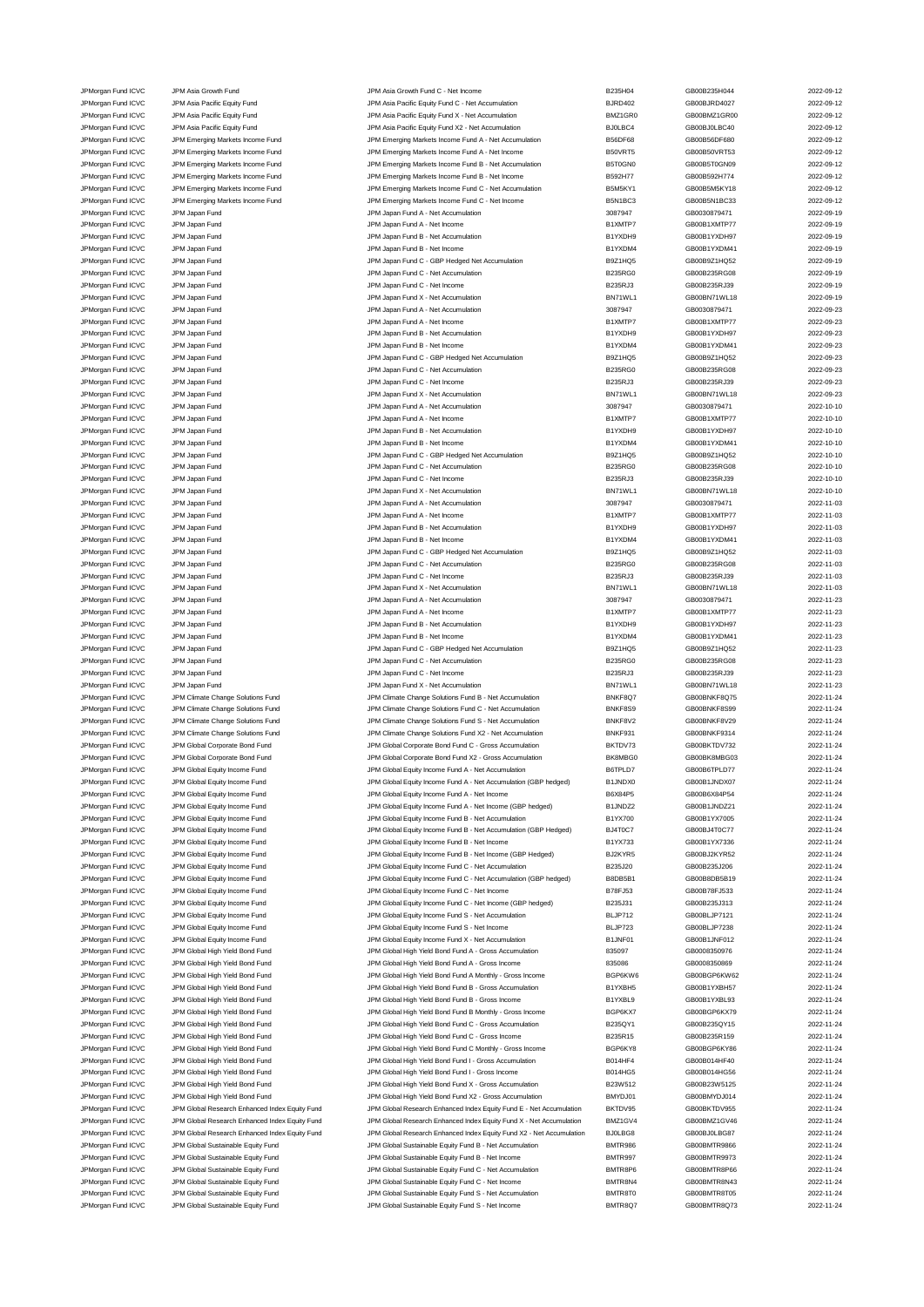| | | | | | |
|---|---|---|---|---|---|
| JPMorgan Fund ICVC | JPM Asia Growth Fund | JPM Asia Growth Fund C - Net Income | B235H04 | GB00B235H044 | 2022-09-12 |
| JPMorgan Fund ICVC | JPM Asia Pacific Equity Fund | JPM Asia Pacific Equity Fund C - Net Accumulation | BJRD402 | GB00BJRD4027 | 2022-09-12 |
| JPMorgan Fund ICVC | JPM Asia Pacific Equity Fund | JPM Asia Pacific Equity Fund X - Net Accumulation | BMZ1GR0 | GB00BMZ1GR00 | 2022-09-12 |
| JPMorgan Fund ICVC | JPM Asia Pacific Equity Fund | JPM Asia Pacific Equity Fund X2 - Net Accumulation | BJ0LBC4 | GB00BJ0LBC40 | 2022-09-12 |
| JPMorgan Fund ICVC | JPM Emerging Markets Income Fund | JPM Emerging Markets Income Fund A - Net Accumulation | B56DF68 | GB00B56DF680 | 2022-09-12 |
| JPMorgan Fund ICVC | JPM Emerging Markets Income Fund | JPM Emerging Markets Income Fund A - Net Income | B50VRT5 | GB00B50VRT53 | 2022-09-12 |
| JPMorgan Fund ICVC | JPM Emerging Markets Income Fund | JPM Emerging Markets Income Fund B - Net Accumulation | B5T0GN0 | GB00B5T0GN09 | 2022-09-12 |
| JPMorgan Fund ICVC | JPM Emerging Markets Income Fund | JPM Emerging Markets Income Fund B - Net Income | B592H77 | GB00B592H774 | 2022-09-12 |
| JPMorgan Fund ICVC | JPM Emerging Markets Income Fund | JPM Emerging Markets Income Fund C - Net Accumulation | B5M5KY1 | GB00B5M5KY18 | 2022-09-12 |
| JPMorgan Fund ICVC | JPM Emerging Markets Income Fund | JPM Emerging Markets Income Fund C - Net Income | B5N1BC3 | GB00B5N1BC33 | 2022-09-12 |
| JPMorgan Fund ICVC | JPM Japan Fund | JPM Japan Fund A - Net Accumulation | 3087947 | GB0030879471 | 2022-09-19 |
| JPMorgan Fund ICVC | JPM Japan Fund | JPM Japan Fund A - Net Income | B1XMTP7 | GB00B1XMTP77 | 2022-09-19 |
| JPMorgan Fund ICVC | JPM Japan Fund | JPM Japan Fund B - Net Accumulation | B1YXDH9 | GB00B1YXDH97 | 2022-09-19 |
| JPMorgan Fund ICVC | JPM Japan Fund | JPM Japan Fund B - Net Income | B1YXDM4 | GB00B1YXDM41 | 2022-09-19 |
| JPMorgan Fund ICVC | JPM Japan Fund | JPM Japan Fund C - GBP Hedged Net Accumulation | B9Z1HQ5 | GB00B9Z1HQ52 | 2022-09-19 |
| JPMorgan Fund ICVC | JPM Japan Fund | JPM Japan Fund C - Net Accumulation | B235RG0 | GB00B235RG08 | 2022-09-19 |
| JPMorgan Fund ICVC | JPM Japan Fund | JPM Japan Fund C - Net Income | B235RJ3 | GB00B235RJ39 | 2022-09-19 |
| JPMorgan Fund ICVC | JPM Japan Fund | JPM Japan Fund X - Net Accumulation | BN71WL1 | GB00BN71WL18 | 2022-09-19 |
| JPMorgan Fund ICVC | JPM Japan Fund | JPM Japan Fund A - Net Accumulation | 3087947 | GB0030879471 | 2022-09-23 |
| JPMorgan Fund ICVC | JPM Japan Fund | JPM Japan Fund A - Net Income | B1XMTP7 | GB00B1XMTP77 | 2022-09-23 |
| JPMorgan Fund ICVC | JPM Japan Fund | JPM Japan Fund B - Net Accumulation | B1YXDH9 | GB00B1YXDH97 | 2022-09-23 |
| JPMorgan Fund ICVC | JPM Japan Fund | JPM Japan Fund B - Net Income | B1YXDM4 | GB00B1YXDM41 | 2022-09-23 |
| JPMorgan Fund ICVC | JPM Japan Fund | JPM Japan Fund C - GBP Hedged Net Accumulation | B9Z1HQ5 | GB00B9Z1HQ52 | 2022-09-23 |
| JPMorgan Fund ICVC | JPM Japan Fund | JPM Japan Fund C - Net Accumulation | B235RG0 | GB00B235RG08 | 2022-09-23 |
| JPMorgan Fund ICVC | JPM Japan Fund | JPM Japan Fund C - Net Income | B235RJ3 | GB00B235RJ39 | 2022-09-23 |
| JPMorgan Fund ICVC | JPM Japan Fund | JPM Japan Fund X - Net Accumulation | BN71WL1 | GB00BN71WL18 | 2022-09-23 |
| JPMorgan Fund ICVC | JPM Japan Fund | JPM Japan Fund A - Net Accumulation | 3087947 | GB0030879471 | 2022-10-10 |
| JPMorgan Fund ICVC | JPM Japan Fund | JPM Japan Fund A - Net Income | B1XMTP7 | GB00B1XMTP77 | 2022-10-10 |
| JPMorgan Fund ICVC | JPM Japan Fund | JPM Japan Fund B - Net Accumulation | B1YXDH9 | GB00B1YXDH97 | 2022-10-10 |
| JPMorgan Fund ICVC | JPM Japan Fund | JPM Japan Fund B - Net Income | B1YXDM4 | GB00B1YXDM41 | 2022-10-10 |
| JPMorgan Fund ICVC | JPM Japan Fund | JPM Japan Fund C - GBP Hedged Net Accumulation | B9Z1HQ5 | GB00B9Z1HQ52 | 2022-10-10 |
| JPMorgan Fund ICVC | JPM Japan Fund | JPM Japan Fund C - Net Accumulation | B235RG0 | GB00B235RG08 | 2022-10-10 |
| JPMorgan Fund ICVC | JPM Japan Fund | JPM Japan Fund C - Net Income | B235RJ3 | GB00B235RJ39 | 2022-10-10 |
| JPMorgan Fund ICVC | JPM Japan Fund | JPM Japan Fund X - Net Accumulation | BN71WL1 | GB00BN71WL18 | 2022-10-10 |
| JPMorgan Fund ICVC | JPM Japan Fund | JPM Japan Fund A - Net Accumulation | 3087947 | GB0030879471 | 2022-11-03 |
| JPMorgan Fund ICVC | JPM Japan Fund | JPM Japan Fund A - Net Income | B1XMTP7 | GB00B1XMTP77 | 2022-11-03 |
| JPMorgan Fund ICVC | JPM Japan Fund | JPM Japan Fund B - Net Accumulation | B1YXDH9 | GB00B1YXDH97 | 2022-11-03 |
| JPMorgan Fund ICVC | JPM Japan Fund | JPM Japan Fund B - Net Income | B1YXDM4 | GB00B1YXDM41 | 2022-11-03 |
| JPMorgan Fund ICVC | JPM Japan Fund | JPM Japan Fund C - GBP Hedged Net Accumulation | B9Z1HQ5 | GB00B9Z1HQ52 | 2022-11-03 |
| JPMorgan Fund ICVC | JPM Japan Fund | JPM Japan Fund C - Net Accumulation | B235RG0 | GB00B235RG08 | 2022-11-03 |
| JPMorgan Fund ICVC | JPM Japan Fund | JPM Japan Fund C - Net Income | B235RJ3 | GB00B235RJ39 | 2022-11-03 |
| JPMorgan Fund ICVC | JPM Japan Fund | JPM Japan Fund X - Net Accumulation | BN71WL1 | GB00BN71WL18 | 2022-11-03 |
| JPMorgan Fund ICVC | JPM Japan Fund | JPM Japan Fund A - Net Accumulation | 3087947 | GB0030879471 | 2022-11-23 |
| JPMorgan Fund ICVC | JPM Japan Fund | JPM Japan Fund A - Net Income | B1XMTP7 | GB00B1XMTP77 | 2022-11-23 |
| JPMorgan Fund ICVC | JPM Japan Fund | JPM Japan Fund B - Net Accumulation | B1YXDH9 | GB00B1YXDH97 | 2022-11-23 |
| JPMorgan Fund ICVC | JPM Japan Fund | JPM Japan Fund B - Net Income | B1YXDM4 | GB00B1YXDM41 | 2022-11-23 |
| JPMorgan Fund ICVC | JPM Japan Fund | JPM Japan Fund C - GBP Hedged Net Accumulation | B9Z1HQ5 | GB00B9Z1HQ52 | 2022-11-23 |
| JPMorgan Fund ICVC | JPM Japan Fund | JPM Japan Fund C - Net Accumulation | B235RG0 | GB00B235RG08 | 2022-11-23 |
| JPMorgan Fund ICVC | JPM Japan Fund | JPM Japan Fund C - Net Income | B235RJ3 | GB00B235RJ39 | 2022-11-23 |
| JPMorgan Fund ICVC | JPM Japan Fund | JPM Japan Fund X - Net Accumulation | BN71WL1 | GB00BN71WL18 | 2022-11-23 |
| JPMorgan Fund ICVC | JPM Climate Change Solutions Fund | JPM Climate Change Solutions Fund B - Net Accumulation | BNKF8Q7 | GB00BNKF8Q75 | 2022-11-24 |
| JPMorgan Fund ICVC | JPM Climate Change Solutions Fund | JPM Climate Change Solutions Fund C - Net Accumulation | BNKF8S9 | GB00BNKF8S99 | 2022-11-24 |
| JPMorgan Fund ICVC | JPM Climate Change Solutions Fund | JPM Climate Change Solutions Fund S - Net Accumulation | BNKF8V2 | GB00BNKF8V29 | 2022-11-24 |
| JPMorgan Fund ICVC | JPM Climate Change Solutions Fund | JPM Climate Change Solutions Fund X2 - Net Accumulation | BNKF931 | GB00BNKF9314 | 2022-11-24 |
| JPMorgan Fund ICVC | JPM Global Corporate Bond Fund | JPM Global Corporate Bond Fund C - Gross Accumulation | BKTDV73 | GB00BKTDV732 | 2022-11-24 |
| JPMorgan Fund ICVC | JPM Global Corporate Bond Fund | JPM Global Corporate Bond Fund X2 - Gross Accumulation | BK8MBG0 | GB00BK8MBG03 | 2022-11-24 |
| JPMorgan Fund ICVC | JPM Global Equity Income Fund | JPM Global Equity Income Fund A - Net Accumulation | B6TPLD7 | GB00B6TPLD77 | 2022-11-24 |
| JPMorgan Fund ICVC | JPM Global Equity Income Fund | JPM Global Equity Income Fund A - Net Accumulation (GBP hedged) | B1JNDX0 | GB00B1JNDX07 | 2022-11-24 |
| JPMorgan Fund ICVC | JPM Global Equity Income Fund | JPM Global Equity Income Fund A - Net Income | B6X84P5 | GB00B6X84P54 | 2022-11-24 |
| JPMorgan Fund ICVC | JPM Global Equity Income Fund | JPM Global Equity Income Fund A - Net Income (GBP hedged) | B1JNDZ2 | GB00B1JNDZ21 | 2022-11-24 |
| JPMorgan Fund ICVC | JPM Global Equity Income Fund | JPM Global Equity Income Fund B - Net Accumulation | B1YX700 | GB00B1YX7005 | 2022-11-24 |
| JPMorgan Fund ICVC | JPM Global Equity Income Fund | JPM Global Equity Income Fund B - Net Accumulation (GBP Hedged) | BJ4T0C7 | GB00BJ4T0C77 | 2022-11-24 |
| JPMorgan Fund ICVC | JPM Global Equity Income Fund | JPM Global Equity Income Fund B - Net Income | B1YX733 | GB00B1YX7336 | 2022-11-24 |
| JPMorgan Fund ICVC | JPM Global Equity Income Fund | JPM Global Equity Income Fund B - Net Income (GBP Hedged) | BJ2KYR5 | GB00BJ2KYR52 | 2022-11-24 |
| JPMorgan Fund ICVC | JPM Global Equity Income Fund | JPM Global Equity Income Fund C - Net Accumulation | B235J20 | GB00B235J206 | 2022-11-24 |
| JPMorgan Fund ICVC | JPM Global Equity Income Fund | JPM Global Equity Income Fund C - Net Accumulation (GBP hedged) | B8DB5B1 | GB00B8DB5B19 | 2022-11-24 |
| JPMorgan Fund ICVC | JPM Global Equity Income Fund | JPM Global Equity Income Fund C - Net Income | B78FJ53 | GB00B78FJ533 | 2022-11-24 |
| JPMorgan Fund ICVC | JPM Global Equity Income Fund | JPM Global Equity Income Fund C - Net Income (GBP hedged) | B235J31 | GB00B235J313 | 2022-11-24 |
| JPMorgan Fund ICVC | JPM Global Equity Income Fund | JPM Global Equity Income Fund S - Net Accumulation | BLJP712 | GB00BLJP7121 | 2022-11-24 |
| JPMorgan Fund ICVC | JPM Global Equity Income Fund | JPM Global Equity Income Fund S - Net Income | BLJP723 | GB00BLJP7238 | 2022-11-24 |
| JPMorgan Fund ICVC | JPM Global Equity Income Fund | JPM Global Equity Income Fund X - Net Accumulation | B1JNF01 | GB00B1JNF012 | 2022-11-24 |
| JPMorgan Fund ICVC | JPM Global High Yield Bond Fund | JPM Global High Yield Bond Fund A - Gross Accumulation | 835097 | GB0008350976 | 2022-11-24 |
| JPMorgan Fund ICVC | JPM Global High Yield Bond Fund | JPM Global High Yield Bond Fund A - Gross Income | 835086 | GB0008350869 | 2022-11-24 |
| JPMorgan Fund ICVC | JPM Global High Yield Bond Fund | JPM Global High Yield Bond Fund A Monthly - Gross Income | BGP6KW6 | GB00BGP6KW62 | 2022-11-24 |
| JPMorgan Fund ICVC | JPM Global High Yield Bond Fund | JPM Global High Yield Bond Fund B - Gross Accumulation | B1YXBH5 | GB00B1YXBH57 | 2022-11-24 |
| JPMorgan Fund ICVC | JPM Global High Yield Bond Fund | JPM Global High Yield Bond Fund B - Gross Income | B1YXBL9 | GB00B1YXBL93 | 2022-11-24 |
| JPMorgan Fund ICVC | JPM Global High Yield Bond Fund | JPM Global High Yield Bond Fund B Monthly - Gross Income | BGP6KX7 | GB00BGP6KX79 | 2022-11-24 |
| JPMorgan Fund ICVC | JPM Global High Yield Bond Fund | JPM Global High Yield Bond Fund C - Gross Accumulation | B235QY1 | GB00B235QY15 | 2022-11-24 |
| JPMorgan Fund ICVC | JPM Global High Yield Bond Fund | JPM Global High Yield Bond Fund C - Gross Income | B235R15 | GB00B235R159 | 2022-11-24 |
| JPMorgan Fund ICVC | JPM Global High Yield Bond Fund | JPM Global High Yield Bond Fund C Monthly - Gross Income | BGP6KY8 | GB00BGP6KY86 | 2022-11-24 |
| JPMorgan Fund ICVC | JPM Global High Yield Bond Fund | JPM Global High Yield Bond Fund I - Gross Accumulation | B014HF4 | GB00B014HF40 | 2022-11-24 |
| JPMorgan Fund ICVC | JPM Global High Yield Bond Fund | JPM Global High Yield Bond Fund I - Gross Income | B014HG5 | GB00B014HG56 | 2022-11-24 |
| JPMorgan Fund ICVC | JPM Global High Yield Bond Fund | JPM Global High Yield Bond Fund X - Gross Accumulation | B23W512 | GB00B23W5125 | 2022-11-24 |
| JPMorgan Fund ICVC | JPM Global High Yield Bond Fund | JPM Global High Yield Bond Fund X2 - Gross Accumulation | BMYDJ01 | GB00BMYDJ014 | 2022-11-24 |
| JPMorgan Fund ICVC | JPM Global Research Enhanced Index Equity Fund | JPM Global Research Enhanced Index Equity Fund E - Net Accumulation | BKTDV95 | GB00BKTDV955 | 2022-11-24 |
| JPMorgan Fund ICVC | JPM Global Research Enhanced Index Equity Fund | JPM Global Research Enhanced Index Equity Fund X - Net Accumulation | BMZ1GV4 | GB00BMZ1GV46 | 2022-11-24 |
| JPMorgan Fund ICVC | JPM Global Research Enhanced Index Equity Fund | JPM Global Research Enhanced Index Equity Fund X2 - Net Accumulation | BJ0LBG8 | GB00BJ0LBG87 | 2022-11-24 |
| JPMorgan Fund ICVC | JPM Global Sustainable Equity Fund | JPM Global Sustainable Equity Fund B - Net Accumulation | BMTR986 | GB00BMTR9866 | 2022-11-24 |
| JPMorgan Fund ICVC | JPM Global Sustainable Equity Fund | JPM Global Sustainable Equity Fund B - Net Income | BMTR997 | GB00BMTR9973 | 2022-11-24 |
| JPMorgan Fund ICVC | JPM Global Sustainable Equity Fund | JPM Global Sustainable Equity Fund C - Net Accumulation | BMTR8P6 | GB00BMTR8P66 | 2022-11-24 |
| JPMorgan Fund ICVC | JPM Global Sustainable Equity Fund | JPM Global Sustainable Equity Fund C - Net Income | BMTR8N4 | GB00BMTR8N43 | 2022-11-24 |
| JPMorgan Fund ICVC | JPM Global Sustainable Equity Fund | JPM Global Sustainable Equity Fund S - Net Accumulation | BMTR8T0 | GB00BMTR8T05 | 2022-11-24 |
| JPMorgan Fund ICVC | JPM Global Sustainable Equity Fund | JPM Global Sustainable Equity Fund S - Net Income | BMTR8Q7 | GB00BMTR8Q73 | 2022-11-24 |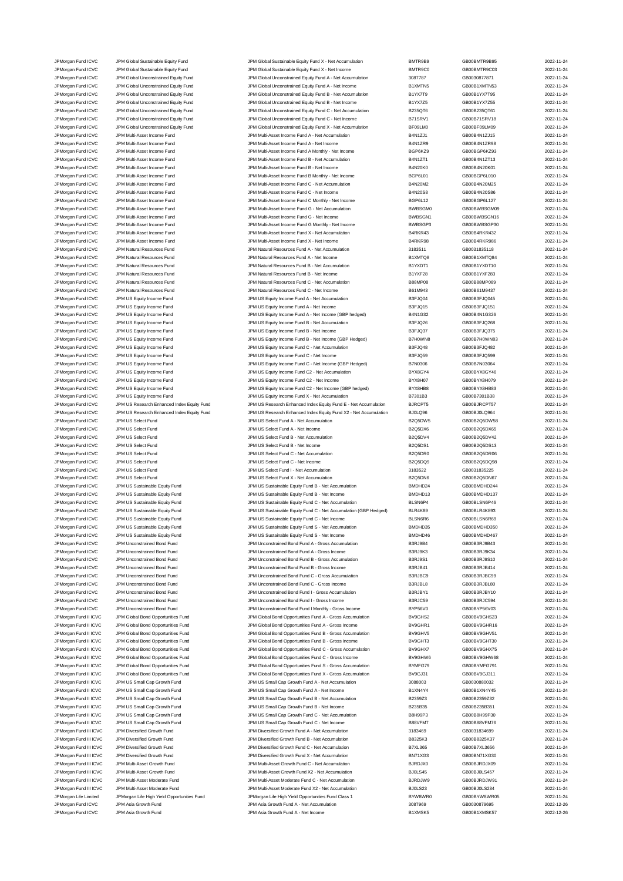| | | | | | |
|---|---|---|---|---|---|
| JPMorgan Fund ICVC | JPM Global Sustainable Equity Fund | JPM Global Sustainable Equity Fund X - Net Accumulation | BMTR9B9 | GB00BMTR9B95 | 2022-11-24 |
| JPMorgan Fund ICVC | JPM Global Sustainable Equity Fund | JPM Global Sustainable Equity Fund X - Net Income | BMTR9C0 | GB00BMTR9C03 | 2022-11-24 |
| JPMorgan Fund ICVC | JPM Global Unconstrained Equity Fund | JPM Global Unconstrained Equity Fund A - Net Accumulation | 3087787 | GB0030877871 | 2022-11-24 |
| JPMorgan Fund ICVC | JPM Global Unconstrained Equity Fund | JPM Global Unconstrained Equity Fund A - Net Income | B1XMTN5 | GB00B1XMTN53 | 2022-11-24 |
| JPMorgan Fund ICVC | JPM Global Unconstrained Equity Fund | JPM Global Unconstrained Equity Fund B - Net Accumulation | B1YX7T9 | GB00B1YX7T95 | 2022-11-24 |
| JPMorgan Fund ICVC | JPM Global Unconstrained Equity Fund | JPM Global Unconstrained Equity Fund B - Net Income | B1YX7Z5 | GB00B1YX7Z55 | 2022-11-24 |
| JPMorgan Fund ICVC | JPM Global Unconstrained Equity Fund | JPM Global Unconstrained Equity Fund C - Net Accumulation | B235QT6 | GB00B235QT61 | 2022-11-24 |
| JPMorgan Fund ICVC | JPM Global Unconstrained Equity Fund | JPM Global Unconstrained Equity Fund C - Net Income | B71SRV1 | GB00B71SRV18 | 2022-11-24 |
| JPMorgan Fund ICVC | JPM Global Unconstrained Equity Fund | JPM Global Unconstrained Equity Fund X - Net Accumulation | BF09LM0 | GB00BF09LM09 | 2022-11-24 |
| JPMorgan Fund ICVC | JPM Multi-Asset Income Fund | JPM Multi-Asset Income Fund A - Net Accumulation | B4N1ZJ1 | GB00B4N1ZJ15 | 2022-11-24 |
| JPMorgan Fund ICVC | JPM Multi-Asset Income Fund | JPM Multi-Asset Income Fund A - Net Income | B4N1ZR9 | GB00B4N1ZR98 | 2022-11-24 |
| JPMorgan Fund ICVC | JPM Multi-Asset Income Fund | JPM Multi-Asset Income Fund A Monthly - Net Income | BGP6KZ9 | GB00BGP6KZ93 | 2022-11-24 |
| JPMorgan Fund ICVC | JPM Multi-Asset Income Fund | JPM Multi-Asset Income Fund B - Net Accumulation | B4N1ZT1 | GB00B4N1ZT13 | 2022-11-24 |
| JPMorgan Fund ICVC | JPM Multi-Asset Income Fund | JPM Multi-Asset Income Fund B - Net Income | B4N20K0 | GB00B4N20K01 | 2022-11-24 |
| JPMorgan Fund ICVC | JPM Multi-Asset Income Fund | JPM Multi-Asset Income Fund B Monthly - Net Income | BGP6L01 | GB00BGP6L010 | 2022-11-24 |
| JPMorgan Fund ICVC | JPM Multi-Asset Income Fund | JPM Multi-Asset Income Fund C - Net Accumulation | B4N20M2 | GB00B4N20M25 | 2022-11-24 |
| JPMorgan Fund ICVC | JPM Multi-Asset Income Fund | JPM Multi-Asset Income Fund C - Net Income | B4N20S8 | GB00B4N20S86 | 2022-11-24 |
| JPMorgan Fund ICVC | JPM Multi-Asset Income Fund | JPM Multi-Asset Income Fund C Monthly - Net Income | BGP6L12 | GB00BGP6L127 | 2022-11-24 |
| JPMorgan Fund ICVC | JPM Multi-Asset Income Fund | JPM Multi-Asset Income Fund G - Net Accumulation | BWBSGM0 | GB00BWBSGM09 | 2022-11-24 |
| JPMorgan Fund ICVC | JPM Multi-Asset Income Fund | JPM Multi-Asset Income Fund G - Net Income | BWBSGN1 | GB00BWBSGN16 | 2022-11-24 |
| JPMorgan Fund ICVC | JPM Multi-Asset Income Fund | JPM Multi-Asset Income Fund G Monthly - Net Income | BWBSGP3 | GB00BWBSGP30 | 2022-11-24 |
| JPMorgan Fund ICVC | JPM Multi-Asset Income Fund | JPM Multi-Asset Income Fund X - Net Accumulation | B4RKR43 | GB00B4RKR432 | 2022-11-24 |
| JPMorgan Fund ICVC | JPM Multi-Asset Income Fund | JPM Multi-Asset Income Fund X - Net Income | B4RKR98 | GB00B4RKR986 | 2022-11-24 |
| JPMorgan Fund ICVC | JPM Natural Resources Fund | JPM Natural Resources Fund A - Net Accumulation | 3183511 | GB0031835118 | 2022-11-24 |
| JPMorgan Fund ICVC | JPM Natural Resources Fund | JPM Natural Resources Fund A - Net Income | B1XMTQ8 | GB00B1XMTQ84 | 2022-11-24 |
| JPMorgan Fund ICVC | JPM Natural Resources Fund | JPM Natural Resources Fund B - Net Accumulation | B1YXDT1 | GB00B1YXDT10 | 2022-11-24 |
| JPMorgan Fund ICVC | JPM Natural Resources Fund | JPM Natural Resources Fund B - Net Income | B1YXF28 | GB00B1YXF283 | 2022-11-24 |
| JPMorgan Fund ICVC | JPM Natural Resources Fund | JPM Natural Resources Fund C - Net Accumulation | B88MP08 | GB00B88MP089 | 2022-11-24 |
| JPMorgan Fund ICVC | JPM Natural Resources Fund | JPM Natural Resources Fund C - Net Income | B61M943 | GB00B61M9437 | 2022-11-24 |
| JPMorgan Fund ICVC | JPM US Equity Income Fund | JPM US Equity Income Fund A - Net Accumulation | B3FJQ04 | GB00B3FJQ045 | 2022-11-24 |
| JPMorgan Fund ICVC | JPM US Equity Income Fund | JPM US Equity Income Fund A - Net Income | B3FJQ15 | GB00B3FJQ151 | 2022-11-24 |
| JPMorgan Fund ICVC | JPM US Equity Income Fund | JPM US Equity Income Fund A - Net Income (GBP hedged) | B4N1G32 | GB00B4N1G326 | 2022-11-24 |
| JPMorgan Fund ICVC | JPM US Equity Income Fund | JPM US Equity Income Fund B - Net Accumulation | B3FJQ26 | GB00B3FJQ268 | 2022-11-24 |
| JPMorgan Fund ICVC | JPM US Equity Income Fund | JPM US Equity Income Fund B - Net Income | B3FJQ37 | GB00B3FJQ375 | 2022-11-24 |
| JPMorgan Fund ICVC | JPM US Equity Income Fund | JPM US Equity Income Fund B - Net Income (GBP Hedged) | B7H0WN8 | GB00B7H0WN83 | 2022-11-24 |
| JPMorgan Fund ICVC | JPM US Equity Income Fund | JPM US Equity Income Fund C - Net Accumulation | B3FJQ48 | GB00B3FJQ482 | 2022-11-24 |
| JPMorgan Fund ICVC | JPM US Equity Income Fund | JPM US Equity Income Fund C - Net Income | B3FJQ59 | GB00B3FJQ599 | 2022-11-24 |
| JPMorgan Fund ICVC | JPM US Equity Income Fund | JPM US Equity Income Fund C - Net Income (GBP Hedged) | B7N0306 | GB00B7N03064 | 2022-11-24 |
| JPMorgan Fund ICVC | JPM US Equity Income Fund | JPM US Equity Income Fund C2 - Net Accumulation | BYX8GY4 | GB00BYX8GY46 | 2022-11-24 |
| JPMorgan Fund ICVC | JPM US Equity Income Fund | JPM US Equity Income Fund C2 - Net Income | BYX8H07 | GB00BYX8H079 | 2022-11-24 |
| JPMorgan Fund ICVC | JPM US Equity Income Fund | JPM US Equity Income Fund C2 - Net Income (GBP hedged) | BYX8HB8 | GB00BYX8HB83 | 2022-11-24 |
| JPMorgan Fund ICVC | JPM US Equity Income Fund | JPM US Equity Income Fund X - Net Accumulation | B7301B3 | GB00B7301B38 | 2022-11-24 |
| JPMorgan Fund ICVC | JPM US Research Enhanced Index Equity Fund | JPM US Research Enhanced Index Equity Fund E - Net Accumulation | BJRCPT5 | GB00BJRCPT57 | 2022-11-24 |
| JPMorgan Fund ICVC | JPM US Research Enhanced Index Equity Fund | JPM US Research Enhanced Index Equity Fund X2 - Net Accumulation | BJ0LQ96 | GB00BJ0LQ964 | 2022-11-24 |
| JPMorgan Fund ICVC | JPM US Select Fund | JPM US Select Fund A - Net Accumulation | B2Q5DW5 | GB00B2Q5DW58 | 2022-11-24 |
| JPMorgan Fund ICVC | JPM US Select Fund | JPM US Select Fund A - Net Income | B2Q5DX6 | GB00B2Q5DX65 | 2022-11-24 |
| JPMorgan Fund ICVC | JPM US Select Fund | JPM US Select Fund B - Net Accumulation | B2Q5DV4 | GB00B2Q5DV42 | 2022-11-24 |
| JPMorgan Fund ICVC | JPM US Select Fund | JPM US Select Fund B - Net Income | B2Q5DS1 | GB00B2Q5DS13 | 2022-11-24 |
| JPMorgan Fund ICVC | JPM US Select Fund | JPM US Select Fund C - Net Accumulation | B2Q5DR0 | GB00B2Q5DR06 | 2022-11-24 |
| JPMorgan Fund ICVC | JPM US Select Fund | JPM US Select Fund C - Net Income | B2Q5DQ9 | GB00B2Q5DQ98 | 2022-11-24 |
| JPMorgan Fund ICVC | JPM US Select Fund | JPM US Select Fund I - Net Accumulation | 3183522 | GB0031835225 | 2022-11-24 |
| JPMorgan Fund ICVC | JPM US Select Fund | JPM US Select Fund X - Net Accumulation | B2Q5DN6 | GB00B2Q5DN67 | 2022-11-24 |
| JPMorgan Fund ICVC | JPM US Sustainable Equity Fund | JPM US Sustainable Equity Fund B - Net Accumulation | BMDHD24 | GB00BMDHD244 | 2022-11-24 |
| JPMorgan Fund ICVC | JPM US Sustainable Equity Fund | JPM US Sustainable Equity Fund B - Net Income | BMDHD13 | GB00BMDHD137 | 2022-11-24 |
| JPMorgan Fund ICVC | JPM US Sustainable Equity Fund | JPM US Sustainable Equity Fund C - Net Accumulation | BLSN6P4 | GB00BLSN6P46 | 2022-11-24 |
| JPMorgan Fund ICVC | JPM US Sustainable Equity Fund | JPM US Sustainable Equity Fund C - Net Accumulation (GBP Hedged) | BLR4K89 | GB00BLR4K893 | 2022-11-24 |
| JPMorgan Fund ICVC | JPM US Sustainable Equity Fund | JPM US Sustainable Equity Fund C - Net Income | BLSN6R6 | GB00BLSN6R69 | 2022-11-24 |
| JPMorgan Fund ICVC | JPM US Sustainable Equity Fund | JPM US Sustainable Equity Fund S - Net Accumulation | BMDHD35 | GB00BMDHD350 | 2022-11-24 |
| JPMorgan Fund ICVC | JPM US Sustainable Equity Fund | JPM US Sustainable Equity Fund S - Net Income | BMDHD46 | GB00BMDHD467 | 2022-11-24 |
| JPMorgan Fund ICVC | JPM Unconstrained Bond Fund | JPM Unconstrained Bond Fund A - Gross Accumulation | B3RJ9B4 | GB00B3RJ9B43 | 2022-11-24 |
| JPMorgan Fund ICVC | JPM Unconstrained Bond Fund | JPM Unconstrained Bond Fund A - Gross Income | B3RJ9K3 | GB00B3RJ9K34 | 2022-11-24 |
| JPMorgan Fund ICVC | JPM Unconstrained Bond Fund | JPM Unconstrained Bond Fund B - Gross Accumulation | B3RJ9S1 | GB00B3RJ9S10 | 2022-11-24 |
| JPMorgan Fund ICVC | JPM Unconstrained Bond Fund | JPM Unconstrained Bond Fund B - Gross Income | B3RJB41 | GB00B3RJB414 | 2022-11-24 |
| JPMorgan Fund ICVC | JPM Unconstrained Bond Fund | JPM Unconstrained Bond Fund C - Gross Accumulation | B3RJBC9 | GB00B3RJBC99 | 2022-11-24 |
| JPMorgan Fund ICVC | JPM Unconstrained Bond Fund | JPM Unconstrained Bond Fund C - Gross Income | B3RJBL8 | GB00B3RJBL80 | 2022-11-24 |
| JPMorgan Fund ICVC | JPM Unconstrained Bond Fund | JPM Unconstrained Bond Fund I - Gross Accumulation | B3RJBY1 | GB00B3RJBY10 | 2022-11-24 |
| JPMorgan Fund ICVC | JPM Unconstrained Bond Fund | JPM Unconstrained Bond Fund I - Gross Income | B3RJC59 | GB00B3RJC594 | 2022-11-24 |
| JPMorgan Fund ICVC | JPM Unconstrained Bond Fund | JPM Unconstrained Bond Fund I Monthly - Gross Income | BYP56V0 | GB00BYP56V03 | 2022-11-24 |
| JPMorgan Fund II ICVC | JPM Global Bond Opportunities Fund | JPM Global Bond Opportunities Fund A - Gross Accumulation | BV9GHS2 | GB00BV9GHS23 | 2022-11-24 |
| JPMorgan Fund II ICVC | JPM Global Bond Opportunities Fund | JPM Global Bond Opportunities Fund A - Gross Income | BV9GHR1 | GB00BV9GHR16 | 2022-11-24 |
| JPMorgan Fund II ICVC | JPM Global Bond Opportunities Fund | JPM Global Bond Opportunities Fund B - Gross Accumulation | BV9GHV5 | GB00BV9GHV51 | 2022-11-24 |
| JPMorgan Fund II ICVC | JPM Global Bond Opportunities Fund | JPM Global Bond Opportunities Fund B - Gross Income | BV9GHT3 | GB00BV9GHT30 | 2022-11-24 |
| JPMorgan Fund II ICVC | JPM Global Bond Opportunities Fund | JPM Global Bond Opportunities Fund C - Gross Accumulation | BV9GHX7 | GB00BV9GHX75 | 2022-11-24 |
| JPMorgan Fund II ICVC | JPM Global Bond Opportunities Fund | JPM Global Bond Opportunities Fund C - Gross Income | BV9GHW6 | GB00BV9GHW68 | 2022-11-24 |
| JPMorgan Fund II ICVC | JPM Global Bond Opportunities Fund | JPM Global Bond Opportunities Fund S - Gross Accumulation | BYMFG79 | GB00BYMFG791 | 2022-11-24 |
| JPMorgan Fund II ICVC | JPM Global Bond Opportunities Fund | JPM Global Bond Opportunities Fund X - Gross Accumulation | BV9GJ31 | GB00BV9GJ311 | 2022-11-24 |
| JPMorgan Fund II ICVC | JPM US Small Cap Growth Fund | JPM US Small Cap Growth Fund A - Net Accumulation | 3088003 | GB0030880032 | 2022-11-24 |
| JPMorgan Fund II ICVC | JPM US Small Cap Growth Fund | JPM US Small Cap Growth Fund A - Net Income | B1XN4Y4 | GB00B1XN4Y45 | 2022-11-24 |
| JPMorgan Fund II ICVC | JPM US Small Cap Growth Fund | JPM US Small Cap Growth Fund B - Net Accumulation | B2359Z3 | GB00B2359Z32 | 2022-11-24 |
| JPMorgan Fund II ICVC | JPM US Small Cap Growth Fund | JPM US Small Cap Growth Fund B - Net Income | B235B35 | GB00B235B351 | 2022-11-24 |
| JPMorgan Fund II ICVC | JPM US Small Cap Growth Fund | JPM US Small Cap Growth Fund C - Net Accumulation | B8H99P3 | GB00B8H99P30 | 2022-11-24 |
| JPMorgan Fund II ICVC | JPM US Small Cap Growth Fund | JPM US Small Cap Growth Fund C - Net Income | B88VFM7 | GB00B88VFM76 | 2022-11-24 |
| JPMorgan Fund III ICVC | JPM Diversified Growth Fund | JPM Diversified Growth Fund A - Net Accumulation | 3183469 | GB0031834699 | 2022-11-24 |
| JPMorgan Fund III ICVC | JPM Diversified Growth Fund | JPM Diversified Growth Fund B - Net Accumulation | B8325K3 | GB00B8325K37 | 2022-11-24 |
| JPMorgan Fund III ICVC | JPM Diversified Growth Fund | JPM Diversified Growth Fund C - Net Accumulation | B7XL365 | GB00B7XL3656 | 2022-11-24 |
| JPMorgan Fund III ICVC | JPM Diversified Growth Fund | JPM Diversified Growth Fund X - Net Accumulation | BN71XG3 | GB00BN71XG30 | 2022-11-24 |
| JPMorgan Fund III ICVC | JPM Multi-Asset Growth Fund | JPM Multi-Asset Growth Fund C - Net Accumulation | BJRDJX0 | GB00BJRDJX09 | 2022-11-24 |
| JPMorgan Fund III ICVC | JPM Multi-Asset Growth Fund | JPM Multi-Asset Growth Fund X2 - Net Accumulation | BJ0LS45 | GB00BJ0LS457 | 2022-11-24 |
| JPMorgan Fund III ICVC | JPM Multi-Asset Moderate Fund | JPM Multi-Asset Moderate Fund C - Net Accumulation | BJRDJW9 | GB00BJRDJW91 | 2022-11-24 |
| JPMorgan Fund III ICVC | JPM Multi-Asset Moderate Fund | JPM Multi-Asset Moderate Fund X2 - Net Accumulation | BJ0LS23 | GB00BJ0LS234 | 2022-11-24 |
| JPMorgan Life Limited | JPMorgan Life High Yield Opportunities Fund | JPMorgan Life High Yield Opportunities Fund Class 1 | BYW8WR0 | GB00BYW8WR05 | 2022-11-24 |
| JPMorgan Fund ICVC | JPM Asia Growth Fund | JPM Asia Growth Fund A - Net Accumulation | 3087969 | GB0030879695 | 2022-12-26 |
| JPMorgan Fund ICVC | JPM Asia Growth Fund | JPM Asia Growth Fund A - Net Income | B1XMSK5 | GB00B1XMSK57 | 2022-12-26 |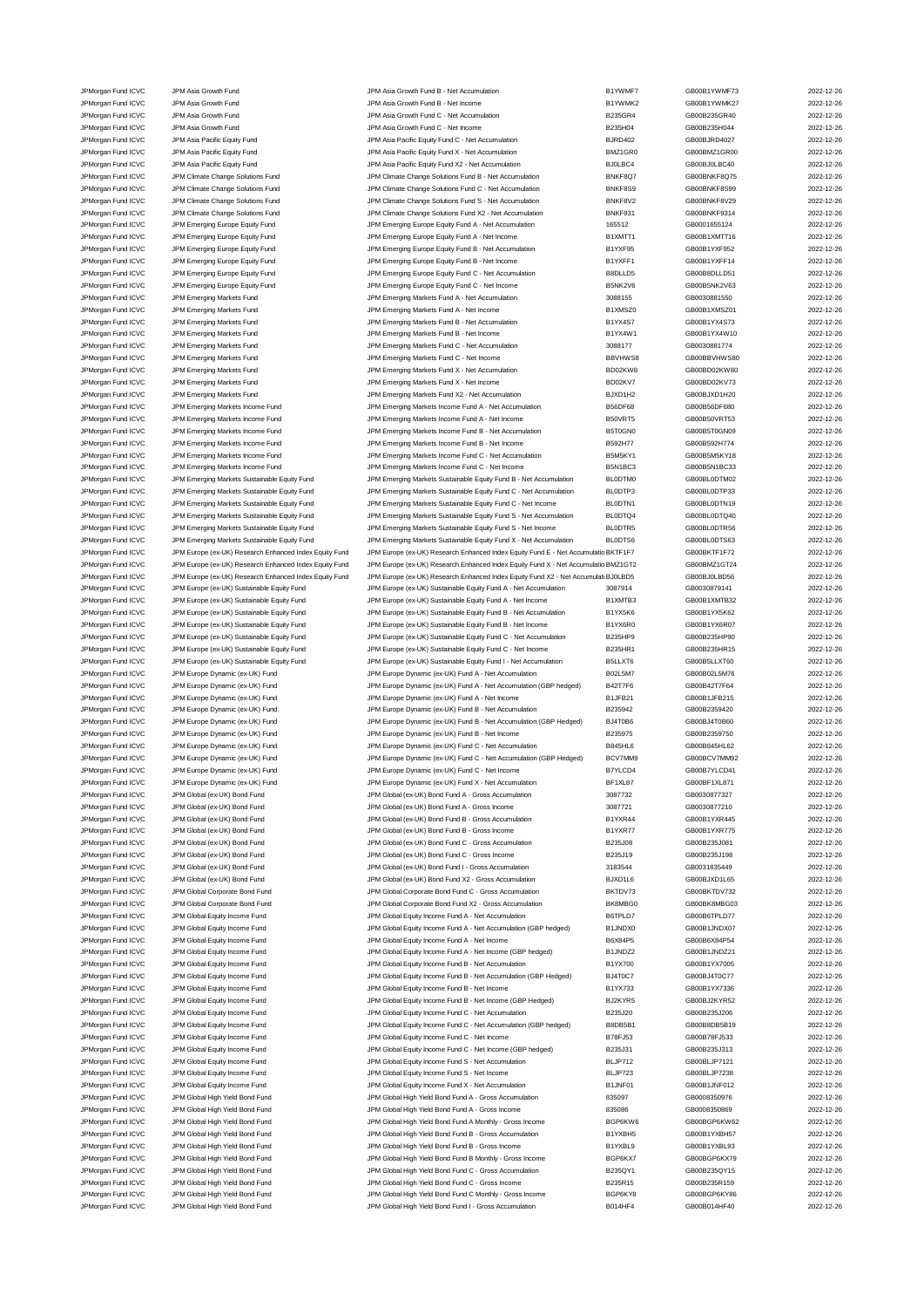| | | | | | |
|---|---|---|---|---|---|
| JPMorgan Fund ICVC | JPM Asia Growth Fund | JPM Asia Growth Fund B - Net Accumulation | B1YWMF7 | GB00B1YWMF73 | 2022-12-26 |
| JPMorgan Fund ICVC | JPM Asia Growth Fund | JPM Asia Growth Fund B - Net Income | B1YWMK2 | GB00B1YWMK27 | 2022-12-26 |
| JPMorgan Fund ICVC | JPM Asia Growth Fund | JPM Asia Growth Fund C - Net Accumulation | B235GR4 | GB00B235GR40 | 2022-12-26 |
| JPMorgan Fund ICVC | JPM Asia Growth Fund | JPM Asia Growth Fund C - Net Income | B235H04 | GB00B235H044 | 2022-12-26 |
| JPMorgan Fund ICVC | JPM Asia Pacific Equity Fund | JPM Asia Pacific Equity Fund C - Net Accumulation | BJRD402 | GB00BJRD4027 | 2022-12-26 |
| JPMorgan Fund ICVC | JPM Asia Pacific Equity Fund | JPM Asia Pacific Equity Fund X - Net Accumulation | BMZ1GR0 | GB00BMZ1GR00 | 2022-12-26 |
| JPMorgan Fund ICVC | JPM Asia Pacific Equity Fund | JPM Asia Pacific Equity Fund X2 - Net Accumulation | BJ0LBC4 | GB00BJ0LBC40 | 2022-12-26 |
| JPMorgan Fund ICVC | JPM Climate Change Solutions Fund | JPM Climate Change Solutions Fund B - Net Accumulation | BNKF8Q7 | GB00BNKF8Q75 | 2022-12-26 |
| JPMorgan Fund ICVC | JPM Climate Change Solutions Fund | JPM Climate Change Solutions Fund C - Net Accumulation | BNKF8S9 | GB00BNKF8S99 | 2022-12-26 |
| JPMorgan Fund ICVC | JPM Climate Change Solutions Fund | JPM Climate Change Solutions Fund S - Net Accumulation | BNKF8V2 | GB00BNKF8V29 | 2022-12-26 |
| JPMorgan Fund ICVC | JPM Climate Change Solutions Fund | JPM Climate Change Solutions Fund X2 - Net Accumulation | BNKF931 | GB00BNKF9314 | 2022-12-26 |
| JPMorgan Fund ICVC | JPM Emerging Europe Equity Fund | JPM Emerging Europe Equity Fund A - Net Accumulation | 165512 | GB0001655124 | 2022-12-26 |
| JPMorgan Fund ICVC | JPM Emerging Europe Equity Fund | JPM Emerging Europe Equity Fund A - Net Income | B1XMTT1 | GB00B1XMTT16 | 2022-12-26 |
| JPMorgan Fund ICVC | JPM Emerging Europe Equity Fund | JPM Emerging Europe Equity Fund B - Net Accumulation | B1YXF95 | GB00B1YXF952 | 2022-12-26 |
| JPMorgan Fund ICVC | JPM Emerging Europe Equity Fund | JPM Emerging Europe Equity Fund B - Net Income | B1YXFF1 | GB00B1YXFF14 | 2022-12-26 |
| JPMorgan Fund ICVC | JPM Emerging Europe Equity Fund | JPM Emerging Europe Equity Fund C - Net Accumulation | B8DLLD5 | GB00B8DLLD51 | 2022-12-26 |
| JPMorgan Fund ICVC | JPM Emerging Europe Equity Fund | JPM Emerging Europe Equity Fund C - Net Income | B5NK2V6 | GB00B5NK2V63 | 2022-12-26 |
| JPMorgan Fund ICVC | JPM Emerging Markets Fund | JPM Emerging Markets Fund A - Net Accumulation | 3088155 | GB0030881550 | 2022-12-26 |
| JPMorgan Fund ICVC | JPM Emerging Markets Fund | JPM Emerging Markets Fund A - Net Income | B1XMSZ0 | GB00B1XMSZ01 | 2022-12-26 |
| JPMorgan Fund ICVC | JPM Emerging Markets Fund | JPM Emerging Markets Fund B - Net Accumulation | B1YX4S7 | GB00B1YX4S73 | 2022-12-26 |
| JPMorgan Fund ICVC | JPM Emerging Markets Fund | JPM Emerging Markets Fund B - Net Income | B1YX4W1 | GB00B1YX4W10 | 2022-12-26 |
| JPMorgan Fund ICVC | JPM Emerging Markets Fund | JPM Emerging Markets Fund C - Net Accumulation | 3088177 | GB0030881774 | 2022-12-26 |
| JPMorgan Fund ICVC | JPM Emerging Markets Fund | JPM Emerging Markets Fund C - Net Income | BBVHWS8 | GB00BBVHWS80 | 2022-12-26 |
| JPMorgan Fund ICVC | JPM Emerging Markets Fund | JPM Emerging Markets Fund X - Net Accumulation | BD02KW8 | GB00BD02KW80 | 2022-12-26 |
| JPMorgan Fund ICVC | JPM Emerging Markets Fund | JPM Emerging Markets Fund X - Net Income | BD02KV7 | GB00BD02KV73 | 2022-12-26 |
| JPMorgan Fund ICVC | JPM Emerging Markets Fund | JPM Emerging Markets Fund X2 - Net Accumulation | BJXD1H2 | GB00BJXD1H20 | 2022-12-26 |
| JPMorgan Fund ICVC | JPM Emerging Markets Income Fund | JPM Emerging Markets Income Fund A - Net Accumulation | B56DF68 | GB00B56DF680 | 2022-12-26 |
| JPMorgan Fund ICVC | JPM Emerging Markets Income Fund | JPM Emerging Markets Income Fund A - Net Income | B50VRT5 | GB00B50VRT53 | 2022-12-26 |
| JPMorgan Fund ICVC | JPM Emerging Markets Income Fund | JPM Emerging Markets Income Fund B - Net Accumulation | B5T0GN0 | GB00B5T0GN09 | 2022-12-26 |
| JPMorgan Fund ICVC | JPM Emerging Markets Income Fund | JPM Emerging Markets Income Fund B - Net Income | B592H77 | GB00B592H774 | 2022-12-26 |
| JPMorgan Fund ICVC | JPM Emerging Markets Income Fund | JPM Emerging Markets Income Fund C - Net Accumulation | B5M5KY1 | GB00B5M5KY18 | 2022-12-26 |
| JPMorgan Fund ICVC | JPM Emerging Markets Income Fund | JPM Emerging Markets Income Fund C - Net Income | B5N1BC3 | GB00B5N1BC33 | 2022-12-26 |
| JPMorgan Fund ICVC | JPM Emerging Markets Sustainable Equity Fund | JPM Emerging Markets Sustainable Equity Fund B - Net Accumulation | BL0DTM0 | GB00BL0DTM02 | 2022-12-26 |
| JPMorgan Fund ICVC | JPM Emerging Markets Sustainable Equity Fund | JPM Emerging Markets Sustainable Equity Fund C - Net Accumulation | BL0DTP3 | GB00BL0DTP33 | 2022-12-26 |
| JPMorgan Fund ICVC | JPM Emerging Markets Sustainable Equity Fund | JPM Emerging Markets Sustainable Equity Fund C - Net Income | BL0DTN1 | GB00BL0DTN19 | 2022-12-26 |
| JPMorgan Fund ICVC | JPM Emerging Markets Sustainable Equity Fund | JPM Emerging Markets Sustainable Equity Fund S - Net Accumulation | BL0DTQ4 | GB00BL0DTQ40 | 2022-12-26 |
| JPMorgan Fund ICVC | JPM Emerging Markets Sustainable Equity Fund | JPM Emerging Markets Sustainable Equity Fund S - Net Income | BL0DTR5 | GB00BL0DTR56 | 2022-12-26 |
| JPMorgan Fund ICVC | JPM Emerging Markets Sustainable Equity Fund | JPM Emerging Markets Sustainable Equity Fund X - Net Accumulation | BL0DTS6 | GB00BL0DTS63 | 2022-12-26 |
| JPMorgan Fund ICVC | JPM Europe (ex-UK) Research Enhanced Index Equity Fund | JPM Europe (ex-UK) Research Enhanced Index Equity Fund E - Net Accumulatio | BKTF1F7 | GB00BKTF1F72 | 2022-12-26 |
| JPMorgan Fund ICVC | JPM Europe (ex-UK) Research Enhanced Index Equity Fund | JPM Europe (ex-UK) Research Enhanced Index Equity Fund X - Net Accumulatio | BMZ1GT2 | GB00BMZ1GT24 | 2022-12-26 |
| JPMorgan Fund ICVC | JPM Europe (ex-UK) Research Enhanced Index Equity Fund | JPM Europe (ex-UK) Research Enhanced Index Equity Fund X2 - Net Accumulati | BJ0LBD5 | GB00BJ0LBD56 | 2022-12-26 |
| JPMorgan Fund ICVC | JPM Europe (ex-UK) Sustainable Equity Fund | JPM Europe (ex-UK) Sustainable Equity Fund A - Net Accumulation | 3087914 | GB0030879141 | 2022-12-26 |
| JPMorgan Fund ICVC | JPM Europe (ex-UK) Sustainable Equity Fund | JPM Europe (ex-UK) Sustainable Equity Fund A - Net Income | B1XMTB3 | GB00B1XMTB32 | 2022-12-26 |
| JPMorgan Fund ICVC | JPM Europe (ex-UK) Sustainable Equity Fund | JPM Europe (ex-UK) Sustainable Equity Fund B - Net Accumulation | B1YX5K6 | GB00B1YX5K62 | 2022-12-26 |
| JPMorgan Fund ICVC | JPM Europe (ex-UK) Sustainable Equity Fund | JPM Europe (ex-UK) Sustainable Equity Fund B - Net Income | B1YX6R0 | GB00B1YX6R07 | 2022-12-26 |
| JPMorgan Fund ICVC | JPM Europe (ex-UK) Sustainable Equity Fund | JPM Europe (ex-UK) Sustainable Equity Fund C - Net Accumulation | B235HP9 | GB00B235HP90 | 2022-12-26 |
| JPMorgan Fund ICVC | JPM Europe (ex-UK) Sustainable Equity Fund | JPM Europe (ex-UK) Sustainable Equity Fund C - Net Income | B235HR1 | GB00B235HR15 | 2022-12-26 |
| JPMorgan Fund ICVC | JPM Europe (ex-UK) Sustainable Equity Fund | JPM Europe (ex-UK) Sustainable Equity Fund I - Net Accumulation | B5LLXT6 | GB00B5LLXT60 | 2022-12-26 |
| JPMorgan Fund ICVC | JPM Europe Dynamic (ex-UK) Fund | JPM Europe Dynamic (ex-UK) Fund A - Net Accumulation | B02L5M7 | GB00B02L5M76 | 2022-12-26 |
| JPMorgan Fund ICVC | JPM Europe Dynamic (ex-UK) Fund | JPM Europe Dynamic (ex-UK) Fund A - Net Accumulation (GBP hedged) | B42T7F6 | GB00B42T7F64 | 2022-12-26 |
| JPMorgan Fund ICVC | JPM Europe Dynamic (ex-UK) Fund | JPM Europe Dynamic (ex-UK) Fund A - Net Income | B1JFB21 | GB00B1JFB215 | 2022-12-26 |
| JPMorgan Fund ICVC | JPM Europe Dynamic (ex-UK) Fund | JPM Europe Dynamic (ex-UK) Fund B - Net Accumulation | B235942 | GB00B2359420 | 2022-12-26 |
| JPMorgan Fund ICVC | JPM Europe Dynamic (ex-UK) Fund | JPM Europe Dynamic (ex-UK) Fund B - Net Accumulation (GBP Hedged) | BJ4T0B6 | GB00BJ4T0B60 | 2022-12-26 |
| JPMorgan Fund ICVC | JPM Europe Dynamic (ex-UK) Fund | JPM Europe Dynamic (ex-UK) Fund B - Net Income | B235975 | GB00B2359750 | 2022-12-26 |
| JPMorgan Fund ICVC | JPM Europe Dynamic (ex-UK) Fund | JPM Europe Dynamic (ex-UK) Fund C - Net Accumulation | B845HL6 | GB00B845HL62 | 2022-12-26 |
| JPMorgan Fund ICVC | JPM Europe Dynamic (ex-UK) Fund | JPM Europe Dynamic (ex-UK) Fund C - Net Accumulation (GBP Hedged) | BCV7MM9 | GB00BCV7MM92 | 2022-12-26 |
| JPMorgan Fund ICVC | JPM Europe Dynamic (ex-UK) Fund | JPM Europe Dynamic (ex-UK) Fund C - Net Income | B7YLCD4 | GB00B7YLCD41 | 2022-12-26 |
| JPMorgan Fund ICVC | JPM Europe Dynamic (ex-UK) Fund | JPM Europe Dynamic (ex-UK) Fund X - Net Accumulation | BF1XL87 | GB00BF1XL871 | 2022-12-26 |
| JPMorgan Fund ICVC | JPM Global (ex-UK) Bond Fund | JPM Global (ex-UK) Bond Fund A - Gross Accumulation | 3087732 | GB0030877327 | 2022-12-26 |
| JPMorgan Fund ICVC | JPM Global (ex-UK) Bond Fund | JPM Global (ex-UK) Bond Fund A - Gross Income | 3087721 | GB0030877210 | 2022-12-26 |
| JPMorgan Fund ICVC | JPM Global (ex-UK) Bond Fund | JPM Global (ex-UK) Bond Fund B - Gross Accumulation | B1YXR44 | GB00B1YXR445 | 2022-12-26 |
| JPMorgan Fund ICVC | JPM Global (ex-UK) Bond Fund | JPM Global (ex-UK) Bond Fund B - Gross Income | B1YXR77 | GB00B1YXR775 | 2022-12-26 |
| JPMorgan Fund ICVC | JPM Global (ex-UK) Bond Fund | JPM Global (ex-UK) Bond Fund C - Gross Accumulation | B235J08 | GB00B235J081 | 2022-12-26 |
| JPMorgan Fund ICVC | JPM Global (ex-UK) Bond Fund | JPM Global (ex-UK) Bond Fund C - Gross Income | B235J19 | GB00B235J198 | 2022-12-26 |
| JPMorgan Fund ICVC | JPM Global (ex-UK) Bond Fund | JPM Global (ex-UK) Bond Fund I - Gross Accumulation | 3183544 | GB0031835449 | 2022-12-26 |
| JPMorgan Fund ICVC | JPM Global (ex-UK) Bond Fund | JPM Global (ex-UK) Bond Fund X2 - Gross Accumulation | BJXD1L6 | GB00BJXD1L65 | 2022-12-26 |
| JPMorgan Fund ICVC | JPM Global Corporate Bond Fund | JPM Global Corporate Bond Fund C - Gross Accumulation | BKTDV73 | GB00BKTDV732 | 2022-12-26 |
| JPMorgan Fund ICVC | JPM Global Corporate Bond Fund | JPM Global Corporate Bond Fund X2 - Gross Accumulation | BK8MBG0 | GB00BK8MBG03 | 2022-12-26 |
| JPMorgan Fund ICVC | JPM Global Equity Income Fund | JPM Global Equity Income Fund A - Net Accumulation | B6TPLD7 | GB00B6TPLD77 | 2022-12-26 |
| JPMorgan Fund ICVC | JPM Global Equity Income Fund | JPM Global Equity Income Fund A - Net Accumulation (GBP hedged) | B1JNDX0 | GB00B1JNDX07 | 2022-12-26 |
| JPMorgan Fund ICVC | JPM Global Equity Income Fund | JPM Global Equity Income Fund A - Net Income | B6X84P5 | GB00B6X84P54 | 2022-12-26 |
| JPMorgan Fund ICVC | JPM Global Equity Income Fund | JPM Global Equity Income Fund A - Net Income (GBP hedged) | B1JNDZ2 | GB00B1JNDZ21 | 2022-12-26 |
| JPMorgan Fund ICVC | JPM Global Equity Income Fund | JPM Global Equity Income Fund B - Net Accumulation | B1YX700 | GB00B1YX7005 | 2022-12-26 |
| JPMorgan Fund ICVC | JPM Global Equity Income Fund | JPM Global Equity Income Fund B - Net Accumulation (GBP Hedged) | BJ4T0C7 | GB00BJ4T0C77 | 2022-12-26 |
| JPMorgan Fund ICVC | JPM Global Equity Income Fund | JPM Global Equity Income Fund B - Net Income | B1YX733 | GB00B1YX7336 | 2022-12-26 |
| JPMorgan Fund ICVC | JPM Global Equity Income Fund | JPM Global Equity Income Fund B - Net Income (GBP Hedged) | BJ2KYR5 | GB00BJ2KYR52 | 2022-12-26 |
| JPMorgan Fund ICVC | JPM Global Equity Income Fund | JPM Global Equity Income Fund C - Net Accumulation | B235J20 | GB00B235J206 | 2022-12-26 |
| JPMorgan Fund ICVC | JPM Global Equity Income Fund | JPM Global Equity Income Fund C - Net Accumulation (GBP hedged) | B8DB5B1 | GB00B8DB5B19 | 2022-12-26 |
| JPMorgan Fund ICVC | JPM Global Equity Income Fund | JPM Global Equity Income Fund C - Net Income | B78FJ53 | GB00B78FJ533 | 2022-12-26 |
| JPMorgan Fund ICVC | JPM Global Equity Income Fund | JPM Global Equity Income Fund C - Net Income (GBP hedged) | B235J31 | GB00B235J313 | 2022-12-26 |
| JPMorgan Fund ICVC | JPM Global Equity Income Fund | JPM Global Equity Income Fund S - Net Accumulation | BLJP712 | GB00BLJP7121 | 2022-12-26 |
| JPMorgan Fund ICVC | JPM Global Equity Income Fund | JPM Global Equity Income Fund S - Net Income | BLJP723 | GB00BLJP7238 | 2022-12-26 |
| JPMorgan Fund ICVC | JPM Global Equity Income Fund | JPM Global Equity Income Fund X - Net Accumulation | B1JNF01 | GB00B1JNF012 | 2022-12-26 |
| JPMorgan Fund ICVC | JPM Global High Yield Bond Fund | JPM Global High Yield Bond Fund A - Gross Accumulation | 835097 | GB0008350976 | 2022-12-26 |
| JPMorgan Fund ICVC | JPM Global High Yield Bond Fund | JPM Global High Yield Bond Fund A - Gross Income | 835086 | GB0008350869 | 2022-12-26 |
| JPMorgan Fund ICVC | JPM Global High Yield Bond Fund | JPM Global High Yield Bond Fund A Monthly - Gross Income | BGP6KW6 | GB00BGP6KW62 | 2022-12-26 |
| JPMorgan Fund ICVC | JPM Global High Yield Bond Fund | JPM Global High Yield Bond Fund B - Gross Accumulation | B1YXBH5 | GB00B1YXBH57 | 2022-12-26 |
| JPMorgan Fund ICVC | JPM Global High Yield Bond Fund | JPM Global High Yield Bond Fund B - Gross Income | B1YXBL9 | GB00B1YXBL93 | 2022-12-26 |
| JPMorgan Fund ICVC | JPM Global High Yield Bond Fund | JPM Global High Yield Bond Fund B Monthly - Gross Income | BGP6KX7 | GB00BGP6KX79 | 2022-12-26 |
| JPMorgan Fund ICVC | JPM Global High Yield Bond Fund | JPM Global High Yield Bond Fund C - Gross Accumulation | B235QY1 | GB00B235QY15 | 2022-12-26 |
| JPMorgan Fund ICVC | JPM Global High Yield Bond Fund | JPM Global High Yield Bond Fund C - Gross Income | B235R15 | GB00B235R159 | 2022-12-26 |
| JPMorgan Fund ICVC | JPM Global High Yield Bond Fund | JPM Global High Yield Bond Fund C Monthly - Gross Income | BGP6KY8 | GB00BGP6KY86 | 2022-12-26 |
| JPMorgan Fund ICVC | JPM Global High Yield Bond Fund | JPM Global High Yield Bond Fund I - Gross Accumulation | B014HF4 | GB00B014HF40 | 2022-12-26 |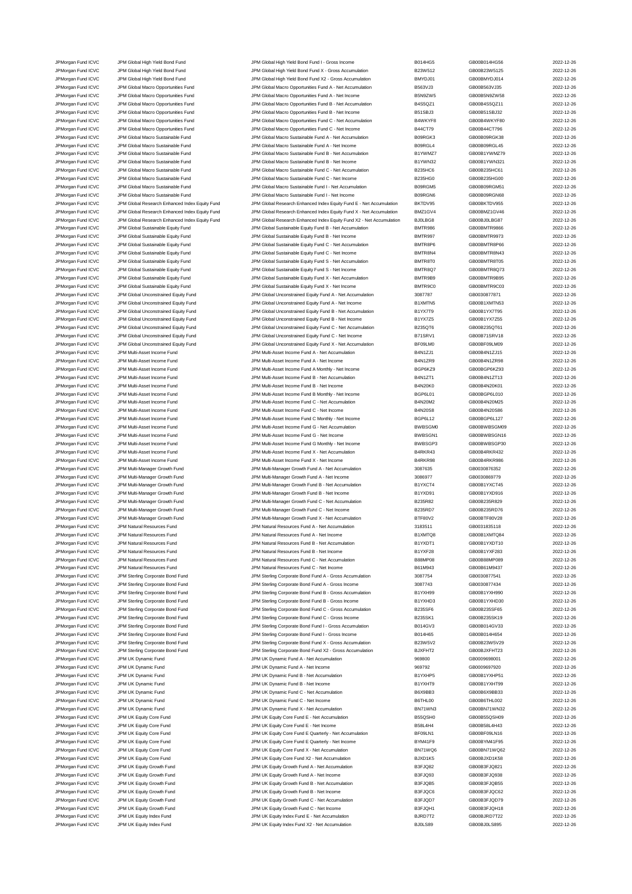| | | | | | |
|---|---|---|---|---|---|
| JPMorgan Fund ICVC | JPM Global High Yield Bond Fund | JPM Global High Yield Bond Fund I - Gross Income | B014HG5 | GB00B014HG56 | 2022-12-26 |
| JPMorgan Fund ICVC | JPM Global High Yield Bond Fund | JPM Global High Yield Bond Fund X - Gross Accumulation | B23W512 | GB00B23W5125 | 2022-12-26 |
| JPMorgan Fund ICVC | JPM Global High Yield Bond Fund | JPM Global High Yield Bond Fund X2 - Gross Accumulation | BMYDJ01 | GB00BMYDJ014 | 2022-12-26 |
| JPMorgan Fund ICVC | JPM Global Macro Opportunities Fund | JPM Global Macro Opportunities Fund A - Net Accumulation | B563VJ3 | GB00B563VJ35 | 2022-12-26 |
| JPMorgan Fund ICVC | JPM Global Macro Opportunities Fund | JPM Global Macro Opportunities Fund A - Net Income | B5N9ZW5 | GB00B5N9ZW58 | 2022-12-26 |
| JPMorgan Fund ICVC | JPM Global Macro Opportunities Fund | JPM Global Macro Opportunities Fund B - Net Accumulation | B4S5QZ1 | GB00B4S5QZ11 | 2022-12-26 |
| JPMorgan Fund ICVC | JPM Global Macro Opportunities Fund | JPM Global Macro Opportunities Fund B - Net Income | B51SBJ3 | GB00B51SBJ32 | 2022-12-26 |
| JPMorgan Fund ICVC | JPM Global Macro Opportunities Fund | JPM Global Macro Opportunities Fund C - Net Accumulation | B4WKYF8 | GB00B4WKYF80 | 2022-12-26 |
| JPMorgan Fund ICVC | JPM Global Macro Opportunities Fund | JPM Global Macro Opportunities Fund C - Net Income | B44CT79 | GB00B44CT796 | 2022-12-26 |
| JPMorgan Fund ICVC | JPM Global Macro Sustainable Fund | JPM Global Macro Sustainable Fund A - Net Accumulation | B09RGK3 | GB00B09RGK38 | 2022-12-26 |
| JPMorgan Fund ICVC | JPM Global Macro Sustainable Fund | JPM Global Macro Sustainable Fund A - Net Income | B09RGL4 | GB00B09RGL45 | 2022-12-26 |
| JPMorgan Fund ICVC | JPM Global Macro Sustainable Fund | JPM Global Macro Sustainable Fund B - Net Accumulation | B1YWMZ7 | GB00B1YWMZ79 | 2022-12-26 |
| JPMorgan Fund ICVC | JPM Global Macro Sustainable Fund | JPM Global Macro Sustainable Fund B - Net Income | B1YWN32 | GB00B1YWN321 | 2022-12-26 |
| JPMorgan Fund ICVC | JPM Global Macro Sustainable Fund | JPM Global Macro Sustainable Fund C - Net Accumulation | B235HC6 | GB00B235HC61 | 2022-12-26 |
| JPMorgan Fund ICVC | JPM Global Macro Sustainable Fund | JPM Global Macro Sustainable Fund C - Net Income | B235HG0 | GB00B235HG00 | 2022-12-26 |
| JPMorgan Fund ICVC | JPM Global Macro Sustainable Fund | JPM Global Macro Sustainable Fund I - Net Accumulation | B09RGM5 | GB00B09RGM51 | 2022-12-26 |
| JPMorgan Fund ICVC | JPM Global Macro Sustainable Fund | JPM Global Macro Sustainable Fund I - Net Income | B09RGN6 | GB00B09RGN68 | 2022-12-26 |
| JPMorgan Fund ICVC | JPM Global Research Enhanced Index Equity Fund | JPM Global Research Enhanced Index Equity Fund E - Net Accumulation | BKTDV95 | GB00BKTDV955 | 2022-12-26 |
| JPMorgan Fund ICVC | JPM Global Research Enhanced Index Equity Fund | JPM Global Research Enhanced Index Equity Fund X - Net Accumulation | BMZ1GV4 | GB00BMZ1GV46 | 2022-12-26 |
| JPMorgan Fund ICVC | JPM Global Research Enhanced Index Equity Fund | JPM Global Research Enhanced Index Equity Fund X2 - Net Accumulation | BJ0LBG8 | GB00BJ0LBG87 | 2022-12-26 |
| JPMorgan Fund ICVC | JPM Global Sustainable Equity Fund | JPM Global Sustainable Equity Fund B - Net Accumulation | BMTR986 | GB00BMTR9866 | 2022-12-26 |
| JPMorgan Fund ICVC | JPM Global Sustainable Equity Fund | JPM Global Sustainable Equity Fund B - Net Income | BMTR997 | GB00BMTR9973 | 2022-12-26 |
| JPMorgan Fund ICVC | JPM Global Sustainable Equity Fund | JPM Global Sustainable Equity Fund C - Net Accumulation | BMTR8P6 | GB00BMTR8P66 | 2022-12-26 |
| JPMorgan Fund ICVC | JPM Global Sustainable Equity Fund | JPM Global Sustainable Equity Fund C - Net Income | BMTR8N4 | GB00BMTR8N43 | 2022-12-26 |
| JPMorgan Fund ICVC | JPM Global Sustainable Equity Fund | JPM Global Sustainable Equity Fund S - Net Accumulation | BMTR8T0 | GB00BMTR8T05 | 2022-12-26 |
| JPMorgan Fund ICVC | JPM Global Sustainable Equity Fund | JPM Global Sustainable Equity Fund S - Net Income | BMTR8Q7 | GB00BMTR8Q73 | 2022-12-26 |
| JPMorgan Fund ICVC | JPM Global Sustainable Equity Fund | JPM Global Sustainable Equity Fund X - Net Accumulation | BMTR9B9 | GB00BMTR9B95 | 2022-12-26 |
| JPMorgan Fund ICVC | JPM Global Sustainable Equity Fund | JPM Global Sustainable Equity Fund X - Net Income | BMTR9C0 | GB00BMTR9C03 | 2022-12-26 |
| JPMorgan Fund ICVC | JPM Global Unconstrained Equity Fund | JPM Global Unconstrained Equity Fund A - Net Accumulation | 3087787 | GB0030877871 | 2022-12-26 |
| JPMorgan Fund ICVC | JPM Global Unconstrained Equity Fund | JPM Global Unconstrained Equity Fund A - Net Income | B1XMTN5 | GB00B1XMTN53 | 2022-12-26 |
| JPMorgan Fund ICVC | JPM Global Unconstrained Equity Fund | JPM Global Unconstrained Equity Fund B - Net Accumulation | B1YX7T9 | GB00B1YX7T95 | 2022-12-26 |
| JPMorgan Fund ICVC | JPM Global Unconstrained Equity Fund | JPM Global Unconstrained Equity Fund B - Net Income | B1YX7Z5 | GB00B1YX7Z55 | 2022-12-26 |
| JPMorgan Fund ICVC | JPM Global Unconstrained Equity Fund | JPM Global Unconstrained Equity Fund C - Net Accumulation | B235QT6 | GB00B235QT61 | 2022-12-26 |
| JPMorgan Fund ICVC | JPM Global Unconstrained Equity Fund | JPM Global Unconstrained Equity Fund C - Net Income | B71SRV1 | GB00B71SRV18 | 2022-12-26 |
| JPMorgan Fund ICVC | JPM Global Unconstrained Equity Fund | JPM Global Unconstrained Equity Fund X - Net Accumulation | BF09LM0 | GB00BF09LM09 | 2022-12-26 |
| JPMorgan Fund ICVC | JPM Multi-Asset Income Fund | JPM Multi-Asset Income Fund A - Net Accumulation | B4N1ZJ1 | GB00B4N1ZJ15 | 2022-12-26 |
| JPMorgan Fund ICVC | JPM Multi-Asset Income Fund | JPM Multi-Asset Income Fund A - Net Income | B4N1ZR9 | GB00B4N1ZR98 | 2022-12-26 |
| JPMorgan Fund ICVC | JPM Multi-Asset Income Fund | JPM Multi-Asset Income Fund A Monthly - Net Income | BGP6KZ9 | GB00BGP6KZ93 | 2022-12-26 |
| JPMorgan Fund ICVC | JPM Multi-Asset Income Fund | JPM Multi-Asset Income Fund B - Net Accumulation | B4N1ZT1 | GB00B4N1ZT13 | 2022-12-26 |
| JPMorgan Fund ICVC | JPM Multi-Asset Income Fund | JPM Multi-Asset Income Fund B - Net Income | B4N20K0 | GB00B4N20K01 | 2022-12-26 |
| JPMorgan Fund ICVC | JPM Multi-Asset Income Fund | JPM Multi-Asset Income Fund B Monthly - Net Income | BGP6L01 | GB00BGP6L010 | 2022-12-26 |
| JPMorgan Fund ICVC | JPM Multi-Asset Income Fund | JPM Multi-Asset Income Fund C - Net Accumulation | B4N20M2 | GB00B4N20M25 | 2022-12-26 |
| JPMorgan Fund ICVC | JPM Multi-Asset Income Fund | JPM Multi-Asset Income Fund C - Net Income | B4N20S8 | GB00B4N20S86 | 2022-12-26 |
| JPMorgan Fund ICVC | JPM Multi-Asset Income Fund | JPM Multi-Asset Income Fund C Monthly - Net Income | BGP6L12 | GB00BGP6L127 | 2022-12-26 |
| JPMorgan Fund ICVC | JPM Multi-Asset Income Fund | JPM Multi-Asset Income Fund G - Net Accumulation | BWBSGM0 | GB00BWBSGM09 | 2022-12-26 |
| JPMorgan Fund ICVC | JPM Multi-Asset Income Fund | JPM Multi-Asset Income Fund G - Net Income | BWBSGN1 | GB00BWBSGN16 | 2022-12-26 |
| JPMorgan Fund ICVC | JPM Multi-Asset Income Fund | JPM Multi-Asset Income Fund G Monthly - Net Income | BWBSGP3 | GB00BWBSGP30 | 2022-12-26 |
| JPMorgan Fund ICVC | JPM Multi-Asset Income Fund | JPM Multi-Asset Income Fund X - Net Accumulation | B4RKR43 | GB00B4RKR432 | 2022-12-26 |
| JPMorgan Fund ICVC | JPM Multi-Asset Income Fund | JPM Multi-Asset Income Fund X - Net Income | B4RKR98 | GB00B4RKR986 | 2022-12-26 |
| JPMorgan Fund ICVC | JPM Multi-Manager Growth Fund | JPM Multi-Manager Growth Fund A - Net Accumulation | 3087635 | GB0030876352 | 2022-12-26 |
| JPMorgan Fund ICVC | JPM Multi-Manager Growth Fund | JPM Multi-Manager Growth Fund A - Net Income | 3086977 | GB0030869779 | 2022-12-26 |
| JPMorgan Fund ICVC | JPM Multi-Manager Growth Fund | JPM Multi-Manager Growth Fund B - Net Accumulation | B1YXCT4 | GB00B1YXCT45 | 2022-12-26 |
| JPMorgan Fund ICVC | JPM Multi-Manager Growth Fund | JPM Multi-Manager Growth Fund B - Net Income | B1YXD91 | GB00B1YXD916 | 2022-12-26 |
| JPMorgan Fund ICVC | JPM Multi-Manager Growth Fund | JPM Multi-Manager Growth Fund C - Net Accumulation | B235R82 | GB00B235R829 | 2022-12-26 |
| JPMorgan Fund ICVC | JPM Multi-Manager Growth Fund | JPM Multi-Manager Growth Fund C - Net Income | B235RD7 | GB00B235RD76 | 2022-12-26 |
| JPMorgan Fund ICVC | JPM Multi-Manager Growth Fund | JPM Multi-Manager Growth Fund X - Net Accumulation | BTF80V2 | GB00BTF80V28 | 2022-12-26 |
| JPMorgan Fund ICVC | JPM Natural Resources Fund | JPM Natural Resources Fund A - Net Accumulation | 3183511 | GB0031835118 | 2022-12-26 |
| JPMorgan Fund ICVC | JPM Natural Resources Fund | JPM Natural Resources Fund A - Net Income | B1XMTQ8 | GB00B1XMTQ84 | 2022-12-26 |
| JPMorgan Fund ICVC | JPM Natural Resources Fund | JPM Natural Resources Fund B - Net Accumulation | B1YXDT1 | GB00B1YXDT10 | 2022-12-26 |
| JPMorgan Fund ICVC | JPM Natural Resources Fund | JPM Natural Resources Fund B - Net Income | B1YXF28 | GB00B1YXF283 | 2022-12-26 |
| JPMorgan Fund ICVC | JPM Natural Resources Fund | JPM Natural Resources Fund C - Net Accumulation | B88MP08 | GB00B88MP089 | 2022-12-26 |
| JPMorgan Fund ICVC | JPM Natural Resources Fund | JPM Natural Resources Fund C - Net Income | B61M943 | GB00B61M9437 | 2022-12-26 |
| JPMorgan Fund ICVC | JPM Sterling Corporate Bond Fund | JPM Sterling Corporate Bond Fund A - Gross Accumulation | 3087754 | GB0030877541 | 2022-12-26 |
| JPMorgan Fund ICVC | JPM Sterling Corporate Bond Fund | JPM Sterling Corporate Bond Fund A - Gross Income | 3087743 | GB0030877434 | 2022-12-26 |
| JPMorgan Fund ICVC | JPM Sterling Corporate Bond Fund | JPM Sterling Corporate Bond Fund B - Gross Accumulation | B1YXH99 | GB00B1YXH990 | 2022-12-26 |
| JPMorgan Fund ICVC | JPM Sterling Corporate Bond Fund | JPM Sterling Corporate Bond Fund B - Gross Income | B1YXHD3 | GB00B1YXHD30 | 2022-12-26 |
| JPMorgan Fund ICVC | JPM Sterling Corporate Bond Fund | JPM Sterling Corporate Bond Fund C - Gross Accumulation | B235SF6 | GB00B235SF65 | 2022-12-26 |
| JPMorgan Fund ICVC | JPM Sterling Corporate Bond Fund | JPM Sterling Corporate Bond Fund C - Gross Income | B235SK1 | GB00B235SK19 | 2022-12-26 |
| JPMorgan Fund ICVC | JPM Sterling Corporate Bond Fund | JPM Sterling Corporate Bond Fund I - Gross Accumulation | B014GV3 | GB00B014GV33 | 2022-12-26 |
| JPMorgan Fund ICVC | JPM Sterling Corporate Bond Fund | JPM Sterling Corporate Bond Fund I - Gross Income | B014H65 | GB00B014H654 | 2022-12-26 |
| JPMorgan Fund ICVC | JPM Sterling Corporate Bond Fund | JPM Sterling Corporate Bond Fund X - Gross Accumulation | B23W5V2 | GB00B23W5V29 | 2022-12-26 |
| JPMorgan Fund ICVC | JPM Sterling Corporate Bond Fund | JPM Sterling Corporate Bond Fund X2 - Gross Accumulation | BJXFHT2 | GB00BJXFHT23 | 2022-12-26 |
| JPMorgan Fund ICVC | JPM UK Dynamic Fund | JPM UK Dynamic Fund A - Net Accumulation | 969800 | GB0009698001 | 2022-12-26 |
| JPMorgan Fund ICVC | JPM UK Dynamic Fund | JPM UK Dynamic Fund A - Net Income | 969792 | GB0009697920 | 2022-12-26 |
| JPMorgan Fund ICVC | JPM UK Dynamic Fund | JPM UK Dynamic Fund B - Net Accumulation | B1YXHP5 | GB00B1YXHP51 | 2022-12-26 |
| JPMorgan Fund ICVC | JPM UK Dynamic Fund | JPM UK Dynamic Fund B - Net Income | B1YXHT9 | GB00B1YXHT99 | 2022-12-26 |
| JPMorgan Fund ICVC | JPM UK Dynamic Fund | JPM UK Dynamic Fund C - Net Accumulation | B6X9BB3 | GB00B6X9BB33 | 2022-12-26 |
| JPMorgan Fund ICVC | JPM UK Dynamic Fund | JPM UK Dynamic Fund C - Net Income | B6THL00 | GB00B6THL002 | 2022-12-26 |
| JPMorgan Fund ICVC | JPM UK Dynamic Fund | JPM UK Dynamic Fund X - Net Accumulation | BN71WN3 | GB00BN71WN32 | 2022-12-26 |
| JPMorgan Fund ICVC | JPM UK Equity Core Fund | JPM UK Equity Core Fund E - Net Accumulation | B55QSH0 | GB00B55QSH09 | 2022-12-26 |
| JPMorgan Fund ICVC | JPM UK Equity Core Fund | JPM UK Equity Core Fund E - Net Income | B58L4H4 | GB00B58L4H43 | 2022-12-26 |
| JPMorgan Fund ICVC | JPM UK Equity Core Fund | JPM UK Equity Core Fund E Quarterly - Net Accumulation | BF09LN1 | GB00BF09LN16 | 2022-12-26 |
| JPMorgan Fund ICVC | JPM UK Equity Core Fund | JPM UK Equity Core Fund E Quarterly - Net Income | BYM41F9 | GB00BYM41F95 | 2022-12-26 |
| JPMorgan Fund ICVC | JPM UK Equity Core Fund | JPM UK Equity Core Fund X - Net Accumulation | BN71WQ6 | GB00BN71WQ62 | 2022-12-26 |
| JPMorgan Fund ICVC | JPM UK Equity Core Fund | JPM UK Equity Core Fund X2 - Net Accumulation | BJXD1K5 | GB00BJXD1K58 | 2022-12-26 |
| JPMorgan Fund ICVC | JPM UK Equity Growth Fund | JPM UK Equity Growth Fund A - Net Accumulation | B3FJQ82 | GB00B3FJQ821 | 2022-12-26 |
| JPMorgan Fund ICVC | JPM UK Equity Growth Fund | JPM UK Equity Growth Fund A - Net Income | B3FJQ93 | GB00B3FJQ938 | 2022-12-26 |
| JPMorgan Fund ICVC | JPM UK Equity Growth Fund | JPM UK Equity Growth Fund B - Net Accumulation | B3FJQB5 | GB00B3FJQB55 | 2022-12-26 |
| JPMorgan Fund ICVC | JPM UK Equity Growth Fund | JPM UK Equity Growth Fund B - Net Income | B3FJQC6 | GB00B3FJQC62 | 2022-12-26 |
| JPMorgan Fund ICVC | JPM UK Equity Growth Fund | JPM UK Equity Growth Fund C - Net Accumulation | B3FJQD7 | GB00B3FJQD79 | 2022-12-26 |
| JPMorgan Fund ICVC | JPM UK Equity Growth Fund | JPM UK Equity Growth Fund C - Net Income | B3FJQH1 | GB00B3FJQH18 | 2022-12-26 |
| JPMorgan Fund ICVC | JPM UK Equity Index Fund | JPM UK Equity Index Fund E - Net Accumulation | BJRD7T2 | GB00BJRD7T22 | 2022-12-26 |
| JPMorgan Fund ICVC | JPM UK Equity Index Fund | JPM UK Equity Index Fund X2 - Net Accumulation | BJ0LS89 | GB00BJ0LS895 | 2022-12-26 |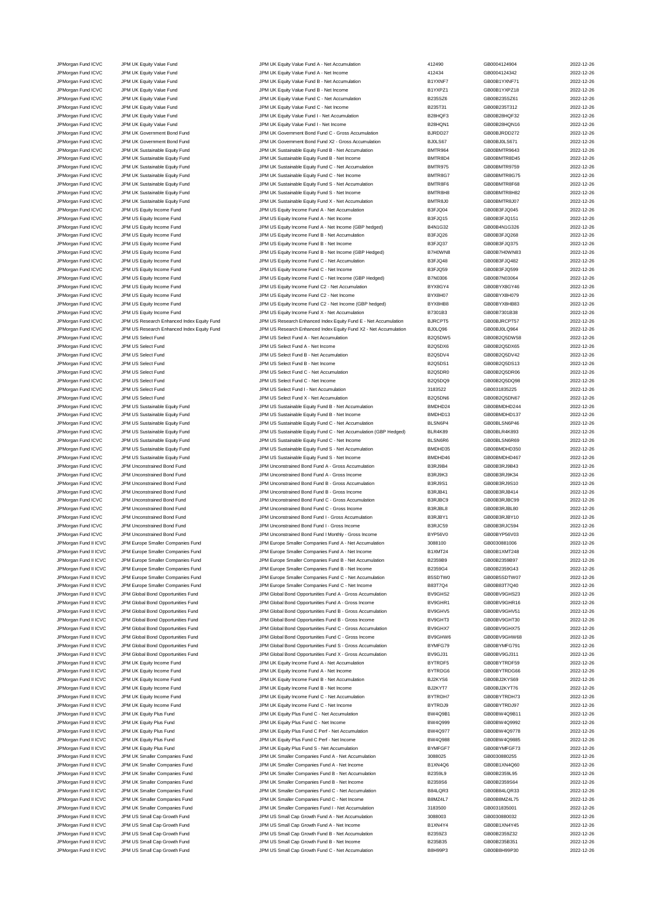| | | | | | |
|---|---|---|---|---|---|
| JPMorgan Fund ICVC | JPM UK Equity Value Fund | JPM UK Equity Value Fund A - Net Accumulation | 412490 | GB0004124904 | 2022-12-26 |
| JPMorgan Fund ICVC | JPM UK Equity Value Fund | JPM UK Equity Value Fund A - Net Income | 412434 | GB0004124342 | 2022-12-26 |
| JPMorgan Fund ICVC | JPM UK Equity Value Fund | JPM UK Equity Value Fund B - Net Accumulation | B1YXNF7 | GB00B1YXNF71 | 2022-12-26 |
| JPMorgan Fund ICVC | JPM UK Equity Value Fund | JPM UK Equity Value Fund B - Net Income | B1YXPZ1 | GB00B1YXPZ18 | 2022-12-26 |
| JPMorgan Fund ICVC | JPM UK Equity Value Fund | JPM UK Equity Value Fund C - Net Accumulation | B235SZ6 | GB00B235SZ61 | 2022-12-26 |
| JPMorgan Fund ICVC | JPM UK Equity Value Fund | JPM UK Equity Value Fund C - Net Income | B235T31 | GB00B235T312 | 2022-12-26 |
| JPMorgan Fund ICVC | JPM UK Equity Value Fund | JPM UK Equity Value Fund I - Net Accumulation | B28HQF3 | GB00B28HQF32 | 2022-12-26 |
| JPMorgan Fund ICVC | JPM UK Equity Value Fund | JPM UK Equity Value Fund I - Net Income | B28HQN1 | GB00B28HQN16 | 2022-12-26 |
| JPMorgan Fund ICVC | JPM UK Government Bond Fund | JPM UK Government Bond Fund C - Gross Accumulation | BJRDD27 | GB00BJRDD272 | 2022-12-26 |
| JPMorgan Fund ICVC | JPM UK Government Bond Fund | JPM UK Government Bond Fund X2 - Gross Accumulation | BJ0LS67 | GB00BJ0LS671 | 2022-12-26 |
| JPMorgan Fund ICVC | JPM UK Sustainable Equity Fund | JPM UK Sustainable Equity Fund B - Net Accumulation | BMTR964 | GB00BMTR9643 | 2022-12-26 |
| JPMorgan Fund ICVC | JPM UK Sustainable Equity Fund | JPM UK Sustainable Equity Fund B - Net Income | BMTR8D4 | GB00BMTR8D45 | 2022-12-26 |
| JPMorgan Fund ICVC | JPM UK Sustainable Equity Fund | JPM UK Sustainable Equity Fund C - Net Accumulation | BMTR975 | GB00BMTR9759 | 2022-12-26 |
| JPMorgan Fund ICVC | JPM UK Sustainable Equity Fund | JPM UK Sustainable Equity Fund C - Net Income | BMTR8G7 | GB00BMTR8G75 | 2022-12-26 |
| JPMorgan Fund ICVC | JPM UK Sustainable Equity Fund | JPM UK Sustainable Equity Fund S - Net Accumulation | BMTR8F6 | GB00BMTR8F68 | 2022-12-26 |
| JPMorgan Fund ICVC | JPM UK Sustainable Equity Fund | JPM UK Sustainable Equity Fund S - Net Income | BMTR8H8 | GB00BMTR8H82 | 2022-12-26 |
| JPMorgan Fund ICVC | JPM UK Sustainable Equity Fund | JPM UK Sustainable Equity Fund X - Net Accumulation | BMTR8J0 | GB00BMTR8J07 | 2022-12-26 |
| JPMorgan Fund ICVC | JPM US Equity Income Fund | JPM US Equity Income Fund A - Net Accumulation | B3FJQ04 | GB00B3FJQ045 | 2022-12-26 |
| JPMorgan Fund ICVC | JPM US Equity Income Fund | JPM US Equity Income Fund A - Net Income | B3FJQ15 | GB00B3FJQ151 | 2022-12-26 |
| JPMorgan Fund ICVC | JPM US Equity Income Fund | JPM US Equity Income Fund A - Net Income (GBP hedged) | B4N1G32 | GB00B4N1G326 | 2022-12-26 |
| JPMorgan Fund ICVC | JPM US Equity Income Fund | JPM US Equity Income Fund B - Net Accumulation | B3FJQ26 | GB00B3FJQ268 | 2022-12-26 |
| JPMorgan Fund ICVC | JPM US Equity Income Fund | JPM US Equity Income Fund B - Net Income | B3FJQ37 | GB00B3FJQ375 | 2022-12-26 |
| JPMorgan Fund ICVC | JPM US Equity Income Fund | JPM US Equity Income Fund B - Net Income (GBP Hedged) | B7H0WN8 | GB00B7H0WN83 | 2022-12-26 |
| JPMorgan Fund ICVC | JPM US Equity Income Fund | JPM US Equity Income Fund C - Net Accumulation | B3FJQ48 | GB00B3FJQ482 | 2022-12-26 |
| JPMorgan Fund ICVC | JPM US Equity Income Fund | JPM US Equity Income Fund C - Net Income | B3FJQ59 | GB00B3FJQ599 | 2022-12-26 |
| JPMorgan Fund ICVC | JPM US Equity Income Fund | JPM US Equity Income Fund C - Net Income (GBP Hedged) | B7N0306 | GB00B7N03064 | 2022-12-26 |
| JPMorgan Fund ICVC | JPM US Equity Income Fund | JPM US Equity Income Fund C2 - Net Accumulation | BYX8GY4 | GB00BYX8GY46 | 2022-12-26 |
| JPMorgan Fund ICVC | JPM US Equity Income Fund | JPM US Equity Income Fund C2 - Net Income | BYX8H07 | GB00BYX8H079 | 2022-12-26 |
| JPMorgan Fund ICVC | JPM US Equity Income Fund | JPM US Equity Income Fund C2 - Net Income (GBP hedged) | BYX8HB8 | GB00BYX8HB83 | 2022-12-26 |
| JPMorgan Fund ICVC | JPM US Equity Income Fund | JPM US Equity Income Fund X - Net Accumulation | B7301B3 | GB00B7301B38 | 2022-12-26 |
| JPMorgan Fund ICVC | JPM US Research Enhanced Index Equity Fund | JPM US Research Enhanced Index Equity Fund E - Net Accumulation | BJRCPT5 | GB00BJRCPT57 | 2022-12-26 |
| JPMorgan Fund ICVC | JPM US Research Enhanced Index Equity Fund | JPM US Research Enhanced Index Equity Fund X2 - Net Accumulation | BJ0LQ96 | GB00BJ0LQ964 | 2022-12-26 |
| JPMorgan Fund ICVC | JPM US Select Fund | JPM US Select Fund A - Net Accumulation | B2Q5DW5 | GB00B2Q5DW58 | 2022-12-26 |
| JPMorgan Fund ICVC | JPM US Select Fund | JPM US Select Fund A - Net Income | B2Q5DX6 | GB00B2Q5DX65 | 2022-12-26 |
| JPMorgan Fund ICVC | JPM US Select Fund | JPM US Select Fund B - Net Accumulation | B2Q5DV4 | GB00B2Q5DV42 | 2022-12-26 |
| JPMorgan Fund ICVC | JPM US Select Fund | JPM US Select Fund B - Net Income | B2Q5DS1 | GB00B2Q5DS13 | 2022-12-26 |
| JPMorgan Fund ICVC | JPM US Select Fund | JPM US Select Fund C - Net Accumulation | B2Q5DR0 | GB00B2Q5DR06 | 2022-12-26 |
| JPMorgan Fund ICVC | JPM US Select Fund | JPM US Select Fund C - Net Income | B2Q5DQ9 | GB00B2Q5DQ98 | 2022-12-26 |
| JPMorgan Fund ICVC | JPM US Select Fund | JPM US Select Fund I - Net Accumulation | 3183522 | GB0031835225 | 2022-12-26 |
| JPMorgan Fund ICVC | JPM US Select Fund | JPM US Select Fund X - Net Accumulation | B2Q5DN6 | GB00B2Q5DN67 | 2022-12-26 |
| JPMorgan Fund ICVC | JPM US Sustainable Equity Fund | JPM US Sustainable Equity Fund B - Net Accumulation | BMDHD24 | GB00BMDHD244 | 2022-12-26 |
| JPMorgan Fund ICVC | JPM US Sustainable Equity Fund | JPM US Sustainable Equity Fund B - Net Income | BMDHD13 | GB00BMDHD137 | 2022-12-26 |
| JPMorgan Fund ICVC | JPM US Sustainable Equity Fund | JPM US Sustainable Equity Fund C - Net Accumulation | BLSN6P4 | GB00BLSN6P46 | 2022-12-26 |
| JPMorgan Fund ICVC | JPM US Sustainable Equity Fund | JPM US Sustainable Equity Fund C - Net Accumulation (GBP Hedged) | BLR4K89 | GB00BLR4K893 | 2022-12-26 |
| JPMorgan Fund ICVC | JPM US Sustainable Equity Fund | JPM US Sustainable Equity Fund C - Net Income | BLSN6R6 | GB00BLSN6R69 | 2022-12-26 |
| JPMorgan Fund ICVC | JPM US Sustainable Equity Fund | JPM US Sustainable Equity Fund S - Net Accumulation | BMDHD35 | GB00BMDHD350 | 2022-12-26 |
| JPMorgan Fund ICVC | JPM US Sustainable Equity Fund | JPM US Sustainable Equity Fund S - Net Income | BMDHD46 | GB00BMDHD467 | 2022-12-26 |
| JPMorgan Fund ICVC | JPM Unconstrained Bond Fund | JPM Unconstrained Bond Fund A - Gross Accumulation | B3RJ9B4 | GB00B3RJ9B43 | 2022-12-26 |
| JPMorgan Fund ICVC | JPM Unconstrained Bond Fund | JPM Unconstrained Bond Fund A - Gross Income | B3RJ9K3 | GB00B3RJ9K34 | 2022-12-26 |
| JPMorgan Fund ICVC | JPM Unconstrained Bond Fund | JPM Unconstrained Bond Fund B - Gross Accumulation | B3RJ9S1 | GB00B3RJ9S10 | 2022-12-26 |
| JPMorgan Fund ICVC | JPM Unconstrained Bond Fund | JPM Unconstrained Bond Fund B - Gross Income | B3RJB41 | GB00B3RJB414 | 2022-12-26 |
| JPMorgan Fund ICVC | JPM Unconstrained Bond Fund | JPM Unconstrained Bond Fund C - Gross Accumulation | B3RJBC9 | GB00B3RJBC99 | 2022-12-26 |
| JPMorgan Fund ICVC | JPM Unconstrained Bond Fund | JPM Unconstrained Bond Fund C - Gross Income | B3RJBL8 | GB00B3RJBL80 | 2022-12-26 |
| JPMorgan Fund ICVC | JPM Unconstrained Bond Fund | JPM Unconstrained Bond Fund I - Gross Accumulation | B3RJBY1 | GB00B3RJBY10 | 2022-12-26 |
| JPMorgan Fund ICVC | JPM Unconstrained Bond Fund | JPM Unconstrained Bond Fund I - Gross Income | B3RJC59 | GB00B3RJC594 | 2022-12-26 |
| JPMorgan Fund ICVC | JPM Unconstrained Bond Fund | JPM Unconstrained Bond Fund I Monthly - Gross Income | BYP56V0 | GB00BYP56V03 | 2022-12-26 |
| JPMorgan Fund II ICVC | JPM Europe Smaller Companies Fund | JPM Europe Smaller Companies Fund A - Net Accumulation | 3088100 | GB0030881006 | 2022-12-26 |
| JPMorgan Fund II ICVC | JPM Europe Smaller Companies Fund | JPM Europe Smaller Companies Fund A - Net Income | B1XMT24 | GB00B1XMT248 | 2022-12-26 |
| JPMorgan Fund II ICVC | JPM Europe Smaller Companies Fund | JPM Europe Smaller Companies Fund B - Net Accumulation | B2359B9 | GB00B2359B97 | 2022-12-26 |
| JPMorgan Fund II ICVC | JPM Europe Smaller Companies Fund | JPM Europe Smaller Companies Fund B - Net Income | B2359G4 | GB00B2359G43 | 2022-12-26 |
| JPMorgan Fund II ICVC | JPM Europe Smaller Companies Fund | JPM Europe Smaller Companies Fund C - Net Accumulation | B5SDTW0 | GB00B5SDTW07 | 2022-12-26 |
| JPMorgan Fund II ICVC | JPM Europe Smaller Companies Fund | JPM Europe Smaller Companies Fund C - Net Income | B83T7Q4 | GB00B83T7Q40 | 2022-12-26 |
| JPMorgan Fund II ICVC | JPM Global Bond Opportunities Fund | JPM Global Bond Opportunities Fund A - Gross Accumulation | BV9GHS2 | GB00BV9GHS23 | 2022-12-26 |
| JPMorgan Fund II ICVC | JPM Global Bond Opportunities Fund | JPM Global Bond Opportunities Fund A - Gross Income | BV9GHR1 | GB00BV9GHR16 | 2022-12-26 |
| JPMorgan Fund II ICVC | JPM Global Bond Opportunities Fund | JPM Global Bond Opportunities Fund B - Gross Accumulation | BV9GHV5 | GB00BV9GHV51 | 2022-12-26 |
| JPMorgan Fund II ICVC | JPM Global Bond Opportunities Fund | JPM Global Bond Opportunities Fund B - Gross Income | BV9GHT3 | GB00BV9GHT30 | 2022-12-26 |
| JPMorgan Fund II ICVC | JPM Global Bond Opportunities Fund | JPM Global Bond Opportunities Fund C - Gross Accumulation | BV9GHX7 | GB00BV9GHX75 | 2022-12-26 |
| JPMorgan Fund II ICVC | JPM Global Bond Opportunities Fund | JPM Global Bond Opportunities Fund C - Gross Income | BV9GHW6 | GB00BV9GHW68 | 2022-12-26 |
| JPMorgan Fund II ICVC | JPM Global Bond Opportunities Fund | JPM Global Bond Opportunities Fund S - Gross Accumulation | BYMFG79 | GB00BYMFG791 | 2022-12-26 |
| JPMorgan Fund II ICVC | JPM Global Bond Opportunities Fund | JPM Global Bond Opportunities Fund X - Gross Accumulation | BV9GJ31 | GB00BV9GJ311 | 2022-12-26 |
| JPMorgan Fund II ICVC | JPM UK Equity Income Fund | JPM UK Equity Income Fund A - Net Accumulation | BYTRDF5 | GB00BYTRDF59 | 2022-12-26 |
| JPMorgan Fund II ICVC | JPM UK Equity Income Fund | JPM UK Equity Income Fund A - Net Income | BYTRDG6 | GB00BYTRDG66 | 2022-12-26 |
| JPMorgan Fund II ICVC | JPM UK Equity Income Fund | JPM UK Equity Income Fund B - Net Accumulation | BJ2KYS6 | GB00BJ2KYS69 | 2022-12-26 |
| JPMorgan Fund II ICVC | JPM UK Equity Income Fund | JPM UK Equity Income Fund B - Net Income | BJ2KYT7 | GB00BJ2KYT76 | 2022-12-26 |
| JPMorgan Fund II ICVC | JPM UK Equity Income Fund | JPM UK Equity Income Fund C - Net Accumulation | BYTRDH7 | GB00BYTRDH73 | 2022-12-26 |
| JPMorgan Fund II ICVC | JPM UK Equity Income Fund | JPM UK Equity Income Fund C - Net Income | BYTRDJ9 | GB00BYTRDJ97 | 2022-12-26 |
| JPMorgan Fund II ICVC | JPM UK Equity Plus Fund | JPM UK Equity Plus Fund C - Net Accumulation | BW4Q9B1 | GB00BW4Q9B11 | 2022-12-26 |
| JPMorgan Fund II ICVC | JPM UK Equity Plus Fund | JPM UK Equity Plus Fund C - Net Income | BW4Q999 | GB00BW4Q9992 | 2022-12-26 |
| JPMorgan Fund II ICVC | JPM UK Equity Plus Fund | JPM UK Equity Plus Fund C Perf - Net Accumulation | BW4Q977 | GB00BW4Q9778 | 2022-12-26 |
| JPMorgan Fund II ICVC | JPM UK Equity Plus Fund | JPM UK Equity Plus Fund C Perf - Net Income | BW4Q988 | GB00BW4Q9885 | 2022-12-26 |
| JPMorgan Fund II ICVC | JPM UK Equity Plus Fund | JPM UK Equity Plus Fund S - Net Accumulation | BYMFGF7 | GB00BYMFGF73 | 2022-12-26 |
| JPMorgan Fund II ICVC | JPM UK Smaller Companies Fund | JPM UK Smaller Companies Fund A - Net Accumulation | 3088025 | GB0030880255 | 2022-12-26 |
| JPMorgan Fund II ICVC | JPM UK Smaller Companies Fund | JPM UK Smaller Companies Fund A - Net Income | B1XN4Q6 | GB00B1XN4Q60 | 2022-12-26 |
| JPMorgan Fund II ICVC | JPM UK Smaller Companies Fund | JPM UK Smaller Companies Fund B - Net Accumulation | B2359L9 | GB00B2359L95 | 2022-12-26 |
| JPMorgan Fund II ICVC | JPM UK Smaller Companies Fund | JPM UK Smaller Companies Fund B - Net Income | B2359S6 | GB00B2359S64 | 2022-12-26 |
| JPMorgan Fund II ICVC | JPM UK Smaller Companies Fund | JPM UK Smaller Companies Fund C - Net Accumulation | B84LQR3 | GB00B84LQR33 | 2022-12-26 |
| JPMorgan Fund II ICVC | JPM UK Smaller Companies Fund | JPM UK Smaller Companies Fund C - Net Income | B8MZ4L7 | GB00B8MZ4L75 | 2022-12-26 |
| JPMorgan Fund II ICVC | JPM UK Smaller Companies Fund | JPM UK Smaller Companies Fund I - Net Accumulation | 3183500 | GB0031835001 | 2022-12-26 |
| JPMorgan Fund II ICVC | JPM US Small Cap Growth Fund | JPM US Small Cap Growth Fund A - Net Accumulation | 3088003 | GB0030880032 | 2022-12-26 |
| JPMorgan Fund II ICVC | JPM US Small Cap Growth Fund | JPM US Small Cap Growth Fund A - Net Income | B1XN4Y4 | GB00B1XN4Y45 | 2022-12-26 |
| JPMorgan Fund II ICVC | JPM US Small Cap Growth Fund | JPM US Small Cap Growth Fund B - Net Accumulation | B2359Z3 | GB00B2359Z32 | 2022-12-26 |
| JPMorgan Fund II ICVC | JPM US Small Cap Growth Fund | JPM US Small Cap Growth Fund B - Net Income | B235B35 | GB00B235B351 | 2022-12-26 |
| JPMorgan Fund II ICVC | JPM US Small Cap Growth Fund | JPM US Small Cap Growth Fund C - Net Accumulation | B8H99P3 | GB00B8H99P30 | 2022-12-26 |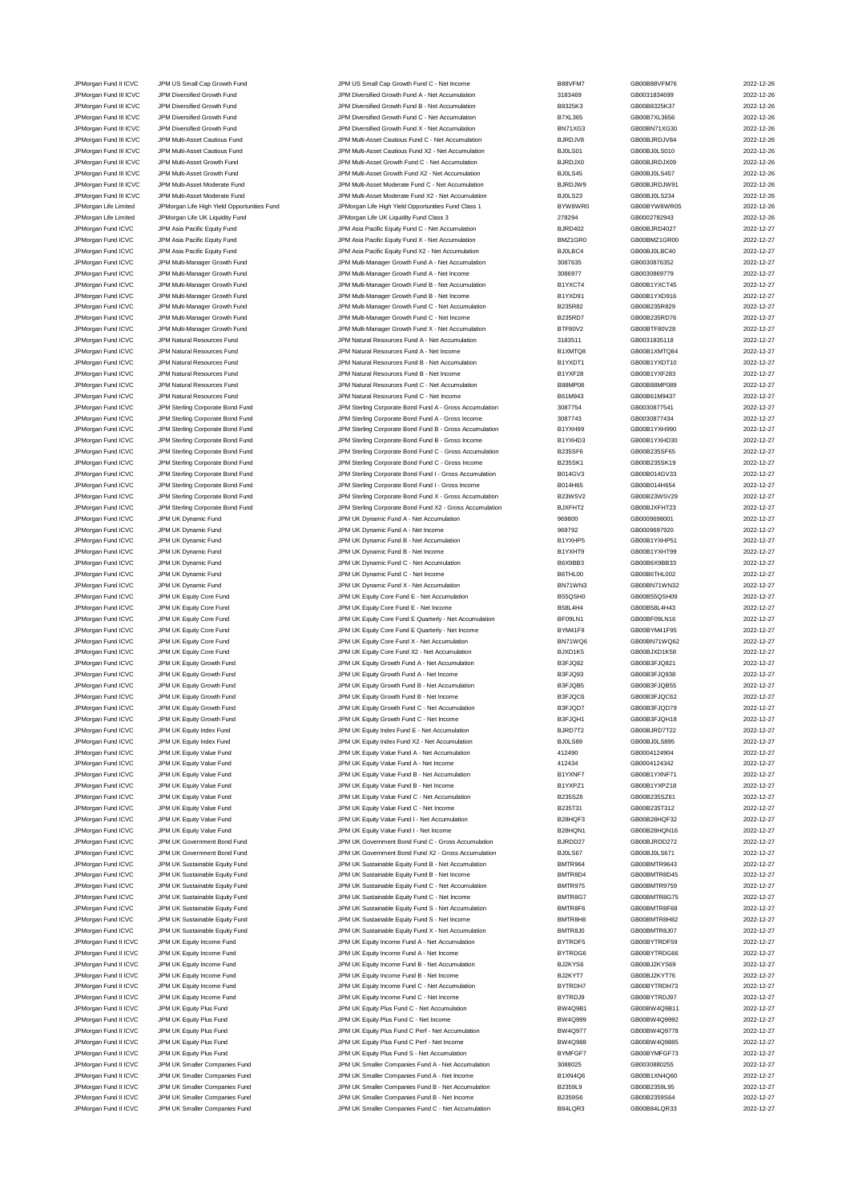| | | | | | |
|---|---|---|---|---|---|
| JPMorgan Fund II ICVC | JPM US Small Cap Growth Fund | JPM US Small Cap Growth Fund C - Net Income | B88VFM7 | GB00B88VFM76 | 2022-12-26 |
| JPMorgan Fund III ICVC | JPM Diversified Growth Fund | JPM Diversified Growth Fund A - Net Accumulation | 3183469 | GB0031834699 | 2022-12-26 |
| JPMorgan Fund III ICVC | JPM Diversified Growth Fund | JPM Diversified Growth Fund B - Net Accumulation | B8325K3 | GB00B8325K37 | 2022-12-26 |
| JPMorgan Fund III ICVC | JPM Diversified Growth Fund | JPM Diversified Growth Fund C - Net Accumulation | B7XL365 | GB00B7XL3656 | 2022-12-26 |
| JPMorgan Fund III ICVC | JPM Diversified Growth Fund | JPM Diversified Growth Fund X - Net Accumulation | BN71XG3 | GB00BN71XG30 | 2022-12-26 |
| JPMorgan Fund III ICVC | JPM Multi-Asset Cautious Fund | JPM Multi-Asset Cautious Fund C - Net Accumulation | BJRDJV8 | GB00BJRDJV84 | 2022-12-26 |
| JPMorgan Fund III ICVC | JPM Multi-Asset Cautious Fund | JPM Multi-Asset Cautious Fund X2 - Net Accumulation | BJ0LS01 | GB00BJ0LS010 | 2022-12-26 |
| JPMorgan Fund III ICVC | JPM Multi-Asset Growth Fund | JPM Multi-Asset Growth Fund C - Net Accumulation | BJRDJX0 | GB00BJRDJX09 | 2022-12-26 |
| JPMorgan Fund III ICVC | JPM Multi-Asset Growth Fund | JPM Multi-Asset Growth Fund X2 - Net Accumulation | BJ0LS45 | GB00BJ0LS457 | 2022-12-26 |
| JPMorgan Fund III ICVC | JPM Multi-Asset Moderate Fund | JPM Multi-Asset Moderate Fund C - Net Accumulation | BJRDJW9 | GB00BJRDJW91 | 2022-12-26 |
| JPMorgan Fund III ICVC | JPM Multi-Asset Moderate Fund | JPM Multi-Asset Moderate Fund X2 - Net Accumulation | BJ0LS23 | GB00BJ0LS234 | 2022-12-26 |
| JPMorgan Life Limited | JPMorgan Life High Yield Opportunities Fund | JPMorgan Life High Yield Opportunities Fund Class 1 | BYW8WR0 | GB00BYW8WR05 | 2022-12-26 |
| JPMorgan Life Limited | JPMorgan Life UK Liquidity Fund | JPMorgan Life UK Liquidity Fund Class 3 | 278294 | GB0002782943 | 2022-12-26 |
| JPMorgan Fund ICVC | JPM Asia Pacific Equity Fund | JPM Asia Pacific Equity Fund C - Net Accumulation | BJRD402 | GB00BJRD4027 | 2022-12-27 |
| JPMorgan Fund ICVC | JPM Asia Pacific Equity Fund | JPM Asia Pacific Equity Fund X - Net Accumulation | BMZ1GR0 | GB00BMZ1GR00 | 2022-12-27 |
| JPMorgan Fund ICVC | JPM Asia Pacific Equity Fund | JPM Asia Pacific Equity Fund X2 - Net Accumulation | BJ0LBC4 | GB00BJ0LBC40 | 2022-12-27 |
| JPMorgan Fund ICVC | JPM Multi-Manager Growth Fund | JPM Multi-Manager Growth Fund A - Net Accumulation | 3087635 | GB0030876352 | 2022-12-27 |
| JPMorgan Fund ICVC | JPM Multi-Manager Growth Fund | JPM Multi-Manager Growth Fund A - Net Income | 3086977 | GB0030869779 | 2022-12-27 |
| JPMorgan Fund ICVC | JPM Multi-Manager Growth Fund | JPM Multi-Manager Growth Fund B - Net Accumulation | B1YXCT4 | GB00B1YXCT45 | 2022-12-27 |
| JPMorgan Fund ICVC | JPM Multi-Manager Growth Fund | JPM Multi-Manager Growth Fund B - Net Income | B1YXD91 | GB00B1YXD916 | 2022-12-27 |
| JPMorgan Fund ICVC | JPM Multi-Manager Growth Fund | JPM Multi-Manager Growth Fund C - Net Accumulation | B235R82 | GB00B235R829 | 2022-12-27 |
| JPMorgan Fund ICVC | JPM Multi-Manager Growth Fund | JPM Multi-Manager Growth Fund C - Net Income | B235RD7 | GB00B235RD76 | 2022-12-27 |
| JPMorgan Fund ICVC | JPM Multi-Manager Growth Fund | JPM Multi-Manager Growth Fund X - Net Accumulation | BTF80V2 | GB00BTF80V28 | 2022-12-27 |
| JPMorgan Fund ICVC | JPM Natural Resources Fund | JPM Natural Resources Fund A - Net Accumulation | 3183511 | GB0031835118 | 2022-12-27 |
| JPMorgan Fund ICVC | JPM Natural Resources Fund | JPM Natural Resources Fund A - Net Income | B1XMTQ8 | GB00B1XMTQ84 | 2022-12-27 |
| JPMorgan Fund ICVC | JPM Natural Resources Fund | JPM Natural Resources Fund B - Net Accumulation | B1YXDT1 | GB00B1YXDT10 | 2022-12-27 |
| JPMorgan Fund ICVC | JPM Natural Resources Fund | JPM Natural Resources Fund B - Net Income | B1YXF28 | GB00B1YXF283 | 2022-12-27 |
| JPMorgan Fund ICVC | JPM Natural Resources Fund | JPM Natural Resources Fund C - Net Accumulation | B88MP08 | GB00B88MP089 | 2022-12-27 |
| JPMorgan Fund ICVC | JPM Natural Resources Fund | JPM Natural Resources Fund C - Net Income | B61M943 | GB00B61M9437 | 2022-12-27 |
| JPMorgan Fund ICVC | JPM Sterling Corporate Bond Fund | JPM Sterling Corporate Bond Fund A - Gross Accumulation | 3087754 | GB0030877541 | 2022-12-27 |
| JPMorgan Fund ICVC | JPM Sterling Corporate Bond Fund | JPM Sterling Corporate Bond Fund A - Gross Income | 3087743 | GB0030877434 | 2022-12-27 |
| JPMorgan Fund ICVC | JPM Sterling Corporate Bond Fund | JPM Sterling Corporate Bond Fund B - Gross Accumulation | B1YXH99 | GB00B1YXH990 | 2022-12-27 |
| JPMorgan Fund ICVC | JPM Sterling Corporate Bond Fund | JPM Sterling Corporate Bond Fund B - Gross Income | B1YXHD3 | GB00B1YXHD30 | 2022-12-27 |
| JPMorgan Fund ICVC | JPM Sterling Corporate Bond Fund | JPM Sterling Corporate Bond Fund C - Gross Accumulation | B235SF6 | GB00B235SF65 | 2022-12-27 |
| JPMorgan Fund ICVC | JPM Sterling Corporate Bond Fund | JPM Sterling Corporate Bond Fund C - Gross Income | B235SK1 | GB00B235SK19 | 2022-12-27 |
| JPMorgan Fund ICVC | JPM Sterling Corporate Bond Fund | JPM Sterling Corporate Bond Fund I - Gross Accumulation | B014GV3 | GB00B014GV33 | 2022-12-27 |
| JPMorgan Fund ICVC | JPM Sterling Corporate Bond Fund | JPM Sterling Corporate Bond Fund I - Gross Income | B014H65 | GB00B014H654 | 2022-12-27 |
| JPMorgan Fund ICVC | JPM Sterling Corporate Bond Fund | JPM Sterling Corporate Bond Fund X - Gross Accumulation | B23W5V2 | GB00B23W5V29 | 2022-12-27 |
| JPMorgan Fund ICVC | JPM Sterling Corporate Bond Fund | JPM Sterling Corporate Bond Fund X2 - Gross Accumulation | BJXFHT2 | GB00BJXFHT23 | 2022-12-27 |
| JPMorgan Fund ICVC | JPM UK Dynamic Fund | JPM UK Dynamic Fund A - Net Accumulation | 969800 | GB0009698001 | 2022-12-27 |
| JPMorgan Fund ICVC | JPM UK Dynamic Fund | JPM UK Dynamic Fund A - Net Income | 969792 | GB0009697920 | 2022-12-27 |
| JPMorgan Fund ICVC | JPM UK Dynamic Fund | JPM UK Dynamic Fund B - Net Accumulation | B1YXHP5 | GB00B1YXHP51 | 2022-12-27 |
| JPMorgan Fund ICVC | JPM UK Dynamic Fund | JPM UK Dynamic Fund B - Net Income | B1YXHT9 | GB00B1YXHT99 | 2022-12-27 |
| JPMorgan Fund ICVC | JPM UK Dynamic Fund | JPM UK Dynamic Fund C - Net Accumulation | B6X9BB3 | GB00B6X9BB33 | 2022-12-27 |
| JPMorgan Fund ICVC | JPM UK Dynamic Fund | JPM UK Dynamic Fund C - Net Income | B6THL00 | GB00B6THL002 | 2022-12-27 |
| JPMorgan Fund ICVC | JPM UK Dynamic Fund | JPM UK Dynamic Fund X - Net Accumulation | BN71WN3 | GB00BN71WN32 | 2022-12-27 |
| JPMorgan Fund ICVC | JPM UK Equity Core Fund | JPM UK Equity Core Fund E - Net Accumulation | B55QSH0 | GB00B55QSH09 | 2022-12-27 |
| JPMorgan Fund ICVC | JPM UK Equity Core Fund | JPM UK Equity Core Fund E - Net Income | B58L4H4 | GB00B58L4H43 | 2022-12-27 |
| JPMorgan Fund ICVC | JPM UK Equity Core Fund | JPM UK Equity Core Fund E Quarterly - Net Accumulation | BF09LN1 | GB00BF09LN16 | 2022-12-27 |
| JPMorgan Fund ICVC | JPM UK Equity Core Fund | JPM UK Equity Core Fund E Quarterly - Net Income | BYM41F9 | GB00BYM41F95 | 2022-12-27 |
| JPMorgan Fund ICVC | JPM UK Equity Core Fund | JPM UK Equity Core Fund X - Net Accumulation | BN71WQ6 | GB00BN71WQ62 | 2022-12-27 |
| JPMorgan Fund ICVC | JPM UK Equity Core Fund | JPM UK Equity Core Fund X2 - Net Accumulation | BJXD1K5 | GB00BJXD1K58 | 2022-12-27 |
| JPMorgan Fund ICVC | JPM UK Equity Growth Fund | JPM UK Equity Growth Fund A - Net Accumulation | B3FJQ82 | GB00B3FJQ821 | 2022-12-27 |
| JPMorgan Fund ICVC | JPM UK Equity Growth Fund | JPM UK Equity Growth Fund A - Net Income | B3FJQ93 | GB00B3FJQ938 | 2022-12-27 |
| JPMorgan Fund ICVC | JPM UK Equity Growth Fund | JPM UK Equity Growth Fund B - Net Accumulation | B3FJQB5 | GB00B3FJQB55 | 2022-12-27 |
| JPMorgan Fund ICVC | JPM UK Equity Growth Fund | JPM UK Equity Growth Fund B - Net Income | B3FJQC6 | GB00B3FJQC62 | 2022-12-27 |
| JPMorgan Fund ICVC | JPM UK Equity Growth Fund | JPM UK Equity Growth Fund C - Net Accumulation | B3FJQD7 | GB00B3FJQD79 | 2022-12-27 |
| JPMorgan Fund ICVC | JPM UK Equity Growth Fund | JPM UK Equity Growth Fund C - Net Income | B3FJQH1 | GB00B3FJQH18 | 2022-12-27 |
| JPMorgan Fund ICVC | JPM UK Equity Index Fund | JPM UK Equity Index Fund E - Net Accumulation | BJRD7T2 | GB00BJRD7T22 | 2022-12-27 |
| JPMorgan Fund ICVC | JPM UK Equity Index Fund | JPM UK Equity Index Fund X2 - Net Accumulation | BJ0LS89 | GB00BJ0LS895 | 2022-12-27 |
| JPMorgan Fund ICVC | JPM UK Equity Value Fund | JPM UK Equity Value Fund A - Net Accumulation | 412490 | GB0004124904 | 2022-12-27 |
| JPMorgan Fund ICVC | JPM UK Equity Value Fund | JPM UK Equity Value Fund A - Net Income | 412434 | GB0004124342 | 2022-12-27 |
| JPMorgan Fund ICVC | JPM UK Equity Value Fund | JPM UK Equity Value Fund B - Net Accumulation | B1YXNF7 | GB00B1YXNF71 | 2022-12-27 |
| JPMorgan Fund ICVC | JPM UK Equity Value Fund | JPM UK Equity Value Fund B - Net Income | B1YXPZ1 | GB00B1YXPZ18 | 2022-12-27 |
| JPMorgan Fund ICVC | JPM UK Equity Value Fund | JPM UK Equity Value Fund C - Net Accumulation | B235SZ6 | GB00B235SZ61 | 2022-12-27 |
| JPMorgan Fund ICVC | JPM UK Equity Value Fund | JPM UK Equity Value Fund C - Net Income | B235T31 | GB00B235T312 | 2022-12-27 |
| JPMorgan Fund ICVC | JPM UK Equity Value Fund | JPM UK Equity Value Fund I - Net Accumulation | B28HQF3 | GB00B28HQF32 | 2022-12-27 |
| JPMorgan Fund ICVC | JPM UK Equity Value Fund | JPM UK Equity Value Fund I - Net Income | B28HQN1 | GB00B28HQN16 | 2022-12-27 |
| JPMorgan Fund ICVC | JPM UK Government Bond Fund | JPM UK Government Bond Fund C - Gross Accumulation | BJRDD27 | GB00BJRDD272 | 2022-12-27 |
| JPMorgan Fund ICVC | JPM UK Government Bond Fund | JPM UK Government Bond Fund X2 - Gross Accumulation | BJ0LS67 | GB00BJ0LS671 | 2022-12-27 |
| JPMorgan Fund ICVC | JPM UK Sustainable Equity Fund | JPM UK Sustainable Equity Fund B - Net Accumulation | BMTR964 | GB00BMTR9643 | 2022-12-27 |
| JPMorgan Fund ICVC | JPM UK Sustainable Equity Fund | JPM UK Sustainable Equity Fund B - Net Income | BMTR8D4 | GB00BMTR8D45 | 2022-12-27 |
| JPMorgan Fund ICVC | JPM UK Sustainable Equity Fund | JPM UK Sustainable Equity Fund C - Net Accumulation | BMTR975 | GB00BMTR9759 | 2022-12-27 |
| JPMorgan Fund ICVC | JPM UK Sustainable Equity Fund | JPM UK Sustainable Equity Fund C - Net Income | BMTR8G7 | GB00BMTR8G75 | 2022-12-27 |
| JPMorgan Fund ICVC | JPM UK Sustainable Equity Fund | JPM UK Sustainable Equity Fund S - Net Accumulation | BMTR8F6 | GB00BMTR8F68 | 2022-12-27 |
| JPMorgan Fund ICVC | JPM UK Sustainable Equity Fund | JPM UK Sustainable Equity Fund S - Net Income | BMTR8H8 | GB00BMTR8H82 | 2022-12-27 |
| JPMorgan Fund ICVC | JPM UK Sustainable Equity Fund | JPM UK Sustainable Equity Fund X - Net Accumulation | BMTR8J0 | GB00BMTR8J07 | 2022-12-27 |
| JPMorgan Fund II ICVC | JPM UK Equity Income Fund | JPM UK Equity Income Fund A - Net Accumulation | BYTRDF5 | GB00BYTRDF59 | 2022-12-27 |
| JPMorgan Fund II ICVC | JPM UK Equity Income Fund | JPM UK Equity Income Fund A - Net Income | BYTRDG6 | GB00BYTRDG66 | 2022-12-27 |
| JPMorgan Fund II ICVC | JPM UK Equity Income Fund | JPM UK Equity Income Fund B - Net Accumulation | BJ2KYS6 | GB00BJ2KYS69 | 2022-12-27 |
| JPMorgan Fund II ICVC | JPM UK Equity Income Fund | JPM UK Equity Income Fund B - Net Income | BJ2KYT7 | GB00BJ2KYT76 | 2022-12-27 |
| JPMorgan Fund II ICVC | JPM UK Equity Income Fund | JPM UK Equity Income Fund C - Net Accumulation | BYTRDH7 | GB00BYTRDH73 | 2022-12-27 |
| JPMorgan Fund II ICVC | JPM UK Equity Income Fund | JPM UK Equity Income Fund C - Net Income | BYTRDJ9 | GB00BYTRDJ97 | 2022-12-27 |
| JPMorgan Fund II ICVC | JPM UK Equity Plus Fund | JPM UK Equity Plus Fund C - Net Accumulation | BW4Q9B1 | GB00BW4Q9B11 | 2022-12-27 |
| JPMorgan Fund II ICVC | JPM UK Equity Plus Fund | JPM UK Equity Plus Fund C - Net Income | BW4Q999 | GB00BW4Q9992 | 2022-12-27 |
| JPMorgan Fund II ICVC | JPM UK Equity Plus Fund | JPM UK Equity Plus Fund C Perf - Net Accumulation | BW4Q977 | GB00BW4Q9778 | 2022-12-27 |
| JPMorgan Fund II ICVC | JPM UK Equity Plus Fund | JPM UK Equity Plus Fund C Perf - Net Income | BW4Q988 | GB00BW4Q9885 | 2022-12-27 |
| JPMorgan Fund II ICVC | JPM UK Equity Plus Fund | JPM UK Equity Plus Fund S - Net Accumulation | BYMFGF7 | GB00BYMFGF73 | 2022-12-27 |
| JPMorgan Fund II ICVC | JPM UK Smaller Companies Fund | JPM UK Smaller Companies Fund A - Net Accumulation | 3088025 | GB0030880255 | 2022-12-27 |
| JPMorgan Fund II ICVC | JPM UK Smaller Companies Fund | JPM UK Smaller Companies Fund A - Net Income | B1XN4Q6 | GB00B1XN4Q60 | 2022-12-27 |
| JPMorgan Fund II ICVC | JPM UK Smaller Companies Fund | JPM UK Smaller Companies Fund B - Net Accumulation | B2359L9 | GB00B2359L95 | 2022-12-27 |
| JPMorgan Fund II ICVC | JPM UK Smaller Companies Fund | JPM UK Smaller Companies Fund B - Net Income | B2359S6 | GB00B2359S64 | 2022-12-27 |
| JPMorgan Fund II ICVC | JPM UK Smaller Companies Fund | JPM UK Smaller Companies Fund C - Net Accumulation | B84LQR3 | GB00B84LQR33 | 2022-12-27 |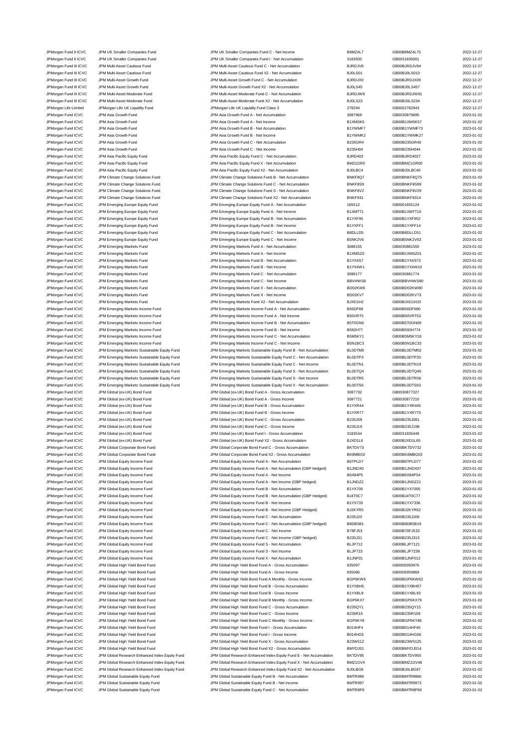| | | | | | |
|---|---|---|---|---|---|
| JPMorgan Fund II ICVC | JPM UK Smaller Companies Fund | JPM UK Smaller Companies Fund C - Net Income | B8MZ4L7 | GB00B8MZ4L75 | 2022-12-27 |
| JPMorgan Fund II ICVC | JPM UK Smaller Companies Fund | JPM UK Smaller Companies Fund I - Net Accumulation | 3183500 | GB0031835001 | 2022-12-27 |
| JPMorgan Fund III ICVC | JPM Multi-Asset Cautious Fund | JPM Multi-Asset Cautious Fund C - Net Accumulation | BJRDJV8 | GB00BJRDJV84 | 2022-12-27 |
| JPMorgan Fund III ICVC | JPM Multi-Asset Cautious Fund | JPM Multi-Asset Cautious Fund X2 - Net Accumulation | BJ0LS01 | GB00BJ0LS010 | 2022-12-27 |
| JPMorgan Fund III ICVC | JPM Multi-Asset Growth Fund | JPM Multi-Asset Growth Fund C - Net Accumulation | BJRDJX0 | GB00BJRDJX09 | 2022-12-27 |
| JPMorgan Fund III ICVC | JPM Multi-Asset Growth Fund | JPM Multi-Asset Growth Fund X2 - Net Accumulation | BJ0LS45 | GB00BJ0LS457 | 2022-12-27 |
| JPMorgan Fund III ICVC | JPM Multi-Asset Moderate Fund | JPM Multi-Asset Moderate Fund C - Net Accumulation | BJRDJW9 | GB00BJRDJW91 | 2022-12-27 |
| JPMorgan Fund III ICVC | JPM Multi-Asset Moderate Fund | JPM Multi-Asset Moderate Fund X2 - Net Accumulation | BJ0LS23 | GB00BJ0LS234 | 2022-12-27 |
| JPMorgan Life Limited | JPMorgan Life UK Liquidity Fund | JPMorgan Life UK Liquidity Fund Class 3 | 278294 | GB0002782943 | 2022-12-27 |
| JPMorgan Fund ICVC | JPM Asia Growth Fund | JPM Asia Growth Fund A - Net Accumulation | 3087969 | GB0030879695 | 2023-01-02 |
| JPMorgan Fund ICVC | JPM Asia Growth Fund | JPM Asia Growth Fund A - Net Income | B1XMSK5 | GB00B1XMSK57 | 2023-01-02 |
| JPMorgan Fund ICVC | JPM Asia Growth Fund | JPM Asia Growth Fund B - Net Accumulation | B1YWMF7 | GB00B1YWMF73 | 2023-01-02 |
| JPMorgan Fund ICVC | JPM Asia Growth Fund | JPM Asia Growth Fund B - Net Income | B1YWMK2 | GB00B1YWMK27 | 2023-01-02 |
| JPMorgan Fund ICVC | JPM Asia Growth Fund | JPM Asia Growth Fund C - Net Accumulation | B235GR4 | GB00B235GR40 | 2023-01-02 |
| JPMorgan Fund ICVC | JPM Asia Growth Fund | JPM Asia Growth Fund C - Net Income | B235H04 | GB00B235H044 | 2023-01-02 |
| JPMorgan Fund ICVC | JPM Asia Pacific Equity Fund | JPM Asia Pacific Equity Fund C - Net Accumulation | BJRD402 | GB00BJRD4027 | 2023-01-02 |
| JPMorgan Fund ICVC | JPM Asia Pacific Equity Fund | JPM Asia Pacific Equity Fund X - Net Accumulation | BMZ1GR0 | GB00BMZ1GR00 | 2023-01-02 |
| JPMorgan Fund ICVC | JPM Asia Pacific Equity Fund | JPM Asia Pacific Equity Fund X2 - Net Accumulation | BJ0LBC4 | GB00BJ0LBC40 | 2023-01-02 |
| JPMorgan Fund ICVC | JPM Climate Change Solutions Fund | JPM Climate Change Solutions Fund B - Net Accumulation | BNKF8Q7 | GB00BNKF8Q75 | 2023-01-02 |
| JPMorgan Fund ICVC | JPM Climate Change Solutions Fund | JPM Climate Change Solutions Fund C - Net Accumulation | BNKF8S9 | GB00BNKF8S99 | 2023-01-02 |
| JPMorgan Fund ICVC | JPM Climate Change Solutions Fund | JPM Climate Change Solutions Fund S - Net Accumulation | BNKF8V2 | GB00BNKF8V29 | 2023-01-02 |
| JPMorgan Fund ICVC | JPM Climate Change Solutions Fund | JPM Climate Change Solutions Fund X2 - Net Accumulation | BNKF931 | GB00BNKF9314 | 2023-01-02 |
| JPMorgan Fund ICVC | JPM Emerging Europe Equity Fund | JPM Emerging Europe Equity Fund A - Net Accumulation | 165512 | GB0001655124 | 2023-01-02 |
| JPMorgan Fund ICVC | JPM Emerging Europe Equity Fund | JPM Emerging Europe Equity Fund A - Net Income | B1XMTT1 | GB00B1XMTT16 | 2023-01-02 |
| JPMorgan Fund ICVC | JPM Emerging Europe Equity Fund | JPM Emerging Europe Equity Fund B - Net Accumulation | B1YXF95 | GB00B1YXF952 | 2023-01-02 |
| JPMorgan Fund ICVC | JPM Emerging Europe Equity Fund | JPM Emerging Europe Equity Fund B - Net Income | B1YXFF1 | GB00B1YXFF14 | 2023-01-02 |
| JPMorgan Fund ICVC | JPM Emerging Europe Equity Fund | JPM Emerging Europe Equity Fund C - Net Accumulation | B8DLLD5 | GB00B8DLLD51 | 2023-01-02 |
| JPMorgan Fund ICVC | JPM Emerging Europe Equity Fund | JPM Emerging Europe Equity Fund C - Net Income | B5NK2V6 | GB00B5NK2V63 | 2023-01-02 |
| JPMorgan Fund ICVC | JPM Emerging Markets Fund | JPM Emerging Markets Fund A - Net Accumulation | 3088155 | GB0030881550 | 2023-01-02 |
| JPMorgan Fund ICVC | JPM Emerging Markets Fund | JPM Emerging Markets Fund A - Net Income | B1XMSZ0 | GB00B1XMSZ01 | 2023-01-02 |
| JPMorgan Fund ICVC | JPM Emerging Markets Fund | JPM Emerging Markets Fund B - Net Accumulation | B1YX4S7 | GB00B1YX4S73 | 2023-01-02 |
| JPMorgan Fund ICVC | JPM Emerging Markets Fund | JPM Emerging Markets Fund B - Net Income | B1YX4W1 | GB00B1YX4W10 | 2023-01-02 |
| JPMorgan Fund ICVC | JPM Emerging Markets Fund | JPM Emerging Markets Fund C - Net Accumulation | 3088177 | GB0030881774 | 2023-01-02 |
| JPMorgan Fund ICVC | JPM Emerging Markets Fund | JPM Emerging Markets Fund C - Net Income | BBVHWS8 | GB00BBVHWS80 | 2023-01-02 |
| JPMorgan Fund ICVC | JPM Emerging Markets Fund | JPM Emerging Markets Fund X - Net Accumulation | BD02KW8 | GB00BD02KW80 | 2023-01-02 |
| JPMorgan Fund ICVC | JPM Emerging Markets Fund | JPM Emerging Markets Fund X - Net Income | BD02KV7 | GB00BD02KV73 | 2023-01-02 |
| JPMorgan Fund ICVC | JPM Emerging Markets Fund | JPM Emerging Markets Fund X2 - Net Accumulation | BJXD1H2 | GB00BJXD1H20 | 2023-01-02 |
| JPMorgan Fund ICVC | JPM Emerging Markets Income Fund | JPM Emerging Markets Income Fund A - Net Accumulation | B56DF68 | GB00B56DF680 | 2023-01-02 |
| JPMorgan Fund ICVC | JPM Emerging Markets Income Fund | JPM Emerging Markets Income Fund A - Net Income | B50VRT5 | GB00B50VRT53 | 2023-01-02 |
| JPMorgan Fund ICVC | JPM Emerging Markets Income Fund | JPM Emerging Markets Income Fund B - Net Accumulation | B5T0GN0 | GB00B5T0GN09 | 2023-01-02 |
| JPMorgan Fund ICVC | JPM Emerging Markets Income Fund | JPM Emerging Markets Income Fund B - Net Income | B592H77 | GB00B592H774 | 2023-01-02 |
| JPMorgan Fund ICVC | JPM Emerging Markets Income Fund | JPM Emerging Markets Income Fund C - Net Accumulation | B5M5KY1 | GB00B5M5KY18 | 2023-01-02 |
| JPMorgan Fund ICVC | JPM Emerging Markets Income Fund | JPM Emerging Markets Income Fund C - Net Income | B5N1BC3 | GB00B5N1BC33 | 2023-01-02 |
| JPMorgan Fund ICVC | JPM Emerging Markets Sustainable Equity Fund | JPM Emerging Markets Sustainable Equity Fund B - Net Accumulation | BL0DTM0 | GB00BL0DTM02 | 2023-01-02 |
| JPMorgan Fund ICVC | JPM Emerging Markets Sustainable Equity Fund | JPM Emerging Markets Sustainable Equity Fund C - Net Accumulation | BL0DTP3 | GB00BL0DTP33 | 2023-01-02 |
| JPMorgan Fund ICVC | JPM Emerging Markets Sustainable Equity Fund | JPM Emerging Markets Sustainable Equity Fund C - Net Income | BL0DTN1 | GB00BL0DTN19 | 2023-01-02 |
| JPMorgan Fund ICVC | JPM Emerging Markets Sustainable Equity Fund | JPM Emerging Markets Sustainable Equity Fund S - Net Accumulation | BL0DTQ4 | GB00BL0DTQ40 | 2023-01-02 |
| JPMorgan Fund ICVC | JPM Emerging Markets Sustainable Equity Fund | JPM Emerging Markets Sustainable Equity Fund S - Net Income | BL0DTR5 | GB00BL0DTR56 | 2023-01-02 |
| JPMorgan Fund ICVC | JPM Emerging Markets Sustainable Equity Fund | JPM Emerging Markets Sustainable Equity Fund X - Net Accumulation | BL0DTS6 | GB00BL0DTS63 | 2023-01-02 |
| JPMorgan Fund ICVC | JPM Global (ex-UK) Bond Fund | JPM Global (ex-UK) Bond Fund A - Gross Accumulation | 3087732 | GB0030877327 | 2023-01-02 |
| JPMorgan Fund ICVC | JPM Global (ex-UK) Bond Fund | JPM Global (ex-UK) Bond Fund A - Gross Income | 3087721 | GB0030877210 | 2023-01-02 |
| JPMorgan Fund ICVC | JPM Global (ex-UK) Bond Fund | JPM Global (ex-UK) Bond Fund B - Gross Accumulation | B1YXR44 | GB00B1YXR445 | 2023-01-02 |
| JPMorgan Fund ICVC | JPM Global (ex-UK) Bond Fund | JPM Global (ex-UK) Bond Fund B - Gross Income | B1YXR77 | GB00B1YXR775 | 2023-01-02 |
| JPMorgan Fund ICVC | JPM Global (ex-UK) Bond Fund | JPM Global (ex-UK) Bond Fund C - Gross Accumulation | B235J08 | GB00B235J081 | 2023-01-02 |
| JPMorgan Fund ICVC | JPM Global (ex-UK) Bond Fund | JPM Global (ex-UK) Bond Fund C - Gross Income | B235J19 | GB00B235J198 | 2023-01-02 |
| JPMorgan Fund ICVC | JPM Global (ex-UK) Bond Fund | JPM Global (ex-UK) Bond Fund I - Gross Accumulation | 3183544 | GB0031835449 | 2023-01-02 |
| JPMorgan Fund ICVC | JPM Global (ex-UK) Bond Fund | JPM Global (ex-UK) Bond Fund X2 - Gross Accumulation | BJXD1L6 | GB00BJXD1L65 | 2023-01-02 |
| JPMorgan Fund ICVC | JPM Global Corporate Bond Fund | JPM Global Corporate Bond Fund C - Gross Accumulation | BKTDV73 | GB00BKTDV732 | 2023-01-02 |
| JPMorgan Fund ICVC | JPM Global Corporate Bond Fund | JPM Global Corporate Bond Fund X2 - Gross Accumulation | BK8MBG0 | GB00BK8MBG03 | 2023-01-02 |
| JPMorgan Fund ICVC | JPM Global Equity Income Fund | JPM Global Equity Income Fund A - Net Accumulation | B6TPLD7 | GB00B6TPLD77 | 2023-01-02 |
| JPMorgan Fund ICVC | JPM Global Equity Income Fund | JPM Global Equity Income Fund A - Net Accumulation (GBP hedged) | B1JNDX0 | GB00B1JNDX07 | 2023-01-02 |
| JPMorgan Fund ICVC | JPM Global Equity Income Fund | JPM Global Equity Income Fund A - Net Income | B6X84P5 | GB00B6X84P54 | 2023-01-02 |
| JPMorgan Fund ICVC | JPM Global Equity Income Fund | JPM Global Equity Income Fund A - Net Income (GBP hedged) | B1JNDZ2 | GB00B1JNDZ21 | 2023-01-02 |
| JPMorgan Fund ICVC | JPM Global Equity Income Fund | JPM Global Equity Income Fund B - Net Accumulation | B1YX700 | GB00B1YX7005 | 2023-01-02 |
| JPMorgan Fund ICVC | JPM Global Equity Income Fund | JPM Global Equity Income Fund B - Net Accumulation (GBP Hedged) | BJ4T0C7 | GB00BJ4T0C77 | 2023-01-02 |
| JPMorgan Fund ICVC | JPM Global Equity Income Fund | JPM Global Equity Income Fund B - Net Income | B1YX733 | GB00B1YX7336 | 2023-01-02 |
| JPMorgan Fund ICVC | JPM Global Equity Income Fund | JPM Global Equity Income Fund B - Net Income (GBP Hedged) | BJ2KYR5 | GB00BJ2KYR52 | 2023-01-02 |
| JPMorgan Fund ICVC | JPM Global Equity Income Fund | JPM Global Equity Income Fund C - Net Accumulation | B235J20 | GB00B235J206 | 2023-01-02 |
| JPMorgan Fund ICVC | JPM Global Equity Income Fund | JPM Global Equity Income Fund C - Net Accumulation (GBP hedged) | B8DB5B1 | GB00B8DB5B19 | 2023-01-02 |
| JPMorgan Fund ICVC | JPM Global Equity Income Fund | JPM Global Equity Income Fund C - Net Income | B78FJ53 | GB00B78FJ533 | 2023-01-02 |
| JPMorgan Fund ICVC | JPM Global Equity Income Fund | JPM Global Equity Income Fund C - Net Income (GBP hedged) | B235J31 | GB00B235J313 | 2023-01-02 |
| JPMorgan Fund ICVC | JPM Global Equity Income Fund | JPM Global Equity Income Fund S - Net Accumulation | BLJP712 | GB00BLJP7121 | 2023-01-02 |
| JPMorgan Fund ICVC | JPM Global Equity Income Fund | JPM Global Equity Income Fund S - Net Income | BLJP723 | GB00BLJP7238 | 2023-01-02 |
| JPMorgan Fund ICVC | JPM Global Equity Income Fund | JPM Global Equity Income Fund X - Net Accumulation | B1JNF01 | GB00B1JNF012 | 2023-01-02 |
| JPMorgan Fund ICVC | JPM Global High Yield Bond Fund | JPM Global High Yield Bond Fund A - Gross Accumulation | 835097 | GB0008350976 | 2023-01-02 |
| JPMorgan Fund ICVC | JPM Global High Yield Bond Fund | JPM Global High Yield Bond Fund A - Gross Income | 835086 | GB0008350869 | 2023-01-02 |
| JPMorgan Fund ICVC | JPM Global High Yield Bond Fund | JPM Global High Yield Bond Fund A Monthly - Gross Income | BGP6KW6 | GB00BGP6KW62 | 2023-01-02 |
| JPMorgan Fund ICVC | JPM Global High Yield Bond Fund | JPM Global High Yield Bond Fund B - Gross Accumulation | B1YXBH5 | GB00B1YXBH57 | 2023-01-02 |
| JPMorgan Fund ICVC | JPM Global High Yield Bond Fund | JPM Global High Yield Bond Fund B - Gross Income | B1YXBL9 | GB00B1YXBL93 | 2023-01-02 |
| JPMorgan Fund ICVC | JPM Global High Yield Bond Fund | JPM Global High Yield Bond Fund B Monthly - Gross Income | BGP6KX7 | GB00BGP6KX79 | 2023-01-02 |
| JPMorgan Fund ICVC | JPM Global High Yield Bond Fund | JPM Global High Yield Bond Fund C - Gross Accumulation | B235QY1 | GB00B235QY15 | 2023-01-02 |
| JPMorgan Fund ICVC | JPM Global High Yield Bond Fund | JPM Global High Yield Bond Fund C - Gross Income | B235R15 | GB00B235R159 | 2023-01-02 |
| JPMorgan Fund ICVC | JPM Global High Yield Bond Fund | JPM Global High Yield Bond Fund C Monthly - Gross Income | BGP6KY8 | GB00BGP6KY86 | 2023-01-02 |
| JPMorgan Fund ICVC | JPM Global High Yield Bond Fund | JPM Global High Yield Bond Fund I - Gross Accumulation | B014HF4 | GB00B014HF40 | 2023-01-02 |
| JPMorgan Fund ICVC | JPM Global High Yield Bond Fund | JPM Global High Yield Bond Fund I - Gross Income | B014HG5 | GB00B014HG56 | 2023-01-02 |
| JPMorgan Fund ICVC | JPM Global High Yield Bond Fund | JPM Global High Yield Bond Fund X - Gross Accumulation | B23W512 | GB00B23W5125 | 2023-01-02 |
| JPMorgan Fund ICVC | JPM Global High Yield Bond Fund | JPM Global High Yield Bond Fund X2 - Gross Accumulation | BMYDJ01 | GB00BMYDJ014 | 2023-01-02 |
| JPMorgan Fund ICVC | JPM Global Research Enhanced Index Equity Fund | JPM Global Research Enhanced Index Equity Fund E - Net Accumulation | BKTDV95 | GB00BKTDV955 | 2023-01-02 |
| JPMorgan Fund ICVC | JPM Global Research Enhanced Index Equity Fund | JPM Global Research Enhanced Index Equity Fund X - Net Accumulation | BMZ1GV4 | GB00BMZ1GV46 | 2023-01-02 |
| JPMorgan Fund ICVC | JPM Global Research Enhanced Index Equity Fund | JPM Global Research Enhanced Index Equity Fund X2 - Net Accumulation | BJ0LBG8 | GB00BJ0LBG87 | 2023-01-02 |
| JPMorgan Fund ICVC | JPM Global Sustainable Equity Fund | JPM Global Sustainable Equity Fund B - Net Accumulation | BMTR986 | GB00BMTR9866 | 2023-01-02 |
| JPMorgan Fund ICVC | JPM Global Sustainable Equity Fund | JPM Global Sustainable Equity Fund B - Net Income | BMTR997 | GB00BMTR9973 | 2023-01-02 |
| JPMorgan Fund ICVC | JPM Global Sustainable Equity Fund | JPM Global Sustainable Equity Fund C - Net Accumulation | BMTR8P6 | GB00BMTR8P66 | 2023-01-02 |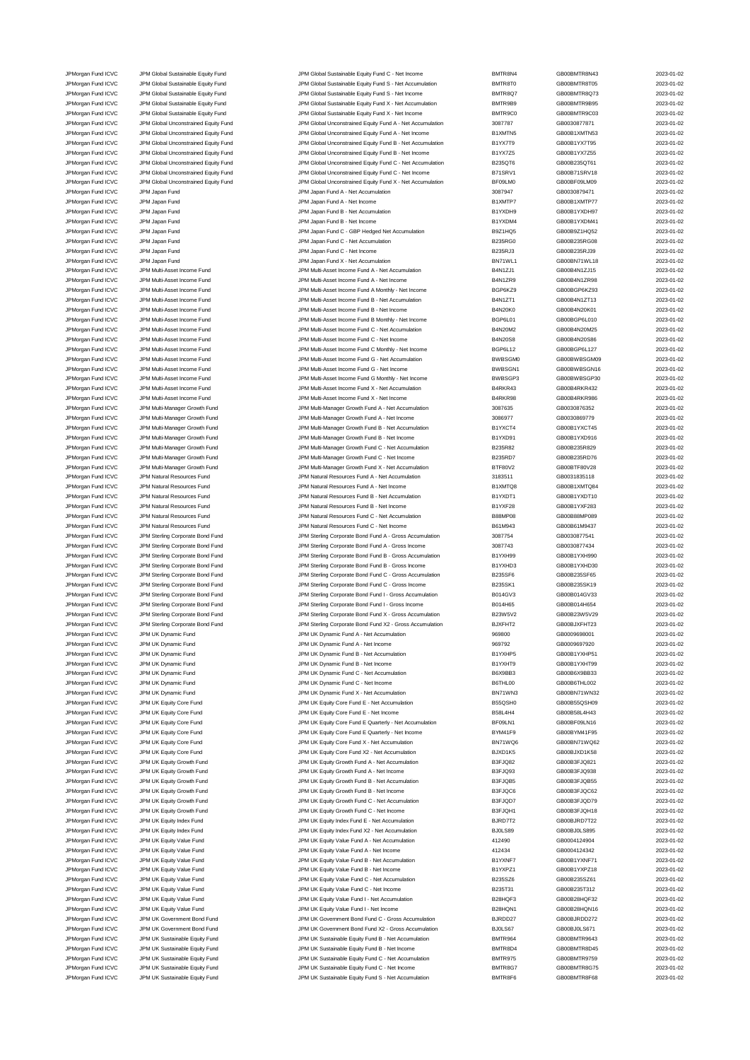| | | | | | |
|---|---|---|---|---|---|
| JPMorgan Fund ICVC | JPM Global Sustainable Equity Fund | JPM Global Sustainable Equity Fund C - Net Income | BMTR8N4 | GB00BMTR8N43 | 2023-01-02 |
| JPMorgan Fund ICVC | JPM Global Sustainable Equity Fund | JPM Global Sustainable Equity Fund S - Net Accumulation | BMTR8T0 | GB00BMTR8T05 | 2023-01-02 |
| JPMorgan Fund ICVC | JPM Global Sustainable Equity Fund | JPM Global Sustainable Equity Fund S - Net Income | BMTR8Q7 | GB00BMTR8Q73 | 2023-01-02 |
| JPMorgan Fund ICVC | JPM Global Sustainable Equity Fund | JPM Global Sustainable Equity Fund X - Net Accumulation | BMTR9B9 | GB00BMTR9B95 | 2023-01-02 |
| JPMorgan Fund ICVC | JPM Global Sustainable Equity Fund | JPM Global Sustainable Equity Fund X - Net Income | BMTR9C0 | GB00BMTR9C03 | 2023-01-02 |
| JPMorgan Fund ICVC | JPM Global Unconstrained Equity Fund | JPM Global Unconstrained Equity Fund A - Net Accumulation | 3087787 | GB0030877871 | 2023-01-02 |
| JPMorgan Fund ICVC | JPM Global Unconstrained Equity Fund | JPM Global Unconstrained Equity Fund A - Net Income | B1XMTN5 | GB00B1XMTN53 | 2023-01-02 |
| JPMorgan Fund ICVC | JPM Global Unconstrained Equity Fund | JPM Global Unconstrained Equity Fund B - Net Accumulation | B1YX7T9 | GB00B1YX7T95 | 2023-01-02 |
| JPMorgan Fund ICVC | JPM Global Unconstrained Equity Fund | JPM Global Unconstrained Equity Fund B - Net Income | B1YX7Z5 | GB00B1YX7Z55 | 2023-01-02 |
| JPMorgan Fund ICVC | JPM Global Unconstrained Equity Fund | JPM Global Unconstrained Equity Fund C - Net Accumulation | B235QT6 | GB00B235QT61 | 2023-01-02 |
| JPMorgan Fund ICVC | JPM Global Unconstrained Equity Fund | JPM Global Unconstrained Equity Fund C - Net Income | B71SRV1 | GB00B71SRV18 | 2023-01-02 |
| JPMorgan Fund ICVC | JPM Global Unconstrained Equity Fund | JPM Global Unconstrained Equity Fund X - Net Accumulation | BF09LM0 | GB00BF09LM09 | 2023-01-02 |
| JPMorgan Fund ICVC | JPM Japan Fund | JPM Japan Fund A - Net Accumulation | 3087947 | GB0030879471 | 2023-01-02 |
| JPMorgan Fund ICVC | JPM Japan Fund | JPM Japan Fund A - Net Income | B1XMTP7 | GB00B1XMTP77 | 2023-01-02 |
| JPMorgan Fund ICVC | JPM Japan Fund | JPM Japan Fund B - Net Accumulation | B1YXDH9 | GB00B1YXDH97 | 2023-01-02 |
| JPMorgan Fund ICVC | JPM Japan Fund | JPM Japan Fund B - Net Income | B1YXDM4 | GB00B1YXDM41 | 2023-01-02 |
| JPMorgan Fund ICVC | JPM Japan Fund | JPM Japan Fund C - GBP Hedged Net Accumulation | B9Z1HQ5 | GB00B9Z1HQ52 | 2023-01-02 |
| JPMorgan Fund ICVC | JPM Japan Fund | JPM Japan Fund C - Net Accumulation | B235RG0 | GB00B235RG08 | 2023-01-02 |
| JPMorgan Fund ICVC | JPM Japan Fund | JPM Japan Fund C - Net Income | B235RJ3 | GB00B235RJ39 | 2023-01-02 |
| JPMorgan Fund ICVC | JPM Japan Fund | JPM Japan Fund X - Net Accumulation | BN71WL1 | GB00BN71WL18 | 2023-01-02 |
| JPMorgan Fund ICVC | JPM Multi-Asset Income Fund | JPM Multi-Asset Income Fund A - Net Accumulation | B4N1ZJ1 | GB00B4N1ZJ15 | 2023-01-02 |
| JPMorgan Fund ICVC | JPM Multi-Asset Income Fund | JPM Multi-Asset Income Fund A - Net Income | B4N1ZR9 | GB00B4N1ZR98 | 2023-01-02 |
| JPMorgan Fund ICVC | JPM Multi-Asset Income Fund | JPM Multi-Asset Income Fund A Monthly - Net Income | BGP6KZ9 | GB00BGP6KZ93 | 2023-01-02 |
| JPMorgan Fund ICVC | JPM Multi-Asset Income Fund | JPM Multi-Asset Income Fund B - Net Accumulation | B4N1ZT1 | GB00B4N1ZT13 | 2023-01-02 |
| JPMorgan Fund ICVC | JPM Multi-Asset Income Fund | JPM Multi-Asset Income Fund B - Net Income | B4N20K0 | GB00B4N20K01 | 2023-01-02 |
| JPMorgan Fund ICVC | JPM Multi-Asset Income Fund | JPM Multi-Asset Income Fund B Monthly - Net Income | BGP6L01 | GB00BGP6L010 | 2023-01-02 |
| JPMorgan Fund ICVC | JPM Multi-Asset Income Fund | JPM Multi-Asset Income Fund C - Net Accumulation | B4N20M2 | GB00B4N20M25 | 2023-01-02 |
| JPMorgan Fund ICVC | JPM Multi-Asset Income Fund | JPM Multi-Asset Income Fund C - Net Income | B4N20S8 | GB00B4N20S86 | 2023-01-02 |
| JPMorgan Fund ICVC | JPM Multi-Asset Income Fund | JPM Multi-Asset Income Fund C Monthly - Net Income | BGP6L12 | GB00BGP6L127 | 2023-01-02 |
| JPMorgan Fund ICVC | JPM Multi-Asset Income Fund | JPM Multi-Asset Income Fund G - Net Accumulation | BWBSGM0 | GB00BWBSGM09 | 2023-01-02 |
| JPMorgan Fund ICVC | JPM Multi-Asset Income Fund | JPM Multi-Asset Income Fund G - Net Income | BWBSGN1 | GB00BWBSGN16 | 2023-01-02 |
| JPMorgan Fund ICVC | JPM Multi-Asset Income Fund | JPM Multi-Asset Income Fund G Monthly - Net Income | BWBSGP3 | GB00BWBSGP30 | 2023-01-02 |
| JPMorgan Fund ICVC | JPM Multi-Asset Income Fund | JPM Multi-Asset Income Fund X - Net Accumulation | B4RKR43 | GB00B4RKR432 | 2023-01-02 |
| JPMorgan Fund ICVC | JPM Multi-Asset Income Fund | JPM Multi-Asset Income Fund X - Net Income | B4RKR98 | GB00B4RKR986 | 2023-01-02 |
| JPMorgan Fund ICVC | JPM Multi-Manager Growth Fund | JPM Multi-Manager Growth Fund A - Net Accumulation | 3087635 | GB0030876352 | 2023-01-02 |
| JPMorgan Fund ICVC | JPM Multi-Manager Growth Fund | JPM Multi-Manager Growth Fund A - Net Income | 3086977 | GB0030869779 | 2023-01-02 |
| JPMorgan Fund ICVC | JPM Multi-Manager Growth Fund | JPM Multi-Manager Growth Fund B - Net Accumulation | B1YXCT4 | GB00B1YXCT45 | 2023-01-02 |
| JPMorgan Fund ICVC | JPM Multi-Manager Growth Fund | JPM Multi-Manager Growth Fund B - Net Income | B1YXD91 | GB00B1YXD916 | 2023-01-02 |
| JPMorgan Fund ICVC | JPM Multi-Manager Growth Fund | JPM Multi-Manager Growth Fund C - Net Accumulation | B235R82 | GB00B235R829 | 2023-01-02 |
| JPMorgan Fund ICVC | JPM Multi-Manager Growth Fund | JPM Multi-Manager Growth Fund C - Net Income | B235RD7 | GB00B235RD76 | 2023-01-02 |
| JPMorgan Fund ICVC | JPM Multi-Manager Growth Fund | JPM Multi-Manager Growth Fund X - Net Accumulation | BTF80V2 | GB00BTF80V28 | 2023-01-02 |
| JPMorgan Fund ICVC | JPM Natural Resources Fund | JPM Natural Resources Fund A - Net Accumulation | 3183511 | GB0031835118 | 2023-01-02 |
| JPMorgan Fund ICVC | JPM Natural Resources Fund | JPM Natural Resources Fund A - Net Income | B1XMTQ8 | GB00B1XMTQ84 | 2023-01-02 |
| JPMorgan Fund ICVC | JPM Natural Resources Fund | JPM Natural Resources Fund B - Net Accumulation | B1YXDT1 | GB00B1YXDT10 | 2023-01-02 |
| JPMorgan Fund ICVC | JPM Natural Resources Fund | JPM Natural Resources Fund B - Net Income | B1YXF28 | GB00B1YXF283 | 2023-01-02 |
| JPMorgan Fund ICVC | JPM Natural Resources Fund | JPM Natural Resources Fund C - Net Accumulation | B88MP08 | GB00B88MP089 | 2023-01-02 |
| JPMorgan Fund ICVC | JPM Natural Resources Fund | JPM Natural Resources Fund C - Net Income | B61M943 | GB00B61M9437 | 2023-01-02 |
| JPMorgan Fund ICVC | JPM Sterling Corporate Bond Fund | JPM Sterling Corporate Bond Fund A - Gross Accumulation | 3087754 | GB0030877541 | 2023-01-02 |
| JPMorgan Fund ICVC | JPM Sterling Corporate Bond Fund | JPM Sterling Corporate Bond Fund A - Gross Income | 3087743 | GB0030877434 | 2023-01-02 |
| JPMorgan Fund ICVC | JPM Sterling Corporate Bond Fund | JPM Sterling Corporate Bond Fund B - Gross Accumulation | B1YXH99 | GB00B1YXH990 | 2023-01-02 |
| JPMorgan Fund ICVC | JPM Sterling Corporate Bond Fund | JPM Sterling Corporate Bond Fund B - Gross Income | B1YXHD3 | GB00B1YXHD30 | 2023-01-02 |
| JPMorgan Fund ICVC | JPM Sterling Corporate Bond Fund | JPM Sterling Corporate Bond Fund C - Gross Accumulation | B235SF6 | GB00B235SF65 | 2023-01-02 |
| JPMorgan Fund ICVC | JPM Sterling Corporate Bond Fund | JPM Sterling Corporate Bond Fund C - Gross Income | B235SK1 | GB00B235SK19 | 2023-01-02 |
| JPMorgan Fund ICVC | JPM Sterling Corporate Bond Fund | JPM Sterling Corporate Bond Fund I - Gross Accumulation | B014GV3 | GB00B014GV33 | 2023-01-02 |
| JPMorgan Fund ICVC | JPM Sterling Corporate Bond Fund | JPM Sterling Corporate Bond Fund I - Gross Income | B014H65 | GB00B014H654 | 2023-01-02 |
| JPMorgan Fund ICVC | JPM Sterling Corporate Bond Fund | JPM Sterling Corporate Bond Fund X - Gross Accumulation | B23W5V2 | GB00B23W5V29 | 2023-01-02 |
| JPMorgan Fund ICVC | JPM Sterling Corporate Bond Fund | JPM Sterling Corporate Bond Fund X2 - Gross Accumulation | BJXFHT2 | GB00BJXFHT23 | 2023-01-02 |
| JPMorgan Fund ICVC | JPM UK Dynamic Fund | JPM UK Dynamic Fund A - Net Accumulation | 969800 | GB0009698001 | 2023-01-02 |
| JPMorgan Fund ICVC | JPM UK Dynamic Fund | JPM UK Dynamic Fund A - Net Income | 969792 | GB0009697920 | 2023-01-02 |
| JPMorgan Fund ICVC | JPM UK Dynamic Fund | JPM UK Dynamic Fund B - Net Accumulation | B1YXHP5 | GB00B1YXHP51 | 2023-01-02 |
| JPMorgan Fund ICVC | JPM UK Dynamic Fund | JPM UK Dynamic Fund B - Net Income | B1YXHT9 | GB00B1YXHT99 | 2023-01-02 |
| JPMorgan Fund ICVC | JPM UK Dynamic Fund | JPM UK Dynamic Fund C - Net Accumulation | B6X9BB3 | GB00B6X9BB33 | 2023-01-02 |
| JPMorgan Fund ICVC | JPM UK Dynamic Fund | JPM UK Dynamic Fund C - Net Income | B6THL00 | GB00B6THL002 | 2023-01-02 |
| JPMorgan Fund ICVC | JPM UK Dynamic Fund | JPM UK Dynamic Fund X - Net Accumulation | BN71WN3 | GB00BN71WN32 | 2023-01-02 |
| JPMorgan Fund ICVC | JPM UK Equity Core Fund | JPM UK Equity Core Fund E - Net Accumulation | B55QSH0 | GB00B55QSH09 | 2023-01-02 |
| JPMorgan Fund ICVC | JPM UK Equity Core Fund | JPM UK Equity Core Fund E - Net Income | B58L4H4 | GB00B58L4H43 | 2023-01-02 |
| JPMorgan Fund ICVC | JPM UK Equity Core Fund | JPM UK Equity Core Fund E Quarterly - Net Accumulation | BF09LN1 | GB00BF09LN16 | 2023-01-02 |
| JPMorgan Fund ICVC | JPM UK Equity Core Fund | JPM UK Equity Core Fund E Quarterly - Net Income | BYM41F9 | GB00BYM41F95 | 2023-01-02 |
| JPMorgan Fund ICVC | JPM UK Equity Core Fund | JPM UK Equity Core Fund X - Net Accumulation | BN71WQ6 | GB00BN71WQ62 | 2023-01-02 |
| JPMorgan Fund ICVC | JPM UK Equity Core Fund | JPM UK Equity Core Fund X2 - Net Accumulation | BJXD1K5 | GB00BJXD1K58 | 2023-01-02 |
| JPMorgan Fund ICVC | JPM UK Equity Growth Fund | JPM UK Equity Growth Fund A - Net Accumulation | B3FJQ82 | GB00B3FJQ821 | 2023-01-02 |
| JPMorgan Fund ICVC | JPM UK Equity Growth Fund | JPM UK Equity Growth Fund A - Net Income | B3FJQ93 | GB00B3FJQ938 | 2023-01-02 |
| JPMorgan Fund ICVC | JPM UK Equity Growth Fund | JPM UK Equity Growth Fund B - Net Accumulation | B3FJQB5 | GB00B3FJQB55 | 2023-01-02 |
| JPMorgan Fund ICVC | JPM UK Equity Growth Fund | JPM UK Equity Growth Fund B - Net Income | B3FJQC6 | GB00B3FJQC62 | 2023-01-02 |
| JPMorgan Fund ICVC | JPM UK Equity Growth Fund | JPM UK Equity Growth Fund C - Net Accumulation | B3FJQD7 | GB00B3FJQD79 | 2023-01-02 |
| JPMorgan Fund ICVC | JPM UK Equity Growth Fund | JPM UK Equity Growth Fund C - Net Income | B3FJQH1 | GB00B3FJQH18 | 2023-01-02 |
| JPMorgan Fund ICVC | JPM UK Equity Index Fund | JPM UK Equity Index Fund E - Net Accumulation | BJRD7T2 | GB00BJRD7T22 | 2023-01-02 |
| JPMorgan Fund ICVC | JPM UK Equity Index Fund | JPM UK Equity Index Fund X2 - Net Accumulation | BJ0LS89 | GB00BJ0LS895 | 2023-01-02 |
| JPMorgan Fund ICVC | JPM UK Equity Value Fund | JPM UK Equity Value Fund A - Net Accumulation | 412490 | GB0004124904 | 2023-01-02 |
| JPMorgan Fund ICVC | JPM UK Equity Value Fund | JPM UK Equity Value Fund A - Net Income | 412434 | GB0004124342 | 2023-01-02 |
| JPMorgan Fund ICVC | JPM UK Equity Value Fund | JPM UK Equity Value Fund B - Net Accumulation | B1YXNF7 | GB00B1YXNF71 | 2023-01-02 |
| JPMorgan Fund ICVC | JPM UK Equity Value Fund | JPM UK Equity Value Fund B - Net Income | B1YXPZ1 | GB00B1YXPZ18 | 2023-01-02 |
| JPMorgan Fund ICVC | JPM UK Equity Value Fund | JPM UK Equity Value Fund C - Net Accumulation | B235SZ6 | GB00B235SZ61 | 2023-01-02 |
| JPMorgan Fund ICVC | JPM UK Equity Value Fund | JPM UK Equity Value Fund C - Net Income | B235T31 | GB00B235T312 | 2023-01-02 |
| JPMorgan Fund ICVC | JPM UK Equity Value Fund | JPM UK Equity Value Fund I - Net Accumulation | B28HQF3 | GB00B28HQF32 | 2023-01-02 |
| JPMorgan Fund ICVC | JPM UK Equity Value Fund | JPM UK Equity Value Fund I - Net Income | B28HQN1 | GB00B28HQN16 | 2023-01-02 |
| JPMorgan Fund ICVC | JPM UK Government Bond Fund | JPM UK Government Bond Fund C - Gross Accumulation | BJRDD27 | GB00BJRDD272 | 2023-01-02 |
| JPMorgan Fund ICVC | JPM UK Government Bond Fund | JPM UK Government Bond Fund X2 - Gross Accumulation | BJ0LS67 | GB00BJ0LS671 | 2023-01-02 |
| JPMorgan Fund ICVC | JPM UK Sustainable Equity Fund | JPM UK Sustainable Equity Fund B - Net Accumulation | BMTR964 | GB00BMTR9643 | 2023-01-02 |
| JPMorgan Fund ICVC | JPM UK Sustainable Equity Fund | JPM UK Sustainable Equity Fund B - Net Income | BMTR8D4 | GB00BMTR8D45 | 2023-01-02 |
| JPMorgan Fund ICVC | JPM UK Sustainable Equity Fund | JPM UK Sustainable Equity Fund C - Net Accumulation | BMTR975 | GB00BMTR9759 | 2023-01-02 |
| JPMorgan Fund ICVC | JPM UK Sustainable Equity Fund | JPM UK Sustainable Equity Fund C - Net Income | BMTR8G7 | GB00BMTR8G75 | 2023-01-02 |
| JPMorgan Fund ICVC | JPM UK Sustainable Equity Fund | JPM UK Sustainable Equity Fund S - Net Accumulation | BMTR8F6 | GB00BMTR8F68 | 2023-01-02 |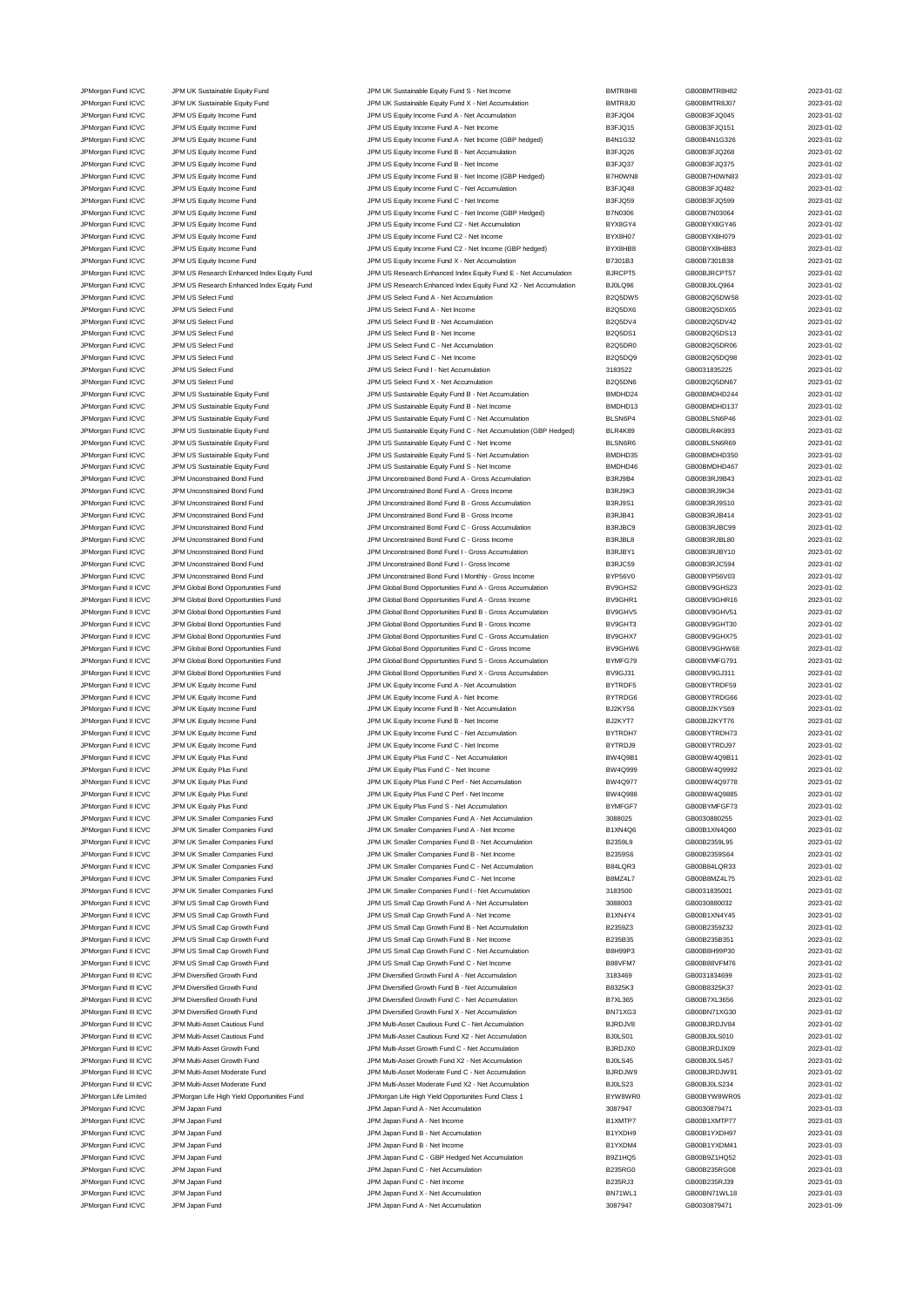| | | | | | |
|---|---|---|---|---|---|
| JPMorgan Fund ICVC | JPM UK Sustainable Equity Fund | JPM UK Sustainable Equity Fund S - Net Income | BMTR8H8 | GB00BMTR8H82 | 2023-01-02 |
| JPMorgan Fund ICVC | JPM UK Sustainable Equity Fund | JPM UK Sustainable Equity Fund X - Net Accumulation | BMTR8J0 | GB00BMTR8J07 | 2023-01-02 |
| JPMorgan Fund ICVC | JPM US Equity Income Fund | JPM US Equity Income Fund A - Net Accumulation | B3FJQ04 | GB00B3FJQ045 | 2023-01-02 |
| JPMorgan Fund ICVC | JPM US Equity Income Fund | JPM US Equity Income Fund A - Net Income | B3FJQ15 | GB00B3FJQ151 | 2023-01-02 |
| JPMorgan Fund ICVC | JPM US Equity Income Fund | JPM US Equity Income Fund A - Net Income (GBP hedged) | B4N1G32 | GB00B4N1G326 | 2023-01-02 |
| JPMorgan Fund ICVC | JPM US Equity Income Fund | JPM US Equity Income Fund B - Net Accumulation | B3FJQ26 | GB00B3FJQ268 | 2023-01-02 |
| JPMorgan Fund ICVC | JPM US Equity Income Fund | JPM US Equity Income Fund B - Net Income | B3FJQ37 | GB00B3FJQ375 | 2023-01-02 |
| JPMorgan Fund ICVC | JPM US Equity Income Fund | JPM US Equity Income Fund B - Net Income (GBP Hedged) | B7H0WN8 | GB00B7H0WN83 | 2023-01-02 |
| JPMorgan Fund ICVC | JPM US Equity Income Fund | JPM US Equity Income Fund C - Net Accumulation | B3FJQ48 | GB00B3FJQ482 | 2023-01-02 |
| JPMorgan Fund ICVC | JPM US Equity Income Fund | JPM US Equity Income Fund C - Net Income | B3FJQ59 | GB00B3FJQ599 | 2023-01-02 |
| JPMorgan Fund ICVC | JPM US Equity Income Fund | JPM US Equity Income Fund C - Net Income (GBP Hedged) | B7N0306 | GB00B7N03064 | 2023-01-02 |
| JPMorgan Fund ICVC | JPM US Equity Income Fund | JPM US Equity Income Fund C2 - Net Accumulation | BYX8GY4 | GB00BYX8GY46 | 2023-01-02 |
| JPMorgan Fund ICVC | JPM US Equity Income Fund | JPM US Equity Income Fund C2 - Net Income | BYX8H07 | GB00BYX8H079 | 2023-01-02 |
| JPMorgan Fund ICVC | JPM US Equity Income Fund | JPM US Equity Income Fund C2 - Net Income (GBP hedged) | BYX8HB8 | GB00BYX8HB83 | 2023-01-02 |
| JPMorgan Fund ICVC | JPM US Equity Income Fund | JPM US Equity Income Fund X - Net Accumulation | B7301B3 | GB00B7301B38 | 2023-01-02 |
| JPMorgan Fund ICVC | JPM US Research Enhanced Index Equity Fund | JPM US Research Enhanced Index Equity Fund E - Net Accumulation | BJRCPT5 | GB00BJRCPT57 | 2023-01-02 |
| JPMorgan Fund ICVC | JPM US Research Enhanced Index Equity Fund | JPM US Research Enhanced Index Equity Fund X2 - Net Accumulation | BJ0LQ96 | GB00BJ0LQ964 | 2023-01-02 |
| JPMorgan Fund ICVC | JPM US Select Fund | JPM US Select Fund A - Net Accumulation | B2Q5DW5 | GB00B2Q5DW58 | 2023-01-02 |
| JPMorgan Fund ICVC | JPM US Select Fund | JPM US Select Fund A - Net Income | B2Q5DX6 | GB00B2Q5DX65 | 2023-01-02 |
| JPMorgan Fund ICVC | JPM US Select Fund | JPM US Select Fund B - Net Accumulation | B2Q5DV4 | GB00B2Q5DV42 | 2023-01-02 |
| JPMorgan Fund ICVC | JPM US Select Fund | JPM US Select Fund B - Net Income | B2Q5DS1 | GB00B2Q5DS13 | 2023-01-02 |
| JPMorgan Fund ICVC | JPM US Select Fund | JPM US Select Fund C - Net Accumulation | B2Q5DR0 | GB00B2Q5DR06 | 2023-01-02 |
| JPMorgan Fund ICVC | JPM US Select Fund | JPM US Select Fund C - Net Income | B2Q5DQ9 | GB00B2Q5DQ98 | 2023-01-02 |
| JPMorgan Fund ICVC | JPM US Select Fund | JPM US Select Fund I - Net Accumulation | 3183522 | GB0031835225 | 2023-01-02 |
| JPMorgan Fund ICVC | JPM US Select Fund | JPM US Select Fund X - Net Accumulation | B2Q5DN6 | GB00B2Q5DN67 | 2023-01-02 |
| JPMorgan Fund ICVC | JPM US Sustainable Equity Fund | JPM US Sustainable Equity Fund B - Net Accumulation | BMDHD24 | GB00BMDHD244 | 2023-01-02 |
| JPMorgan Fund ICVC | JPM US Sustainable Equity Fund | JPM US Sustainable Equity Fund B - Net Income | BMDHD13 | GB00BMDHD137 | 2023-01-02 |
| JPMorgan Fund ICVC | JPM US Sustainable Equity Fund | JPM US Sustainable Equity Fund C - Net Accumulation | BLSN6P4 | GB00BLSN6P46 | 2023-01-02 |
| JPMorgan Fund ICVC | JPM US Sustainable Equity Fund | JPM US Sustainable Equity Fund C - Net Accumulation (GBP Hedged) | BLR4K89 | GB00BLR4K893 | 2023-01-02 |
| JPMorgan Fund ICVC | JPM US Sustainable Equity Fund | JPM US Sustainable Equity Fund C - Net Income | BLSN6R6 | GB00BLSN6R69 | 2023-01-02 |
| JPMorgan Fund ICVC | JPM US Sustainable Equity Fund | JPM US Sustainable Equity Fund S - Net Accumulation | BMDHD35 | GB00BMDHD350 | 2023-01-02 |
| JPMorgan Fund ICVC | JPM US Sustainable Equity Fund | JPM US Sustainable Equity Fund S - Net Income | BMDHD46 | GB00BMDHD467 | 2023-01-02 |
| JPMorgan Fund ICVC | JPM Unconstrained Bond Fund | JPM Unconstrained Bond Fund A - Gross Accumulation | B3RJ9B4 | GB00B3RJ9B43 | 2023-01-02 |
| JPMorgan Fund ICVC | JPM Unconstrained Bond Fund | JPM Unconstrained Bond Fund A - Gross Income | B3RJ9K3 | GB00B3RJ9K34 | 2023-01-02 |
| JPMorgan Fund ICVC | JPM Unconstrained Bond Fund | JPM Unconstrained Bond Fund B - Gross Accumulation | B3RJ9S1 | GB00B3RJ9S10 | 2023-01-02 |
| JPMorgan Fund ICVC | JPM Unconstrained Bond Fund | JPM Unconstrained Bond Fund B - Gross Income | B3RJB41 | GB00B3RJB414 | 2023-01-02 |
| JPMorgan Fund ICVC | JPM Unconstrained Bond Fund | JPM Unconstrained Bond Fund C - Gross Accumulation | B3RJBC9 | GB00B3RJBC99 | 2023-01-02 |
| JPMorgan Fund ICVC | JPM Unconstrained Bond Fund | JPM Unconstrained Bond Fund C - Gross Income | B3RJBL8 | GB00B3RJBL80 | 2023-01-02 |
| JPMorgan Fund ICVC | JPM Unconstrained Bond Fund | JPM Unconstrained Bond Fund I - Gross Accumulation | B3RJBY1 | GB00B3RJBY10 | 2023-01-02 |
| JPMorgan Fund ICVC | JPM Unconstrained Bond Fund | JPM Unconstrained Bond Fund I - Gross Income | B3RJC59 | GB00B3RJC594 | 2023-01-02 |
| JPMorgan Fund ICVC | JPM Unconstrained Bond Fund | JPM Unconstrained Bond Fund I Monthly - Gross Income | BYP56V0 | GB00BYP56V03 | 2023-01-02 |
| JPMorgan Fund II ICVC | JPM Global Bond Opportunities Fund | JPM Global Bond Opportunities Fund A - Gross Accumulation | BV9GHS2 | GB00BV9GHS23 | 2023-01-02 |
| JPMorgan Fund II ICVC | JPM Global Bond Opportunities Fund | JPM Global Bond Opportunities Fund A - Gross Income | BV9GHR1 | GB00BV9GHR16 | 2023-01-02 |
| JPMorgan Fund II ICVC | JPM Global Bond Opportunities Fund | JPM Global Bond Opportunities Fund B - Gross Accumulation | BV9GHV5 | GB00BV9GHV51 | 2023-01-02 |
| JPMorgan Fund II ICVC | JPM Global Bond Opportunities Fund | JPM Global Bond Opportunities Fund B - Gross Income | BV9GHT3 | GB00BV9GHT30 | 2023-01-02 |
| JPMorgan Fund II ICVC | JPM Global Bond Opportunities Fund | JPM Global Bond Opportunities Fund C - Gross Accumulation | BV9GHX7 | GB00BV9GHX75 | 2023-01-02 |
| JPMorgan Fund II ICVC | JPM Global Bond Opportunities Fund | JPM Global Bond Opportunities Fund C - Gross Income | BV9GHW6 | GB00BV9GHW68 | 2023-01-02 |
| JPMorgan Fund II ICVC | JPM Global Bond Opportunities Fund | JPM Global Bond Opportunities Fund S - Gross Accumulation | BYMFG79 | GB00BYMFG791 | 2023-01-02 |
| JPMorgan Fund II ICVC | JPM Global Bond Opportunities Fund | JPM Global Bond Opportunities Fund X - Gross Accumulation | BV9GJ31 | GB00BV9GJ311 | 2023-01-02 |
| JPMorgan Fund II ICVC | JPM UK Equity Income Fund | JPM UK Equity Income Fund A - Net Accumulation | BYTRDF5 | GB00BYTRDF59 | 2023-01-02 |
| JPMorgan Fund II ICVC | JPM UK Equity Income Fund | JPM UK Equity Income Fund A - Net Income | BYTRDG6 | GB00BYTRDG66 | 2023-01-02 |
| JPMorgan Fund II ICVC | JPM UK Equity Income Fund | JPM UK Equity Income Fund B - Net Accumulation | BJ2KYS6 | GB00BJ2KYS69 | 2023-01-02 |
| JPMorgan Fund II ICVC | JPM UK Equity Income Fund | JPM UK Equity Income Fund B - Net Income | BJ2KYT7 | GB00BJ2KYT76 | 2023-01-02 |
| JPMorgan Fund II ICVC | JPM UK Equity Income Fund | JPM UK Equity Income Fund C - Net Accumulation | BYTRDH7 | GB00BYTRDH73 | 2023-01-02 |
| JPMorgan Fund II ICVC | JPM UK Equity Income Fund | JPM UK Equity Income Fund C - Net Income | BYTRDJ9 | GB00BYTRDJ97 | 2023-01-02 |
| JPMorgan Fund II ICVC | JPM UK Equity Plus Fund | JPM UK Equity Plus Fund C - Net Accumulation | BW4Q9B1 | GB00BW4Q9B11 | 2023-01-02 |
| JPMorgan Fund II ICVC | JPM UK Equity Plus Fund | JPM UK Equity Plus Fund C - Net Income | BW4Q999 | GB00BW4Q9992 | 2023-01-02 |
| JPMorgan Fund II ICVC | JPM UK Equity Plus Fund | JPM UK Equity Plus Fund C Perf - Net Accumulation | BW4Q977 | GB00BW4Q9778 | 2023-01-02 |
| JPMorgan Fund II ICVC | JPM UK Equity Plus Fund | JPM UK Equity Plus Fund C Perf - Net Income | BW4Q988 | GB00BW4Q9885 | 2023-01-02 |
| JPMorgan Fund II ICVC | JPM UK Equity Plus Fund | JPM UK Equity Plus Fund S - Net Accumulation | BYMFGF7 | GB00BYMFGF73 | 2023-01-02 |
| JPMorgan Fund II ICVC | JPM UK Smaller Companies Fund | JPM UK Smaller Companies Fund A - Net Accumulation | 3088025 | GB0030880255 | 2023-01-02 |
| JPMorgan Fund II ICVC | JPM UK Smaller Companies Fund | JPM UK Smaller Companies Fund A - Net Income | B1XN4Q6 | GB00B1XN4Q60 | 2023-01-02 |
| JPMorgan Fund II ICVC | JPM UK Smaller Companies Fund | JPM UK Smaller Companies Fund B - Net Accumulation | B2359L9 | GB00B2359L95 | 2023-01-02 |
| JPMorgan Fund II ICVC | JPM UK Smaller Companies Fund | JPM UK Smaller Companies Fund B - Net Income | B2359S6 | GB00B2359S64 | 2023-01-02 |
| JPMorgan Fund II ICVC | JPM UK Smaller Companies Fund | JPM UK Smaller Companies Fund C - Net Accumulation | B84LQR3 | GB00B84LQR33 | 2023-01-02 |
| JPMorgan Fund II ICVC | JPM UK Smaller Companies Fund | JPM UK Smaller Companies Fund C - Net Income | B8MZ4L7 | GB00B8MZ4L75 | 2023-01-02 |
| JPMorgan Fund II ICVC | JPM UK Smaller Companies Fund | JPM UK Smaller Companies Fund I - Net Accumulation | 3183500 | GB0031835001 | 2023-01-02 |
| JPMorgan Fund II ICVC | JPM US Small Cap Growth Fund | JPM US Small Cap Growth Fund A - Net Accumulation | 3088003 | GB0030880032 | 2023-01-02 |
| JPMorgan Fund II ICVC | JPM US Small Cap Growth Fund | JPM US Small Cap Growth Fund A - Net Income | B1XN4Y4 | GB00B1XN4Y45 | 2023-01-02 |
| JPMorgan Fund II ICVC | JPM US Small Cap Growth Fund | JPM US Small Cap Growth Fund B - Net Accumulation | B2359Z3 | GB00B2359Z32 | 2023-01-02 |
| JPMorgan Fund II ICVC | JPM US Small Cap Growth Fund | JPM US Small Cap Growth Fund B - Net Income | B235B35 | GB00B235B351 | 2023-01-02 |
| JPMorgan Fund II ICVC | JPM US Small Cap Growth Fund | JPM US Small Cap Growth Fund C - Net Accumulation | B8H99P3 | GB00B8H99P30 | 2023-01-02 |
| JPMorgan Fund II ICVC | JPM US Small Cap Growth Fund | JPM US Small Cap Growth Fund C - Net Income | B88VFM7 | GB00B88VFM76 | 2023-01-02 |
| JPMorgan Fund III ICVC | JPM Diversified Growth Fund | JPM Diversified Growth Fund A - Net Accumulation | 3183469 | GB0031834699 | 2023-01-02 |
| JPMorgan Fund III ICVC | JPM Diversified Growth Fund | JPM Diversified Growth Fund B - Net Accumulation | B8325K3 | GB00B8325K37 | 2023-01-02 |
| JPMorgan Fund III ICVC | JPM Diversified Growth Fund | JPM Diversified Growth Fund C - Net Accumulation | B7XL365 | GB00B7XL3656 | 2023-01-02 |
| JPMorgan Fund III ICVC | JPM Diversified Growth Fund | JPM Diversified Growth Fund X - Net Accumulation | BN71XG3 | GB00BN71XG30 | 2023-01-02 |
| JPMorgan Fund III ICVC | JPM Multi-Asset Cautious Fund | JPM Multi-Asset Cautious Fund C - Net Accumulation | BJRDJV8 | GB00BJRDJV84 | 2023-01-02 |
| JPMorgan Fund III ICVC | JPM Multi-Asset Cautious Fund | JPM Multi-Asset Cautious Fund X2 - Net Accumulation | BJ0LS01 | GB00BJ0LS010 | 2023-01-02 |
| JPMorgan Fund III ICVC | JPM Multi-Asset Growth Fund | JPM Multi-Asset Growth Fund C - Net Accumulation | BJRDJX0 | GB00BJRDJX09 | 2023-01-02 |
| JPMorgan Fund III ICVC | JPM Multi-Asset Growth Fund | JPM Multi-Asset Growth Fund X2 - Net Accumulation | BJ0LS45 | GB00BJ0LS457 | 2023-01-02 |
| JPMorgan Fund III ICVC | JPM Multi-Asset Moderate Fund | JPM Multi-Asset Moderate Fund C - Net Accumulation | BJRDJW9 | GB00BJRDJW91 | 2023-01-02 |
| JPMorgan Fund III ICVC | JPM Multi-Asset Moderate Fund | JPM Multi-Asset Moderate Fund X2 - Net Accumulation | BJ0LS23 | GB00BJ0LS234 | 2023-01-02 |
| JPMorgan Life Limited | JPMorgan Life High Yield Opportunities Fund | JPMorgan Life High Yield Opportunities Fund Class 1 | BYW8WR0 | GB00BYW8WR05 | 2023-01-02 |
| JPMorgan Fund ICVC | JPM Japan Fund | JPM Japan Fund A - Net Accumulation | 3087947 | GB0030879471 | 2023-01-03 |
| JPMorgan Fund ICVC | JPM Japan Fund | JPM Japan Fund A - Net Income | B1XMTP7 | GB00B1XMTP77 | 2023-01-03 |
| JPMorgan Fund ICVC | JPM Japan Fund | JPM Japan Fund B - Net Accumulation | B1YXDH9 | GB00B1YXDH97 | 2023-01-03 |
| JPMorgan Fund ICVC | JPM Japan Fund | JPM Japan Fund B - Net Income | B1YXDM4 | GB00B1YXDM41 | 2023-01-03 |
| JPMorgan Fund ICVC | JPM Japan Fund | JPM Japan Fund C - GBP Hedged Net Accumulation | B9Z1HQ5 | GB00B9Z1HQ52 | 2023-01-03 |
| JPMorgan Fund ICVC | JPM Japan Fund | JPM Japan Fund C - Net Accumulation | B235RG0 | GB00B235RG08 | 2023-01-03 |
| JPMorgan Fund ICVC | JPM Japan Fund | JPM Japan Fund C - Net Income | B235RJ3 | GB00B235RJ39 | 2023-01-03 |
| JPMorgan Fund ICVC | JPM Japan Fund | JPM Japan Fund X - Net Accumulation | BN71WL1 | GB00BN71WL18 | 2023-01-03 |
| JPMorgan Fund ICVC | JPM Japan Fund | JPM Japan Fund A - Net Accumulation | 3087947 | GB0030879471 | 2023-01-09 |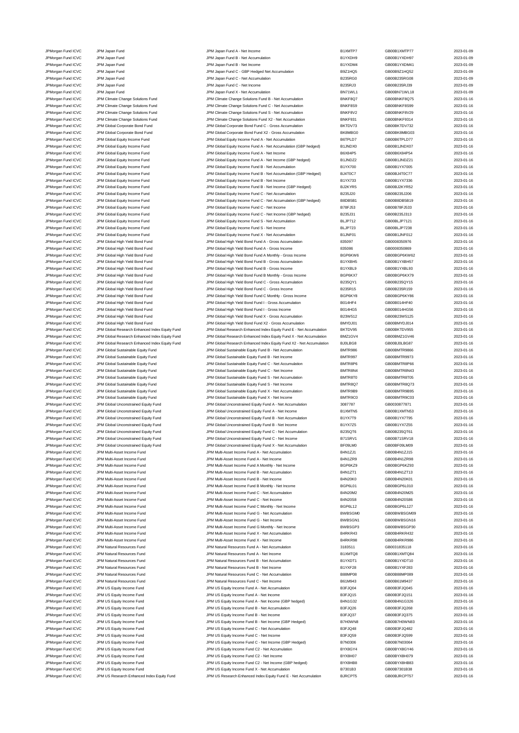| | | | | | |
|---|---|---|---|---|---|
| JPMorgan Fund ICVC | JPM Japan Fund | JPM Japan Fund A - Net Income | B1XMTP7 | GB00B1XMTP77 | 2023-01-09 |
| JPMorgan Fund ICVC | JPM Japan Fund | JPM Japan Fund B - Net Accumulation | B1YXDH9 | GB00B1YXDH97 | 2023-01-09 |
| JPMorgan Fund ICVC | JPM Japan Fund | JPM Japan Fund B - Net Income | B1YXDM4 | GB00B1YXDM41 | 2023-01-09 |
| JPMorgan Fund ICVC | JPM Japan Fund | JPM Japan Fund C - GBP Hedged Net Accumulation | B9Z1HQ5 | GB00B9Z1HQ52 | 2023-01-09 |
| JPMorgan Fund ICVC | JPM Japan Fund | JPM Japan Fund C - Net Accumulation | B235RG0 | GB00B235RG08 | 2023-01-09 |
| JPMorgan Fund ICVC | JPM Japan Fund | JPM Japan Fund C - Net Income | B235RJ3 | GB00B235RJ39 | 2023-01-09 |
| JPMorgan Fund ICVC | JPM Japan Fund | JPM Japan Fund X - Net Accumulation | BN71WL1 | GB00BN71WL18 | 2023-01-09 |
| JPMorgan Fund ICVC | JPM Climate Change Solutions Fund | JPM Climate Change Solutions Fund B - Net Accumulation | BNKF8Q7 | GB00BNKF8Q75 | 2023-01-16 |
| JPMorgan Fund ICVC | JPM Climate Change Solutions Fund | JPM Climate Change Solutions Fund C - Net Accumulation | BNKF8S9 | GB00BNKF8S99 | 2023-01-16 |
| JPMorgan Fund ICVC | JPM Climate Change Solutions Fund | JPM Climate Change Solutions Fund S - Net Accumulation | BNKF8V2 | GB00BNKF8V29 | 2023-01-16 |
| JPMorgan Fund ICVC | JPM Climate Change Solutions Fund | JPM Climate Change Solutions Fund X2 - Net Accumulation | BNKF931 | GB00BNKF9314 | 2023-01-16 |
| JPMorgan Fund ICVC | JPM Global Corporate Bond Fund | JPM Global Corporate Bond Fund C - Gross Accumulation | BKTDV73 | GB00BKTDV732 | 2023-01-16 |
| JPMorgan Fund ICVC | JPM Global Corporate Bond Fund | JPM Global Corporate Bond Fund X2 - Gross Accumulation | BK8MBG0 | GB00BK8MBG03 | 2023-01-16 |
| JPMorgan Fund ICVC | JPM Global Equity Income Fund | JPM Global Equity Income Fund A - Net Accumulation | B6TPLD7 | GB00B6TPLD77 | 2023-01-16 |
| JPMorgan Fund ICVC | JPM Global Equity Income Fund | JPM Global Equity Income Fund A - Net Accumulation (GBP hedged) | B1JNDX0 | GB00B1JNDX07 | 2023-01-16 |
| JPMorgan Fund ICVC | JPM Global Equity Income Fund | JPM Global Equity Income Fund A - Net Income | B6X84P5 | GB00B6X84P54 | 2023-01-16 |
| JPMorgan Fund ICVC | JPM Global Equity Income Fund | JPM Global Equity Income Fund A - Net Income (GBP hedged) | B1JNDZ2 | GB00B1JNDZ21 | 2023-01-16 |
| JPMorgan Fund ICVC | JPM Global Equity Income Fund | JPM Global Equity Income Fund B - Net Accumulation | B1YX700 | GB00B1YX7005 | 2023-01-16 |
| JPMorgan Fund ICVC | JPM Global Equity Income Fund | JPM Global Equity Income Fund B - Net Accumulation (GBP Hedged) | BJ4T0C7 | GB00BJ4T0C77 | 2023-01-16 |
| JPMorgan Fund ICVC | JPM Global Equity Income Fund | JPM Global Equity Income Fund B - Net Income | B1YX733 | GB00B1YX7336 | 2023-01-16 |
| JPMorgan Fund ICVC | JPM Global Equity Income Fund | JPM Global Equity Income Fund B - Net Income (GBP Hedged) | BJ2KYR5 | GB00BJ2KYR52 | 2023-01-16 |
| JPMorgan Fund ICVC | JPM Global Equity Income Fund | JPM Global Equity Income Fund C - Net Accumulation | B235J20 | GB00B235J206 | 2023-01-16 |
| JPMorgan Fund ICVC | JPM Global Equity Income Fund | JPM Global Equity Income Fund C - Net Accumulation (GBP hedged) | B8DB5B1 | GB00B8DB5B19 | 2023-01-16 |
| JPMorgan Fund ICVC | JPM Global Equity Income Fund | JPM Global Equity Income Fund C - Net Income | B78FJ53 | GB00B78FJ533 | 2023-01-16 |
| JPMorgan Fund ICVC | JPM Global Equity Income Fund | JPM Global Equity Income Fund C - Net Income (GBP hedged) | B235J31 | GB00B235J313 | 2023-01-16 |
| JPMorgan Fund ICVC | JPM Global Equity Income Fund | JPM Global Equity Income Fund S - Net Accumulation | BLJP712 | GB00BLJP7121 | 2023-01-16 |
| JPMorgan Fund ICVC | JPM Global Equity Income Fund | JPM Global Equity Income Fund S - Net Income | BLJP723 | GB00BLJP7238 | 2023-01-16 |
| JPMorgan Fund ICVC | JPM Global Equity Income Fund | JPM Global Equity Income Fund X - Net Accumulation | B1JNF01 | GB00B1JNF012 | 2023-01-16 |
| JPMorgan Fund ICVC | JPM Global High Yield Bond Fund | JPM Global High Yield Bond Fund A - Gross Accumulation | 835097 | GB0008350976 | 2023-01-16 |
| JPMorgan Fund ICVC | JPM Global High Yield Bond Fund | JPM Global High Yield Bond Fund A - Gross Income | 835086 | GB0008350869 | 2023-01-16 |
| JPMorgan Fund ICVC | JPM Global High Yield Bond Fund | JPM Global High Yield Bond Fund A Monthly - Gross Income | BGP6KW6 | GB00BGP6KW62 | 2023-01-16 |
| JPMorgan Fund ICVC | JPM Global High Yield Bond Fund | JPM Global High Yield Bond Fund B - Gross Accumulation | B1YXBH5 | GB00B1YXBH57 | 2023-01-16 |
| JPMorgan Fund ICVC | JPM Global High Yield Bond Fund | JPM Global High Yield Bond Fund B - Gross Income | B1YXBL9 | GB00B1YXBL93 | 2023-01-16 |
| JPMorgan Fund ICVC | JPM Global High Yield Bond Fund | JPM Global High Yield Bond Fund B Monthly - Gross Income | BGP6KX7 | GB00BGP6KX79 | 2023-01-16 |
| JPMorgan Fund ICVC | JPM Global High Yield Bond Fund | JPM Global High Yield Bond Fund C - Gross Accumulation | B235QY1 | GB00B235QY15 | 2023-01-16 |
| JPMorgan Fund ICVC | JPM Global High Yield Bond Fund | JPM Global High Yield Bond Fund C - Gross Income | B235R15 | GB00B235R159 | 2023-01-16 |
| JPMorgan Fund ICVC | JPM Global High Yield Bond Fund | JPM Global High Yield Bond Fund C Monthly - Gross Income | BGP6KY8 | GB00BGP6KY86 | 2023-01-16 |
| JPMorgan Fund ICVC | JPM Global High Yield Bond Fund | JPM Global High Yield Bond Fund I - Gross Accumulation | B014HF4 | GB00B014HF40 | 2023-01-16 |
| JPMorgan Fund ICVC | JPM Global High Yield Bond Fund | JPM Global High Yield Bond Fund I - Gross Income | B014HG5 | GB00B014HG56 | 2023-01-16 |
| JPMorgan Fund ICVC | JPM Global High Yield Bond Fund | JPM Global High Yield Bond Fund X - Gross Accumulation | B23W512 | GB00B23W5125 | 2023-01-16 |
| JPMorgan Fund ICVC | JPM Global High Yield Bond Fund | JPM Global High Yield Bond Fund X2 - Gross Accumulation | BMYDJ01 | GB00BMYDJ014 | 2023-01-16 |
| JPMorgan Fund ICVC | JPM Global Research Enhanced Index Equity Fund | JPM Global Research Enhanced Index Equity Fund E - Net Accumulation | BKTDV95 | GB00BKTDV955 | 2023-01-16 |
| JPMorgan Fund ICVC | JPM Global Research Enhanced Index Equity Fund | JPM Global Research Enhanced Index Equity Fund X - Net Accumulation | BMZ1GV4 | GB00BMZ1GV46 | 2023-01-16 |
| JPMorgan Fund ICVC | JPM Global Research Enhanced Index Equity Fund | JPM Global Research Enhanced Index Equity Fund X2 - Net Accumulation | BJ0LBG8 | GB00BJ0LBG87 | 2023-01-16 |
| JPMorgan Fund ICVC | JPM Global Sustainable Equity Fund | JPM Global Sustainable Equity Fund B - Net Accumulation | BMTR986 | GB00BMTR9866 | 2023-01-16 |
| JPMorgan Fund ICVC | JPM Global Sustainable Equity Fund | JPM Global Sustainable Equity Fund B - Net Income | BMTR997 | GB00BMTR9973 | 2023-01-16 |
| JPMorgan Fund ICVC | JPM Global Sustainable Equity Fund | JPM Global Sustainable Equity Fund C - Net Accumulation | BMTR8P6 | GB00BMTR8P66 | 2023-01-16 |
| JPMorgan Fund ICVC | JPM Global Sustainable Equity Fund | JPM Global Sustainable Equity Fund C - Net Income | BMTR8N4 | GB00BMTR8N43 | 2023-01-16 |
| JPMorgan Fund ICVC | JPM Global Sustainable Equity Fund | JPM Global Sustainable Equity Fund S - Net Accumulation | BMTR8T0 | GB00BMTR8T05 | 2023-01-16 |
| JPMorgan Fund ICVC | JPM Global Sustainable Equity Fund | JPM Global Sustainable Equity Fund S - Net Income | BMTR8Q7 | GB00BMTR8Q73 | 2023-01-16 |
| JPMorgan Fund ICVC | JPM Global Sustainable Equity Fund | JPM Global Sustainable Equity Fund X - Net Accumulation | BMTR9B9 | GB00BMTR9B95 | 2023-01-16 |
| JPMorgan Fund ICVC | JPM Global Sustainable Equity Fund | JPM Global Sustainable Equity Fund X - Net Income | BMTR9C0 | GB00BMTR9C03 | 2023-01-16 |
| JPMorgan Fund ICVC | JPM Global Unconstrained Equity Fund | JPM Global Unconstrained Equity Fund A - Net Accumulation | 3087787 | GB0030877871 | 2023-01-16 |
| JPMorgan Fund ICVC | JPM Global Unconstrained Equity Fund | JPM Global Unconstrained Equity Fund A - Net Income | B1XMTN5 | GB00B1XMTN53 | 2023-01-16 |
| JPMorgan Fund ICVC | JPM Global Unconstrained Equity Fund | JPM Global Unconstrained Equity Fund B - Net Accumulation | B1YX7T9 | GB00B1YX7T95 | 2023-01-16 |
| JPMorgan Fund ICVC | JPM Global Unconstrained Equity Fund | JPM Global Unconstrained Equity Fund B - Net Income | B1YX7Z5 | GB00B1YX7Z55 | 2023-01-16 |
| JPMorgan Fund ICVC | JPM Global Unconstrained Equity Fund | JPM Global Unconstrained Equity Fund C - Net Accumulation | B235QT6 | GB00B235QT61 | 2023-01-16 |
| JPMorgan Fund ICVC | JPM Global Unconstrained Equity Fund | JPM Global Unconstrained Equity Fund C - Net Income | B71SRV1 | GB00B71SRV18 | 2023-01-16 |
| JPMorgan Fund ICVC | JPM Global Unconstrained Equity Fund | JPM Global Unconstrained Equity Fund X - Net Accumulation | BF09LM0 | GB00BF09LM09 | 2023-01-16 |
| JPMorgan Fund ICVC | JPM Multi-Asset Income Fund | JPM Multi-Asset Income Fund A - Net Accumulation | B4N1ZJ1 | GB00B4N1ZJ15 | 2023-01-16 |
| JPMorgan Fund ICVC | JPM Multi-Asset Income Fund | JPM Multi-Asset Income Fund A - Net Income | B4N1ZR9 | GB00B4N1ZR98 | 2023-01-16 |
| JPMorgan Fund ICVC | JPM Multi-Asset Income Fund | JPM Multi-Asset Income Fund A Monthly - Net Income | BGP6KZ9 | GB00BGP6KZ93 | 2023-01-16 |
| JPMorgan Fund ICVC | JPM Multi-Asset Income Fund | JPM Multi-Asset Income Fund B - Net Accumulation | B4N1ZT1 | GB00B4N1ZT13 | 2023-01-16 |
| JPMorgan Fund ICVC | JPM Multi-Asset Income Fund | JPM Multi-Asset Income Fund B - Net Income | B4N20K0 | GB00B4N20K01 | 2023-01-16 |
| JPMorgan Fund ICVC | JPM Multi-Asset Income Fund | JPM Multi-Asset Income Fund B Monthly - Net Income | BGP6L01 | GB00BGP6L010 | 2023-01-16 |
| JPMorgan Fund ICVC | JPM Multi-Asset Income Fund | JPM Multi-Asset Income Fund C - Net Accumulation | B4N20M2 | GB00B4N20M25 | 2023-01-16 |
| JPMorgan Fund ICVC | JPM Multi-Asset Income Fund | JPM Multi-Asset Income Fund C - Net Income | B4N20S8 | GB00B4N20S86 | 2023-01-16 |
| JPMorgan Fund ICVC | JPM Multi-Asset Income Fund | JPM Multi-Asset Income Fund C Monthly - Net Income | BGP6L12 | GB00BGP6L127 | 2023-01-16 |
| JPMorgan Fund ICVC | JPM Multi-Asset Income Fund | JPM Multi-Asset Income Fund G - Net Accumulation | BWBSGM0 | GB00BWBSGM09 | 2023-01-16 |
| JPMorgan Fund ICVC | JPM Multi-Asset Income Fund | JPM Multi-Asset Income Fund G - Net Income | BWBSGN1 | GB00BWBSGN16 | 2023-01-16 |
| JPMorgan Fund ICVC | JPM Multi-Asset Income Fund | JPM Multi-Asset Income Fund G Monthly - Net Income | BWBSGP3 | GB00BWBSGP30 | 2023-01-16 |
| JPMorgan Fund ICVC | JPM Multi-Asset Income Fund | JPM Multi-Asset Income Fund X - Net Accumulation | B4RKR43 | GB00B4RKR432 | 2023-01-16 |
| JPMorgan Fund ICVC | JPM Multi-Asset Income Fund | JPM Multi-Asset Income Fund X - Net Income | B4RKR98 | GB00B4RKR986 | 2023-01-16 |
| JPMorgan Fund ICVC | JPM Natural Resources Fund | JPM Natural Resources Fund A - Net Accumulation | 3183511 | GB0031835118 | 2023-01-16 |
| JPMorgan Fund ICVC | JPM Natural Resources Fund | JPM Natural Resources Fund A - Net Income | B1XMTQ8 | GB00B1XMTQ84 | 2023-01-16 |
| JPMorgan Fund ICVC | JPM Natural Resources Fund | JPM Natural Resources Fund B - Net Accumulation | B1YXDT1 | GB00B1YXDT10 | 2023-01-16 |
| JPMorgan Fund ICVC | JPM Natural Resources Fund | JPM Natural Resources Fund B - Net Income | B1YXF28 | GB00B1YXF283 | 2023-01-16 |
| JPMorgan Fund ICVC | JPM Natural Resources Fund | JPM Natural Resources Fund C - Net Accumulation | B88MP08 | GB00B88MP089 | 2023-01-16 |
| JPMorgan Fund ICVC | JPM Natural Resources Fund | JPM Natural Resources Fund C - Net Income | B61M943 | GB00B61M9437 | 2023-01-16 |
| JPMorgan Fund ICVC | JPM US Equity Income Fund | JPM US Equity Income Fund A - Net Accumulation | B3FJQ04 | GB00B3FJQ045 | 2023-01-16 |
| JPMorgan Fund ICVC | JPM US Equity Income Fund | JPM US Equity Income Fund A - Net Income | B3FJQ15 | GB00B3FJQ151 | 2023-01-16 |
| JPMorgan Fund ICVC | JPM US Equity Income Fund | JPM US Equity Income Fund A - Net Income (GBP hedged) | B4N1G32 | GB00B4N1G326 | 2023-01-16 |
| JPMorgan Fund ICVC | JPM US Equity Income Fund | JPM US Equity Income Fund B - Net Accumulation | B3FJQ26 | GB00B3FJQ268 | 2023-01-16 |
| JPMorgan Fund ICVC | JPM US Equity Income Fund | JPM US Equity Income Fund B - Net Income | B3FJQ37 | GB00B3FJQ375 | 2023-01-16 |
| JPMorgan Fund ICVC | JPM US Equity Income Fund | JPM US Equity Income Fund B - Net Income (GBP Hedged) | B7H0WN8 | GB00B7H0WN83 | 2023-01-16 |
| JPMorgan Fund ICVC | JPM US Equity Income Fund | JPM US Equity Income Fund C - Net Accumulation | B3FJQ48 | GB00B3FJQ482 | 2023-01-16 |
| JPMorgan Fund ICVC | JPM US Equity Income Fund | JPM US Equity Income Fund C - Net Income | B3FJQ59 | GB00B3FJQ599 | 2023-01-16 |
| JPMorgan Fund ICVC | JPM US Equity Income Fund | JPM US Equity Income Fund C - Net Income (GBP Hedged) | B7N0306 | GB00B7N03064 | 2023-01-16 |
| JPMorgan Fund ICVC | JPM US Equity Income Fund | JPM US Equity Income Fund C2 - Net Accumulation | BYX8GY4 | GB00BYX8GY46 | 2023-01-16 |
| JPMorgan Fund ICVC | JPM US Equity Income Fund | JPM US Equity Income Fund C2 - Net Income | BYX8H07 | GB00BYX8H079 | 2023-01-16 |
| JPMorgan Fund ICVC | JPM US Equity Income Fund | JPM US Equity Income Fund C2 - Net Income (GBP hedged) | BYX8HB8 | GB00BYX8HB83 | 2023-01-16 |
| JPMorgan Fund ICVC | JPM US Equity Income Fund | JPM US Equity Income Fund X - Net Accumulation | B7301B3 | GB00B7301B38 | 2023-01-16 |
| JPMorgan Fund ICVC | JPM US Research Enhanced Index Equity Fund | JPM US Research Enhanced Index Equity Fund E - Net Accumulation | BJRCPT5 | GB00BJRCPT57 | 2023-01-16 |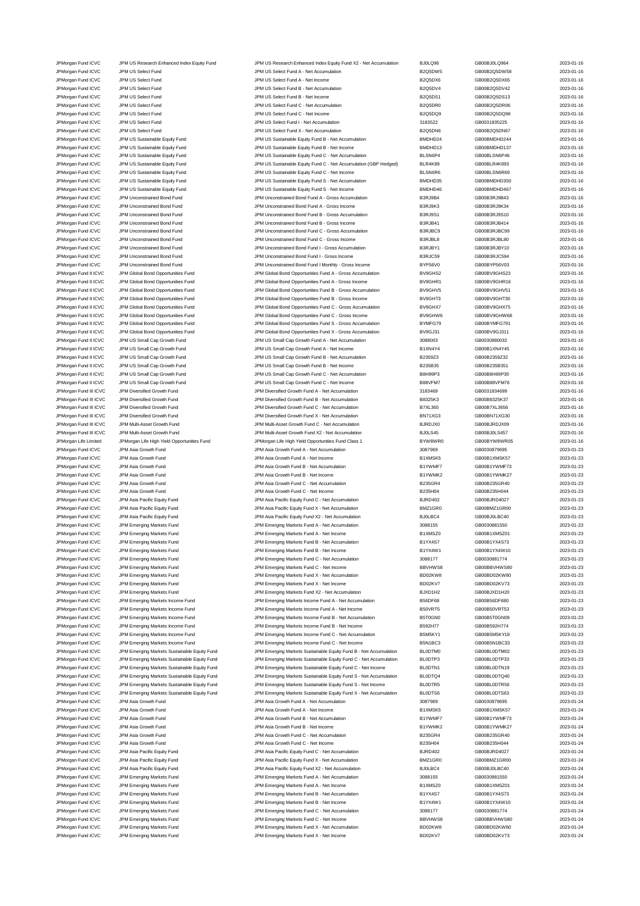| | | | | | |
|---|---|---|---|---|---|
| JPMorgan Fund ICVC | JPM US Research Enhanced Index Equity Fund | JPM US Research Enhanced Index Equity Fund X2 - Net Accumulation | BJ0LQ96 | GB00BJ0LQ964 | 2023-01-16 |
| JPMorgan Fund ICVC | JPM US Select Fund | JPM US Select Fund A - Net Accumulation | B2Q5DW5 | GB00B2Q5DW58 | 2023-01-16 |
| JPMorgan Fund ICVC | JPM US Select Fund | JPM US Select Fund A - Net Income | B2Q5DX6 | GB00B2Q5DX65 | 2023-01-16 |
| JPMorgan Fund ICVC | JPM US Select Fund | JPM US Select Fund B - Net Accumulation | B2Q5DV4 | GB00B2Q5DV42 | 2023-01-16 |
| JPMorgan Fund ICVC | JPM US Select Fund | JPM US Select Fund B - Net Income | B2Q5DS1 | GB00B2Q5DS13 | 2023-01-16 |
| JPMorgan Fund ICVC | JPM US Select Fund | JPM US Select Fund C - Net Accumulation | B2Q5DR0 | GB00B2Q5DR06 | 2023-01-16 |
| JPMorgan Fund ICVC | JPM US Select Fund | JPM US Select Fund C - Net Income | B2Q5DQ9 | GB00B2Q5DQ98 | 2023-01-16 |
| JPMorgan Fund ICVC | JPM US Select Fund | JPM US Select Fund I - Net Accumulation | 3183522 | GB0031835225 | 2023-01-16 |
| JPMorgan Fund ICVC | JPM US Select Fund | JPM US Select Fund X - Net Accumulation | B2Q5DN6 | GB00B2Q5DN67 | 2023-01-16 |
| JPMorgan Fund ICVC | JPM US Sustainable Equity Fund | JPM US Sustainable Equity Fund B - Net Accumulation | BMDHD24 | GB00BMDHD244 | 2023-01-16 |
| JPMorgan Fund ICVC | JPM US Sustainable Equity Fund | JPM US Sustainable Equity Fund B - Net Income | BMDHD13 | GB00BMDHD137 | 2023-01-16 |
| JPMorgan Fund ICVC | JPM US Sustainable Equity Fund | JPM US Sustainable Equity Fund C - Net Accumulation | BLSN6P4 | GB00BLSN6P46 | 2023-01-16 |
| JPMorgan Fund ICVC | JPM US Sustainable Equity Fund | JPM US Sustainable Equity Fund C - Net Accumulation (GBP Hedged) | BLR4K89 | GB00BLR4K893 | 2023-01-16 |
| JPMorgan Fund ICVC | JPM US Sustainable Equity Fund | JPM US Sustainable Equity Fund C - Net Income | BLSN6R6 | GB00BLSN6R69 | 2023-01-16 |
| JPMorgan Fund ICVC | JPM US Sustainable Equity Fund | JPM US Sustainable Equity Fund S - Net Accumulation | BMDHD35 | GB00BMDHD350 | 2023-01-16 |
| JPMorgan Fund ICVC | JPM US Sustainable Equity Fund | JPM US Sustainable Equity Fund S - Net Income | BMDHD46 | GB00BMDHD467 | 2023-01-16 |
| JPMorgan Fund ICVC | JPM Unconstrained Bond Fund | JPM Unconstrained Bond Fund A - Gross Accumulation | B3RJ9B4 | GB00B3RJ9B43 | 2023-01-16 |
| JPMorgan Fund ICVC | JPM Unconstrained Bond Fund | JPM Unconstrained Bond Fund A - Gross Income | B3RJ9K3 | GB00B3RJ9K34 | 2023-01-16 |
| JPMorgan Fund ICVC | JPM Unconstrained Bond Fund | JPM Unconstrained Bond Fund B - Gross Accumulation | B3RJ9S1 | GB00B3RJ9S10 | 2023-01-16 |
| JPMorgan Fund ICVC | JPM Unconstrained Bond Fund | JPM Unconstrained Bond Fund B - Gross Income | B3RJB41 | GB00B3RJB414 | 2023-01-16 |
| JPMorgan Fund ICVC | JPM Unconstrained Bond Fund | JPM Unconstrained Bond Fund C - Gross Accumulation | B3RJBC9 | GB00B3RJBC99 | 2023-01-16 |
| JPMorgan Fund ICVC | JPM Unconstrained Bond Fund | JPM Unconstrained Bond Fund C - Gross Income | B3RJBL8 | GB00B3RJBL80 | 2023-01-16 |
| JPMorgan Fund ICVC | JPM Unconstrained Bond Fund | JPM Unconstrained Bond Fund I - Gross Accumulation | B3RJBY1 | GB00B3RJBY10 | 2023-01-16 |
| JPMorgan Fund ICVC | JPM Unconstrained Bond Fund | JPM Unconstrained Bond Fund I - Gross Income | B3RJC59 | GB00B3RJC594 | 2023-01-16 |
| JPMorgan Fund ICVC | JPM Unconstrained Bond Fund | JPM Unconstrained Bond Fund I Monthly - Gross Income | BYP56V0 | GB00BYP56V03 | 2023-01-16 |
| JPMorgan Fund II ICVC | JPM Global Bond Opportunities Fund | JPM Global Bond Opportunities Fund A - Gross Accumulation | BV9GHS2 | GB00BV9GHS23 | 2023-01-16 |
| JPMorgan Fund II ICVC | JPM Global Bond Opportunities Fund | JPM Global Bond Opportunities Fund A - Gross Income | BV9GHR1 | GB00BV9GHR16 | 2023-01-16 |
| JPMorgan Fund II ICVC | JPM Global Bond Opportunities Fund | JPM Global Bond Opportunities Fund B - Gross Accumulation | BV9GHV5 | GB00BV9GHV51 | 2023-01-16 |
| JPMorgan Fund II ICVC | JPM Global Bond Opportunities Fund | JPM Global Bond Opportunities Fund B - Gross Income | BV9GHT3 | GB00BV9GHT30 | 2023-01-16 |
| JPMorgan Fund II ICVC | JPM Global Bond Opportunities Fund | JPM Global Bond Opportunities Fund C - Gross Accumulation | BV9GHX7 | GB00BV9GHX75 | 2023-01-16 |
| JPMorgan Fund II ICVC | JPM Global Bond Opportunities Fund | JPM Global Bond Opportunities Fund C - Gross Income | BV9GHW6 | GB00BV9GHW68 | 2023-01-16 |
| JPMorgan Fund II ICVC | JPM Global Bond Opportunities Fund | JPM Global Bond Opportunities Fund S - Gross Accumulation | BYMFG79 | GB00BYMFG791 | 2023-01-16 |
| JPMorgan Fund II ICVC | JPM Global Bond Opportunities Fund | JPM Global Bond Opportunities Fund X - Gross Accumulation | BV9GJ31 | GB00BV9GJ311 | 2023-01-16 |
| JPMorgan Fund II ICVC | JPM US Small Cap Growth Fund | JPM US Small Cap Growth Fund A - Net Accumulation | 3088003 | GB0030880032 | 2023-01-16 |
| JPMorgan Fund II ICVC | JPM US Small Cap Growth Fund | JPM US Small Cap Growth Fund A - Net Income | B1XN4Y4 | GB00B1XN4Y45 | 2023-01-16 |
| JPMorgan Fund II ICVC | JPM US Small Cap Growth Fund | JPM US Small Cap Growth Fund B - Net Accumulation | B2359Z3 | GB00B2359Z32 | 2023-01-16 |
| JPMorgan Fund II ICVC | JPM US Small Cap Growth Fund | JPM US Small Cap Growth Fund B - Net Income | B235B35 | GB00B235B351 | 2023-01-16 |
| JPMorgan Fund II ICVC | JPM US Small Cap Growth Fund | JPM US Small Cap Growth Fund C - Net Accumulation | B8H99P3 | GB00B8H99P30 | 2023-01-16 |
| JPMorgan Fund II ICVC | JPM US Small Cap Growth Fund | JPM US Small Cap Growth Fund C - Net Income | B88VFM7 | GB00B88VFM76 | 2023-01-16 |
| JPMorgan Fund III ICVC | JPM Diversified Growth Fund | JPM Diversified Growth Fund A - Net Accumulation | 3183469 | GB0031834699 | 2023-01-16 |
| JPMorgan Fund III ICVC | JPM Diversified Growth Fund | JPM Diversified Growth Fund B - Net Accumulation | B8325K3 | GB00B8325K37 | 2023-01-16 |
| JPMorgan Fund III ICVC | JPM Diversified Growth Fund | JPM Diversified Growth Fund C - Net Accumulation | B7XL365 | GB00B7XL3656 | 2023-01-16 |
| JPMorgan Fund III ICVC | JPM Diversified Growth Fund | JPM Diversified Growth Fund X - Net Accumulation | BN71XG3 | GB00BN71XG30 | 2023-01-16 |
| JPMorgan Fund III ICVC | JPM Multi-Asset Growth Fund | JPM Multi-Asset Growth Fund C - Net Accumulation | BJRDJX0 | GB00BJRDJX09 | 2023-01-16 |
| JPMorgan Fund III ICVC | JPM Multi-Asset Growth Fund | JPM Multi-Asset Growth Fund X2 - Net Accumulation | BJ0LS45 | GB00BJ0LS457 | 2023-01-16 |
| JPMorgan Life Limited | JPMorgan Life High Yield Opportunities Fund | JPMorgan Life High Yield Opportunities Fund Class 1 | BYW8WR0 | GB00BYW8WR05 | 2023-01-16 |
| JPMorgan Fund ICVC | JPM Asia Growth Fund | JPM Asia Growth Fund A - Net Accumulation | 3087969 | GB0030879695 | 2023-01-23 |
| JPMorgan Fund ICVC | JPM Asia Growth Fund | JPM Asia Growth Fund A - Net Income | B1XMSK5 | GB00B1XMSK57 | 2023-01-23 |
| JPMorgan Fund ICVC | JPM Asia Growth Fund | JPM Asia Growth Fund B - Net Accumulation | B1YWMF7 | GB00B1YWMF73 | 2023-01-23 |
| JPMorgan Fund ICVC | JPM Asia Growth Fund | JPM Asia Growth Fund B - Net Income | B1YWMK2 | GB00B1YWMK27 | 2023-01-23 |
| JPMorgan Fund ICVC | JPM Asia Growth Fund | JPM Asia Growth Fund C - Net Accumulation | B235GR4 | GB00B235GR40 | 2023-01-23 |
| JPMorgan Fund ICVC | JPM Asia Growth Fund | JPM Asia Growth Fund C - Net Income | B235H04 | GB00B235H044 | 2023-01-23 |
| JPMorgan Fund ICVC | JPM Asia Pacific Equity Fund | JPM Asia Pacific Equity Fund C - Net Accumulation | BJRD402 | GB00BJRD4027 | 2023-01-23 |
| JPMorgan Fund ICVC | JPM Asia Pacific Equity Fund | JPM Asia Pacific Equity Fund X - Net Accumulation | BMZ1GR0 | GB00BMZ1GR00 | 2023-01-23 |
| JPMorgan Fund ICVC | JPM Asia Pacific Equity Fund | JPM Asia Pacific Equity Fund X2 - Net Accumulation | BJ0LBC4 | GB00BJ0LBC40 | 2023-01-23 |
| JPMorgan Fund ICVC | JPM Emerging Markets Fund | JPM Emerging Markets Fund A - Net Accumulation | 3088155 | GB0030881550 | 2023-01-23 |
| JPMorgan Fund ICVC | JPM Emerging Markets Fund | JPM Emerging Markets Fund A - Net Income | B1XMSZ0 | GB00B1XMSZ01 | 2023-01-23 |
| JPMorgan Fund ICVC | JPM Emerging Markets Fund | JPM Emerging Markets Fund B - Net Accumulation | B1YX4S7 | GB00B1YX4S73 | 2023-01-23 |
| JPMorgan Fund ICVC | JPM Emerging Markets Fund | JPM Emerging Markets Fund B - Net Income | B1YX4W1 | GB00B1YX4W10 | 2023-01-23 |
| JPMorgan Fund ICVC | JPM Emerging Markets Fund | JPM Emerging Markets Fund C - Net Accumulation | 3088177 | GB0030881774 | 2023-01-23 |
| JPMorgan Fund ICVC | JPM Emerging Markets Fund | JPM Emerging Markets Fund C - Net Income | BBVHWS8 | GB00BBVHWS80 | 2023-01-23 |
| JPMorgan Fund ICVC | JPM Emerging Markets Fund | JPM Emerging Markets Fund X - Net Accumulation | BD02KW8 | GB00BD02KW80 | 2023-01-23 |
| JPMorgan Fund ICVC | JPM Emerging Markets Fund | JPM Emerging Markets Fund X - Net Income | BD02KV7 | GB00BD02KV73 | 2023-01-23 |
| JPMorgan Fund ICVC | JPM Emerging Markets Fund | JPM Emerging Markets Fund X2 - Net Accumulation | BJXD1H2 | GB00BJXD1H20 | 2023-01-23 |
| JPMorgan Fund ICVC | JPM Emerging Markets Income Fund | JPM Emerging Markets Income Fund A - Net Accumulation | B56DF68 | GB00B56DF680 | 2023-01-23 |
| JPMorgan Fund ICVC | JPM Emerging Markets Income Fund | JPM Emerging Markets Income Fund A - Net Income | B50VRT5 | GB00B50VRT53 | 2023-01-23 |
| JPMorgan Fund ICVC | JPM Emerging Markets Income Fund | JPM Emerging Markets Income Fund B - Net Accumulation | B5T0GN0 | GB00B5T0GN09 | 2023-01-23 |
| JPMorgan Fund ICVC | JPM Emerging Markets Income Fund | JPM Emerging Markets Income Fund B - Net Income | B592H77 | GB00B592H774 | 2023-01-23 |
| JPMorgan Fund ICVC | JPM Emerging Markets Income Fund | JPM Emerging Markets Income Fund C - Net Accumulation | B5M5KY1 | GB00B5M5KY18 | 2023-01-23 |
| JPMorgan Fund ICVC | JPM Emerging Markets Income Fund | JPM Emerging Markets Income Fund C - Net Income | B5N1BC3 | GB00B5N1BC33 | 2023-01-23 |
| JPMorgan Fund ICVC | JPM Emerging Markets Sustainable Equity Fund | JPM Emerging Markets Sustainable Equity Fund B - Net Accumulation | BL0DTM0 | GB00BL0DTM02 | 2023-01-23 |
| JPMorgan Fund ICVC | JPM Emerging Markets Sustainable Equity Fund | JPM Emerging Markets Sustainable Equity Fund C - Net Accumulation | BL0DTP3 | GB00BL0DTP33 | 2023-01-23 |
| JPMorgan Fund ICVC | JPM Emerging Markets Sustainable Equity Fund | JPM Emerging Markets Sustainable Equity Fund C - Net Income | BL0DTN1 | GB00BL0DTN19 | 2023-01-23 |
| JPMorgan Fund ICVC | JPM Emerging Markets Sustainable Equity Fund | JPM Emerging Markets Sustainable Equity Fund S - Net Accumulation | BL0DTQ4 | GB00BL0DTQ40 | 2023-01-23 |
| JPMorgan Fund ICVC | JPM Emerging Markets Sustainable Equity Fund | JPM Emerging Markets Sustainable Equity Fund S - Net Income | BL0DTR5 | GB00BL0DTR56 | 2023-01-23 |
| JPMorgan Fund ICVC | JPM Emerging Markets Sustainable Equity Fund | JPM Emerging Markets Sustainable Equity Fund X - Net Accumulation | BL0DTS6 | GB00BL0DTS63 | 2023-01-23 |
| JPMorgan Fund ICVC | JPM Asia Growth Fund | JPM Asia Growth Fund A - Net Accumulation | 3087969 | GB0030879695 | 2023-01-24 |
| JPMorgan Fund ICVC | JPM Asia Growth Fund | JPM Asia Growth Fund A - Net Income | B1XMSK5 | GB00B1XMSK57 | 2023-01-24 |
| JPMorgan Fund ICVC | JPM Asia Growth Fund | JPM Asia Growth Fund B - Net Accumulation | B1YWMF7 | GB00B1YWMF73 | 2023-01-24 |
| JPMorgan Fund ICVC | JPM Asia Growth Fund | JPM Asia Growth Fund B - Net Income | B1YWMK2 | GB00B1YWMK27 | 2023-01-24 |
| JPMorgan Fund ICVC | JPM Asia Growth Fund | JPM Asia Growth Fund C - Net Accumulation | B235GR4 | GB00B235GR40 | 2023-01-24 |
| JPMorgan Fund ICVC | JPM Asia Growth Fund | JPM Asia Growth Fund C - Net Income | B235H04 | GB00B235H044 | 2023-01-24 |
| JPMorgan Fund ICVC | JPM Asia Pacific Equity Fund | JPM Asia Pacific Equity Fund C - Net Accumulation | BJRD402 | GB00BJRD4027 | 2023-01-24 |
| JPMorgan Fund ICVC | JPM Asia Pacific Equity Fund | JPM Asia Pacific Equity Fund X - Net Accumulation | BMZ1GR0 | GB00BMZ1GR00 | 2023-01-24 |
| JPMorgan Fund ICVC | JPM Asia Pacific Equity Fund | JPM Asia Pacific Equity Fund X2 - Net Accumulation | BJ0LBC4 | GB00BJ0LBC40 | 2023-01-24 |
| JPMorgan Fund ICVC | JPM Emerging Markets Fund | JPM Emerging Markets Fund A - Net Accumulation | 3088155 | GB0030881550 | 2023-01-24 |
| JPMorgan Fund ICVC | JPM Emerging Markets Fund | JPM Emerging Markets Fund A - Net Income | B1XMSZ0 | GB00B1XMSZ01 | 2023-01-24 |
| JPMorgan Fund ICVC | JPM Emerging Markets Fund | JPM Emerging Markets Fund B - Net Accumulation | B1YX4S7 | GB00B1YX4S73 | 2023-01-24 |
| JPMorgan Fund ICVC | JPM Emerging Markets Fund | JPM Emerging Markets Fund B - Net Income | B1YX4W1 | GB00B1YX4W10 | 2023-01-24 |
| JPMorgan Fund ICVC | JPM Emerging Markets Fund | JPM Emerging Markets Fund C - Net Accumulation | 3088177 | GB0030881774 | 2023-01-24 |
| JPMorgan Fund ICVC | JPM Emerging Markets Fund | JPM Emerging Markets Fund C - Net Income | BBVHWS8 | GB00BBVHWS80 | 2023-01-24 |
| JPMorgan Fund ICVC | JPM Emerging Markets Fund | JPM Emerging Markets Fund X - Net Accumulation | BD02KW8 | GB00BD02KW80 | 2023-01-24 |
| JPMorgan Fund ICVC | JPM Emerging Markets Fund | JPM Emerging Markets Fund X - Net Income | BD02KV7 | GB00BD02KV73 | 2023-01-24 |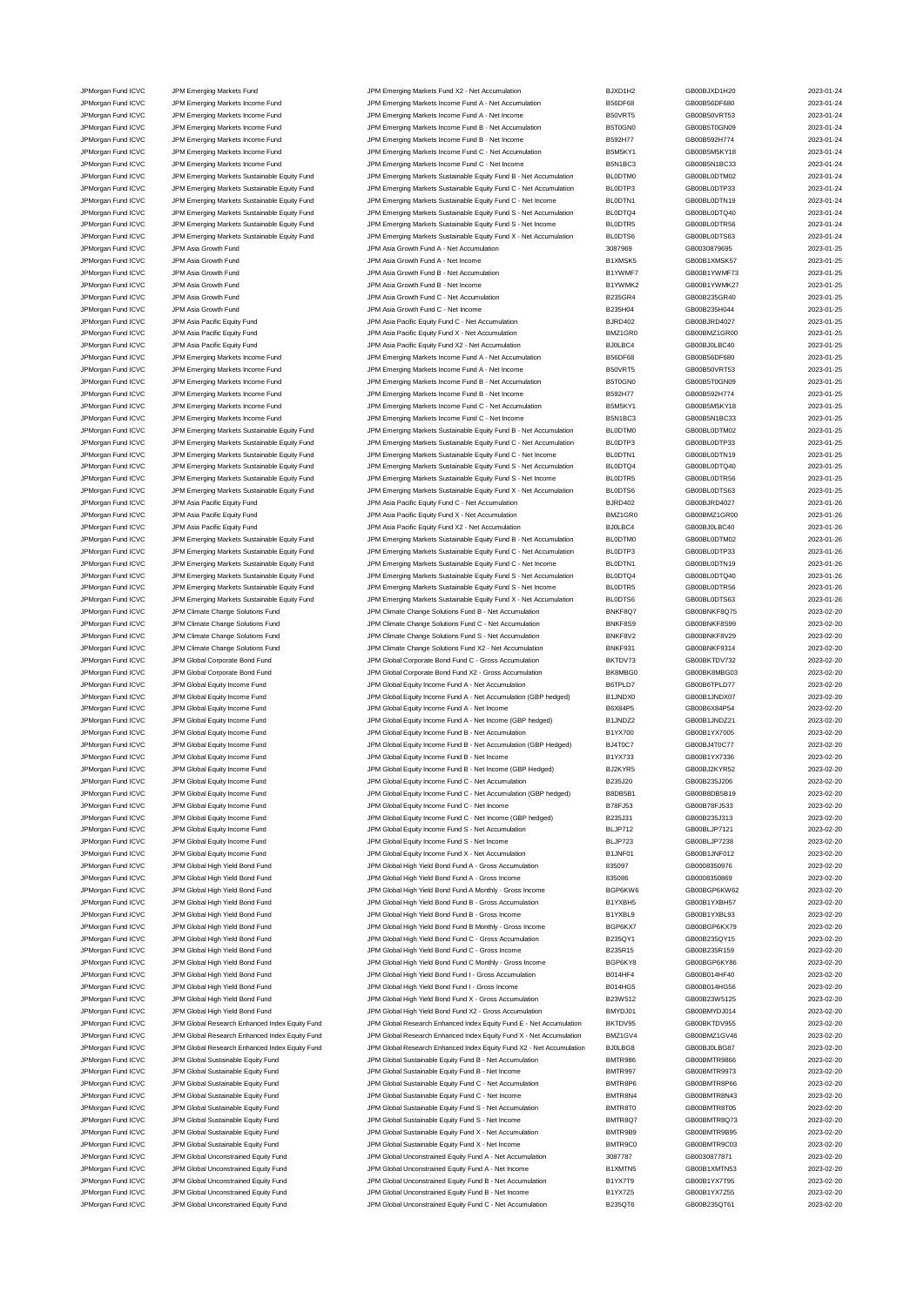| | | | | | |
|---|---|---|---|---|---|
| JPMorgan Fund ICVC | JPM Emerging Markets Fund | JPM Emerging Markets Fund X2 - Net Accumulation | BJXD1H2 | GB00BJXD1H20 | 2023-01-24 |
| JPMorgan Fund ICVC | JPM Emerging Markets Income Fund | JPM Emerging Markets Income Fund A - Net Accumulation | B56DF68 | GB00B56DF680 | 2023-01-24 |
| JPMorgan Fund ICVC | JPM Emerging Markets Income Fund | JPM Emerging Markets Income Fund A - Net Income | B50VRT5 | GB00B50VRT53 | 2023-01-24 |
| JPMorgan Fund ICVC | JPM Emerging Markets Income Fund | JPM Emerging Markets Income Fund B - Net Accumulation | B5T0GN0 | GB00B5T0GN09 | 2023-01-24 |
| JPMorgan Fund ICVC | JPM Emerging Markets Income Fund | JPM Emerging Markets Income Fund B - Net Income | B592H77 | GB00B592H774 | 2023-01-24 |
| JPMorgan Fund ICVC | JPM Emerging Markets Income Fund | JPM Emerging Markets Income Fund C - Net Accumulation | B5M5KY1 | GB00B5M5KY18 | 2023-01-24 |
| JPMorgan Fund ICVC | JPM Emerging Markets Income Fund | JPM Emerging Markets Income Fund C - Net Income | B5N1BC3 | GB00B5N1BC33 | 2023-01-24 |
| JPMorgan Fund ICVC | JPM Emerging Markets Sustainable Equity Fund | JPM Emerging Markets Sustainable Equity Fund B - Net Accumulation | BL0DTM0 | GB00BL0DTM02 | 2023-01-24 |
| JPMorgan Fund ICVC | JPM Emerging Markets Sustainable Equity Fund | JPM Emerging Markets Sustainable Equity Fund C - Net Accumulation | BL0DTP3 | GB00BL0DTP33 | 2023-01-24 |
| JPMorgan Fund ICVC | JPM Emerging Markets Sustainable Equity Fund | JPM Emerging Markets Sustainable Equity Fund C - Net Income | BL0DTN1 | GB00BL0DTN19 | 2023-01-24 |
| JPMorgan Fund ICVC | JPM Emerging Markets Sustainable Equity Fund | JPM Emerging Markets Sustainable Equity Fund S - Net Accumulation | BL0DTQ4 | GB00BL0DTQ40 | 2023-01-24 |
| JPMorgan Fund ICVC | JPM Emerging Markets Sustainable Equity Fund | JPM Emerging Markets Sustainable Equity Fund S - Net Income | BL0DTR5 | GB00BL0DTR56 | 2023-01-24 |
| JPMorgan Fund ICVC | JPM Emerging Markets Sustainable Equity Fund | JPM Emerging Markets Sustainable Equity Fund X - Net Accumulation | BL0DTS6 | GB00BL0DTS63 | 2023-01-24 |
| JPMorgan Fund ICVC | JPM Asia Growth Fund | JPM Asia Growth Fund A - Net Accumulation | 3087969 | GB0030879695 | 2023-01-25 |
| JPMorgan Fund ICVC | JPM Asia Growth Fund | JPM Asia Growth Fund A - Net Income | B1XMSK5 | GB00B1XMSK57 | 2023-01-25 |
| JPMorgan Fund ICVC | JPM Asia Growth Fund | JPM Asia Growth Fund B - Net Accumulation | B1YWMF7 | GB00B1YWMF73 | 2023-01-25 |
| JPMorgan Fund ICVC | JPM Asia Growth Fund | JPM Asia Growth Fund B - Net Income | B1YWMK2 | GB00B1YWMK27 | 2023-01-25 |
| JPMorgan Fund ICVC | JPM Asia Growth Fund | JPM Asia Growth Fund C - Net Accumulation | B235GR4 | GB00B235GR40 | 2023-01-25 |
| JPMorgan Fund ICVC | JPM Asia Growth Fund | JPM Asia Growth Fund C - Net Income | B235H04 | GB00B235H044 | 2023-01-25 |
| JPMorgan Fund ICVC | JPM Asia Pacific Equity Fund | JPM Asia Pacific Equity Fund C - Net Accumulation | BJRD402 | GB00BJRD4027 | 2023-01-25 |
| JPMorgan Fund ICVC | JPM Asia Pacific Equity Fund | JPM Asia Pacific Equity Fund X - Net Accumulation | BMZ1GR0 | GB00BMZ1GR00 | 2023-01-25 |
| JPMorgan Fund ICVC | JPM Asia Pacific Equity Fund | JPM Asia Pacific Equity Fund X2 - Net Accumulation | BJ0LBC4 | GB00BJ0LBC40 | 2023-01-25 |
| JPMorgan Fund ICVC | JPM Emerging Markets Income Fund | JPM Emerging Markets Income Fund A - Net Accumulation | B56DF68 | GB00B56DF680 | 2023-01-25 |
| JPMorgan Fund ICVC | JPM Emerging Markets Income Fund | JPM Emerging Markets Income Fund A - Net Income | B50VRT5 | GB00B50VRT53 | 2023-01-25 |
| JPMorgan Fund ICVC | JPM Emerging Markets Income Fund | JPM Emerging Markets Income Fund B - Net Accumulation | B5T0GN0 | GB00B5T0GN09 | 2023-01-25 |
| JPMorgan Fund ICVC | JPM Emerging Markets Income Fund | JPM Emerging Markets Income Fund B - Net Income | B592H77 | GB00B592H774 | 2023-01-25 |
| JPMorgan Fund ICVC | JPM Emerging Markets Income Fund | JPM Emerging Markets Income Fund C - Net Accumulation | B5M5KY1 | GB00B5M5KY18 | 2023-01-25 |
| JPMorgan Fund ICVC | JPM Emerging Markets Income Fund | JPM Emerging Markets Income Fund C - Net Income | B5N1BC3 | GB00B5N1BC33 | 2023-01-25 |
| JPMorgan Fund ICVC | JPM Emerging Markets Sustainable Equity Fund | JPM Emerging Markets Sustainable Equity Fund B - Net Accumulation | BL0DTM0 | GB00BL0DTM02 | 2023-01-25 |
| JPMorgan Fund ICVC | JPM Emerging Markets Sustainable Equity Fund | JPM Emerging Markets Sustainable Equity Fund C - Net Accumulation | BL0DTP3 | GB00BL0DTP33 | 2023-01-25 |
| JPMorgan Fund ICVC | JPM Emerging Markets Sustainable Equity Fund | JPM Emerging Markets Sustainable Equity Fund C - Net Income | BL0DTN1 | GB00BL0DTN19 | 2023-01-25 |
| JPMorgan Fund ICVC | JPM Emerging Markets Sustainable Equity Fund | JPM Emerging Markets Sustainable Equity Fund S - Net Accumulation | BL0DTQ4 | GB00BL0DTQ40 | 2023-01-25 |
| JPMorgan Fund ICVC | JPM Emerging Markets Sustainable Equity Fund | JPM Emerging Markets Sustainable Equity Fund S - Net Income | BL0DTR5 | GB00BL0DTR56 | 2023-01-25 |
| JPMorgan Fund ICVC | JPM Emerging Markets Sustainable Equity Fund | JPM Emerging Markets Sustainable Equity Fund X - Net Accumulation | BL0DTS6 | GB00BL0DTS63 | 2023-01-25 |
| JPMorgan Fund ICVC | JPM Asia Pacific Equity Fund | JPM Asia Pacific Equity Fund C - Net Accumulation | BJRD402 | GB00BJRD4027 | 2023-01-26 |
| JPMorgan Fund ICVC | JPM Asia Pacific Equity Fund | JPM Asia Pacific Equity Fund X - Net Accumulation | BMZ1GR0 | GB00BMZ1GR00 | 2023-01-26 |
| JPMorgan Fund ICVC | JPM Asia Pacific Equity Fund | JPM Asia Pacific Equity Fund X2 - Net Accumulation | BJ0LBC4 | GB00BJ0LBC40 | 2023-01-26 |
| JPMorgan Fund ICVC | JPM Emerging Markets Sustainable Equity Fund | JPM Emerging Markets Sustainable Equity Fund B - Net Accumulation | BL0DTM0 | GB00BL0DTM02 | 2023-01-26 |
| JPMorgan Fund ICVC | JPM Emerging Markets Sustainable Equity Fund | JPM Emerging Markets Sustainable Equity Fund C - Net Accumulation | BL0DTP3 | GB00BL0DTP33 | 2023-01-26 |
| JPMorgan Fund ICVC | JPM Emerging Markets Sustainable Equity Fund | JPM Emerging Markets Sustainable Equity Fund C - Net Income | BL0DTN1 | GB00BL0DTN19 | 2023-01-26 |
| JPMorgan Fund ICVC | JPM Emerging Markets Sustainable Equity Fund | JPM Emerging Markets Sustainable Equity Fund S - Net Accumulation | BL0DTQ4 | GB00BL0DTQ40 | 2023-01-26 |
| JPMorgan Fund ICVC | JPM Emerging Markets Sustainable Equity Fund | JPM Emerging Markets Sustainable Equity Fund S - Net Income | BL0DTR5 | GB00BL0DTR56 | 2023-01-26 |
| JPMorgan Fund ICVC | JPM Emerging Markets Sustainable Equity Fund | JPM Emerging Markets Sustainable Equity Fund X - Net Accumulation | BL0DTS6 | GB00BL0DTS63 | 2023-01-26 |
| JPMorgan Fund ICVC | JPM Climate Change Solutions Fund | JPM Climate Change Solutions Fund B - Net Accumulation | BNKF8Q7 | GB00BNKF8Q75 | 2023-02-20 |
| JPMorgan Fund ICVC | JPM Climate Change Solutions Fund | JPM Climate Change Solutions Fund C - Net Accumulation | BNKF8S9 | GB00BNKF8S99 | 2023-02-20 |
| JPMorgan Fund ICVC | JPM Climate Change Solutions Fund | JPM Climate Change Solutions Fund S - Net Accumulation | BNKF8V2 | GB00BNKF8V29 | 2023-02-20 |
| JPMorgan Fund ICVC | JPM Climate Change Solutions Fund | JPM Climate Change Solutions Fund X2 - Net Accumulation | BNKF931 | GB00BNKF9314 | 2023-02-20 |
| JPMorgan Fund ICVC | JPM Global Corporate Bond Fund | JPM Global Corporate Bond Fund C - Gross Accumulation | BKTDV73 | GB00BKTDV732 | 2023-02-20 |
| JPMorgan Fund ICVC | JPM Global Corporate Bond Fund | JPM Global Corporate Bond Fund X2 - Gross Accumulation | BK8MBG0 | GB00BK8MBG03 | 2023-02-20 |
| JPMorgan Fund ICVC | JPM Global Equity Income Fund | JPM Global Equity Income Fund A - Net Accumulation | B6TPLD7 | GB00B6TPLD77 | 2023-02-20 |
| JPMorgan Fund ICVC | JPM Global Equity Income Fund | JPM Global Equity Income Fund A - Net Accumulation (GBP hedged) | B1JNDX0 | GB00B1JNDX07 | 2023-02-20 |
| JPMorgan Fund ICVC | JPM Global Equity Income Fund | JPM Global Equity Income Fund A - Net Income | B6X84P5 | GB00B6X84P54 | 2023-02-20 |
| JPMorgan Fund ICVC | JPM Global Equity Income Fund | JPM Global Equity Income Fund A - Net Income (GBP hedged) | B1JNDZ2 | GB00B1JNDZ21 | 2023-02-20 |
| JPMorgan Fund ICVC | JPM Global Equity Income Fund | JPM Global Equity Income Fund B - Net Accumulation | B1YX700 | GB00B1YX7005 | 2023-02-20 |
| JPMorgan Fund ICVC | JPM Global Equity Income Fund | JPM Global Equity Income Fund B - Net Accumulation (GBP Hedged) | BJ4T0C7 | GB00BJ4T0C77 | 2023-02-20 |
| JPMorgan Fund ICVC | JPM Global Equity Income Fund | JPM Global Equity Income Fund B - Net Income | B1YX733 | GB00B1YX7336 | 2023-02-20 |
| JPMorgan Fund ICVC | JPM Global Equity Income Fund | JPM Global Equity Income Fund B - Net Income (GBP Hedged) | BJ2KYR5 | GB00BJ2KYR52 | 2023-02-20 |
| JPMorgan Fund ICVC | JPM Global Equity Income Fund | JPM Global Equity Income Fund C - Net Accumulation | B235J20 | GB00B235J206 | 2023-02-20 |
| JPMorgan Fund ICVC | JPM Global Equity Income Fund | JPM Global Equity Income Fund C - Net Accumulation (GBP hedged) | B8DB5B1 | GB00B8DB5B19 | 2023-02-20 |
| JPMorgan Fund ICVC | JPM Global Equity Income Fund | JPM Global Equity Income Fund C - Net Income | B78FJ53 | GB00B78FJ533 | 2023-02-20 |
| JPMorgan Fund ICVC | JPM Global Equity Income Fund | JPM Global Equity Income Fund C - Net Income (GBP hedged) | B235J31 | GB00B235J313 | 2023-02-20 |
| JPMorgan Fund ICVC | JPM Global Equity Income Fund | JPM Global Equity Income Fund S - Net Accumulation | BLJP712 | GB00BLJP7121 | 2023-02-20 |
| JPMorgan Fund ICVC | JPM Global Equity Income Fund | JPM Global Equity Income Fund S - Net Income | BLJP723 | GB00BLJP7238 | 2023-02-20 |
| JPMorgan Fund ICVC | JPM Global Equity Income Fund | JPM Global Equity Income Fund X - Net Accumulation | B1JNF01 | GB00B1JNF012 | 2023-02-20 |
| JPMorgan Fund ICVC | JPM Global High Yield Bond Fund | JPM Global High Yield Bond Fund A - Gross Accumulation | 835097 | GB0008350976 | 2023-02-20 |
| JPMorgan Fund ICVC | JPM Global High Yield Bond Fund | JPM Global High Yield Bond Fund A - Gross Income | 835086 | GB0008350869 | 2023-02-20 |
| JPMorgan Fund ICVC | JPM Global High Yield Bond Fund | JPM Global High Yield Bond Fund A Monthly - Gross Income | BGP6KW6 | GB00BGP6KW62 | 2023-02-20 |
| JPMorgan Fund ICVC | JPM Global High Yield Bond Fund | JPM Global High Yield Bond Fund B - Gross Accumulation | B1YXBH5 | GB00B1YXBH57 | 2023-02-20 |
| JPMorgan Fund ICVC | JPM Global High Yield Bond Fund | JPM Global High Yield Bond Fund B - Gross Income | B1YXBL9 | GB00B1YXBL93 | 2023-02-20 |
| JPMorgan Fund ICVC | JPM Global High Yield Bond Fund | JPM Global High Yield Bond Fund B Monthly - Gross Income | BGP6KX7 | GB00BGP6KX79 | 2023-02-20 |
| JPMorgan Fund ICVC | JPM Global High Yield Bond Fund | JPM Global High Yield Bond Fund C - Gross Accumulation | B235QY1 | GB00B235QY15 | 2023-02-20 |
| JPMorgan Fund ICVC | JPM Global High Yield Bond Fund | JPM Global High Yield Bond Fund C - Gross Income | B235R15 | GB00B235R159 | 2023-02-20 |
| JPMorgan Fund ICVC | JPM Global High Yield Bond Fund | JPM Global High Yield Bond Fund C Monthly - Gross Income | BGP6KY8 | GB00BGP6KY86 | 2023-02-20 |
| JPMorgan Fund ICVC | JPM Global High Yield Bond Fund | JPM Global High Yield Bond Fund I - Gross Accumulation | B014HF4 | GB00B014HF40 | 2023-02-20 |
| JPMorgan Fund ICVC | JPM Global High Yield Bond Fund | JPM Global High Yield Bond Fund I - Gross Income | B014HG5 | GB00B014HG56 | 2023-02-20 |
| JPMorgan Fund ICVC | JPM Global High Yield Bond Fund | JPM Global High Yield Bond Fund X - Gross Accumulation | B23W512 | GB00B23W5125 | 2023-02-20 |
| JPMorgan Fund ICVC | JPM Global High Yield Bond Fund | JPM Global High Yield Bond Fund X2 - Gross Accumulation | BMYDJ01 | GB00BMYDJ014 | 2023-02-20 |
| JPMorgan Fund ICVC | JPM Global Research Enhanced Index Equity Fund | JPM Global Research Enhanced Index Equity Fund E - Net Accumulation | BKTDV95 | GB00BKTDV955 | 2023-02-20 |
| JPMorgan Fund ICVC | JPM Global Research Enhanced Index Equity Fund | JPM Global Research Enhanced Index Equity Fund X - Net Accumulation | BMZ1GV4 | GB00BMZ1GV46 | 2023-02-20 |
| JPMorgan Fund ICVC | JPM Global Research Enhanced Index Equity Fund | JPM Global Research Enhanced Index Equity Fund X2 - Net Accumulation | BJ0LBG8 | GB00BJ0LBG87 | 2023-02-20 |
| JPMorgan Fund ICVC | JPM Global Sustainable Equity Fund | JPM Global Sustainable Equity Fund B - Net Accumulation | BMTR986 | GB00BMTR9866 | 2023-02-20 |
| JPMorgan Fund ICVC | JPM Global Sustainable Equity Fund | JPM Global Sustainable Equity Fund B - Net Income | BMTR997 | GB00BMTR9973 | 2023-02-20 |
| JPMorgan Fund ICVC | JPM Global Sustainable Equity Fund | JPM Global Sustainable Equity Fund C - Net Accumulation | BMTR8P6 | GB00BMTR8P66 | 2023-02-20 |
| JPMorgan Fund ICVC | JPM Global Sustainable Equity Fund | JPM Global Sustainable Equity Fund C - Net Income | BMTR8N4 | GB00BMTR8N43 | 2023-02-20 |
| JPMorgan Fund ICVC | JPM Global Sustainable Equity Fund | JPM Global Sustainable Equity Fund S - Net Accumulation | BMTR8T0 | GB00BMTR8T05 | 2023-02-20 |
| JPMorgan Fund ICVC | JPM Global Sustainable Equity Fund | JPM Global Sustainable Equity Fund S - Net Income | BMTR8Q7 | GB00BMTR8Q73 | 2023-02-20 |
| JPMorgan Fund ICVC | JPM Global Sustainable Equity Fund | JPM Global Sustainable Equity Fund X - Net Accumulation | BMTR9B9 | GB00BMTR9B95 | 2023-02-20 |
| JPMorgan Fund ICVC | JPM Global Sustainable Equity Fund | JPM Global Sustainable Equity Fund X - Net Income | BMTR9C0 | GB00BMTR9C03 | 2023-02-20 |
| JPMorgan Fund ICVC | JPM Global Unconstrained Equity Fund | JPM Global Unconstrained Equity Fund A - Net Accumulation | 3087787 | GB0030877871 | 2023-02-20 |
| JPMorgan Fund ICVC | JPM Global Unconstrained Equity Fund | JPM Global Unconstrained Equity Fund A - Net Income | B1XMTN5 | GB00B1XMTN53 | 2023-02-20 |
| JPMorgan Fund ICVC | JPM Global Unconstrained Equity Fund | JPM Global Unconstrained Equity Fund B - Net Accumulation | B1YX7T9 | GB00B1YX7T95 | 2023-02-20 |
| JPMorgan Fund ICVC | JPM Global Unconstrained Equity Fund | JPM Global Unconstrained Equity Fund B - Net Income | B1YX7Z5 | GB00B1YX7Z55 | 2023-02-20 |
| JPMorgan Fund ICVC | JPM Global Unconstrained Equity Fund | JPM Global Unconstrained Equity Fund C - Net Accumulation | B235QT6 | GB00B235QT61 | 2023-02-20 |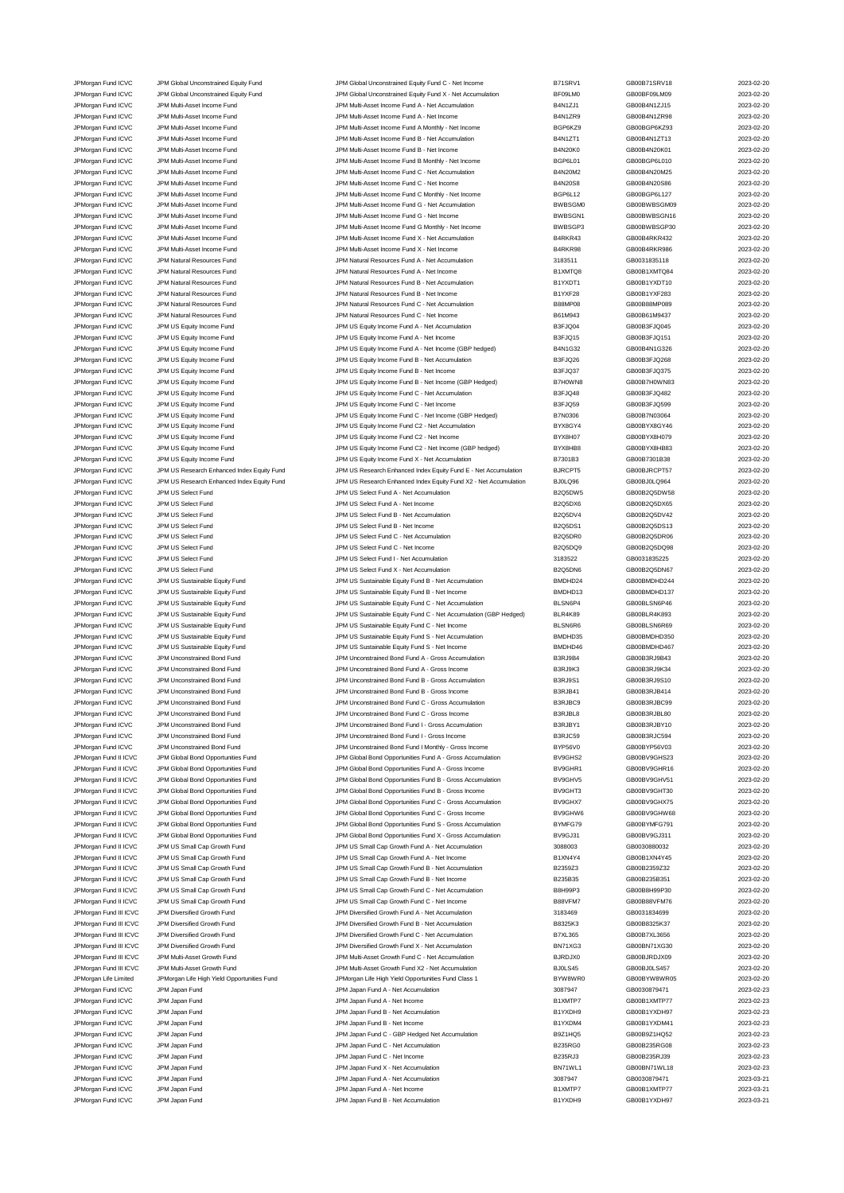| | | | | | |
|---|---|---|---|---|---|
| JPMorgan Fund ICVC | JPM Global Unconstrained Equity Fund | JPM Global Unconstrained Equity Fund C - Net Income | B71SRV1 | GB00B71SRV18 | 2023-02-20 |
| JPMorgan Fund ICVC | JPM Global Unconstrained Equity Fund | JPM Global Unconstrained Equity Fund X - Net Accumulation | BF09LM0 | GB00BF09LM09 | 2023-02-20 |
| JPMorgan Fund ICVC | JPM Multi-Asset Income Fund | JPM Multi-Asset Income Fund A - Net Accumulation | B4N1ZJ1 | GB00B4N1ZJ15 | 2023-02-20 |
| JPMorgan Fund ICVC | JPM Multi-Asset Income Fund | JPM Multi-Asset Income Fund A - Net Income | B4N1ZR9 | GB00B4N1ZR98 | 2023-02-20 |
| JPMorgan Fund ICVC | JPM Multi-Asset Income Fund | JPM Multi-Asset Income Fund A Monthly - Net Income | BGP6KZ9 | GB00BGP6KZ93 | 2023-02-20 |
| JPMorgan Fund ICVC | JPM Multi-Asset Income Fund | JPM Multi-Asset Income Fund B - Net Accumulation | B4N1ZT1 | GB00B4N1ZT13 | 2023-02-20 |
| JPMorgan Fund ICVC | JPM Multi-Asset Income Fund | JPM Multi-Asset Income Fund B - Net Income | B4N20K0 | GB00B4N20K01 | 2023-02-20 |
| JPMorgan Fund ICVC | JPM Multi-Asset Income Fund | JPM Multi-Asset Income Fund B Monthly - Net Income | BGP6L01 | GB00BGP6L010 | 2023-02-20 |
| JPMorgan Fund ICVC | JPM Multi-Asset Income Fund | JPM Multi-Asset Income Fund C - Net Accumulation | B4N20M2 | GB00B4N20M25 | 2023-02-20 |
| JPMorgan Fund ICVC | JPM Multi-Asset Income Fund | JPM Multi-Asset Income Fund C - Net Income | B4N20S8 | GB00B4N20S86 | 2023-02-20 |
| JPMorgan Fund ICVC | JPM Multi-Asset Income Fund | JPM Multi-Asset Income Fund C Monthly - Net Income | BGP6L12 | GB00BGP6L127 | 2023-02-20 |
| JPMorgan Fund ICVC | JPM Multi-Asset Income Fund | JPM Multi-Asset Income Fund G - Net Accumulation | BWBSGM0 | GB00BWBSGM09 | 2023-02-20 |
| JPMorgan Fund ICVC | JPM Multi-Asset Income Fund | JPM Multi-Asset Income Fund G - Net Income | BWBSGN1 | GB00BWBSGN16 | 2023-02-20 |
| JPMorgan Fund ICVC | JPM Multi-Asset Income Fund | JPM Multi-Asset Income Fund G Monthly - Net Income | BWBSGP3 | GB00BWBSGP30 | 2023-02-20 |
| JPMorgan Fund ICVC | JPM Multi-Asset Income Fund | JPM Multi-Asset Income Fund X - Net Accumulation | B4RKR43 | GB00B4RKR432 | 2023-02-20 |
| JPMorgan Fund ICVC | JPM Multi-Asset Income Fund | JPM Multi-Asset Income Fund X - Net Income | B4RKR98 | GB00B4RKR986 | 2023-02-20 |
| JPMorgan Fund ICVC | JPM Natural Resources Fund | JPM Natural Resources Fund A - Net Accumulation | 3183511 | GB0031835118 | 2023-02-20 |
| JPMorgan Fund ICVC | JPM Natural Resources Fund | JPM Natural Resources Fund A - Net Income | B1XMTQ8 | GB00B1XMTQ84 | 2023-02-20 |
| JPMorgan Fund ICVC | JPM Natural Resources Fund | JPM Natural Resources Fund B - Net Accumulation | B1YXDT1 | GB00B1YXDT10 | 2023-02-20 |
| JPMorgan Fund ICVC | JPM Natural Resources Fund | JPM Natural Resources Fund B - Net Income | B1YXF28 | GB00B1YXF283 | 2023-02-20 |
| JPMorgan Fund ICVC | JPM Natural Resources Fund | JPM Natural Resources Fund C - Net Accumulation | B88MP08 | GB00B88MP089 | 2023-02-20 |
| JPMorgan Fund ICVC | JPM Natural Resources Fund | JPM Natural Resources Fund C - Net Income | B61M943 | GB00B61M9437 | 2023-02-20 |
| JPMorgan Fund ICVC | JPM US Equity Income Fund | JPM US Equity Income Fund A - Net Accumulation | B3FJQ04 | GB00B3FJQ045 | 2023-02-20 |
| JPMorgan Fund ICVC | JPM US Equity Income Fund | JPM US Equity Income Fund A - Net Income | B3FJQ15 | GB00B3FJQ151 | 2023-02-20 |
| JPMorgan Fund ICVC | JPM US Equity Income Fund | JPM US Equity Income Fund A - Net Income (GBP hedged) | B4N1G32 | GB00B4N1G326 | 2023-02-20 |
| JPMorgan Fund ICVC | JPM US Equity Income Fund | JPM US Equity Income Fund B - Net Accumulation | B3FJQ26 | GB00B3FJQ268 | 2023-02-20 |
| JPMorgan Fund ICVC | JPM US Equity Income Fund | JPM US Equity Income Fund B - Net Income | B3FJQ37 | GB00B3FJQ375 | 2023-02-20 |
| JPMorgan Fund ICVC | JPM US Equity Income Fund | JPM US Equity Income Fund B - Net Income (GBP Hedged) | B7H0WN8 | GB00B7H0WN83 | 2023-02-20 |
| JPMorgan Fund ICVC | JPM US Equity Income Fund | JPM US Equity Income Fund C - Net Accumulation | B3FJQ48 | GB00B3FJQ482 | 2023-02-20 |
| JPMorgan Fund ICVC | JPM US Equity Income Fund | JPM US Equity Income Fund C - Net Income | B3FJQ59 | GB00B3FJQ599 | 2023-02-20 |
| JPMorgan Fund ICVC | JPM US Equity Income Fund | JPM US Equity Income Fund C - Net Income (GBP Hedged) | B7N0306 | GB00B7N03064 | 2023-02-20 |
| JPMorgan Fund ICVC | JPM US Equity Income Fund | JPM US Equity Income Fund C2 - Net Accumulation | BYX8GY4 | GB00BYX8GY46 | 2023-02-20 |
| JPMorgan Fund ICVC | JPM US Equity Income Fund | JPM US Equity Income Fund C2 - Net Income | BYX8H07 | GB00BYX8H079 | 2023-02-20 |
| JPMorgan Fund ICVC | JPM US Equity Income Fund | JPM US Equity Income Fund C2 - Net Income (GBP hedged) | BYX8HB8 | GB00BYX8HB83 | 2023-02-20 |
| JPMorgan Fund ICVC | JPM US Equity Income Fund | JPM US Equity Income Fund X - Net Accumulation | B7301B3 | GB00B7301B38 | 2023-02-20 |
| JPMorgan Fund ICVC | JPM US Research Enhanced Index Equity Fund | JPM US Research Enhanced Index Equity Fund E - Net Accumulation | BJRCPT5 | GB00BJRCPT57 | 2023-02-20 |
| JPMorgan Fund ICVC | JPM US Research Enhanced Index Equity Fund | JPM US Research Enhanced Index Equity Fund X2 - Net Accumulation | BJ0LQ96 | GB00BJ0LQ964 | 2023-02-20 |
| JPMorgan Fund ICVC | JPM US Select Fund | JPM US Select Fund A - Net Accumulation | B2Q5DW5 | GB00B2Q5DW58 | 2023-02-20 |
| JPMorgan Fund ICVC | JPM US Select Fund | JPM US Select Fund A - Net Income | B2Q5DX6 | GB00B2Q5DX65 | 2023-02-20 |
| JPMorgan Fund ICVC | JPM US Select Fund | JPM US Select Fund B - Net Accumulation | B2Q5DV4 | GB00B2Q5DV42 | 2023-02-20 |
| JPMorgan Fund ICVC | JPM US Select Fund | JPM US Select Fund B - Net Income | B2Q5DS1 | GB00B2Q5DS13 | 2023-02-20 |
| JPMorgan Fund ICVC | JPM US Select Fund | JPM US Select Fund C - Net Accumulation | B2Q5DR0 | GB00B2Q5DR06 | 2023-02-20 |
| JPMorgan Fund ICVC | JPM US Select Fund | JPM US Select Fund C - Net Income | B2Q5DQ9 | GB00B2Q5DQ98 | 2023-02-20 |
| JPMorgan Fund ICVC | JPM US Select Fund | JPM US Select Fund I - Net Accumulation | 3183522 | GB0031835225 | 2023-02-20 |
| JPMorgan Fund ICVC | JPM US Select Fund | JPM US Select Fund X - Net Accumulation | B2Q5DN6 | GB00B2Q5DN67 | 2023-02-20 |
| JPMorgan Fund ICVC | JPM US Sustainable Equity Fund | JPM US Sustainable Equity Fund B - Net Accumulation | BMDHD24 | GB00BMDHD244 | 2023-02-20 |
| JPMorgan Fund ICVC | JPM US Sustainable Equity Fund | JPM US Sustainable Equity Fund B - Net Income | BMDHD13 | GB00BMDHD137 | 2023-02-20 |
| JPMorgan Fund ICVC | JPM US Sustainable Equity Fund | JPM US Sustainable Equity Fund C - Net Accumulation | BLSN6P4 | GB00BLSN6P46 | 2023-02-20 |
| JPMorgan Fund ICVC | JPM US Sustainable Equity Fund | JPM US Sustainable Equity Fund C - Net Accumulation (GBP Hedged) | BLR4K89 | GB00BLR4K893 | 2023-02-20 |
| JPMorgan Fund ICVC | JPM US Sustainable Equity Fund | JPM US Sustainable Equity Fund C - Net Income | BLSN6R6 | GB00BLSN6R69 | 2023-02-20 |
| JPMorgan Fund ICVC | JPM US Sustainable Equity Fund | JPM US Sustainable Equity Fund S - Net Accumulation | BMDHD35 | GB00BMDHD350 | 2023-02-20 |
| JPMorgan Fund ICVC | JPM US Sustainable Equity Fund | JPM US Sustainable Equity Fund S - Net Income | BMDHD46 | GB00BMDHD467 | 2023-02-20 |
| JPMorgan Fund ICVC | JPM Unconstrained Bond Fund | JPM Unconstrained Bond Fund A - Gross Accumulation | B3RJ9B4 | GB00B3RJ9B43 | 2023-02-20 |
| JPMorgan Fund ICVC | JPM Unconstrained Bond Fund | JPM Unconstrained Bond Fund A - Gross Income | B3RJ9K3 | GB00B3RJ9K34 | 2023-02-20 |
| JPMorgan Fund ICVC | JPM Unconstrained Bond Fund | JPM Unconstrained Bond Fund B - Gross Accumulation | B3RJ9S1 | GB00B3RJ9S10 | 2023-02-20 |
| JPMorgan Fund ICVC | JPM Unconstrained Bond Fund | JPM Unconstrained Bond Fund B - Gross Income | B3RJB41 | GB00B3RJB414 | 2023-02-20 |
| JPMorgan Fund ICVC | JPM Unconstrained Bond Fund | JPM Unconstrained Bond Fund C - Gross Accumulation | B3RJBC9 | GB00B3RJBC99 | 2023-02-20 |
| JPMorgan Fund ICVC | JPM Unconstrained Bond Fund | JPM Unconstrained Bond Fund C - Gross Income | B3RJBL8 | GB00B3RJBL80 | 2023-02-20 |
| JPMorgan Fund ICVC | JPM Unconstrained Bond Fund | JPM Unconstrained Bond Fund I - Gross Accumulation | B3RJBY1 | GB00B3RJBY10 | 2023-02-20 |
| JPMorgan Fund ICVC | JPM Unconstrained Bond Fund | JPM Unconstrained Bond Fund I - Gross Income | B3RJC59 | GB00B3RJC594 | 2023-02-20 |
| JPMorgan Fund ICVC | JPM Unconstrained Bond Fund | JPM Unconstrained Bond Fund I Monthly - Gross Income | BYP56V0 | GB00BYP56V03 | 2023-02-20 |
| JPMorgan Fund II ICVC | JPM Global Bond Opportunities Fund | JPM Global Bond Opportunities Fund A - Gross Accumulation | BV9GHS2 | GB00BV9GHS23 | 2023-02-20 |
| JPMorgan Fund II ICVC | JPM Global Bond Opportunities Fund | JPM Global Bond Opportunities Fund A - Gross Income | BV9GHR1 | GB00BV9GHR16 | 2023-02-20 |
| JPMorgan Fund II ICVC | JPM Global Bond Opportunities Fund | JPM Global Bond Opportunities Fund B - Gross Accumulation | BV9GHV5 | GB00BV9GHV51 | 2023-02-20 |
| JPMorgan Fund II ICVC | JPM Global Bond Opportunities Fund | JPM Global Bond Opportunities Fund B - Gross Income | BV9GHT3 | GB00BV9GHT30 | 2023-02-20 |
| JPMorgan Fund II ICVC | JPM Global Bond Opportunities Fund | JPM Global Bond Opportunities Fund C - Gross Accumulation | BV9GHX7 | GB00BV9GHX75 | 2023-02-20 |
| JPMorgan Fund II ICVC | JPM Global Bond Opportunities Fund | JPM Global Bond Opportunities Fund C - Gross Income | BV9GHW6 | GB00BV9GHW68 | 2023-02-20 |
| JPMorgan Fund II ICVC | JPM Global Bond Opportunities Fund | JPM Global Bond Opportunities Fund S - Gross Accumulation | BYMFG79 | GB00BYMFG791 | 2023-02-20 |
| JPMorgan Fund II ICVC | JPM Global Bond Opportunities Fund | JPM Global Bond Opportunities Fund X - Gross Accumulation | BV9GJ31 | GB00BV9GJ311 | 2023-02-20 |
| JPMorgan Fund II ICVC | JPM US Small Cap Growth Fund | JPM US Small Cap Growth Fund A - Net Accumulation | 3088003 | GB0030880032 | 2023-02-20 |
| JPMorgan Fund II ICVC | JPM US Small Cap Growth Fund | JPM US Small Cap Growth Fund A - Net Income | B1XN4Y4 | GB00B1XN4Y45 | 2023-02-20 |
| JPMorgan Fund II ICVC | JPM US Small Cap Growth Fund | JPM US Small Cap Growth Fund B - Net Accumulation | B2359Z3 | GB00B2359Z32 | 2023-02-20 |
| JPMorgan Fund II ICVC | JPM US Small Cap Growth Fund | JPM US Small Cap Growth Fund B - Net Income | B235B35 | GB00B235B351 | 2023-02-20 |
| JPMorgan Fund II ICVC | JPM US Small Cap Growth Fund | JPM US Small Cap Growth Fund C - Net Accumulation | B8H99P3 | GB00B8H99P30 | 2023-02-20 |
| JPMorgan Fund II ICVC | JPM US Small Cap Growth Fund | JPM US Small Cap Growth Fund C - Net Income | B88VFM7 | GB00B88VFM76 | 2023-02-20 |
| JPMorgan Fund III ICVC | JPM Diversified Growth Fund | JPM Diversified Growth Fund A - Net Accumulation | 3183469 | GB0031834699 | 2023-02-20 |
| JPMorgan Fund III ICVC | JPM Diversified Growth Fund | JPM Diversified Growth Fund B - Net Accumulation | B8325K3 | GB00B8325K37 | 2023-02-20 |
| JPMorgan Fund III ICVC | JPM Diversified Growth Fund | JPM Diversified Growth Fund C - Net Accumulation | B7XL365 | GB00B7XL3656 | 2023-02-20 |
| JPMorgan Fund III ICVC | JPM Diversified Growth Fund | JPM Diversified Growth Fund X - Net Accumulation | BN71XG3 | GB00BN71XG30 | 2023-02-20 |
| JPMorgan Fund III ICVC | JPM Multi-Asset Growth Fund | JPM Multi-Asset Growth Fund C - Net Accumulation | BJRDJX0 | GB00BJRDJX09 | 2023-02-20 |
| JPMorgan Fund III ICVC | JPM Multi-Asset Growth Fund | JPM Multi-Asset Growth Fund X2 - Net Accumulation | BJ0LS45 | GB00BJ0LS457 | 2023-02-20 |
| JPMorgan Life Limited | JPMorgan Life High Yield Opportunities Fund | JPMorgan Life High Yield Opportunities Fund Class 1 | BYW8WR0 | GB00BYW8WR05 | 2023-02-20 |
| JPMorgan Fund ICVC | JPM Japan Fund | JPM Japan Fund A - Net Accumulation | 3087947 | GB0030879471 | 2023-02-23 |
| JPMorgan Fund ICVC | JPM Japan Fund | JPM Japan Fund A - Net Income | B1XMTP7 | GB00B1XMTP77 | 2023-02-23 |
| JPMorgan Fund ICVC | JPM Japan Fund | JPM Japan Fund B - Net Accumulation | B1YXDH9 | GB00B1YXDH97 | 2023-02-23 |
| JPMorgan Fund ICVC | JPM Japan Fund | JPM Japan Fund B - Net Income | B1YXDM4 | GB00B1YXDM41 | 2023-02-23 |
| JPMorgan Fund ICVC | JPM Japan Fund | JPM Japan Fund C - GBP Hedged Net Accumulation | B9Z1HQ5 | GB00B9Z1HQ52 | 2023-02-23 |
| JPMorgan Fund ICVC | JPM Japan Fund | JPM Japan Fund C - Net Accumulation | B235RG0 | GB00B235RG08 | 2023-02-23 |
| JPMorgan Fund ICVC | JPM Japan Fund | JPM Japan Fund C - Net Income | B235RJ3 | GB00B235RJ39 | 2023-02-23 |
| JPMorgan Fund ICVC | JPM Japan Fund | JPM Japan Fund X - Net Accumulation | BN71WL1 | GB00BN71WL18 | 2023-02-23 |
| JPMorgan Fund ICVC | JPM Japan Fund | JPM Japan Fund A - Net Accumulation | 3087947 | GB0030879471 | 2023-03-21 |
| JPMorgan Fund ICVC | JPM Japan Fund | JPM Japan Fund A - Net Income | B1XMTP7 | GB00B1XMTP77 | 2023-03-21 |
| JPMorgan Fund ICVC | JPM Japan Fund | JPM Japan Fund B - Net Accumulation | B1YXDH9 | GB00B1YXDH97 | 2023-03-21 |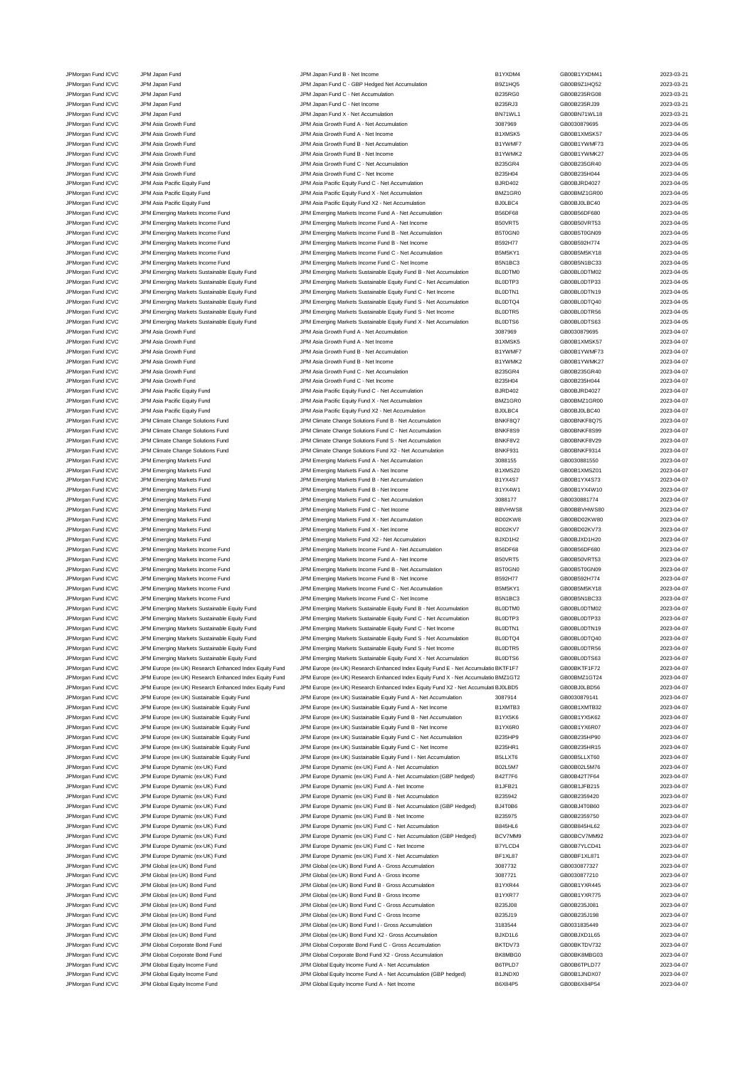| | | | | | |
|---|---|---|---|---|---|
| JPMorgan Fund ICVC | JPM Japan Fund | JPM Japan Fund B - Net Income | B1YXDM4 | GB00B1YXDM41 | 2023-03-21 |
| JPMorgan Fund ICVC | JPM Japan Fund | JPM Japan Fund C - GBP Hedged Net Accumulation | B9Z1HQ5 | GB00B9Z1HQ52 | 2023-03-21 |
| JPMorgan Fund ICVC | JPM Japan Fund | JPM Japan Fund C - Net Accumulation | B235RG0 | GB00B235RG08 | 2023-03-21 |
| JPMorgan Fund ICVC | JPM Japan Fund | JPM Japan Fund C - Net Income | B235RJ3 | GB00B235RJ39 | 2023-03-21 |
| JPMorgan Fund ICVC | JPM Japan Fund | JPM Japan Fund X - Net Accumulation | BN71WL1 | GB00BN71WL18 | 2023-03-21 |
| JPMorgan Fund ICVC | JPM Asia Growth Fund | JPM Asia Growth Fund A - Net Accumulation | 3087969 | GB0030879695 | 2023-04-05 |
| JPMorgan Fund ICVC | JPM Asia Growth Fund | JPM Asia Growth Fund A - Net Income | B1XMSK5 | GB00B1XMSK57 | 2023-04-05 |
| JPMorgan Fund ICVC | JPM Asia Growth Fund | JPM Asia Growth Fund B - Net Accumulation | B1YWMF7 | GB00B1YWMF73 | 2023-04-05 |
| JPMorgan Fund ICVC | JPM Asia Growth Fund | JPM Asia Growth Fund B - Net Income | B1YWMK2 | GB00B1YWMK27 | 2023-04-05 |
| JPMorgan Fund ICVC | JPM Asia Growth Fund | JPM Asia Growth Fund C - Net Accumulation | B235GR4 | GB00B235GR40 | 2023-04-05 |
| JPMorgan Fund ICVC | JPM Asia Growth Fund | JPM Asia Growth Fund C - Net Income | B235H04 | GB00B235H044 | 2023-04-05 |
| JPMorgan Fund ICVC | JPM Asia Pacific Equity Fund | JPM Asia Pacific Equity Fund C - Net Accumulation | BJRD402 | GB00BJRD4027 | 2023-04-05 |
| JPMorgan Fund ICVC | JPM Asia Pacific Equity Fund | JPM Asia Pacific Equity Fund X - Net Accumulation | BMZ1GR0 | GB00BMZ1GR00 | 2023-04-05 |
| JPMorgan Fund ICVC | JPM Asia Pacific Equity Fund | JPM Asia Pacific Equity Fund X2 - Net Accumulation | BJ0LBC4 | GB00BJ0LBC40 | 2023-04-05 |
| JPMorgan Fund ICVC | JPM Emerging Markets Income Fund | JPM Emerging Markets Income Fund A - Net Accumulation | B56DF68 | GB00B56DF680 | 2023-04-05 |
| JPMorgan Fund ICVC | JPM Emerging Markets Income Fund | JPM Emerging Markets Income Fund A - Net Income | B50VRT5 | GB00B50VRT53 | 2023-04-05 |
| JPMorgan Fund ICVC | JPM Emerging Markets Income Fund | JPM Emerging Markets Income Fund B - Net Accumulation | B5T0GN0 | GB00B5T0GN09 | 2023-04-05 |
| JPMorgan Fund ICVC | JPM Emerging Markets Income Fund | JPM Emerging Markets Income Fund B - Net Income | B592H77 | GB00B592H774 | 2023-04-05 |
| JPMorgan Fund ICVC | JPM Emerging Markets Income Fund | JPM Emerging Markets Income Fund C - Net Accumulation | B5M5KY1 | GB00B5M5KY18 | 2023-04-05 |
| JPMorgan Fund ICVC | JPM Emerging Markets Income Fund | JPM Emerging Markets Income Fund C - Net Income | B5N1BC3 | GB00B5N1BC33 | 2023-04-05 |
| JPMorgan Fund ICVC | JPM Emerging Markets Sustainable Equity Fund | JPM Emerging Markets Sustainable Equity Fund B - Net Accumulation | BL0DTM0 | GB00BL0DTM02 | 2023-04-05 |
| JPMorgan Fund ICVC | JPM Emerging Markets Sustainable Equity Fund | JPM Emerging Markets Sustainable Equity Fund C - Net Accumulation | BL0DTP3 | GB00BL0DTP33 | 2023-04-05 |
| JPMorgan Fund ICVC | JPM Emerging Markets Sustainable Equity Fund | JPM Emerging Markets Sustainable Equity Fund C - Net Income | BL0DTN1 | GB00BL0DTN19 | 2023-04-05 |
| JPMorgan Fund ICVC | JPM Emerging Markets Sustainable Equity Fund | JPM Emerging Markets Sustainable Equity Fund S - Net Accumulation | BL0DTQ4 | GB00BL0DTQ40 | 2023-04-05 |
| JPMorgan Fund ICVC | JPM Emerging Markets Sustainable Equity Fund | JPM Emerging Markets Sustainable Equity Fund S - Net Income | BL0DTR5 | GB00BL0DTR56 | 2023-04-05 |
| JPMorgan Fund ICVC | JPM Emerging Markets Sustainable Equity Fund | JPM Emerging Markets Sustainable Equity Fund X - Net Accumulation | BL0DTS6 | GB00BL0DTS63 | 2023-04-05 |
| JPMorgan Fund ICVC | JPM Asia Growth Fund | JPM Asia Growth Fund A - Net Accumulation | 3087969 | GB0030879695 | 2023-04-07 |
| JPMorgan Fund ICVC | JPM Asia Growth Fund | JPM Asia Growth Fund A - Net Income | B1XMSK5 | GB00B1XMSK57 | 2023-04-07 |
| JPMorgan Fund ICVC | JPM Asia Growth Fund | JPM Asia Growth Fund B - Net Accumulation | B1YWMF7 | GB00B1YWMF73 | 2023-04-07 |
| JPMorgan Fund ICVC | JPM Asia Growth Fund | JPM Asia Growth Fund B - Net Income | B1YWMK2 | GB00B1YWMK27 | 2023-04-07 |
| JPMorgan Fund ICVC | JPM Asia Growth Fund | JPM Asia Growth Fund C - Net Accumulation | B235GR4 | GB00B235GR40 | 2023-04-07 |
| JPMorgan Fund ICVC | JPM Asia Growth Fund | JPM Asia Growth Fund C - Net Income | B235H04 | GB00B235H044 | 2023-04-07 |
| JPMorgan Fund ICVC | JPM Asia Pacific Equity Fund | JPM Asia Pacific Equity Fund C - Net Accumulation | BJRD402 | GB00BJRD4027 | 2023-04-07 |
| JPMorgan Fund ICVC | JPM Asia Pacific Equity Fund | JPM Asia Pacific Equity Fund X - Net Accumulation | BMZ1GR0 | GB00BMZ1GR00 | 2023-04-07 |
| JPMorgan Fund ICVC | JPM Asia Pacific Equity Fund | JPM Asia Pacific Equity Fund X2 - Net Accumulation | BJ0LBC4 | GB00BJ0LBC40 | 2023-04-07 |
| JPMorgan Fund ICVC | JPM Climate Change Solutions Fund | JPM Climate Change Solutions Fund B - Net Accumulation | BNKF8Q7 | GB00BNKF8Q75 | 2023-04-07 |
| JPMorgan Fund ICVC | JPM Climate Change Solutions Fund | JPM Climate Change Solutions Fund C - Net Accumulation | BNKF8S9 | GB00BNKF8S99 | 2023-04-07 |
| JPMorgan Fund ICVC | JPM Climate Change Solutions Fund | JPM Climate Change Solutions Fund S - Net Accumulation | BNKF8V2 | GB00BNKF8V29 | 2023-04-07 |
| JPMorgan Fund ICVC | JPM Climate Change Solutions Fund | JPM Climate Change Solutions Fund X2 - Net Accumulation | BNKF931 | GB00BNKF9314 | 2023-04-07 |
| JPMorgan Fund ICVC | JPM Emerging Markets Fund | JPM Emerging Markets Fund A - Net Accumulation | 3088155 | GB0030881550 | 2023-04-07 |
| JPMorgan Fund ICVC | JPM Emerging Markets Fund | JPM Emerging Markets Fund A - Net Income | B1XMSZ0 | GB00B1XMSZ01 | 2023-04-07 |
| JPMorgan Fund ICVC | JPM Emerging Markets Fund | JPM Emerging Markets Fund B - Net Accumulation | B1YX4S7 | GB00B1YX4S73 | 2023-04-07 |
| JPMorgan Fund ICVC | JPM Emerging Markets Fund | JPM Emerging Markets Fund B - Net Income | B1YX4W1 | GB00B1YX4W10 | 2023-04-07 |
| JPMorgan Fund ICVC | JPM Emerging Markets Fund | JPM Emerging Markets Fund C - Net Accumulation | 3088177 | GB0030881774 | 2023-04-07 |
| JPMorgan Fund ICVC | JPM Emerging Markets Fund | JPM Emerging Markets Fund C - Net Income | BBVHWS8 | GB00BBVHWS80 | 2023-04-07 |
| JPMorgan Fund ICVC | JPM Emerging Markets Fund | JPM Emerging Markets Fund X - Net Accumulation | BD02KW8 | GB00BD02KW80 | 2023-04-07 |
| JPMorgan Fund ICVC | JPM Emerging Markets Fund | JPM Emerging Markets Fund X - Net Income | BD02KV7 | GB00BD02KV73 | 2023-04-07 |
| JPMorgan Fund ICVC | JPM Emerging Markets Fund | JPM Emerging Markets Fund X2 - Net Accumulation | BJXD1H2 | GB00BJXD1H20 | 2023-04-07 |
| JPMorgan Fund ICVC | JPM Emerging Markets Income Fund | JPM Emerging Markets Income Fund A - Net Accumulation | B56DF68 | GB00B56DF680 | 2023-04-07 |
| JPMorgan Fund ICVC | JPM Emerging Markets Income Fund | JPM Emerging Markets Income Fund A - Net Income | B50VRT5 | GB00B50VRT53 | 2023-04-07 |
| JPMorgan Fund ICVC | JPM Emerging Markets Income Fund | JPM Emerging Markets Income Fund B - Net Accumulation | B5T0GN0 | GB00B5T0GN09 | 2023-04-07 |
| JPMorgan Fund ICVC | JPM Emerging Markets Income Fund | JPM Emerging Markets Income Fund B - Net Income | B592H77 | GB00B592H774 | 2023-04-07 |
| JPMorgan Fund ICVC | JPM Emerging Markets Income Fund | JPM Emerging Markets Income Fund C - Net Accumulation | B5M5KY1 | GB00B5M5KY18 | 2023-04-07 |
| JPMorgan Fund ICVC | JPM Emerging Markets Income Fund | JPM Emerging Markets Income Fund C - Net Income | B5N1BC3 | GB00B5N1BC33 | 2023-04-07 |
| JPMorgan Fund ICVC | JPM Emerging Markets Sustainable Equity Fund | JPM Emerging Markets Sustainable Equity Fund B - Net Accumulation | BL0DTM0 | GB00BL0DTM02 | 2023-04-07 |
| JPMorgan Fund ICVC | JPM Emerging Markets Sustainable Equity Fund | JPM Emerging Markets Sustainable Equity Fund C - Net Accumulation | BL0DTP3 | GB00BL0DTP33 | 2023-04-07 |
| JPMorgan Fund ICVC | JPM Emerging Markets Sustainable Equity Fund | JPM Emerging Markets Sustainable Equity Fund C - Net Income | BL0DTN1 | GB00BL0DTN19 | 2023-04-07 |
| JPMorgan Fund ICVC | JPM Emerging Markets Sustainable Equity Fund | JPM Emerging Markets Sustainable Equity Fund S - Net Accumulation | BL0DTQ4 | GB00BL0DTQ40 | 2023-04-07 |
| JPMorgan Fund ICVC | JPM Emerging Markets Sustainable Equity Fund | JPM Emerging Markets Sustainable Equity Fund S - Net Income | BL0DTR5 | GB00BL0DTR56 | 2023-04-07 |
| JPMorgan Fund ICVC | JPM Emerging Markets Sustainable Equity Fund | JPM Emerging Markets Sustainable Equity Fund X - Net Accumulation | BL0DTS6 | GB00BL0DTS63 | 2023-04-07 |
| JPMorgan Fund ICVC | JPM Europe (ex-UK) Research Enhanced Index Equity Fund | JPM Europe (ex-UK) Research Enhanced Index Equity Fund E - Net Accumulation | BKTF1F7 | GB00BKTF1F72 | 2023-04-07 |
| JPMorgan Fund ICVC | JPM Europe (ex-UK) Research Enhanced Index Equity Fund | JPM Europe (ex-UK) Research Enhanced Index Equity Fund X - Net Accumulation | BMZ1GT2 | GB00BMZ1GT24 | 2023-04-07 |
| JPMorgan Fund ICVC | JPM Europe (ex-UK) Research Enhanced Index Equity Fund | JPM Europe (ex-UK) Research Enhanced Index Equity Fund X2 - Net Accumulation | BJ0LBD5 | GB00BJ0LBD56 | 2023-04-07 |
| JPMorgan Fund ICVC | JPM Europe (ex-UK) Sustainable Equity Fund | JPM Europe (ex-UK) Sustainable Equity Fund A - Net Accumulation | 3087914 | GB0030879141 | 2023-04-07 |
| JPMorgan Fund ICVC | JPM Europe (ex-UK) Sustainable Equity Fund | JPM Europe (ex-UK) Sustainable Equity Fund A - Net Income | B1XMTB3 | GB00B1XMTB32 | 2023-04-07 |
| JPMorgan Fund ICVC | JPM Europe (ex-UK) Sustainable Equity Fund | JPM Europe (ex-UK) Sustainable Equity Fund B - Net Accumulation | B1YX5K6 | GB00B1YX5K62 | 2023-04-07 |
| JPMorgan Fund ICVC | JPM Europe (ex-UK) Sustainable Equity Fund | JPM Europe (ex-UK) Sustainable Equity Fund B - Net Income | B1YX6R0 | GB00B1YX6R07 | 2023-04-07 |
| JPMorgan Fund ICVC | JPM Europe (ex-UK) Sustainable Equity Fund | JPM Europe (ex-UK) Sustainable Equity Fund C - Net Accumulation | B235HP9 | GB00B235HP90 | 2023-04-07 |
| JPMorgan Fund ICVC | JPM Europe (ex-UK) Sustainable Equity Fund | JPM Europe (ex-UK) Sustainable Equity Fund C - Net Income | B235HR1 | GB00B235HR15 | 2023-04-07 |
| JPMorgan Fund ICVC | JPM Europe (ex-UK) Sustainable Equity Fund | JPM Europe (ex-UK) Sustainable Equity Fund I - Net Accumulation | B5LLXT6 | GB00B5LLXT60 | 2023-04-07 |
| JPMorgan Fund ICVC | JPM Europe Dynamic (ex-UK) Fund | JPM Europe Dynamic (ex-UK) Fund A - Net Accumulation | B02L5M7 | GB00B02L5M76 | 2023-04-07 |
| JPMorgan Fund ICVC | JPM Europe Dynamic (ex-UK) Fund | JPM Europe Dynamic (ex-UK) Fund A - Net Accumulation (GBP hedged) | B42T7F6 | GB00B42T7F64 | 2023-04-07 |
| JPMorgan Fund ICVC | JPM Europe Dynamic (ex-UK) Fund | JPM Europe Dynamic (ex-UK) Fund A - Net Income | B1JFB21 | GB00B1JFB215 | 2023-04-07 |
| JPMorgan Fund ICVC | JPM Europe Dynamic (ex-UK) Fund | JPM Europe Dynamic (ex-UK) Fund B - Net Accumulation | B235942 | GB00B2359420 | 2023-04-07 |
| JPMorgan Fund ICVC | JPM Europe Dynamic (ex-UK) Fund | JPM Europe Dynamic (ex-UK) Fund B - Net Accumulation (GBP Hedged) | BJ4T0B6 | GB00BJ4T0B60 | 2023-04-07 |
| JPMorgan Fund ICVC | JPM Europe Dynamic (ex-UK) Fund | JPM Europe Dynamic (ex-UK) Fund B - Net Income | B235975 | GB00B2359750 | 2023-04-07 |
| JPMorgan Fund ICVC | JPM Europe Dynamic (ex-UK) Fund | JPM Europe Dynamic (ex-UK) Fund C - Net Accumulation | B845HL6 | GB00B845HL62 | 2023-04-07 |
| JPMorgan Fund ICVC | JPM Europe Dynamic (ex-UK) Fund | JPM Europe Dynamic (ex-UK) Fund C - Net Accumulation (GBP Hedged) | BCV7MM9 | GB00BCV7MM92 | 2023-04-07 |
| JPMorgan Fund ICVC | JPM Europe Dynamic (ex-UK) Fund | JPM Europe Dynamic (ex-UK) Fund C - Net Income | B7YLCD4 | GB00B7YLCD41 | 2023-04-07 |
| JPMorgan Fund ICVC | JPM Europe Dynamic (ex-UK) Fund | JPM Europe Dynamic (ex-UK) Fund X - Net Accumulation | BF1XL87 | GB00BF1XL871 | 2023-04-07 |
| JPMorgan Fund ICVC | JPM Global (ex-UK) Bond Fund | JPM Global (ex-UK) Bond Fund A - Gross Accumulation | 3087732 | GB0030877327 | 2023-04-07 |
| JPMorgan Fund ICVC | JPM Global (ex-UK) Bond Fund | JPM Global (ex-UK) Bond Fund A - Gross Income | 3087721 | GB0030877210 | 2023-04-07 |
| JPMorgan Fund ICVC | JPM Global (ex-UK) Bond Fund | JPM Global (ex-UK) Bond Fund B - Gross Accumulation | B1YXR44 | GB00B1YXR445 | 2023-04-07 |
| JPMorgan Fund ICVC | JPM Global (ex-UK) Bond Fund | JPM Global (ex-UK) Bond Fund B - Gross Income | B1YXR77 | GB00B1YXR775 | 2023-04-07 |
| JPMorgan Fund ICVC | JPM Global (ex-UK) Bond Fund | JPM Global (ex-UK) Bond Fund C - Gross Accumulation | B235J08 | GB00B235J081 | 2023-04-07 |
| JPMorgan Fund ICVC | JPM Global (ex-UK) Bond Fund | JPM Global (ex-UK) Bond Fund C - Gross Income | B235J19 | GB00B235J198 | 2023-04-07 |
| JPMorgan Fund ICVC | JPM Global (ex-UK) Bond Fund | JPM Global (ex-UK) Bond Fund I - Gross Accumulation | 3183544 | GB0031835449 | 2023-04-07 |
| JPMorgan Fund ICVC | JPM Global (ex-UK) Bond Fund | JPM Global (ex-UK) Bond Fund X2 - Gross Accumulation | BJXD1L6 | GB00BJXD1L65 | 2023-04-07 |
| JPMorgan Fund ICVC | JPM Global Corporate Bond Fund | JPM Global Corporate Bond Fund C - Gross Accumulation | BKTDV73 | GB00BKTDV732 | 2023-04-07 |
| JPMorgan Fund ICVC | JPM Global Corporate Bond Fund | JPM Global Corporate Bond Fund X2 - Gross Accumulation | BK8MBG0 | GB00BK8MBG03 | 2023-04-07 |
| JPMorgan Fund ICVC | JPM Global Equity Income Fund | JPM Global Equity Income Fund A - Net Accumulation | B6TPLD7 | GB00B6TPLD77 | 2023-04-07 |
| JPMorgan Fund ICVC | JPM Global Equity Income Fund | JPM Global Equity Income Fund A - Net Accumulation (GBP hedged) | B1JNDX0 | GB00B1JNDX07 | 2023-04-07 |
| JPMorgan Fund ICVC | JPM Global Equity Income Fund | JPM Global Equity Income Fund A - Net Income | B6X84P5 | GB00B6X84P54 | 2023-04-07 |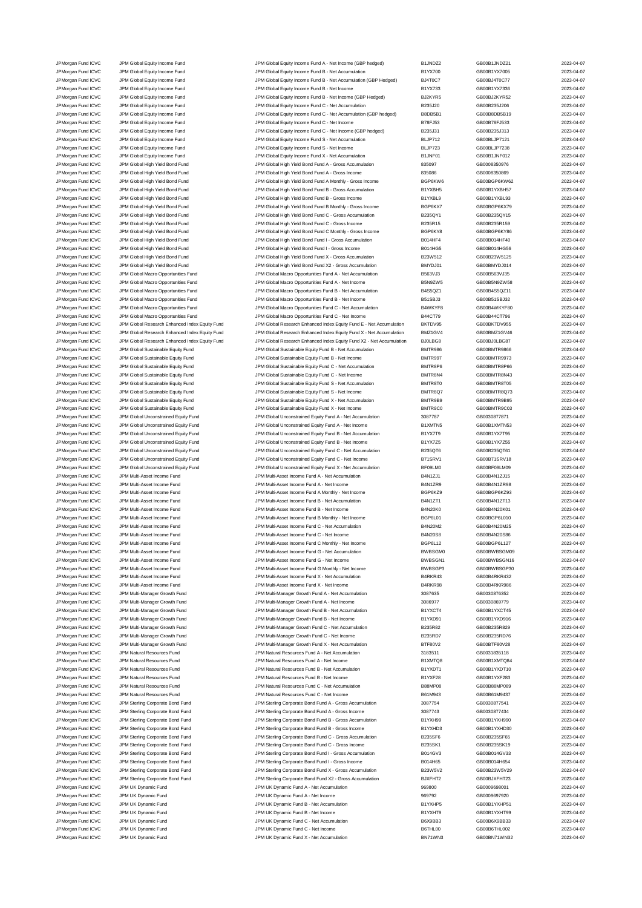| | | | | | |
|---|---|---|---|---|---|
| JPMorgan Fund ICVC | JPM Global Equity Income Fund | JPM Global Equity Income Fund A - Net Income (GBP hedged) | B1JNDZ2 | GB00B1JNDZ21 | 2023-04-07 |
| JPMorgan Fund ICVC | JPM Global Equity Income Fund | JPM Global Equity Income Fund B - Net Accumulation | B1YX700 | GB00B1YX7005 | 2023-04-07 |
| JPMorgan Fund ICVC | JPM Global Equity Income Fund | JPM Global Equity Income Fund B - Net Accumulation (GBP Hedged) | BJ4T0C7 | GB00BJ4T0C77 | 2023-04-07 |
| JPMorgan Fund ICVC | JPM Global Equity Income Fund | JPM Global Equity Income Fund B - Net Income | B1YX733 | GB00B1YX7336 | 2023-04-07 |
| JPMorgan Fund ICVC | JPM Global Equity Income Fund | JPM Global Equity Income Fund B - Net Income (GBP Hedged) | BJ2KYR5 | GB00BJ2KYR52 | 2023-04-07 |
| JPMorgan Fund ICVC | JPM Global Equity Income Fund | JPM Global Equity Income Fund C - Net Accumulation | B235J20 | GB00B235J206 | 2023-04-07 |
| JPMorgan Fund ICVC | JPM Global Equity Income Fund | JPM Global Equity Income Fund C - Net Accumulation (GBP hedged) | B8DB5B1 | GB00B8DB5B19 | 2023-04-07 |
| JPMorgan Fund ICVC | JPM Global Equity Income Fund | JPM Global Equity Income Fund C - Net Income | B78FJ53 | GB00B78FJ533 | 2023-04-07 |
| JPMorgan Fund ICVC | JPM Global Equity Income Fund | JPM Global Equity Income Fund C - Net Income (GBP hedged) | B235J31 | GB00B235J313 | 2023-04-07 |
| JPMorgan Fund ICVC | JPM Global Equity Income Fund | JPM Global Equity Income Fund S - Net Accumulation | BLJP712 | GB00BLJP7121 | 2023-04-07 |
| JPMorgan Fund ICVC | JPM Global Equity Income Fund | JPM Global Equity Income Fund S - Net Income | BLJP723 | GB00BLJP7238 | 2023-04-07 |
| JPMorgan Fund ICVC | JPM Global Equity Income Fund | JPM Global Equity Income Fund X - Net Accumulation | B1JNF01 | GB00B1JNF012 | 2023-04-07 |
| JPMorgan Fund ICVC | JPM Global High Yield Bond Fund | JPM Global High Yield Bond Fund A - Gross Accumulation | 835097 | GB0008350976 | 2023-04-07 |
| JPMorgan Fund ICVC | JPM Global High Yield Bond Fund | JPM Global High Yield Bond Fund A - Gross Income | 835086 | GB0008350869 | 2023-04-07 |
| JPMorgan Fund ICVC | JPM Global High Yield Bond Fund | JPM Global High Yield Bond Fund A Monthly - Gross Income | BGP6KW6 | GB00BGP6KW62 | 2023-04-07 |
| JPMorgan Fund ICVC | JPM Global High Yield Bond Fund | JPM Global High Yield Bond Fund B - Gross Accumulation | B1YXBH5 | GB00B1YXBH57 | 2023-04-07 |
| JPMorgan Fund ICVC | JPM Global High Yield Bond Fund | JPM Global High Yield Bond Fund B - Gross Income | B1YXBL9 | GB00B1YXBL93 | 2023-04-07 |
| JPMorgan Fund ICVC | JPM Global High Yield Bond Fund | JPM Global High Yield Bond Fund B Monthly - Gross Income | BGP6KX7 | GB00BGP6KX79 | 2023-04-07 |
| JPMorgan Fund ICVC | JPM Global High Yield Bond Fund | JPM Global High Yield Bond Fund C - Gross Accumulation | B235QY1 | GB00B235QY15 | 2023-04-07 |
| JPMorgan Fund ICVC | JPM Global High Yield Bond Fund | JPM Global High Yield Bond Fund C - Gross Income | B235R15 | GB00B235R159 | 2023-04-07 |
| JPMorgan Fund ICVC | JPM Global High Yield Bond Fund | JPM Global High Yield Bond Fund C Monthly - Gross Income | BGP6KY8 | GB00BGP6KY86 | 2023-04-07 |
| JPMorgan Fund ICVC | JPM Global High Yield Bond Fund | JPM Global High Yield Bond Fund I - Gross Accumulation | B014HF4 | GB00B014HF40 | 2023-04-07 |
| JPMorgan Fund ICVC | JPM Global High Yield Bond Fund | JPM Global High Yield Bond Fund I - Gross Income | B014HG5 | GB00B014HG56 | 2023-04-07 |
| JPMorgan Fund ICVC | JPM Global High Yield Bond Fund | JPM Global High Yield Bond Fund X - Gross Accumulation | B23W512 | GB00B23W5125 | 2023-04-07 |
| JPMorgan Fund ICVC | JPM Global High Yield Bond Fund | JPM Global High Yield Bond Fund X2 - Gross Accumulation | BMYDJ01 | GB00BMYDJ014 | 2023-04-07 |
| JPMorgan Fund ICVC | JPM Global Macro Opportunities Fund | JPM Global Macro Opportunities Fund A - Net Accumulation | B563VJ3 | GB00B563VJ35 | 2023-04-07 |
| JPMorgan Fund ICVC | JPM Global Macro Opportunities Fund | JPM Global Macro Opportunities Fund A - Net Income | B5N9ZW5 | GB00B5N9ZW58 | 2023-04-07 |
| JPMorgan Fund ICVC | JPM Global Macro Opportunities Fund | JPM Global Macro Opportunities Fund B - Net Accumulation | B4S5QZ1 | GB00B4S5QZ11 | 2023-04-07 |
| JPMorgan Fund ICVC | JPM Global Macro Opportunities Fund | JPM Global Macro Opportunities Fund B - Net Income | B51SBJ3 | GB00B51SBJ32 | 2023-04-07 |
| JPMorgan Fund ICVC | JPM Global Macro Opportunities Fund | JPM Global Macro Opportunities Fund C - Net Accumulation | B4WKYF8 | GB00B4WKYF80 | 2023-04-07 |
| JPMorgan Fund ICVC | JPM Global Macro Opportunities Fund | JPM Global Macro Opportunities Fund C - Net Income | B44CT79 | GB00B44CT796 | 2023-04-07 |
| JPMorgan Fund ICVC | JPM Global Research Enhanced Index Equity Fund | JPM Global Research Enhanced Index Equity Fund E - Net Accumulation | BKTDV95 | GB00BKTDV955 | 2023-04-07 |
| JPMorgan Fund ICVC | JPM Global Research Enhanced Index Equity Fund | JPM Global Research Enhanced Index Equity Fund X - Net Accumulation | BMZ1GV4 | GB00BMZ1GV46 | 2023-04-07 |
| JPMorgan Fund ICVC | JPM Global Research Enhanced Index Equity Fund | JPM Global Research Enhanced Index Equity Fund X2 - Net Accumulation | BJ0LBG8 | GB00BJ0LBG87 | 2023-04-07 |
| JPMorgan Fund ICVC | JPM Global Sustainable Equity Fund | JPM Global Sustainable Equity Fund B - Net Accumulation | BMTR986 | GB00BMTR9866 | 2023-04-07 |
| JPMorgan Fund ICVC | JPM Global Sustainable Equity Fund | JPM Global Sustainable Equity Fund B - Net Income | BMTR997 | GB00BMTR9973 | 2023-04-07 |
| JPMorgan Fund ICVC | JPM Global Sustainable Equity Fund | JPM Global Sustainable Equity Fund C - Net Accumulation | BMTR8P6 | GB00BMTR8P66 | 2023-04-07 |
| JPMorgan Fund ICVC | JPM Global Sustainable Equity Fund | JPM Global Sustainable Equity Fund C - Net Income | BMTR8N4 | GB00BMTR8N43 | 2023-04-07 |
| JPMorgan Fund ICVC | JPM Global Sustainable Equity Fund | JPM Global Sustainable Equity Fund S - Net Accumulation | BMTR8T0 | GB00BMTR8T05 | 2023-04-07 |
| JPMorgan Fund ICVC | JPM Global Sustainable Equity Fund | JPM Global Sustainable Equity Fund S - Net Income | BMTR8Q7 | GB00BMTR8Q73 | 2023-04-07 |
| JPMorgan Fund ICVC | JPM Global Sustainable Equity Fund | JPM Global Sustainable Equity Fund X - Net Accumulation | BMTR9B9 | GB00BMTR9B95 | 2023-04-07 |
| JPMorgan Fund ICVC | JPM Global Sustainable Equity Fund | JPM Global Sustainable Equity Fund X - Net Income | BMTR9C0 | GB00BMTR9C03 | 2023-04-07 |
| JPMorgan Fund ICVC | JPM Global Unconstrained Equity Fund | JPM Global Unconstrained Equity Fund A - Net Accumulation | 3087787 | GB0030877871 | 2023-04-07 |
| JPMorgan Fund ICVC | JPM Global Unconstrained Equity Fund | JPM Global Unconstrained Equity Fund A - Net Income | B1XMTN5 | GB00B1XMTN53 | 2023-04-07 |
| JPMorgan Fund ICVC | JPM Global Unconstrained Equity Fund | JPM Global Unconstrained Equity Fund B - Net Accumulation | B1YX7T9 | GB00B1YX7T95 | 2023-04-07 |
| JPMorgan Fund ICVC | JPM Global Unconstrained Equity Fund | JPM Global Unconstrained Equity Fund B - Net Income | B1YX7Z5 | GB00B1YX7Z55 | 2023-04-07 |
| JPMorgan Fund ICVC | JPM Global Unconstrained Equity Fund | JPM Global Unconstrained Equity Fund C - Net Accumulation | B235QT6 | GB00B235QT61 | 2023-04-07 |
| JPMorgan Fund ICVC | JPM Global Unconstrained Equity Fund | JPM Global Unconstrained Equity Fund C - Net Income | B71SRV1 | GB00B71SRV18 | 2023-04-07 |
| JPMorgan Fund ICVC | JPM Global Unconstrained Equity Fund | JPM Global Unconstrained Equity Fund X - Net Accumulation | BF09LM0 | GB00BF09LM09 | 2023-04-07 |
| JPMorgan Fund ICVC | JPM Multi-Asset Income Fund | JPM Multi-Asset Income Fund A - Net Accumulation | B4N1ZJ1 | GB00B4N1ZJ15 | 2023-04-07 |
| JPMorgan Fund ICVC | JPM Multi-Asset Income Fund | JPM Multi-Asset Income Fund A - Net Income | B4N1ZR9 | GB00B4N1ZR98 | 2023-04-07 |
| JPMorgan Fund ICVC | JPM Multi-Asset Income Fund | JPM Multi-Asset Income Fund A Monthly - Net Income | BGP6KZ9 | GB00BGP6KZ93 | 2023-04-07 |
| JPMorgan Fund ICVC | JPM Multi-Asset Income Fund | JPM Multi-Asset Income Fund B - Net Accumulation | B4N1ZT1 | GB00B4N1ZT13 | 2023-04-07 |
| JPMorgan Fund ICVC | JPM Multi-Asset Income Fund | JPM Multi-Asset Income Fund B - Net Income | B4N20K0 | GB00B4N20K01 | 2023-04-07 |
| JPMorgan Fund ICVC | JPM Multi-Asset Income Fund | JPM Multi-Asset Income Fund B Monthly - Net Income | BGP6L01 | GB00BGP6L010 | 2023-04-07 |
| JPMorgan Fund ICVC | JPM Multi-Asset Income Fund | JPM Multi-Asset Income Fund C - Net Accumulation | B4N20M2 | GB00B4N20M25 | 2023-04-07 |
| JPMorgan Fund ICVC | JPM Multi-Asset Income Fund | JPM Multi-Asset Income Fund C - Net Income | B4N20S8 | GB00B4N20S86 | 2023-04-07 |
| JPMorgan Fund ICVC | JPM Multi-Asset Income Fund | JPM Multi-Asset Income Fund C Monthly - Net Income | BGP6L12 | GB00BGP6L127 | 2023-04-07 |
| JPMorgan Fund ICVC | JPM Multi-Asset Income Fund | JPM Multi-Asset Income Fund G - Net Accumulation | BWBSGM0 | GB00BWBSGM09 | 2023-04-07 |
| JPMorgan Fund ICVC | JPM Multi-Asset Income Fund | JPM Multi-Asset Income Fund G - Net Income | BWBSGN1 | GB00BWBSGN16 | 2023-04-07 |
| JPMorgan Fund ICVC | JPM Multi-Asset Income Fund | JPM Multi-Asset Income Fund G Monthly - Net Income | BWBSGP3 | GB00BWBSGP30 | 2023-04-07 |
| JPMorgan Fund ICVC | JPM Multi-Asset Income Fund | JPM Multi-Asset Income Fund X - Net Accumulation | B4RKR43 | GB00B4RKR432 | 2023-04-07 |
| JPMorgan Fund ICVC | JPM Multi-Asset Income Fund | JPM Multi-Asset Income Fund X - Net Income | B4RKR98 | GB00B4RKR986 | 2023-04-07 |
| JPMorgan Fund ICVC | JPM Multi-Manager Growth Fund | JPM Multi-Manager Growth Fund A - Net Accumulation | 3087635 | GB0030876352 | 2023-04-07 |
| JPMorgan Fund ICVC | JPM Multi-Manager Growth Fund | JPM Multi-Manager Growth Fund A - Net Income | 3086977 | GB0030869779 | 2023-04-07 |
| JPMorgan Fund ICVC | JPM Multi-Manager Growth Fund | JPM Multi-Manager Growth Fund B - Net Accumulation | B1YXCT4 | GB00B1YXCT45 | 2023-04-07 |
| JPMorgan Fund ICVC | JPM Multi-Manager Growth Fund | JPM Multi-Manager Growth Fund B - Net Income | B1YXD91 | GB00B1YXD916 | 2023-04-07 |
| JPMorgan Fund ICVC | JPM Multi-Manager Growth Fund | JPM Multi-Manager Growth Fund C - Net Accumulation | B235R82 | GB00B235R829 | 2023-04-07 |
| JPMorgan Fund ICVC | JPM Multi-Manager Growth Fund | JPM Multi-Manager Growth Fund C - Net Income | B235RD7 | GB00B235RD76 | 2023-04-07 |
| JPMorgan Fund ICVC | JPM Multi-Manager Growth Fund | JPM Multi-Manager Growth Fund X - Net Accumulation | BTF80V2 | GB00BTF80V28 | 2023-04-07 |
| JPMorgan Fund ICVC | JPM Natural Resources Fund | JPM Natural Resources Fund A - Net Accumulation | 3183511 | GB0031835118 | 2023-04-07 |
| JPMorgan Fund ICVC | JPM Natural Resources Fund | JPM Natural Resources Fund A - Net Income | B1XMTQ8 | GB00B1XMTQ84 | 2023-04-07 |
| JPMorgan Fund ICVC | JPM Natural Resources Fund | JPM Natural Resources Fund B - Net Accumulation | B1YXDT1 | GB00B1YXDT10 | 2023-04-07 |
| JPMorgan Fund ICVC | JPM Natural Resources Fund | JPM Natural Resources Fund B - Net Income | B1YXF28 | GB00B1YXF283 | 2023-04-07 |
| JPMorgan Fund ICVC | JPM Natural Resources Fund | JPM Natural Resources Fund C - Net Accumulation | B88MP08 | GB00B88MP089 | 2023-04-07 |
| JPMorgan Fund ICVC | JPM Natural Resources Fund | JPM Natural Resources Fund C - Net Income | B61M943 | GB00B61M9437 | 2023-04-07 |
| JPMorgan Fund ICVC | JPM Sterling Corporate Bond Fund | JPM Sterling Corporate Bond Fund A - Gross Accumulation | 3087754 | GB0030877541 | 2023-04-07 |
| JPMorgan Fund ICVC | JPM Sterling Corporate Bond Fund | JPM Sterling Corporate Bond Fund A - Gross Income | 3087743 | GB0030877434 | 2023-04-07 |
| JPMorgan Fund ICVC | JPM Sterling Corporate Bond Fund | JPM Sterling Corporate Bond Fund B - Gross Accumulation | B1YXH99 | GB00B1YXH990 | 2023-04-07 |
| JPMorgan Fund ICVC | JPM Sterling Corporate Bond Fund | JPM Sterling Corporate Bond Fund B - Gross Income | B1YXHD3 | GB00B1YXHD30 | 2023-04-07 |
| JPMorgan Fund ICVC | JPM Sterling Corporate Bond Fund | JPM Sterling Corporate Bond Fund C - Gross Accumulation | B235SF6 | GB00B235SF65 | 2023-04-07 |
| JPMorgan Fund ICVC | JPM Sterling Corporate Bond Fund | JPM Sterling Corporate Bond Fund C - Gross Income | B235SK1 | GB00B235SK19 | 2023-04-07 |
| JPMorgan Fund ICVC | JPM Sterling Corporate Bond Fund | JPM Sterling Corporate Bond Fund I - Gross Accumulation | B014GV3 | GB00B014GV33 | 2023-04-07 |
| JPMorgan Fund ICVC | JPM Sterling Corporate Bond Fund | JPM Sterling Corporate Bond Fund I - Gross Income | B014H65 | GB00B014H654 | 2023-04-07 |
| JPMorgan Fund ICVC | JPM Sterling Corporate Bond Fund | JPM Sterling Corporate Bond Fund X - Gross Accumulation | B23W5V2 | GB00B23W5V29 | 2023-04-07 |
| JPMorgan Fund ICVC | JPM Sterling Corporate Bond Fund | JPM Sterling Corporate Bond Fund X2 - Gross Accumulation | BJXFHT2 | GB00BJXFHT23 | 2023-04-07 |
| JPMorgan Fund ICVC | JPM UK Dynamic Fund | JPM UK Dynamic Fund A - Net Accumulation | 969800 | GB0009698001 | 2023-04-07 |
| JPMorgan Fund ICVC | JPM UK Dynamic Fund | JPM UK Dynamic Fund A - Net Income | 969792 | GB0009697920 | 2023-04-07 |
| JPMorgan Fund ICVC | JPM UK Dynamic Fund | JPM UK Dynamic Fund B - Net Accumulation | B1YXHP5 | GB00B1YXHP51 | 2023-04-07 |
| JPMorgan Fund ICVC | JPM UK Dynamic Fund | JPM UK Dynamic Fund B - Net Income | B1YXHT9 | GB00B1YXHT99 | 2023-04-07 |
| JPMorgan Fund ICVC | JPM UK Dynamic Fund | JPM UK Dynamic Fund C - Net Accumulation | B6X9BB3 | GB00B6X9BB33 | 2023-04-07 |
| JPMorgan Fund ICVC | JPM UK Dynamic Fund | JPM UK Dynamic Fund C - Net Income | B6THL00 | GB00B6THL002 | 2023-04-07 |
| JPMorgan Fund ICVC | JPM UK Dynamic Fund | JPM UK Dynamic Fund X - Net Accumulation | BN71WN3 | GB00BN71WN32 | 2023-04-07 |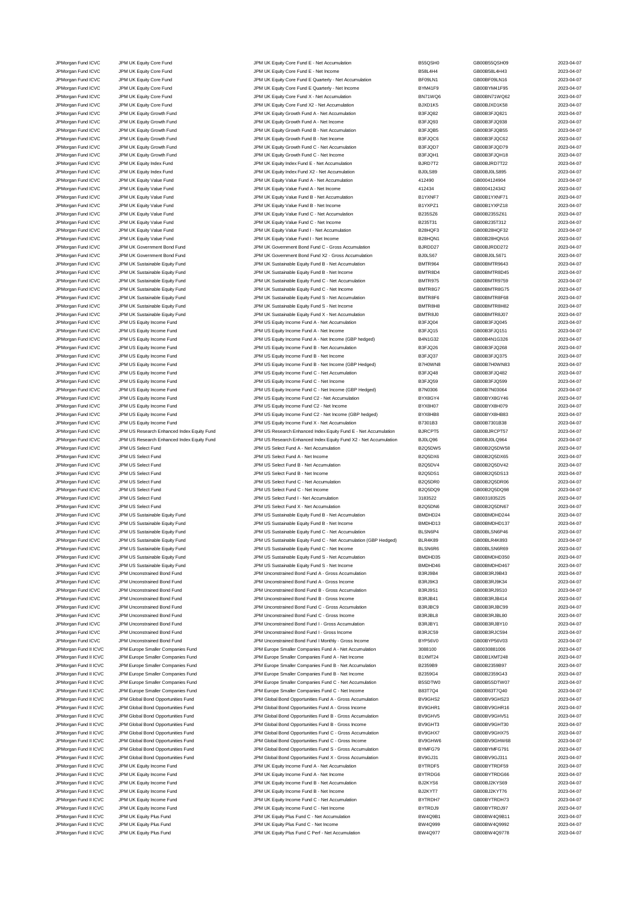| | | | | | |
|---|---|---|---|---|---|
| JPMorgan Fund ICVC | JPM UK Equity Core Fund | JPM UK Equity Core Fund E - Net Accumulation | B55QSH0 | GB00B55QSH09 | 2023-04-07 |
| JPMorgan Fund ICVC | JPM UK Equity Core Fund | JPM UK Equity Core Fund E - Net Income | B58L4H4 | GB00B58L4H43 | 2023-04-07 |
| JPMorgan Fund ICVC | JPM UK Equity Core Fund | JPM UK Equity Core Fund E Quarterly - Net Accumulation | BF09LN1 | GB00BF09LN16 | 2023-04-07 |
| JPMorgan Fund ICVC | JPM UK Equity Core Fund | JPM UK Equity Core Fund E Quarterly - Net Income | BYM41F9 | GB00BYM41F95 | 2023-04-07 |
| JPMorgan Fund ICVC | JPM UK Equity Core Fund | JPM UK Equity Core Fund X - Net Accumulation | BN71WQ6 | GB00BN71WQ62 | 2023-04-07 |
| JPMorgan Fund ICVC | JPM UK Equity Core Fund | JPM UK Equity Core Fund X2 - Net Accumulation | BJXD1K5 | GB00BJXD1K58 | 2023-04-07 |
| JPMorgan Fund ICVC | JPM UK Equity Growth Fund | JPM UK Equity Growth Fund A - Net Accumulation | B3FJQ82 | GB00B3FJQ821 | 2023-04-07 |
| JPMorgan Fund ICVC | JPM UK Equity Growth Fund | JPM UK Equity Growth Fund A - Net Income | B3FJQ93 | GB00B3FJQ938 | 2023-04-07 |
| JPMorgan Fund ICVC | JPM UK Equity Growth Fund | JPM UK Equity Growth Fund B - Net Accumulation | B3FJQB5 | GB00B3FJQB55 | 2023-04-07 |
| JPMorgan Fund ICVC | JPM UK Equity Growth Fund | JPM UK Equity Growth Fund B - Net Income | B3FJQC6 | GB00B3FJQC62 | 2023-04-07 |
| JPMorgan Fund ICVC | JPM UK Equity Growth Fund | JPM UK Equity Growth Fund C - Net Accumulation | B3FJQD7 | GB00B3FJQD79 | 2023-04-07 |
| JPMorgan Fund ICVC | JPM UK Equity Growth Fund | JPM UK Equity Growth Fund C - Net Income | B3FJQH1 | GB00B3FJQH18 | 2023-04-07 |
| JPMorgan Fund ICVC | JPM UK Equity Index Fund | JPM UK Equity Index Fund E - Net Accumulation | BJRD7T2 | GB00BJRD7T22 | 2023-04-07 |
| JPMorgan Fund ICVC | JPM UK Equity Index Fund | JPM UK Equity Index Fund X2 - Net Accumulation | BJ0LS89 | GB00BJ0LS895 | 2023-04-07 |
| JPMorgan Fund ICVC | JPM UK Equity Value Fund | JPM UK Equity Value Fund A - Net Accumulation | 412490 | GB0004124904 | 2023-04-07 |
| JPMorgan Fund ICVC | JPM UK Equity Value Fund | JPM UK Equity Value Fund A - Net Income | 412434 | GB0004124342 | 2023-04-07 |
| JPMorgan Fund ICVC | JPM UK Equity Value Fund | JPM UK Equity Value Fund B - Net Accumulation | B1YXNF7 | GB00B1YXNF71 | 2023-04-07 |
| JPMorgan Fund ICVC | JPM UK Equity Value Fund | JPM UK Equity Value Fund B - Net Income | B1YXPZ1 | GB00B1YXPZ18 | 2023-04-07 |
| JPMorgan Fund ICVC | JPM UK Equity Value Fund | JPM UK Equity Value Fund C - Net Accumulation | B235SZ6 | GB00B235SZ61 | 2023-04-07 |
| JPMorgan Fund ICVC | JPM UK Equity Value Fund | JPM UK Equity Value Fund C - Net Income | B235T31 | GB00B235T312 | 2023-04-07 |
| JPMorgan Fund ICVC | JPM UK Equity Value Fund | JPM UK Equity Value Fund I - Net Accumulation | B28HQF3 | GB00B28HQF32 | 2023-04-07 |
| JPMorgan Fund ICVC | JPM UK Equity Value Fund | JPM UK Equity Value Fund I - Net Income | B28HQN1 | GB00B28HQN16 | 2023-04-07 |
| JPMorgan Fund ICVC | JPM UK Government Bond Fund | JPM UK Government Bond Fund C - Gross Accumulation | BJRDD27 | GB00BJRDD272 | 2023-04-07 |
| JPMorgan Fund ICVC | JPM UK Government Bond Fund | JPM UK Government Bond Fund X2 - Gross Accumulation | BJ0LS67 | GB00BJ0LS671 | 2023-04-07 |
| JPMorgan Fund ICVC | JPM UK Sustainable Equity Fund | JPM UK Sustainable Equity Fund B - Net Accumulation | BMTR964 | GB00BMTR9643 | 2023-04-07 |
| JPMorgan Fund ICVC | JPM UK Sustainable Equity Fund | JPM UK Sustainable Equity Fund B - Net Income | BMTR8D4 | GB00BMTR8D45 | 2023-04-07 |
| JPMorgan Fund ICVC | JPM UK Sustainable Equity Fund | JPM UK Sustainable Equity Fund C - Net Accumulation | BMTR975 | GB00BMTR9759 | 2023-04-07 |
| JPMorgan Fund ICVC | JPM UK Sustainable Equity Fund | JPM UK Sustainable Equity Fund C - Net Income | BMTR8G7 | GB00BMTR8G75 | 2023-04-07 |
| JPMorgan Fund ICVC | JPM UK Sustainable Equity Fund | JPM UK Sustainable Equity Fund S - Net Accumulation | BMTR8F6 | GB00BMTR8F68 | 2023-04-07 |
| JPMorgan Fund ICVC | JPM UK Sustainable Equity Fund | JPM UK Sustainable Equity Fund S - Net Income | BMTR8H8 | GB00BMTR8H82 | 2023-04-07 |
| JPMorgan Fund ICVC | JPM UK Sustainable Equity Fund | JPM UK Sustainable Equity Fund X - Net Accumulation | BMTR8J0 | GB00BMTR8J07 | 2023-04-07 |
| JPMorgan Fund ICVC | JPM US Equity Income Fund | JPM US Equity Income Fund A - Net Accumulation | B3FJQ04 | GB00B3FJQ045 | 2023-04-07 |
| JPMorgan Fund ICVC | JPM US Equity Income Fund | JPM US Equity Income Fund A - Net Income | B3FJQ15 | GB00B3FJQ151 | 2023-04-07 |
| JPMorgan Fund ICVC | JPM US Equity Income Fund | JPM US Equity Income Fund A - Net Income (GBP hedged) | B4N1G32 | GB00B4N1G326 | 2023-04-07 |
| JPMorgan Fund ICVC | JPM US Equity Income Fund | JPM US Equity Income Fund B - Net Accumulation | B3FJQ26 | GB00B3FJQ268 | 2023-04-07 |
| JPMorgan Fund ICVC | JPM US Equity Income Fund | JPM US Equity Income Fund B - Net Income | B3FJQ37 | GB00B3FJQ375 | 2023-04-07 |
| JPMorgan Fund ICVC | JPM US Equity Income Fund | JPM US Equity Income Fund B - Net Income (GBP Hedged) | B7H0WN8 | GB00B7H0WN83 | 2023-04-07 |
| JPMorgan Fund ICVC | JPM US Equity Income Fund | JPM US Equity Income Fund C - Net Accumulation | B3FJQ48 | GB00B3FJQ482 | 2023-04-07 |
| JPMorgan Fund ICVC | JPM US Equity Income Fund | JPM US Equity Income Fund C - Net Income | B3FJQ59 | GB00B3FJQ599 | 2023-04-07 |
| JPMorgan Fund ICVC | JPM US Equity Income Fund | JPM US Equity Income Fund C - Net Income (GBP Hedged) | B7N0306 | GB00B7N03064 | 2023-04-07 |
| JPMorgan Fund ICVC | JPM US Equity Income Fund | JPM US Equity Income Fund C2 - Net Accumulation | BYX8GY4 | GB00BYX8GY46 | 2023-04-07 |
| JPMorgan Fund ICVC | JPM US Equity Income Fund | JPM US Equity Income Fund C2 - Net Income | BYX8H07 | GB00BYX8H079 | 2023-04-07 |
| JPMorgan Fund ICVC | JPM US Equity Income Fund | JPM US Equity Income Fund C2 - Net Income (GBP hedged) | BYX8HB8 | GB00BYX8HB83 | 2023-04-07 |
| JPMorgan Fund ICVC | JPM US Equity Income Fund | JPM US Equity Income Fund X - Net Accumulation | B7301B3 | GB00B7301B38 | 2023-04-07 |
| JPMorgan Fund ICVC | JPM US Research Enhanced Index Equity Fund | JPM US Research Enhanced Index Equity Fund E - Net Accumulation | BJRCPT5 | GB00BJRCPT57 | 2023-04-07 |
| JPMorgan Fund ICVC | JPM US Research Enhanced Index Equity Fund | JPM US Research Enhanced Index Equity Fund X2 - Net Accumulation | BJ0LQ96 | GB00BJ0LQ964 | 2023-04-07 |
| JPMorgan Fund ICVC | JPM US Select Fund | JPM US Select Fund A - Net Accumulation | B2Q5DW5 | GB00B2Q5DW58 | 2023-04-07 |
| JPMorgan Fund ICVC | JPM US Select Fund | JPM US Select Fund A - Net Income | B2Q5DX6 | GB00B2Q5DX65 | 2023-04-07 |
| JPMorgan Fund ICVC | JPM US Select Fund | JPM US Select Fund B - Net Accumulation | B2Q5DV4 | GB00B2Q5DV42 | 2023-04-07 |
| JPMorgan Fund ICVC | JPM US Select Fund | JPM US Select Fund B - Net Income | B2Q5DS1 | GB00B2Q5DS13 | 2023-04-07 |
| JPMorgan Fund ICVC | JPM US Select Fund | JPM US Select Fund C - Net Accumulation | B2Q5DR0 | GB00B2Q5DR06 | 2023-04-07 |
| JPMorgan Fund ICVC | JPM US Select Fund | JPM US Select Fund C - Net Income | B2Q5DQ9 | GB00B2Q5DQ98 | 2023-04-07 |
| JPMorgan Fund ICVC | JPM US Select Fund | JPM US Select Fund I - Net Accumulation | 3183522 | GB0031835225 | 2023-04-07 |
| JPMorgan Fund ICVC | JPM US Select Fund | JPM US Select Fund X - Net Accumulation | B2Q5DN6 | GB00B2Q5DN67 | 2023-04-07 |
| JPMorgan Fund ICVC | JPM US Sustainable Equity Fund | JPM US Sustainable Equity Fund B - Net Accumulation | BMDHD24 | GB00BMDHD244 | 2023-04-07 |
| JPMorgan Fund ICVC | JPM US Sustainable Equity Fund | JPM US Sustainable Equity Fund B - Net Income | BMDHD13 | GB00BMDHD137 | 2023-04-07 |
| JPMorgan Fund ICVC | JPM US Sustainable Equity Fund | JPM US Sustainable Equity Fund C - Net Accumulation | BLSN6P4 | GB00BLSN6P46 | 2023-04-07 |
| JPMorgan Fund ICVC | JPM US Sustainable Equity Fund | JPM US Sustainable Equity Fund C - Net Accumulation (GBP Hedged) | BLR4K89 | GB00BLR4K893 | 2023-04-07 |
| JPMorgan Fund ICVC | JPM US Sustainable Equity Fund | JPM US Sustainable Equity Fund C - Net Income | BLSN6R6 | GB00BLSN6R69 | 2023-04-07 |
| JPMorgan Fund ICVC | JPM US Sustainable Equity Fund | JPM US Sustainable Equity Fund S - Net Accumulation | BMDHD35 | GB00BMDHD350 | 2023-04-07 |
| JPMorgan Fund ICVC | JPM US Sustainable Equity Fund | JPM US Sustainable Equity Fund S - Net Income | BMDHD46 | GB00BMDHD467 | 2023-04-07 |
| JPMorgan Fund ICVC | JPM Unconstrained Bond Fund | JPM Unconstrained Bond Fund A - Gross Accumulation | B3RJ9B4 | GB00B3RJ9B43 | 2023-04-07 |
| JPMorgan Fund ICVC | JPM Unconstrained Bond Fund | JPM Unconstrained Bond Fund A - Gross Income | B3RJ9K3 | GB00B3RJ9K34 | 2023-04-07 |
| JPMorgan Fund ICVC | JPM Unconstrained Bond Fund | JPM Unconstrained Bond Fund B - Gross Accumulation | B3RJ9S1 | GB00B3RJ9S10 | 2023-04-07 |
| JPMorgan Fund ICVC | JPM Unconstrained Bond Fund | JPM Unconstrained Bond Fund B - Gross Income | B3RJB41 | GB00B3RJB414 | 2023-04-07 |
| JPMorgan Fund ICVC | JPM Unconstrained Bond Fund | JPM Unconstrained Bond Fund C - Gross Accumulation | B3RJBC9 | GB00B3RJBC99 | 2023-04-07 |
| JPMorgan Fund ICVC | JPM Unconstrained Bond Fund | JPM Unconstrained Bond Fund C - Gross Income | B3RJBL8 | GB00B3RJBL80 | 2023-04-07 |
| JPMorgan Fund ICVC | JPM Unconstrained Bond Fund | JPM Unconstrained Bond Fund I - Gross Accumulation | B3RJBY1 | GB00B3RJBY10 | 2023-04-07 |
| JPMorgan Fund ICVC | JPM Unconstrained Bond Fund | JPM Unconstrained Bond Fund I - Gross Income | B3RJC59 | GB00B3RJC594 | 2023-04-07 |
| JPMorgan Fund ICVC | JPM Unconstrained Bond Fund | JPM Unconstrained Bond Fund I Monthly - Gross Income | BYP56V0 | GB00BYP56V03 | 2023-04-07 |
| JPMorgan Fund II ICVC | JPM Europe Smaller Companies Fund | JPM Europe Smaller Companies Fund A - Net Accumulation | 3088100 | GB0030881006 | 2023-04-07 |
| JPMorgan Fund II ICVC | JPM Europe Smaller Companies Fund | JPM Europe Smaller Companies Fund A - Net Income | B1XMT24 | GB00B1XMT248 | 2023-04-07 |
| JPMorgan Fund II ICVC | JPM Europe Smaller Companies Fund | JPM Europe Smaller Companies Fund B - Net Accumulation | B2359B9 | GB00B2359B97 | 2023-04-07 |
| JPMorgan Fund II ICVC | JPM Europe Smaller Companies Fund | JPM Europe Smaller Companies Fund B - Net Income | B2359G4 | GB00B2359G43 | 2023-04-07 |
| JPMorgan Fund II ICVC | JPM Europe Smaller Companies Fund | JPM Europe Smaller Companies Fund C - Net Accumulation | B5SDTW0 | GB00B5SDTW07 | 2023-04-07 |
| JPMorgan Fund II ICVC | JPM Europe Smaller Companies Fund | JPM Europe Smaller Companies Fund C - Net Income | B83T7Q4 | GB00B83T7Q40 | 2023-04-07 |
| JPMorgan Fund II ICVC | JPM Global Bond Opportunities Fund | JPM Global Bond Opportunities Fund A - Gross Accumulation | BV9GHS2 | GB00BV9GHS23 | 2023-04-07 |
| JPMorgan Fund II ICVC | JPM Global Bond Opportunities Fund | JPM Global Bond Opportunities Fund A - Gross Income | BV9GHR1 | GB00BV9GHR16 | 2023-04-07 |
| JPMorgan Fund II ICVC | JPM Global Bond Opportunities Fund | JPM Global Bond Opportunities Fund B - Gross Accumulation | BV9GHV5 | GB00BV9GHV51 | 2023-04-07 |
| JPMorgan Fund II ICVC | JPM Global Bond Opportunities Fund | JPM Global Bond Opportunities Fund B - Gross Income | BV9GHT3 | GB00BV9GHT30 | 2023-04-07 |
| JPMorgan Fund II ICVC | JPM Global Bond Opportunities Fund | JPM Global Bond Opportunities Fund C - Gross Accumulation | BV9GHX7 | GB00BV9GHX75 | 2023-04-07 |
| JPMorgan Fund II ICVC | JPM Global Bond Opportunities Fund | JPM Global Bond Opportunities Fund C - Gross Income | BV9GHW6 | GB00BV9GHW68 | 2023-04-07 |
| JPMorgan Fund II ICVC | JPM Global Bond Opportunities Fund | JPM Global Bond Opportunities Fund S - Gross Accumulation | BYMFG79 | GB00BYMFG791 | 2023-04-07 |
| JPMorgan Fund II ICVC | JPM Global Bond Opportunities Fund | JPM Global Bond Opportunities Fund X - Gross Accumulation | BV9GJ31 | GB00BV9GJ311 | 2023-04-07 |
| JPMorgan Fund II ICVC | JPM UK Equity Income Fund | JPM UK Equity Income Fund A - Net Accumulation | BYTRDF5 | GB00BYTRDF59 | 2023-04-07 |
| JPMorgan Fund II ICVC | JPM UK Equity Income Fund | JPM UK Equity Income Fund A - Net Income | BYTRDG6 | GB00BYTRDG66 | 2023-04-07 |
| JPMorgan Fund II ICVC | JPM UK Equity Income Fund | JPM UK Equity Income Fund B - Net Accumulation | BJ2KYS6 | GB00BJ2KYS69 | 2023-04-07 |
| JPMorgan Fund II ICVC | JPM UK Equity Income Fund | JPM UK Equity Income Fund B - Net Income | BJ2KYT7 | GB00BJ2KYT76 | 2023-04-07 |
| JPMorgan Fund II ICVC | JPM UK Equity Income Fund | JPM UK Equity Income Fund C - Net Accumulation | BYTRDH7 | GB00BYTRDH73 | 2023-04-07 |
| JPMorgan Fund II ICVC | JPM UK Equity Income Fund | JPM UK Equity Income Fund C - Net Income | BYTRDJ9 | GB00BYTRDJ97 | 2023-04-07 |
| JPMorgan Fund II ICVC | JPM UK Equity Plus Fund | JPM UK Equity Plus Fund C - Net Accumulation | BW4Q9B1 | GB00BW4Q9B11 | 2023-04-07 |
| JPMorgan Fund II ICVC | JPM UK Equity Plus Fund | JPM UK Equity Plus Fund C - Net Income | BW4Q999 | GB00BW4Q9992 | 2023-04-07 |
| JPMorgan Fund II ICVC | JPM UK Equity Plus Fund | JPM UK Equity Plus Fund C Perf - Net Accumulation | BW4Q977 | GB00BW4Q9778 | 2023-04-07 |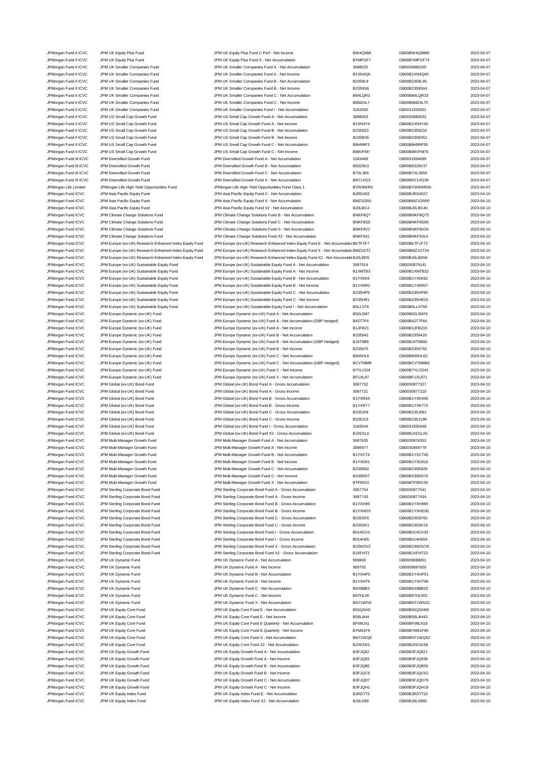| | | | | | |
|---|---|---|---|---|---|
| JPMorgan Fund II ICVC | JPM UK Equity Plus Fund | JPM UK Equity Plus Fund C Perf - Net Income | BW4Q988 | GB00BW4Q9885 | 2023-04-07 |
| JPMorgan Fund II ICVC | JPM UK Equity Plus Fund | JPM UK Equity Plus Fund S - Net Accumulation | BYMFGF7 | GB00BYMFGF73 | 2023-04-07 |
| JPMorgan Fund II ICVC | JPM UK Smaller Companies Fund | JPM UK Smaller Companies Fund A - Net Accumulation | 3088025 | GB0030880255 | 2023-04-07 |
| JPMorgan Fund II ICVC | JPM UK Smaller Companies Fund | JPM UK Smaller Companies Fund A - Net Income | B1XN4Q6 | GB00B1XN4Q60 | 2023-04-07 |
| JPMorgan Fund II ICVC | JPM UK Smaller Companies Fund | JPM UK Smaller Companies Fund B - Net Accumulation | B2359L9 | GB00B2359L95 | 2023-04-07 |
| JPMorgan Fund II ICVC | JPM UK Smaller Companies Fund | JPM UK Smaller Companies Fund B - Net Income | B2359S6 | GB00B2359S64 | 2023-04-07 |
| JPMorgan Fund II ICVC | JPM UK Smaller Companies Fund | JPM UK Smaller Companies Fund C - Net Accumulation | B84LQR3 | GB00B84LQR33 | 2023-04-07 |
| JPMorgan Fund II ICVC | JPM UK Smaller Companies Fund | JPM UK Smaller Companies Fund C - Net Income | B8MZ4L7 | GB00B8MZ4L75 | 2023-04-07 |
| JPMorgan Fund II ICVC | JPM UK Smaller Companies Fund | JPM UK Smaller Companies Fund I - Net Accumulation | 3183500 | GB0031835001 | 2023-04-07 |
| JPMorgan Fund II ICVC | JPM US Small Cap Growth Fund | JPM US Small Cap Growth Fund A - Net Accumulation | 3088003 | GB0030880032 | 2023-04-07 |
| JPMorgan Fund II ICVC | JPM US Small Cap Growth Fund | JPM US Small Cap Growth Fund A - Net Income | B1XN4Y4 | GB00B1XN4Y45 | 2023-04-07 |
| JPMorgan Fund II ICVC | JPM US Small Cap Growth Fund | JPM US Small Cap Growth Fund B - Net Accumulation | B2359Z3 | GB00B2359Z32 | 2023-04-07 |
| JPMorgan Fund II ICVC | JPM US Small Cap Growth Fund | JPM US Small Cap Growth Fund B - Net Income | B235B35 | GB00B235B351 | 2023-04-07 |
| JPMorgan Fund II ICVC | JPM US Small Cap Growth Fund | JPM US Small Cap Growth Fund C - Net Accumulation | B8H99P3 | GB00B8H99P30 | 2023-04-07 |
| JPMorgan Fund II ICVC | JPM US Small Cap Growth Fund | JPM US Small Cap Growth Fund C - Net Income | B88VFM7 | GB00B88VFM76 | 2023-04-07 |
| JPMorgan Fund III ICVC | JPM Diversified Growth Fund | JPM Diversified Growth Fund A - Net Accumulation | 3183469 | GB0031834699 | 2023-04-07 |
| JPMorgan Fund III ICVC | JPM Diversified Growth Fund | JPM Diversified Growth Fund B - Net Accumulation | B8325K3 | GB00B8325K37 | 2023-04-07 |
| JPMorgan Fund III ICVC | JPM Diversified Growth Fund | JPM Diversified Growth Fund C - Net Accumulation | B7XL365 | GB00B7XL3656 | 2023-04-07 |
| JPMorgan Fund III ICVC | JPM Diversified Growth Fund | JPM Diversified Growth Fund X - Net Accumulation | BN71XG3 | GB00BN71XG30 | 2023-04-07 |
| JPMorgan Life Limited | JPMorgan Life High Yield Opportunities Fund | JPMorgan Life High Yield Opportunities Fund Class 1 | BYW8WR0 | GB00BYW8WR05 | 2023-04-07 |
| JPMorgan Fund ICVC | JPM Asia Pacific Equity Fund | JPM Asia Pacific Equity Fund C - Net Accumulation | BJRD402 | GB00BJRD4027 | 2023-04-10 |
| JPMorgan Fund ICVC | JPM Asia Pacific Equity Fund | JPM Asia Pacific Equity Fund X - Net Accumulation | BMZ1GR0 | GB00BMZ1GR00 | 2023-04-10 |
| JPMorgan Fund ICVC | JPM Asia Pacific Equity Fund | JPM Asia Pacific Equity Fund X2 - Net Accumulation | BJ0LBC4 | GB00BJ0LBC40 | 2023-04-10 |
| JPMorgan Fund ICVC | JPM Climate Change Solutions Fund | JPM Climate Change Solutions Fund B - Net Accumulation | BNKF8Q7 | GB00BNKF8Q75 | 2023-04-10 |
| JPMorgan Fund ICVC | JPM Climate Change Solutions Fund | JPM Climate Change Solutions Fund C - Net Accumulation | BNKF8S9 | GB00BNKF8S99 | 2023-04-10 |
| JPMorgan Fund ICVC | JPM Climate Change Solutions Fund | JPM Climate Change Solutions Fund S - Net Accumulation | BNKF8V2 | GB00BNKF8V29 | 2023-04-10 |
| JPMorgan Fund ICVC | JPM Climate Change Solutions Fund | JPM Climate Change Solutions Fund X2 - Net Accumulation | BNKF931 | GB00BNKF9314 | 2023-04-10 |
| JPMorgan Fund ICVC | JPM Europe (ex-UK) Research Enhanced Index Equity Fund | JPM Europe (ex-UK) Research Enhanced Index Equity Fund E - Net Accumulatio | BKTF1F7 | GB00BKTF1F72 | 2023-04-10 |
| JPMorgan Fund ICVC | JPM Europe (ex-UK) Research Enhanced Index Equity Fund | JPM Europe (ex-UK) Research Enhanced Index Equity Fund X - Net Accumulatio | BMZ1GT2 | GB00BMZ1GT24 | 2023-04-10 |
| JPMorgan Fund ICVC | JPM Europe (ex-UK) Research Enhanced Index Equity Fund | JPM Europe (ex-UK) Research Enhanced Index Equity Fund X2 - Net Accumulati | BJ0LBD5 | GB00BJ0LBD56 | 2023-04-10 |
| JPMorgan Fund ICVC | JPM Europe (ex-UK) Sustainable Equity Fund | JPM Europe (ex-UK) Sustainable Equity Fund A - Net Accumulation | 3087914 | GB0030879141 | 2023-04-10 |
| JPMorgan Fund ICVC | JPM Europe (ex-UK) Sustainable Equity Fund | JPM Europe (ex-UK) Sustainable Equity Fund A - Net Income | B1XMTB3 | GB00B1XMTB32 | 2023-04-10 |
| JPMorgan Fund ICVC | JPM Europe (ex-UK) Sustainable Equity Fund | JPM Europe (ex-UK) Sustainable Equity Fund B - Net Accumulation | B1YX5K6 | GB00B1YX5K62 | 2023-04-10 |
| JPMorgan Fund ICVC | JPM Europe (ex-UK) Sustainable Equity Fund | JPM Europe (ex-UK) Sustainable Equity Fund B - Net Income | B1YX6R0 | GB00B1YX6R07 | 2023-04-10 |
| JPMorgan Fund ICVC | JPM Europe (ex-UK) Sustainable Equity Fund | JPM Europe (ex-UK) Sustainable Equity Fund C - Net Accumulation | B235HP9 | GB00B235HP90 | 2023-04-10 |
| JPMorgan Fund ICVC | JPM Europe (ex-UK) Sustainable Equity Fund | JPM Europe (ex-UK) Sustainable Equity Fund C - Net Income | B235HR1 | GB00B235HR15 | 2023-04-10 |
| JPMorgan Fund ICVC | JPM Europe (ex-UK) Sustainable Equity Fund | JPM Europe (ex-UK) Sustainable Equity Fund I - Net Accumulation | B5LLXT6 | GB00B5LLXT60 | 2023-04-10 |
| JPMorgan Fund ICVC | JPM Europe Dynamic (ex-UK) Fund | JPM Europe Dynamic (ex-UK) Fund A - Net Accumulation | B02L5M7 | GB00B02L5M76 | 2023-04-10 |
| JPMorgan Fund ICVC | JPM Europe Dynamic (ex-UK) Fund | JPM Europe Dynamic (ex-UK) Fund A - Net Accumulation (GBP hedged) | B42T7F6 | GB00B42T7F64 | 2023-04-10 |
| JPMorgan Fund ICVC | JPM Europe Dynamic (ex-UK) Fund | JPM Europe Dynamic (ex-UK) Fund A - Net Income | B1JFB21 | GB00B1JFB215 | 2023-04-10 |
| JPMorgan Fund ICVC | JPM Europe Dynamic (ex-UK) Fund | JPM Europe Dynamic (ex-UK) Fund B - Net Accumulation | B235942 | GB00B2359420 | 2023-04-10 |
| JPMorgan Fund ICVC | JPM Europe Dynamic (ex-UK) Fund | JPM Europe Dynamic (ex-UK) Fund B - Net Accumulation (GBP Hedged) | BJ4T0B6 | GB00BJ4T0B60 | 2023-04-10 |
| JPMorgan Fund ICVC | JPM Europe Dynamic (ex-UK) Fund | JPM Europe Dynamic (ex-UK) Fund B - Net Income | B235975 | GB00B2359750 | 2023-04-10 |
| JPMorgan Fund ICVC | JPM Europe Dynamic (ex-UK) Fund | JPM Europe Dynamic (ex-UK) Fund C - Net Accumulation | B845HL6 | GB00B845HL62 | 2023-04-10 |
| JPMorgan Fund ICVC | JPM Europe Dynamic (ex-UK) Fund | JPM Europe Dynamic (ex-UK) Fund C - Net Accumulation (GBP Hedged) | BCV7MM9 | GB00BCV7MM92 | 2023-04-10 |
| JPMorgan Fund ICVC | JPM Europe Dynamic (ex-UK) Fund | JPM Europe Dynamic (ex-UK) Fund C - Net Income | B7YLCD4 | GB00B7YLCD41 | 2023-04-10 |
| JPMorgan Fund ICVC | JPM Europe Dynamic (ex-UK) Fund | JPM Europe Dynamic (ex-UK) Fund X - Net Accumulation | BF1XL87 | GB00BF1XL871 | 2023-04-10 |
| JPMorgan Fund ICVC | JPM Global (ex-UK) Bond Fund | JPM Global (ex-UK) Bond Fund A - Gross Accumulation | 3087732 | GB0030877327 | 2023-04-10 |
| JPMorgan Fund ICVC | JPM Global (ex-UK) Bond Fund | JPM Global (ex-UK) Bond Fund A - Gross Income | 3087721 | GB0030877210 | 2023-04-10 |
| JPMorgan Fund ICVC | JPM Global (ex-UK) Bond Fund | JPM Global (ex-UK) Bond Fund B - Gross Accumulation | B1YXR44 | GB00B1YXR445 | 2023-04-10 |
| JPMorgan Fund ICVC | JPM Global (ex-UK) Bond Fund | JPM Global (ex-UK) Bond Fund B - Gross Income | B1YXR77 | GB00B1YXR775 | 2023-04-10 |
| JPMorgan Fund ICVC | JPM Global (ex-UK) Bond Fund | JPM Global (ex-UK) Bond Fund C - Gross Accumulation | B235J08 | GB00B235J081 | 2023-04-10 |
| JPMorgan Fund ICVC | JPM Global (ex-UK) Bond Fund | JPM Global (ex-UK) Bond Fund C - Gross Income | B235J19 | GB00B235J198 | 2023-04-10 |
| JPMorgan Fund ICVC | JPM Global (ex-UK) Bond Fund | JPM Global (ex-UK) Bond Fund I - Gross Accumulation | 3183544 | GB0031835449 | 2023-04-10 |
| JPMorgan Fund ICVC | JPM Global (ex-UK) Bond Fund | JPM Global (ex-UK) Bond Fund X2 - Gross Accumulation | BJXD1L6 | GB00BJXD1L65 | 2023-04-10 |
| JPMorgan Fund ICVC | JPM Multi-Manager Growth Fund | JPM Multi-Manager Growth Fund A - Net Accumulation | 3087635 | GB0030876352 | 2023-04-10 |
| JPMorgan Fund ICVC | JPM Multi-Manager Growth Fund | JPM Multi-Manager Growth Fund A - Net Income | 3086977 | GB0030869779 | 2023-04-10 |
| JPMorgan Fund ICVC | JPM Multi-Manager Growth Fund | JPM Multi-Manager Growth Fund B - Net Accumulation | B1YXCT4 | GB00B1YXCT45 | 2023-04-10 |
| JPMorgan Fund ICVC | JPM Multi-Manager Growth Fund | JPM Multi-Manager Growth Fund B - Net Income | B1YXD91 | GB00B1YXD916 | 2023-04-10 |
| JPMorgan Fund ICVC | JPM Multi-Manager Growth Fund | JPM Multi-Manager Growth Fund C - Net Accumulation | B235R82 | GB00B235R829 | 2023-04-10 |
| JPMorgan Fund ICVC | JPM Multi-Manager Growth Fund | JPM Multi-Manager Growth Fund C - Net Income | B235RD7 | GB00B235RD76 | 2023-04-10 |
| JPMorgan Fund ICVC | JPM Multi-Manager Growth Fund | JPM Multi-Manager Growth Fund X - Net Accumulation | BTF80V2 | GB00BTF80V28 | 2023-04-10 |
| JPMorgan Fund ICVC | JPM Sterling Corporate Bond Fund | JPM Sterling Corporate Bond Fund A - Gross Accumulation | 3087754 | GB0030877541 | 2023-04-10 |
| JPMorgan Fund ICVC | JPM Sterling Corporate Bond Fund | JPM Sterling Corporate Bond Fund A - Gross Income | 3087743 | GB0030877434 | 2023-04-10 |
| JPMorgan Fund ICVC | JPM Sterling Corporate Bond Fund | JPM Sterling Corporate Bond Fund B - Gross Accumulation | B1YXH99 | GB00B1YXH990 | 2023-04-10 |
| JPMorgan Fund ICVC | JPM Sterling Corporate Bond Fund | JPM Sterling Corporate Bond Fund B - Gross Income | B1YXHD3 | GB00B1YXHD30 | 2023-04-10 |
| JPMorgan Fund ICVC | JPM Sterling Corporate Bond Fund | JPM Sterling Corporate Bond Fund C - Gross Accumulation | B235SF6 | GB00B235SF65 | 2023-04-10 |
| JPMorgan Fund ICVC | JPM Sterling Corporate Bond Fund | JPM Sterling Corporate Bond Fund C - Gross Income | B235SK1 | GB00B235SK19 | 2023-04-10 |
| JPMorgan Fund ICVC | JPM Sterling Corporate Bond Fund | JPM Sterling Corporate Bond Fund I - Gross Accumulation | B014GV3 | GB00B014GV33 | 2023-04-10 |
| JPMorgan Fund ICVC | JPM Sterling Corporate Bond Fund | JPM Sterling Corporate Bond Fund I - Gross Income | B014H65 | GB00B014H654 | 2023-04-10 |
| JPMorgan Fund ICVC | JPM Sterling Corporate Bond Fund | JPM Sterling Corporate Bond Fund X - Gross Accumulation | B23W5V2 | GB00B23W5V29 | 2023-04-10 |
| JPMorgan Fund ICVC | JPM Sterling Corporate Bond Fund | JPM Sterling Corporate Bond Fund X2 - Gross Accumulation | BJXFHT2 | GB00BJXFHT23 | 2023-04-10 |
| JPMorgan Fund ICVC | JPM UK Dynamic Fund | JPM UK Dynamic Fund A - Net Accumulation | 969800 | GB0009698001 | 2023-04-10 |
| JPMorgan Fund ICVC | JPM UK Dynamic Fund | JPM UK Dynamic Fund A - Net Income | 969792 | GB0009697920 | 2023-04-10 |
| JPMorgan Fund ICVC | JPM UK Dynamic Fund | JPM UK Dynamic Fund B - Net Accumulation | B1YXHP5 | GB00B1YXHP51 | 2023-04-10 |
| JPMorgan Fund ICVC | JPM UK Dynamic Fund | JPM UK Dynamic Fund B - Net Income | B1YXHT9 | GB00B1YXHT99 | 2023-04-10 |
| JPMorgan Fund ICVC | JPM UK Dynamic Fund | JPM UK Dynamic Fund C - Net Accumulation | B6X9BB3 | GB00B6X9BB33 | 2023-04-10 |
| JPMorgan Fund ICVC | JPM UK Dynamic Fund | JPM UK Dynamic Fund C - Net Income | B6THL00 | GB00B6THL002 | 2023-04-10 |
| JPMorgan Fund ICVC | JPM UK Dynamic Fund | JPM UK Dynamic Fund X - Net Accumulation | BN71WN3 | GB00BN71WN32 | 2023-04-10 |
| JPMorgan Fund ICVC | JPM UK Equity Core Fund | JPM UK Equity Core Fund E - Net Accumulation | B55QSH0 | GB00B55QSH09 | 2023-04-10 |
| JPMorgan Fund ICVC | JPM UK Equity Core Fund | JPM UK Equity Core Fund E - Net Income | B58L4H4 | GB00B58L4H43 | 2023-04-10 |
| JPMorgan Fund ICVC | JPM UK Equity Core Fund | JPM UK Equity Core Fund E Quarterly - Net Accumulation | BF09LN1 | GB00BF09LN16 | 2023-04-10 |
| JPMorgan Fund ICVC | JPM UK Equity Core Fund | JPM UK Equity Core Fund E Quarterly - Net Income | BYM41F9 | GB00BYM41F95 | 2023-04-10 |
| JPMorgan Fund ICVC | JPM UK Equity Core Fund | JPM UK Equity Core Fund X - Net Accumulation | BN71WQ6 | GB00BN71WQ62 | 2023-04-10 |
| JPMorgan Fund ICVC | JPM UK Equity Core Fund | JPM UK Equity Core Fund X2 - Net Accumulation | BJXD1K5 | GB00BJXD1K58 | 2023-04-10 |
| JPMorgan Fund ICVC | JPM UK Equity Growth Fund | JPM UK Equity Growth Fund A - Net Accumulation | B3FJQ82 | GB00B3FJQ821 | 2023-04-10 |
| JPMorgan Fund ICVC | JPM UK Equity Growth Fund | JPM UK Equity Growth Fund A - Net Income | B3FJQ93 | GB00B3FJQ938 | 2023-04-10 |
| JPMorgan Fund ICVC | JPM UK Equity Growth Fund | JPM UK Equity Growth Fund B - Net Accumulation | B3FJQB5 | GB00B3FJQB55 | 2023-04-10 |
| JPMorgan Fund ICVC | JPM UK Equity Growth Fund | JPM UK Equity Growth Fund B - Net Income | B3FJQC6 | GB00B3FJQC62 | 2023-04-10 |
| JPMorgan Fund ICVC | JPM UK Equity Growth Fund | JPM UK Equity Growth Fund C - Net Accumulation | B3FJQD7 | GB00B3FJQD79 | 2023-04-10 |
| JPMorgan Fund ICVC | JPM UK Equity Growth Fund | JPM UK Equity Growth Fund C - Net Income | B3FJQH1 | GB00B3FJQH18 | 2023-04-10 |
| JPMorgan Fund ICVC | JPM UK Equity Index Fund | JPM UK Equity Index Fund E - Net Accumulation | BJRD7T2 | GB00BJRD7T22 | 2023-04-10 |
| JPMorgan Fund ICVC | JPM UK Equity Index Fund | JPM UK Equity Index Fund X2 - Net Accumulation | BJ0LS89 | GB00BJ0LS895 | 2023-04-10 |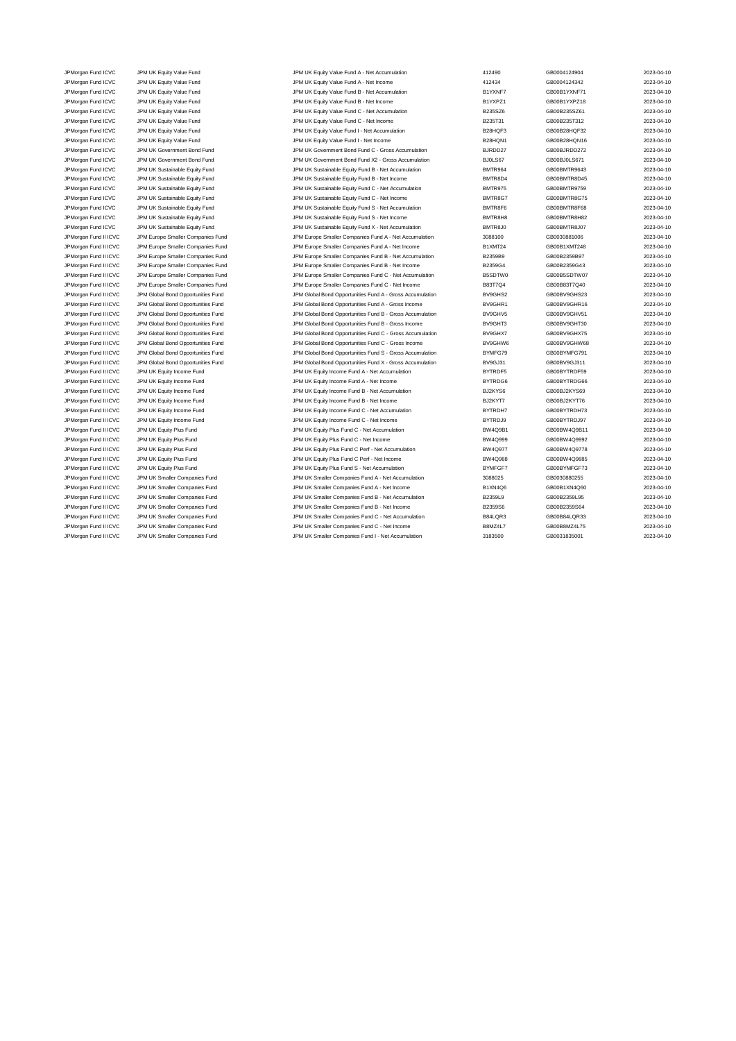| | | | | | |
|---|---|---|---|---|---|
| JPMorgan Fund ICVC | JPM UK Equity Value Fund | JPM UK Equity Value Fund A - Net Accumulation | 412490 | GB0004124904 | 2023-04-10 |
| JPMorgan Fund ICVC | JPM UK Equity Value Fund | JPM UK Equity Value Fund A - Net Income | 412434 | GB0004124342 | 2023-04-10 |
| JPMorgan Fund ICVC | JPM UK Equity Value Fund | JPM UK Equity Value Fund B - Net Accumulation | B1YXNF7 | GB00B1YXNF71 | 2023-04-10 |
| JPMorgan Fund ICVC | JPM UK Equity Value Fund | JPM UK Equity Value Fund B - Net Income | B1YXPZ1 | GB00B1YXPZ18 | 2023-04-10 |
| JPMorgan Fund ICVC | JPM UK Equity Value Fund | JPM UK Equity Value Fund C - Net Accumulation | B235SZ6 | GB00B235SZ61 | 2023-04-10 |
| JPMorgan Fund ICVC | JPM UK Equity Value Fund | JPM UK Equity Value Fund C - Net Income | B235T31 | GB00B235T312 | 2023-04-10 |
| JPMorgan Fund ICVC | JPM UK Equity Value Fund | JPM UK Equity Value Fund I - Net Accumulation | B28HQF3 | GB00B28HQF32 | 2023-04-10 |
| JPMorgan Fund ICVC | JPM UK Equity Value Fund | JPM UK Equity Value Fund I - Net Income | B28HQN1 | GB00B28HQN16 | 2023-04-10 |
| JPMorgan Fund ICVC | JPM UK Government Bond Fund | JPM UK Government Bond Fund C - Gross Accumulation | BJRDD27 | GB00BJRDD272 | 2023-04-10 |
| JPMorgan Fund ICVC | JPM UK Government Bond Fund | JPM UK Government Bond Fund X2 - Gross Accumulation | BJ0LS67 | GB00BJ0LS671 | 2023-04-10 |
| JPMorgan Fund ICVC | JPM UK Sustainable Equity Fund | JPM UK Sustainable Equity Fund B - Net Accumulation | BMTR964 | GB00BMTR9643 | 2023-04-10 |
| JPMorgan Fund ICVC | JPM UK Sustainable Equity Fund | JPM UK Sustainable Equity Fund B - Net Income | BMTR8D4 | GB00BMTR8D45 | 2023-04-10 |
| JPMorgan Fund ICVC | JPM UK Sustainable Equity Fund | JPM UK Sustainable Equity Fund C - Net Accumulation | BMTR975 | GB00BMTR9759 | 2023-04-10 |
| JPMorgan Fund ICVC | JPM UK Sustainable Equity Fund | JPM UK Sustainable Equity Fund C - Net Income | BMTR8G7 | GB00BMTR8G75 | 2023-04-10 |
| JPMorgan Fund ICVC | JPM UK Sustainable Equity Fund | JPM UK Sustainable Equity Fund S - Net Accumulation | BMTR8F6 | GB00BMTR8F68 | 2023-04-10 |
| JPMorgan Fund ICVC | JPM UK Sustainable Equity Fund | JPM UK Sustainable Equity Fund S - Net Income | BMTR8H8 | GB00BMTR8H82 | 2023-04-10 |
| JPMorgan Fund ICVC | JPM UK Sustainable Equity Fund | JPM UK Sustainable Equity Fund X - Net Accumulation | BMTR8J0 | GB00BMTR8J07 | 2023-04-10 |
| JPMorgan Fund II ICVC | JPM Europe Smaller Companies Fund | JPM Europe Smaller Companies Fund A - Net Accumulation | 3088100 | GB0030881006 | 2023-04-10 |
| JPMorgan Fund II ICVC | JPM Europe Smaller Companies Fund | JPM Europe Smaller Companies Fund A - Net Income | B1XMT24 | GB00B1XMT248 | 2023-04-10 |
| JPMorgan Fund II ICVC | JPM Europe Smaller Companies Fund | JPM Europe Smaller Companies Fund B - Net Accumulation | B2359B9 | GB00B2359B97 | 2023-04-10 |
| JPMorgan Fund II ICVC | JPM Europe Smaller Companies Fund | JPM Europe Smaller Companies Fund B - Net Income | B2359G4 | GB00B2359G43 | 2023-04-10 |
| JPMorgan Fund II ICVC | JPM Europe Smaller Companies Fund | JPM Europe Smaller Companies Fund C - Net Accumulation | B5SDTW0 | GB00B5SDTW07 | 2023-04-10 |
| JPMorgan Fund II ICVC | JPM Europe Smaller Companies Fund | JPM Europe Smaller Companies Fund C - Net Income | B83T7Q4 | GB00B83T7Q40 | 2023-04-10 |
| JPMorgan Fund II ICVC | JPM Global Bond Opportunities Fund | JPM Global Bond Opportunities Fund A - Gross Accumulation | BV9GHS2 | GB00BV9GHS23 | 2023-04-10 |
| JPMorgan Fund II ICVC | JPM Global Bond Opportunities Fund | JPM Global Bond Opportunities Fund A - Gross Income | BV9GHR1 | GB00BV9GHR16 | 2023-04-10 |
| JPMorgan Fund II ICVC | JPM Global Bond Opportunities Fund | JPM Global Bond Opportunities Fund B - Gross Accumulation | BV9GHV5 | GB00BV9GHV51 | 2023-04-10 |
| JPMorgan Fund II ICVC | JPM Global Bond Opportunities Fund | JPM Global Bond Opportunities Fund B - Gross Income | BV9GHT3 | GB00BV9GHT30 | 2023-04-10 |
| JPMorgan Fund II ICVC | JPM Global Bond Opportunities Fund | JPM Global Bond Opportunities Fund C - Gross Accumulation | BV9GHX7 | GB00BV9GHX75 | 2023-04-10 |
| JPMorgan Fund II ICVC | JPM Global Bond Opportunities Fund | JPM Global Bond Opportunities Fund C - Gross Income | BV9GHW6 | GB00BV9GHW68 | 2023-04-10 |
| JPMorgan Fund II ICVC | JPM Global Bond Opportunities Fund | JPM Global Bond Opportunities Fund S - Gross Accumulation | BYMFG79 | GB00BYMFG791 | 2023-04-10 |
| JPMorgan Fund II ICVC | JPM Global Bond Opportunities Fund | JPM Global Bond Opportunities Fund X - Gross Accumulation | BV9GJ31 | GB00BV9GJ311 | 2023-04-10 |
| JPMorgan Fund II ICVC | JPM UK Equity Income Fund | JPM UK Equity Income Fund A - Net Accumulation | BYTRDF5 | GB00BYTRDF59 | 2023-04-10 |
| JPMorgan Fund II ICVC | JPM UK Equity Income Fund | JPM UK Equity Income Fund A - Net Income | BYTRDG6 | GB00BYTRDG66 | 2023-04-10 |
| JPMorgan Fund II ICVC | JPM UK Equity Income Fund | JPM UK Equity Income Fund B - Net Accumulation | BJ2KYS6 | GB00BJ2KYS69 | 2023-04-10 |
| JPMorgan Fund II ICVC | JPM UK Equity Income Fund | JPM UK Equity Income Fund B - Net Income | BJ2KYT7 | GB00BJ2KYT76 | 2023-04-10 |
| JPMorgan Fund II ICVC | JPM UK Equity Income Fund | JPM UK Equity Income Fund C - Net Accumulation | BYTRDH7 | GB00BYTRDH73 | 2023-04-10 |
| JPMorgan Fund II ICVC | JPM UK Equity Income Fund | JPM UK Equity Income Fund C - Net Income | BYTRDJ9 | GB00BYTRDJ97 | 2023-04-10 |
| JPMorgan Fund II ICVC | JPM UK Equity Plus Fund | JPM UK Equity Plus Fund C - Net Accumulation | BW4Q9B1 | GB00BW4Q9B11 | 2023-04-10 |
| JPMorgan Fund II ICVC | JPM UK Equity Plus Fund | JPM UK Equity Plus Fund C - Net Income | BW4Q999 | GB00BW4Q9992 | 2023-04-10 |
| JPMorgan Fund II ICVC | JPM UK Equity Plus Fund | JPM UK Equity Plus Fund C Perf - Net Accumulation | BW4Q977 | GB00BW4Q9778 | 2023-04-10 |
| JPMorgan Fund II ICVC | JPM UK Equity Plus Fund | JPM UK Equity Plus Fund C Perf - Net Income | BW4Q988 | GB00BW4Q9885 | 2023-04-10 |
| JPMorgan Fund II ICVC | JPM UK Equity Plus Fund | JPM UK Equity Plus Fund S - Net Accumulation | BYMFGF7 | GB00BYMFGF73 | 2023-04-10 |
| JPMorgan Fund II ICVC | JPM UK Smaller Companies Fund | JPM UK Smaller Companies Fund A - Net Accumulation | 3088025 | GB0030880255 | 2023-04-10 |
| JPMorgan Fund II ICVC | JPM UK Smaller Companies Fund | JPM UK Smaller Companies Fund A - Net Income | B1XN4Q6 | GB00B1XN4Q60 | 2023-04-10 |
| JPMorgan Fund II ICVC | JPM UK Smaller Companies Fund | JPM UK Smaller Companies Fund B - Net Accumulation | B2359L9 | GB00B2359L95 | 2023-04-10 |
| JPMorgan Fund II ICVC | JPM UK Smaller Companies Fund | JPM UK Smaller Companies Fund B - Net Income | B2359S6 | GB00B2359S64 | 2023-04-10 |
| JPMorgan Fund II ICVC | JPM UK Smaller Companies Fund | JPM UK Smaller Companies Fund C - Net Accumulation | B84LQR3 | GB00B84LQR33 | 2023-04-10 |
| JPMorgan Fund II ICVC | JPM UK Smaller Companies Fund | JPM UK Smaller Companies Fund C - Net Income | B8MZ4L7 | GB00B8MZ4L75 | 2023-04-10 |
| JPMorgan Fund II ICVC | JPM UK Smaller Companies Fund | JPM UK Smaller Companies Fund I - Net Accumulation | 3183500 | GB0031835001 | 2023-04-10 |